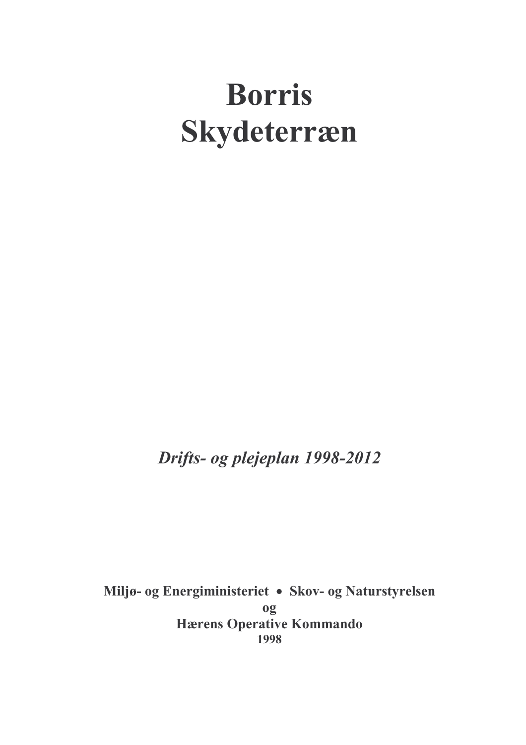# Borris Skydeterræn

*Drifts- og plejeplan 1998-2012*

**Miljø- og Energiministeriet • Skov- og Naturstyrelsen**
**og**
**Hærens Operative Kommando**
**1998**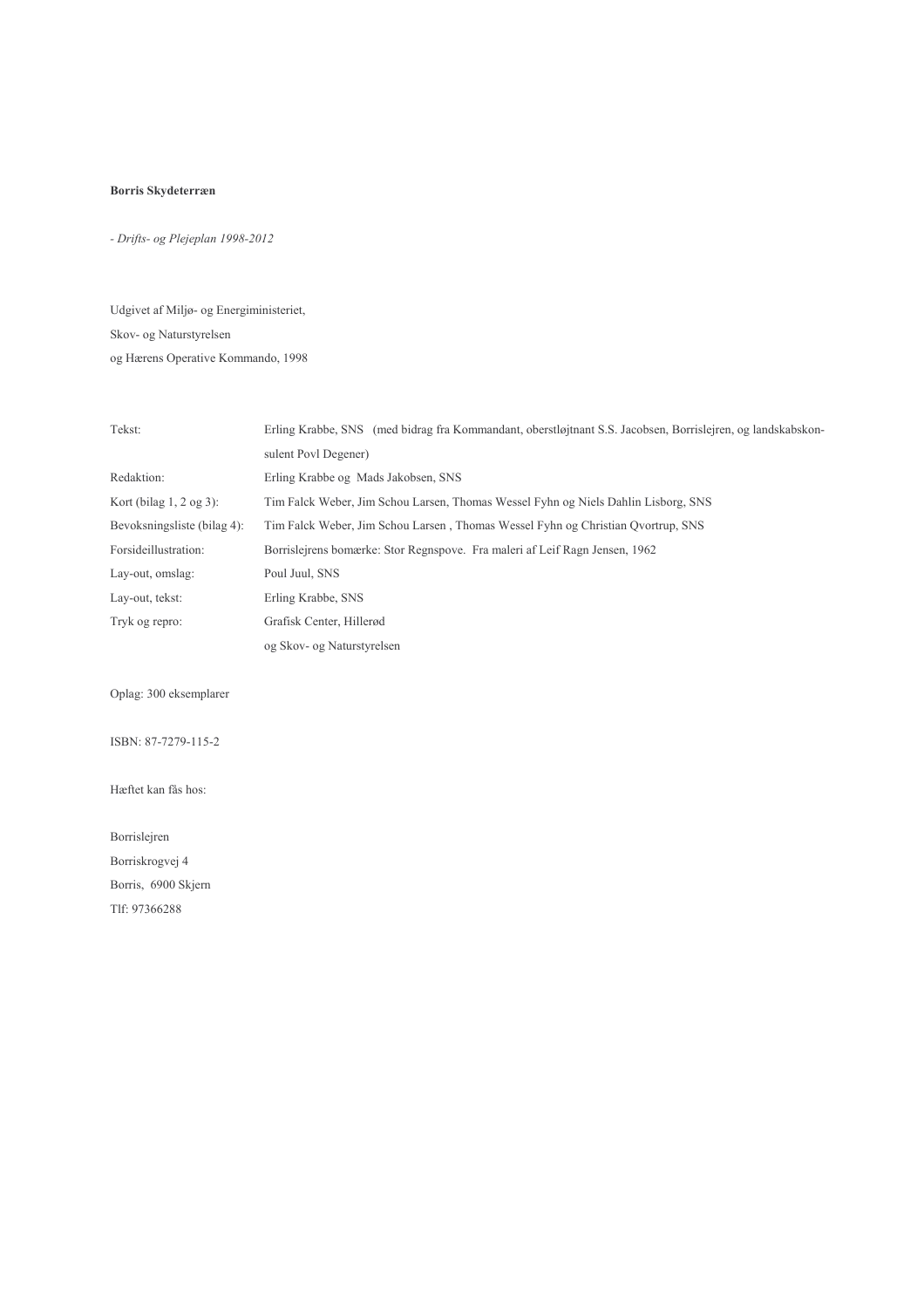**Borris Skydeterræn**

*- Drifts- og Plejeplan 1998-2012*

Udgivet af Miljø- og Energiministeriet,

Skov- og Naturstyrelsen

og Hærens Operative Kommando, 1998

| | |
|---|---|
| Tekst: | Erling Krabbe, SNS (med bidrag fra Kommandant, oberstløjtnant S.S. Jacobsen, Borrislejren, og landskabskonsulent Povl Degener) |
| Redaktion: | Erling Krabbe og Mads Jakobsen, SNS |
| Kort (bilag 1, 2 og 3): | Tim Falck Weber, Jim Schou Larsen, Thomas Wessel Fyhn og Niels Dahlin Lisborg, SNS |
| Bevoksningsliste (bilag 4): | Tim Falck Weber, Jim Schou Larsen , Thomas Wessel Fyhn og Christian Qvortrup, SNS |
| Forsideillustration: | Borrislejrens bomærke: Stor Regnspove. Fra maleri af Leif Ragn Jensen, 1962 |
| Lay-out, omslag: | Poul Juul, SNS |
| Lay-out, tekst: | Erling Krabbe, SNS |
| Tryk og repro: | Grafisk Center, Hillerød og Skov- og Naturstyrelsen |

Oplag: 300 eksemplarer

ISBN: 87-7279-115-2

Hæftet kan fås hos:

Borrislejren

Borriskrogvej 4

Borris, 6900 Skjern

Tlf: 97366288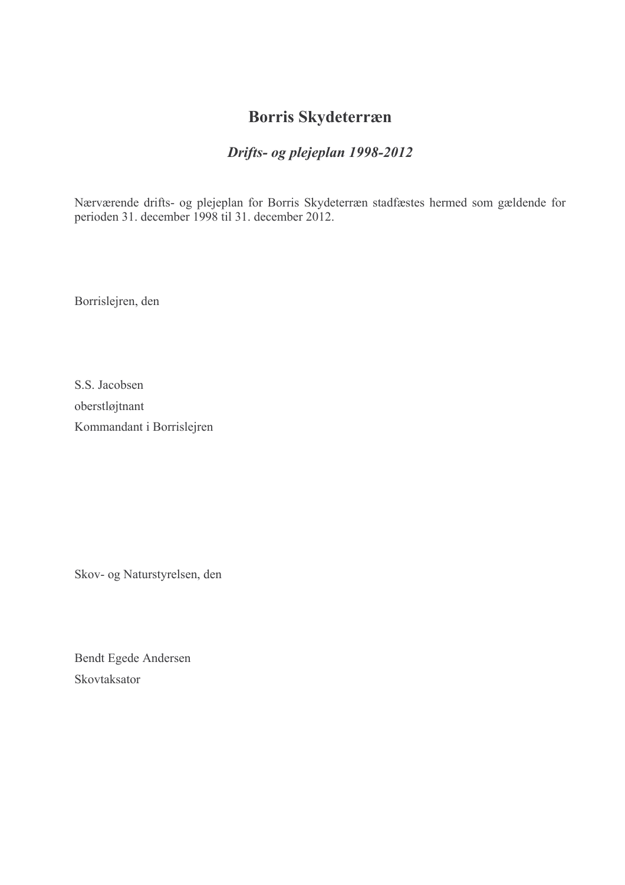# Borris Skydeterræn

## *Drifts- og plejeplan 1998-2012*

Nærværende drifts- og plejeplan for Borris Skydeterræn stadfæstes hermed som gældende for perioden 31. december 1998 til 31. december 2012.

Borrislejren, den

S.S. Jacobsen

oberstløjtnant

Kommandant i Borrislejren

Skov- og Naturstyrelsen, den

Bendt Egede Andersen

Skovtaksator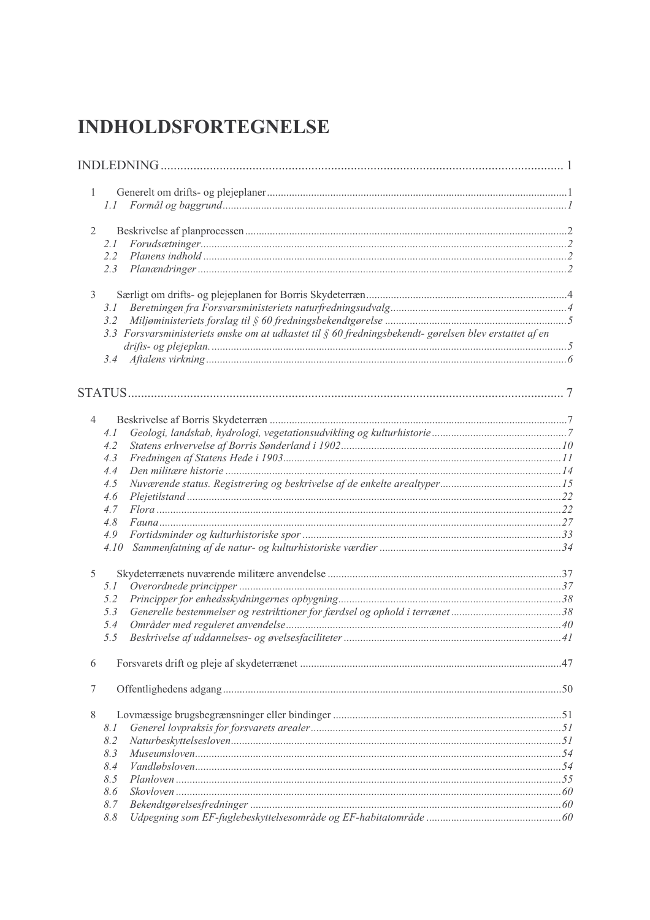# INDHOLDSFORTEGNELSE

INDLEDNING ... 1

1 Generelt om drifts- og plejeplaner ... 1
  *1.1 Formål og baggrund ... 1*

2 Beskrivelse af planprocessen ... 2
  *2.1 Forudsætninger ... 2*
  *2.2 Planens indhold ... 2*
  *2.3 Planændringer ... 2*

3 Særligt om drifts- og plejeplanen for Borris Skydeterræn ... 4
  *3.1 Beretningen fra Forsvarsministeriets naturfredningsudvalg ... 4*
  *3.2 Miljøministeriets forslag til § 60 fredningsbekendtgørelse ... 5*
  *3.3 Forsvarsministeriets ønske om at udkastet til § 60 fredningsbekendt- gørelsen blev erstattet af en drifts- og plejeplan. ... 5*
  *3.4 Aftalens virkning ... 6*

STATUS ... 7

4 Beskrivelse af Borris Skydeterræn ... 7
  *4.1 Geologi, landskab, hydrologi, vegetationsudvikling og kulturhistorie ... 7*
  *4.2 Statens erhvervelse af Borris Sønderland i 1902 ... 10*
  *4.3 Fredningen af Statens Hede i 1903 ... 11*
  *4.4 Den militære historie ... 14*
  *4.5 Nuværende status. Registrering og beskrivelse af de enkelte arealtyper ... 15*
  *4.6 Plejetilstand ... 22*
  *4.7 Flora ... 22*
  *4.8 Fauna ... 27*
  *4.9 Fortidsminder og kulturhistoriske spor ... 33*
  *4.10 Sammenfatning af de natur- og kulturhistoriske værdier ... 34*

5 Skydeterrænets nuværende militære anvendelse ... 37
  *5.1 Overordnede principper ... 37*
  *5.2 Principper for enhedsskydningernes opbygning ... 38*
  *5.3 Generelle bestemmelser og restriktioner for færdsel og ophold i terrænet ... 38*
  *5.4 Områder med reguleret anvendelse ... 40*
  *5.5 Beskrivelse af uddannelses- og øvelsesfaciliteter ... 41*

6 Forsvarets drift og pleje af skydeterrænet ... 47

7 Offentlighedens adgang ... 50

8 Lovmæssige brugsbegrænsninger eller bindinger ... 51
  *8.1 Generel lovpraksis for forsvarets arealer ... 51*
  *8.2 Naturbeskyttelsesloven ... 51*
  *8.3 Museumsloven ... 54*
  *8.4 Vandløbsloven ... 54*
  *8.5 Planloven ... 55*
  *8.6 Skovloven ... 60*
  *8.7 Bekendtgørelsesfredninger ... 60*
  *8.8 Udpegning som EF-fuglebeskyttelsesområde og EF-habitatområde ... 60*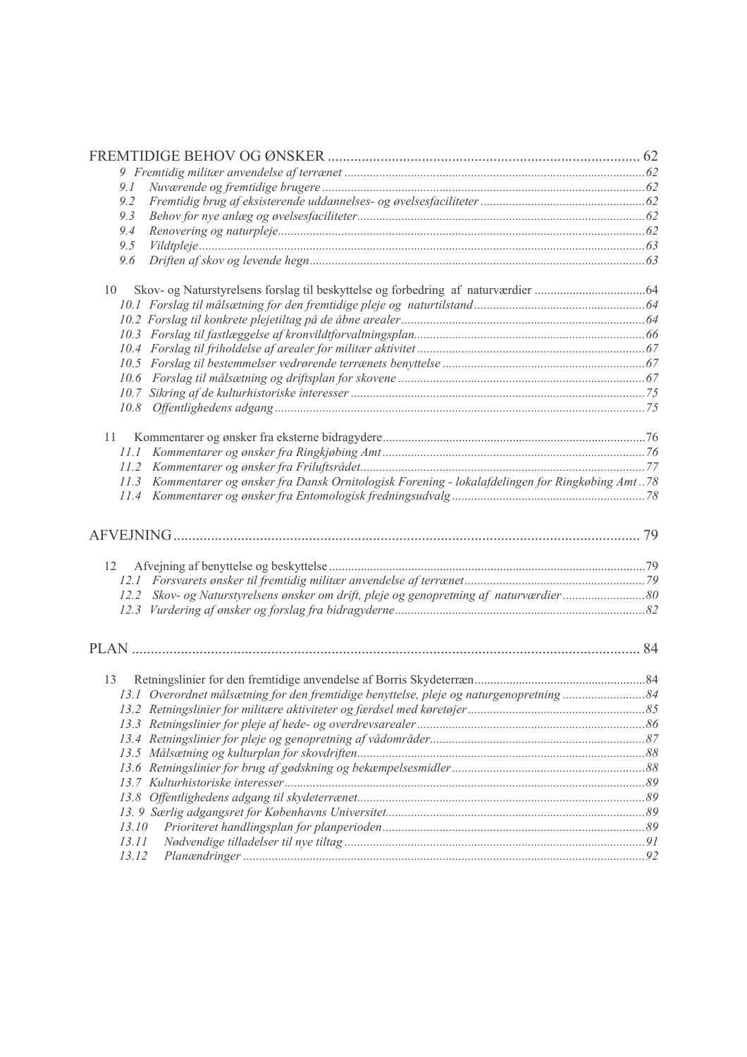FREMTIDIGE BEHOV OG ØNSKER .................................................................................... 62

*9 Fremtidig militær anvendelse af terrænet* ........................................................................................62

*9.1 Nuværende og fremtidige brugere* .........................................................................................62

*9.2 Fremtidig brug af eksisterende uddannelses- og øvelsesfaciliteter* ........................................62

*9.3 Behov for nye anlæg og øvelsesfaciliteter*..............................................................................62

*9.4 Renovering og naturpleje*.......................................................................................................62

*9.5 Vildtpleje*................................................................................................................................63

*9.6 Driften af skov og levende hegn*.............................................................................................63

10 Skov- og Naturstyrelsens forslag til beskyttelse og forbedring af naturværdier ....................................64

*10.1 Forslag til målsætning for den fremtidige pleje og naturtilstand*.......................................64

*10.2 Forslag til konkrete plejetiltag på de åbne arealer*............................................................64

*10.3 Forslag til fastlæggelse af kronvildtforvaltningsplan*..........................................................66

*10.4 Forslag til friholdelse af arealer for militær aktivitet*..........................................................67

*10.5 Forslag til bestemmelser vedrørende terrænets benyttelse*..................................................67

*10.6 Forslag til målsætning og driftsplan for skovene*...............................................................67

*10.7 Sikring af de kulturhistoriske interesser*...........................................................................75

*10.8 Offentlighedens adgang*....................................................................................................75

11 Kommentarer og ønsker fra eksterne bidragydere..................................................................................76

*11.1 Kommentarer og ønsker fra Ringkjøbing Amt*....................................................................76

*11.2 Kommentarer og ønsker fra Friluftsrådet*..........................................................................77

*11.3 Kommentarer og ønsker fra Dansk Ornitologisk Forening - lokalafdelingen for Ringkøbing Amt*..78

*11.4 Kommentarer og ønsker fra Entomologisk fredningsudvalg*..............................................78

AFVEJNING........................................................................................................................... 79

12 Afvejning af benyttelse og beskyttelse....................................................................................................79

*12.1 Forsvarets ønsker til fremtidig militær anvendelse af terrænet*..........................................79

*12.2 Skov- og Naturstyrelsens ønsker om drift, pleje og genopretning af naturværdier*.............80

*12.3 Vurdering af ønsker og forslag fra bidragyderne*..............................................................82

PLAN ...................................................................................................................................... 84

13 Retningslinier for den fremtidige anvendelse af Borris Skydeterræn......................................................84

*13.1 Overordnet målsætning for den fremtidige benyttelse, pleje og naturgenopretning*............84

*13.2 Retningslinier for militære aktiviteter og færdsel med køretøjer*.........................................85

*13.3 Retningslinier for pleje af hede- og overdrevsarealer*........................................................86

*13.4 Retningslinier for pleje og genopretning af vådområder*....................................................87

*13.5 Målsætning og kulturplan for skovdriften*...........................................................................88

*13.6 Retningslinier for brug af gødskning og bekæmpelsesmidler*.............................................88

*13.7 Kulturhistoriske interesser*.................................................................................................89

*13.8 Offentlighedens adgang til skydeterrænet*..........................................................................89

*13. 9 Særlig adgangsret for Københavns Universitet*..................................................................89

*13.10 Prioriteret handlingsplan for planperioden*......................................................................89

*13.11 Nødvendige tilladelser til nye tiltag*..................................................................................91

*13.12 Planændringer*..................................................................................................................92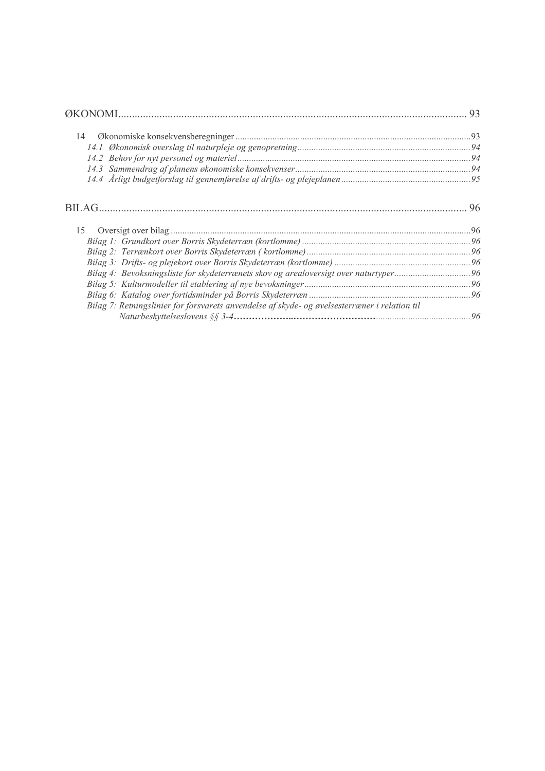ØKONOMI ... 93

14 Økonomiske konsekvensberegninger ... 93

*14.1 Økonomisk overslag til naturpleje og genopretning ... 94*

*14.2 Behov for nyt personel og materiel ... 94*

*14.3 Sammendrag af planens økonomiske konsekvenser ... 94*

*14.4 Årligt budgetforslag til gennemførelse af drifts- og plejeplanen ... 95*

BILAG ... 96

15 Oversigt over bilag ... 96

*Bilag 1: Grundkort over Borris Skydeterræn (kortlomme) ... 96*

*Bilag 2: Terrænkort over Borris Skydeterræn ( kortlomme) ... 96*

*Bilag 3: Drifts- og plejekort over Borris Skydeterræn (kortlomme) ... 96*

*Bilag 4: Bevoksningsliste for skydeterrænets skov og arealoversigt over naturtyper ... 96*

*Bilag 5: Kulturmodeller til etablering af nye bevoksninger ... 96*

*Bilag 6: Katalog over fortidsminder på Borris Skydeterræn ... 96*

*Bilag 7: Retningslinier for forsvarets anvendelse af skyde- og øvelsesterræner i relation til Naturbeskyttelseslovens §§ 3-4 ... 96*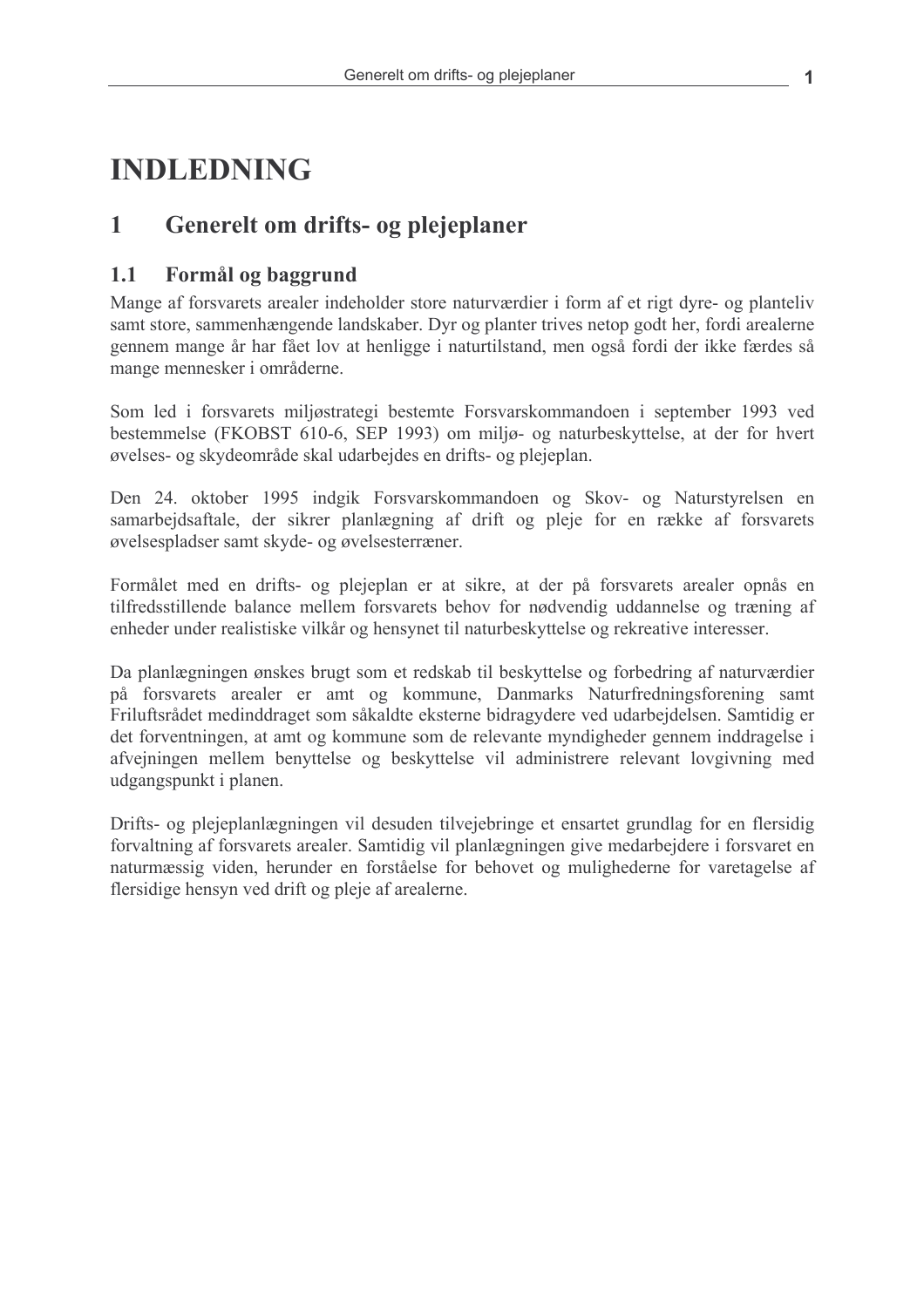# INDLEDNING

## 1 Generelt om drifts- og plejeplaner

### 1.1 Formål og baggrund

Mange af forsvarets arealer indeholder store naturværdier i form af et rigt dyre- og planteliv samt store, sammenhængende landskaber. Dyr og planter trives netop godt her, fordi arealerne gennem mange år har fået lov at henligge i naturtilstand, men også fordi der ikke færdes så mange mennesker i områderne.

Som led i forsvarets miljøstrategi bestemte Forsvarskommandoen i september 1993 ved bestemmelse (FKOBST 610-6, SEP 1993) om miljø- og naturbeskyttelse, at der for hvert øvelses- og skydeområde skal udarbejdes en drifts- og plejeplan.

Den 24. oktober 1995 indgik Forsvarskommandoen og Skov- og Naturstyrelsen en samarbejdsaftale, der sikrer planlægning af drift og pleje for en række af forsvarets øvelsespladser samt skyde- og øvelsesterræner.

Formålet med en drifts- og plejeplan er at sikre, at der på forsvarets arealer opnås en tilfredsstillende balance mellem forsvarets behov for nødvendig uddannelse og træning af enheder under realistiske vilkår og hensynet til naturbeskyttelse og rekreative interesser.

Da planlægningen ønskes brugt som et redskab til beskyttelse og forbedring af naturværdier på forsvarets arealer er amt og kommune, Danmarks Naturfredningsforening samt Friluftsrådet medinddraget som såkaldte eksterne bidragydere ved udarbejdelsen. Samtidig er det forventningen, at amt og kommune som de relevante myndigheder gennem inddragelse i afvejningen mellem benyttelse og beskyttelse vil administrere relevant lovgivning med udgangspunkt i planen.

Drifts- og plejeplanlægningen vil desuden tilvejebringe et ensartet grundlag for en flersidig forvaltning af forsvarets arealer. Samtidig vil planlægningen give medarbejdere i forsvaret en naturmæssig viden, herunder en forståelse for behovet og mulighederne for varetagelse af flersidige hensyn ved drift og pleje af arealerne.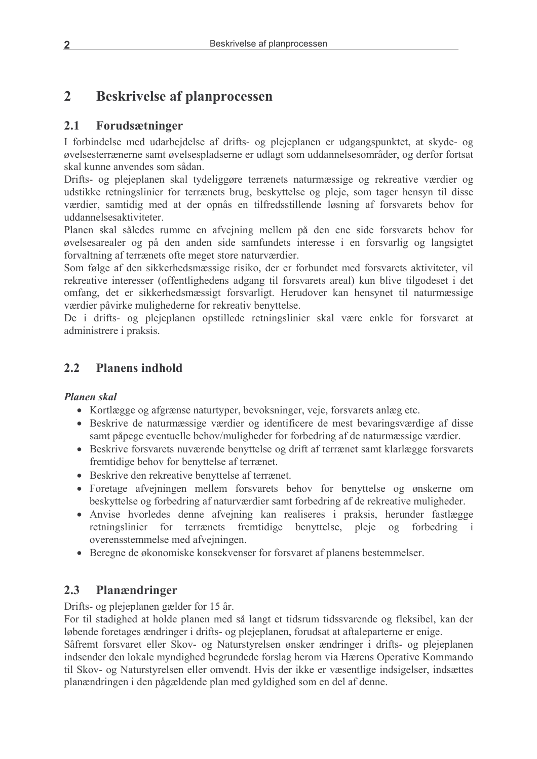# 2 Beskrivelse af planprocessen

## 2.1 Forudsætninger

I forbindelse med udarbejdelse af drifts- og plejeplanen er udgangspunktet, at skyde- og øvelsesterrænerne samt øvelsespladserne er udlagt som uddannelsesområder, og derfor fortsat skal kunne anvendes som sådan.

Drifts- og plejeplanen skal tydeliggøre terrænets naturmæssige og rekreative værdier og udstikke retningslinier for terrænets brug, beskyttelse og pleje, som tager hensyn til disse værdier, samtidig med at der opnås en tilfredsstillende løsning af forsvarets behov for uddannelsesaktiviteter.

Planen skal således rumme en afvejning mellem på den ene side forsvarets behov for øvelsesarealer og på den anden side samfundets interesse i en forsvarlig og langsigtet forvaltning af terrænets ofte meget store naturværdier.

Som følge af den sikkerhedsmæssige risiko, der er forbundet med forsvarets aktiviteter, vil rekreative interesser (offentlighedens adgang til forsvarets areal) kun blive tilgodeset i det omfang, det er sikkerhedsmæssigt forsvarligt. Herudover kan hensynet til naturmæssige værdier påvirke mulighederne for rekreativ benyttelse.

De i drifts- og plejeplanen opstillede retningslinier skal være enkle for forsvaret at administrere i praksis.

## 2.2 Planens indhold

***Planen skal***

- Kortlægge og afgrænse naturtyper, bevoksninger, veje, forsvarets anlæg etc.
- Beskrive de naturmæssige værdier og identificere de mest bevaringsværdige af disse samt påpege eventuelle behov/muligheder for forbedring af de naturmæssige værdier.
- Beskrive forsvarets nuværende benyttelse og drift af terrænet samt klarlægge forsvarets fremtidige behov for benyttelse af terrænet.
- Beskrive den rekreative benyttelse af terrænet.
- Foretage afvejningen mellem forsvarets behov for benyttelse og ønskerne om beskyttelse og forbedring af naturværdier samt forbedring af de rekreative muligheder.
- Anvise hvorledes denne afvejning kan realiseres i praksis, herunder fastlægge retningslinier for terrænets fremtidige benyttelse, pleje og forbedring i overensstemmelse med afvejningen.
- Beregne de økonomiske konsekvenser for forsvaret af planens bestemmelser.

## 2.3 Planændringer

Drifts- og plejeplanen gælder for 15 år.

For til stadighed at holde planen med så langt et tidsrum tidssvarende og fleksibel, kan der løbende foretages ændringer i drifts- og plejeplanen, forudsat at aftaleparterne er enige.

Såfremt forsvaret eller Skov- og Naturstyrelsen ønsker ændringer i drifts- og plejeplanen indsender den lokale myndighed begrundede forslag herom via Hærens Operative Kommando til Skov- og Naturstyrelsen eller omvendt. Hvis der ikke er væsentlige indsigelser, indsættes planændringen i den pågældende plan med gyldighed som en del af denne.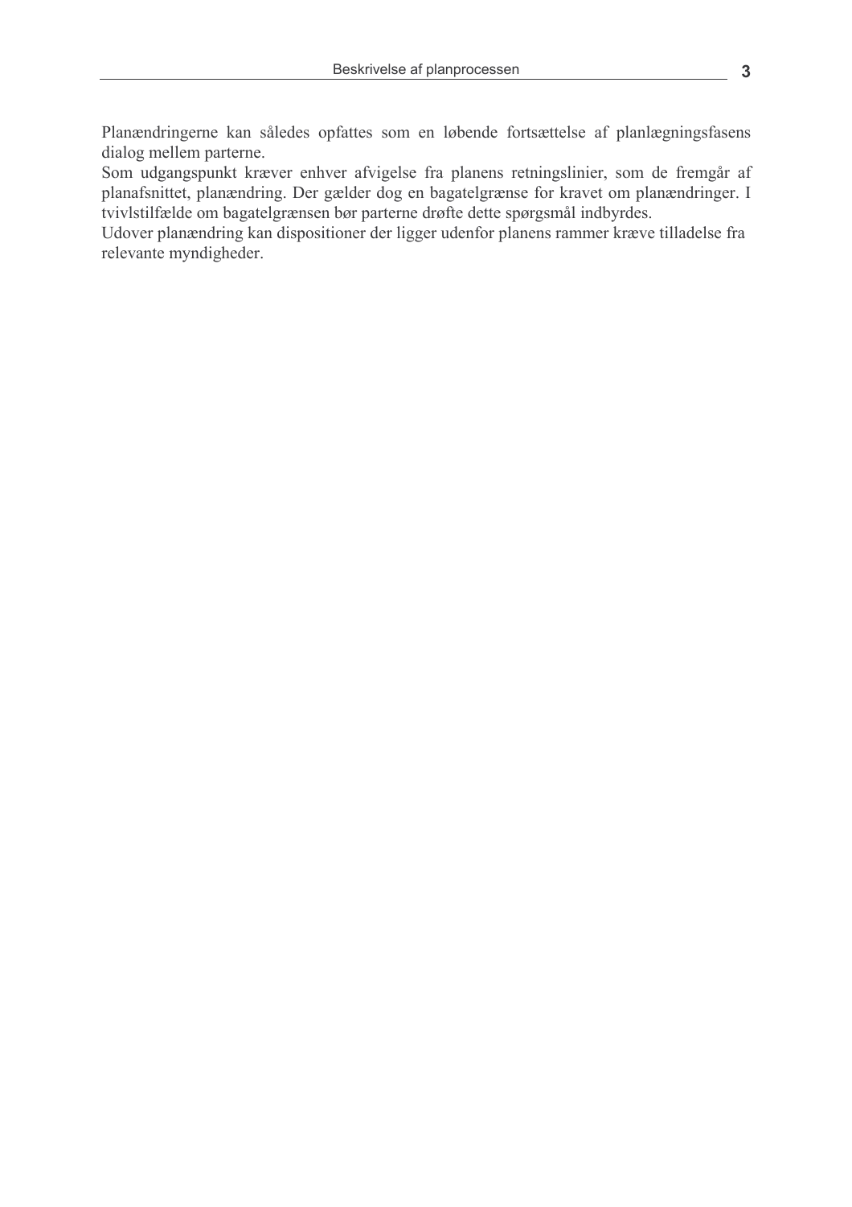Planændringerne kan således opfattes som en løbende fortsættelse af planlægningsfasens dialog mellem parterne.

Som udgangspunkt kræver enhver afvigelse fra planens retningslinier, som de fremgår af planafsnittet, planændring. Der gælder dog en bagatelgrænse for kravet om planændringer. I tvivlstilfælde om bagatelgrænsen bør parterne drøfte dette spørgsmål indbyrdes.

Udover planændring kan dispositioner der ligger udenfor planens rammer kræve tilladelse fra relevante myndigheder.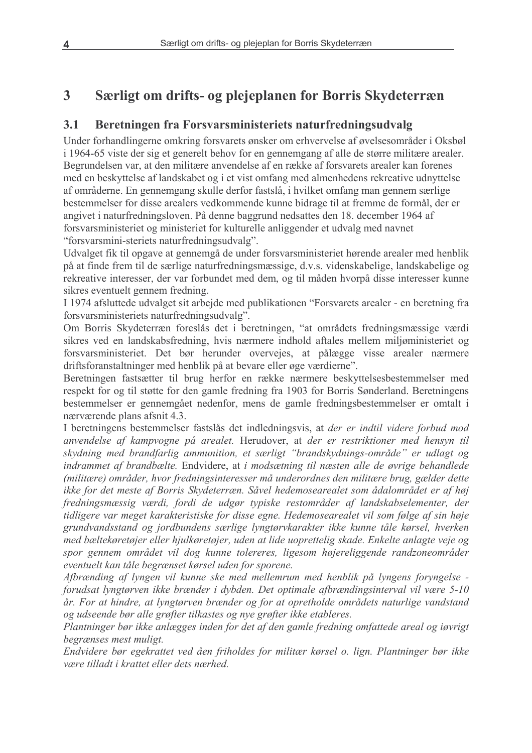# 3 Særligt om drifts- og plejeplanen for Borris Skydeterræn

## 3.1 Beretningen fra Forsvarsministeriets naturfredningsudvalg

Under forhandlingerne omkring forsvarets ønsker om erhvervelse af øvelsesområder i Oksbøl i 1964-65 viste der sig et generelt behov for en gennemgang af alle de større militære arealer. Begrundelsen var, at den militære anvendelse af en række af forsvarets arealer kan forenes med en beskyttelse af landskabet og i et vist omfang med almenhedens rekreative udnyttelse af områderne. En gennemgang skulle derfor fastslå, i hvilket omfang man gennem særlige bestemmelser for disse arealers vedkommende kunne bidrage til at fremme de formål, der er angivet i naturfredningsloven. På denne baggrund nedsattes den 18. december 1964 af forsvarsministeriet og ministeriet for kulturelle anliggender et udvalg med navnet "forsvarsmini-steriets naturfredningsudvalg".

Udvalget fik til opgave at gennemgå de under forsvarsministeriet hørende arealer med henblik på at finde frem til de særlige naturfredningsmæssige, d.v.s. videnskabelige, landskabelige og rekreative interesser, der var forbundet med dem, og til måden hvorpå disse interesser kunne sikres eventuelt gennem fredning.

I 1974 afsluttede udvalget sit arbejde med publikationen "Forsvarets arealer - en beretning fra forsvarsministeriets naturfredningsudvalg".

Om Borris Skydeterræn foreslås det i beretningen, "at områdets fredningsmæssige værdi sikres ved en landskabsfredning, hvis nærmere indhold aftales mellem miljøministeriet og forsvarsministeriet. Det bør herunder overvejes, at pålægge visse arealer nærmere driftsforanstaltninger med henblik på at bevare eller øge værdierne".

Beretningen fastsætter til brug herfor en række nærmere beskyttelsesbestemmelser med respekt for og til støtte for den gamle fredning fra 1903 for Borris Sønderland. Beretningens bestemmelser er gennemgået nedenfor, mens de gamle fredningsbestemmelser er omtalt i nærværende plans afsnit 4.3.

I beretningens bestemmelser fastslås det indledningsvis, at *der er indtil videre forbud mod anvendelse af kampvogne på arealet.* Herudover, at *der er restriktioner med hensyn til skydning med brandfarlig ammunition, et særligt "brandskydnings-område" er udlagt og indrammet af brandbælte.* Endvidere, at *i modsætning til næsten alle de øvrige behandlede (militære) områder, hvor fredningsinteresser må underordnes den militære brug, gælder dette ikke for det meste af Borris Skydeterræn. Såvel hedemosearealet som ådalområdet er af høj fredningsmæssig værdi, fordi de udgør typiske restområder af landskabselementer, der tidligere var meget karakteristiske for disse egne. Hedemosearealet vil som følge af sin høje grundvandsstand og jordbundens særlige lyngtørvkarakter ikke kunne tåle kørsel, hverken med bæltekøretøjer eller hjulkøretøjer, uden at lide uoprettelig skade. Enkelte anlagte veje og spor gennem området vil dog kunne tolereres, ligesom højereliggende randzoneområder eventuelt kan tåle begrænset kørsel uden for sporene.*

*Afbrænding af lyngen vil kunne ske med mellemrum med henblik på lyngens foryngelse - forudsat lyngtørven ikke brænder i dybden. Det optimale afbrændingsinterval vil være 5-10 år. For at hindre, at lyngtørven brænder og for at opretholde områdets naturlige vandstand og udseende bør alle grøfter tilkastes og nye grøfter ikke etableres.*

*Plantninger bør ikke anlægges inden for det af den gamle fredning omfattede areal og iøvrigt begrænses mest muligt.*

*Endvidere bør egekrattet ved åen friholdes for militær kørsel o. lign. Plantninger bør ikke være tilladt i krattet eller dets nærhed.*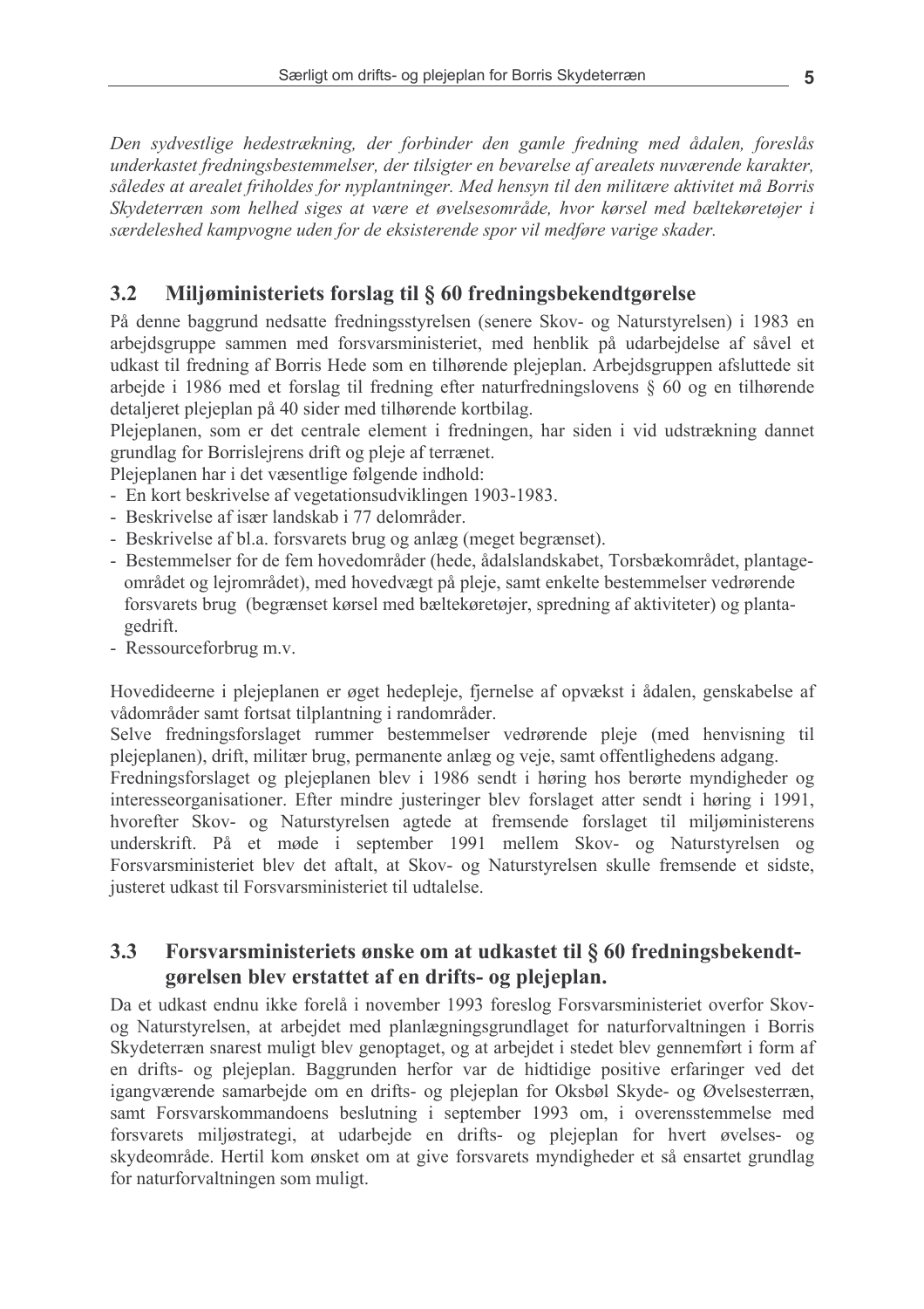*Den sydvestlige hedestrækning, der forbinder den gamle fredning med ådalen, foreslås underkastet fredningsbestemmelser, der tilsigter en bevarelse af arealets nuværende karakter, således at arealet friholdes for nyplantninger. Med hensyn til den militære aktivitet må Borris Skydeterræn som helhed siges at være et øvelsesområde, hvor kørsel med bæltekøretøjer i særdeleshed kampvogne uden for de eksisterende spor vil medføre varige skader.*

## 3.2 Miljøministeriets forslag til § 60 fredningsbekendtgørelse

På denne baggrund nedsatte fredningsstyrelsen (senere Skov- og Naturstyrelsen) i 1983 en arbejdsgruppe sammen med forsvarsministeriet, med henblik på udarbejdelse af såvel et udkast til fredning af Borris Hede som en tilhørende plejeplan. Arbejdsgruppen afsluttede sit arbejde i 1986 med et forslag til fredning efter naturfredningslovens § 60 og en tilhørende detaljeret plejeplan på 40 sider med tilhørende kortbilag.

Plejeplanen, som er det centrale element i fredningen, har siden i vid udstrækning dannet grundlag for Borrislejrens drift og pleje af terrænet.

Plejeplanen har i det væsentlige følgende indhold:

- En kort beskrivelse af vegetationsudviklingen 1903-1983.
- Beskrivelse af især landskab i 77 delområder.
- Beskrivelse af bl.a. forsvarets brug og anlæg (meget begrænset).
- Bestemmelser for de fem hovedområder (hede, ådalslandskabet, Torsbækområdet, plantageområdet og lejrområdet), med hovedvægt på pleje, samt enkelte bestemmelser vedrørende forsvarets brug (begrænset kørsel med bæltekøretøjer, spredning af aktiviteter) og plantagedrift.
- Ressourceforbrug m.v.

Hovedideerne i plejeplanen er øget hedepleje, fjernelse af opvækst i ådalen, genskabelse af vådområder samt fortsat tilplantning i randområder.

Selve fredningsforslaget rummer bestemmelser vedrørende pleje (med henvisning til plejeplanen), drift, militær brug, permanente anlæg og veje, samt offentlighedens adgang.

Fredningsforslaget og plejeplanen blev i 1986 sendt i høring hos berørte myndigheder og interesseorganisationer. Efter mindre justeringer blev forslaget atter sendt i høring i 1991, hvorefter Skov- og Naturstyrelsen agtede at fremsende forslaget til miljøministerens underskrift. På et møde i september 1991 mellem Skov- og Naturstyrelsen og Forsvarsministeriet blev det aftalt, at Skov- og Naturstyrelsen skulle fremsende et sidste, justeret udkast til Forsvarsministeriet til udtalelse.

## 3.3 Forsvarsministeriets ønske om at udkastet til § 60 fredningsbekendtgørelsen blev erstattet af en drifts- og plejeplan.

Da et udkast endnu ikke forelå i november 1993 foreslog Forsvarsministeriet overfor Skov- og Naturstyrelsen, at arbejdet med planlægningsgrundlaget for naturforvaltningen i Borris Skydeterræn snarest muligt blev genoptaget, og at arbejdet i stedet blev gennemført i form af en drifts- og plejeplan. Baggrunden herfor var de hidtidige positive erfaringer ved det igangværende samarbejde om en drifts- og plejeplan for Oksbøl Skyde- og Øvelsesterræn, samt Forsvarskommandoens beslutning i september 1993 om, i overensstemmelse med forsvarets miljøstrategi, at udarbejde en drifts- og plejeplan for hvert øvelses- og skydeområde. Hertil kom ønsket om at give forsvarets myndigheder et så ensartet grundlag for naturforvaltningen som muligt.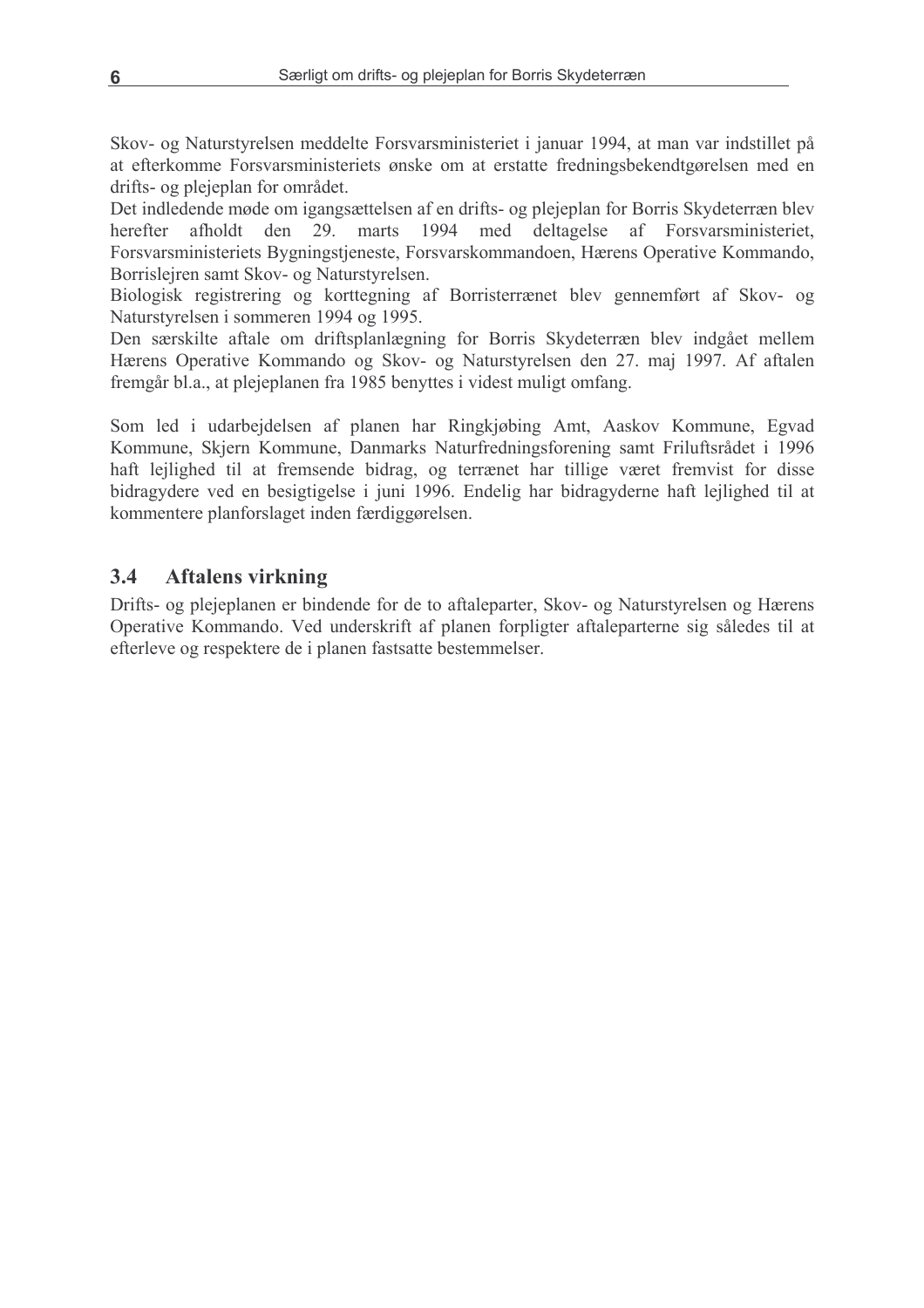Skov- og Naturstyrelsen meddelte Forsvarsministeriet i januar 1994, at man var indstillet på at efterkomme Forsvarsministeriets ønske om at erstatte fredningsbekendtgørelsen med en drifts- og plejeplan for området.

Det indledende møde om igangsættelsen af en drifts- og plejeplan for Borris Skydeterræn blev herefter afholdt den 29. marts 1994 med deltagelse af Forsvarsministeriet, Forsvarsministeriets Bygningstjeneste, Forsvarskommandoen, Hærens Operative Kommando, Borrislejren samt Skov- og Naturstyrelsen.

Biologisk registrering og korttegning af Borristerrænet blev gennemført af Skov- og Naturstyrelsen i sommeren 1994 og 1995.

Den særskilte aftale om driftsplanlægning for Borris Skydeterræn blev indgået mellem Hærens Operative Kommando og Skov- og Naturstyrelsen den 27. maj 1997. Af aftalen fremgår bl.a., at plejeplanen fra 1985 benyttes i videst muligt omfang.

Som led i udarbejdelsen af planen har Ringkjøbing Amt, Aaskov Kommune, Egvad Kommune, Skjern Kommune, Danmarks Naturfredningsforening samt Friluftsrådet i 1996 haft lejlighed til at fremsende bidrag, og terrænet har tillige været fremvist for disse bidragydere ved en besigtigelse i juni 1996. Endelig har bidragyderne haft lejlighed til at kommentere planforslaget inden færdiggørelsen.

## 3.4 Aftalens virkning

Drifts- og plejeplanen er bindende for de to aftaleparter, Skov- og Naturstyrelsen og Hærens Operative Kommando. Ved underskrift af planen forpligter aftaleparterne sig således til at efterleve og respektere de i planen fastsatte bestemmelser.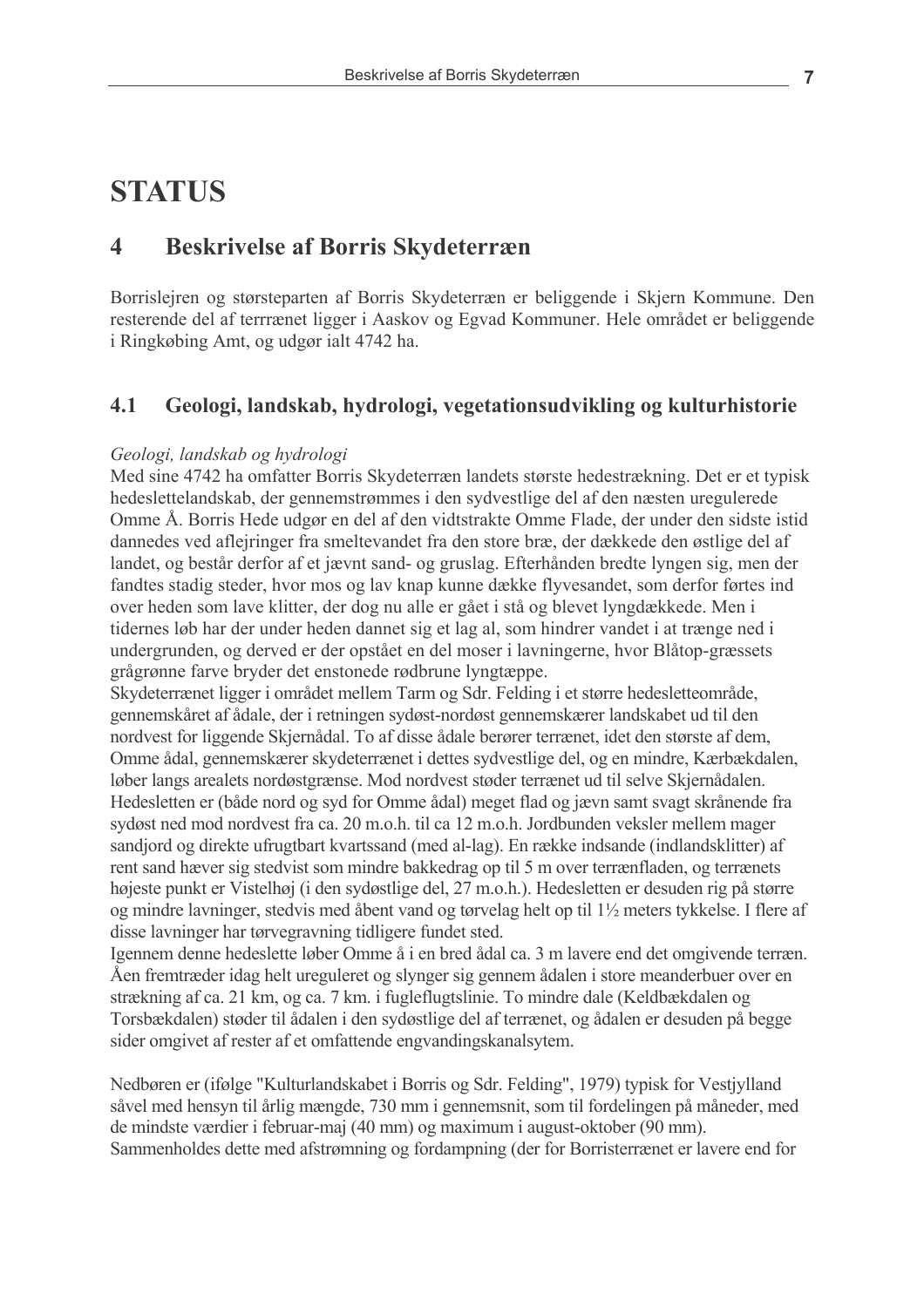# STATUS

## 4 Beskrivelse af Borris Skydeterræn

Borrislejren og størsteparten af Borris Skydeterræn er beliggende i Skjern Kommune. Den resterende del af terrrænet ligger i Aaskov og Egvad Kommuner. Hele området er beliggende i Ringkøbing Amt, og udgør ialt 4742 ha.

### 4.1 Geologi, landskab, hydrologi, vegetationsudvikling og kulturhistorie

*Geologi, landskab og hydrologi*

Med sine 4742 ha omfatter Borris Skydeterræn landets største hedestrækning. Det er et typisk hedeslettelandskab, der gennemstrømmes i den sydvestlige del af den næsten uregulerede Omme Å. Borris Hede udgør en del af den vidtstrakte Omme Flade, der under den sidste istid dannedes ved aflejringer fra smeltevandet fra den store bræ, der dækkede den østlige del af landet, og består derfor af et jævnt sand- og gruslag. Efterhånden bredte lyngen sig, men der fandtes stadig steder, hvor mos og lav knap kunne dække flyvesandet, som derfor førtes ind over heden som lave klitter, der dog nu alle er gået i stå og blevet lyngdækkede. Men i tidernes løb har der under heden dannet sig et lag al, som hindrer vandet i at trænge ned i undergrunden, og derved er der opstået en del moser i lavningerne, hvor Blåtop-græssets grågrønne farve bryder det enstonede rødbrune lyngtæppe.

Skydeterrænet ligger i området mellem Tarm og Sdr. Felding i et større hedesletteområde, gennemskåret af ådale, der i retningen sydøst-nordøst gennemskærer landskabet ud til den nordvest for liggende Skjernådal. To af disse ådale berører terrænet, idet den største af dem, Omme ådal, gennemskærer skydeterrænet i dettes sydvestlige del, og en mindre, Kærbækdalen, løber langs arealets nordøstgrænse. Mod nordvest støder terrænet ud til selve Skjernådalen. Hedesletten er (både nord og syd for Omme ådal) meget flad og jævn samt svagt skrånende fra sydøst ned mod nordvest fra ca. 20 m.o.h. til ca 12 m.o.h. Jordbunden veksler mellem mager sandjord og direkte ufrugtbart kvartssand (med al-lag). En række indsande (indlandsklitter) af rent sand hæver sig stedvist som mindre bakkedrag op til 5 m over terrænfladen, og terrænets højeste punkt er Vistelhøj (i den sydøstlige del, 27 m.o.h.). Hedesletten er desuden rig på større og mindre lavninger, stedvis med åbent vand og tørvelag helt op til 1½ meters tykkelse. I flere af disse lavninger har tørvegravning tidligere fundet sted.

Igennem denne hedeslette løber Omme å i en bred ådal ca. 3 m lavere end det omgivende terræn. Åen fremtræder idag helt ureguleret og slynger sig gennem ådalen i store meanderbuer over en strækning af ca. 21 km, og ca. 7 km. i fugleflugtslinie. To mindre dale (Keldbækdalen og Torsbækdalen) støder til ådalen i den sydøstlige del af terrænet, og ådalen er desuden på begge sider omgivet af rester af et omfattende engvandingskanalsytem.

Nedbøren er (ifølge "Kulturlandskabet i Borris og Sdr. Felding", 1979) typisk for Vestjylland såvel med hensyn til årlig mængde, 730 mm i gennemsnit, som til fordelingen på måneder, med de mindste værdier i februar-maj (40 mm) og maximum i august-oktober (90 mm). Sammenholdes dette med afstrømning og fordampning (der for Borristerrænet er lavere end for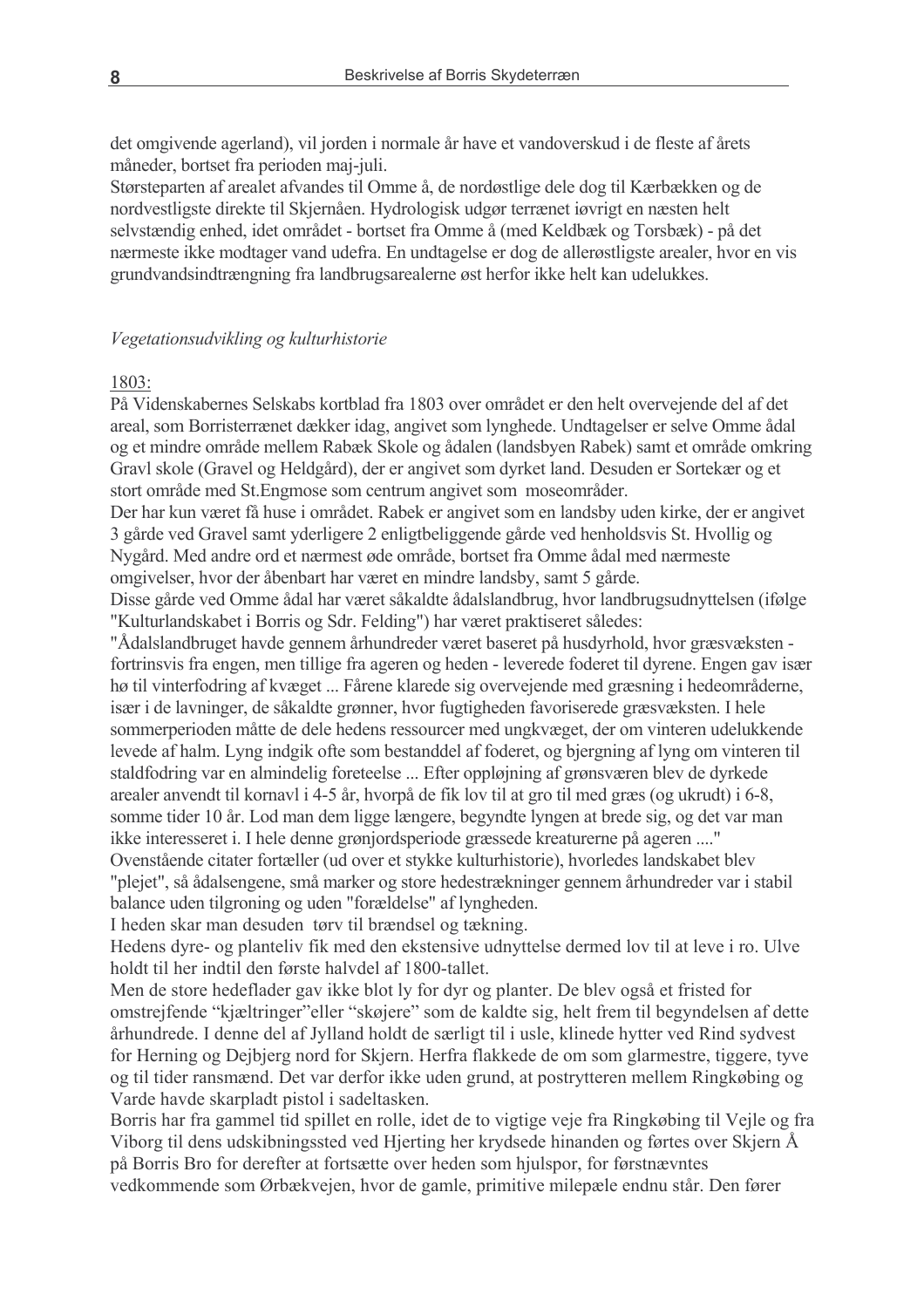det omgivende agerland), vil jorden i normale år have et vandoverskud i de fleste af årets måneder, bortset fra perioden maj-juli.
Størsteparten af arealet afvandes til Omme å, de nordøstlige dele dog til Kærbækken og de nordvestligste direkte til Skjernåen. Hydrologisk udgør terrænet iøvrigt en næsten helt selvstændig enhed, idet området - bortset fra Omme å (med Keldbæk og Torsbæk) - på det nærmeste ikke modtager vand udefra. En undtagelse er dog de allerøstligste arealer, hvor en vis grundvandsindtrængning fra landbrugsarealerne øst herfor ikke helt kan udelukkes.

*Vegetationsudvikling og kulturhistorie*

1803:
På Videnskabernes Selskabs kortblad fra 1803 over området er den helt overvejende del af det areal, som Borristerrænet dækker idag, angivet som lynghede. Undtagelser er selve Omme ådal og et mindre område mellem Rabæk Skole og ådalen (landsbyen Rabek) samt et område omkring Gravl skole (Gravel og Heldgård), der er angivet som dyrket land. Desuden er Sortekær og et stort område med St.Engmose som centrum angivet som moseområder.
Der har kun været få huse i området. Rabek er angivet som en landsby uden kirke, der er angivet 3 gårde ved Gravel samt yderligere 2 enligtbeliggende gårde ved henholdsvis St. Hvollig og Nygård. Med andre ord et nærmest øde område, bortset fra Omme ådal med nærmeste omgivelser, hvor der åbenbart har været en mindre landsby, samt 5 gårde.
Disse gårde ved Omme ådal har været såkaldte ådalslandbrug, hvor landbrugsudnyttelsen (ifølge "Kulturlandskabet i Borris og Sdr. Felding") har været praktiseret således:
"Ådalslandbruget havde gennem århundreder været baseret på husdyrhold, hvor græsvæksten - fortrinsvis fra engen, men tillige fra ageren og heden - leverede foderet til dyrene. Engen gav især hø til vinterfodring af kvæget ... Fårene klarede sig overvejende med græsning i hedeområderne, især i de lavninger, de såkaldte grønner, hvor fugtigheden favoriserede græsvæksten. I hele sommerperioden måtte de dele hedens ressourcer med ungkvæget, der om vinteren udelukkende levede af halm. Lyng indgik ofte som bestanddel af foderet, og bjergning af lyng om vinteren til staldfodring var en almindelig foreteelse ... Efter oppløjning af grønsværen blev de dyrkede arealer anvendt til kornavl i 4-5 år, hvorpå de fik lov til at gro til med græs (og ukrudt) i 6-8, somme tider 10 år. Lod man dem ligge længere, begyndte lyngen at brede sig, og det var man ikke interesseret i. I hele denne grønjordsperiode græssede kreaturerne på ageren ...."
Ovenstående citater fortæller (ud over et stykke kulturhistorie), hvorledes landskabet blev "plejet", så ådalsengene, små marker og store hedestrækninger gennem århundreder var i stabil balance uden tilgroning og uden "forældelse" af lyngheden.
I heden skar man desuden tørv til brændsel og tækning.
Hedens dyre- og planteliv fik med den ekstensive udnyttelse dermed lov til at leve i ro. Ulve holdt til her indtil den første halvdel af 1800-tallet.
Men de store hedeflader gav ikke blot ly for dyr og planter. De blev også et fristed for omstrejfende "kjæltringer" eller "skøjere" som de kaldte sig, helt frem til begyndelsen af dette århundrede. I denne del af Jylland holdt de særligt til i usle, klinede hytter ved Rind sydvest for Herning og Dejbjerg nord for Skjern. Herfra flakkede de om som glarmestre, tiggere, tyve og til tider ransmænd. Det var derfor ikke uden grund, at postrytteren mellem Ringkøbing og Varde havde skarpladt pistol i sadeltasken.
Borris har fra gammel tid spillet en rolle, idet de to vigtige veje fra Ringkøbing til Vejle og fra Viborg til dens udskibningssted ved Hjerting her krydsede hinanden og førtes over Skjern Å på Borris Bro for derefter at fortsætte over heden som hjulspor, for førstnævntes vedkommende som Ørbækvejen, hvor de gamle, primitive milepæle endnu står. Den fører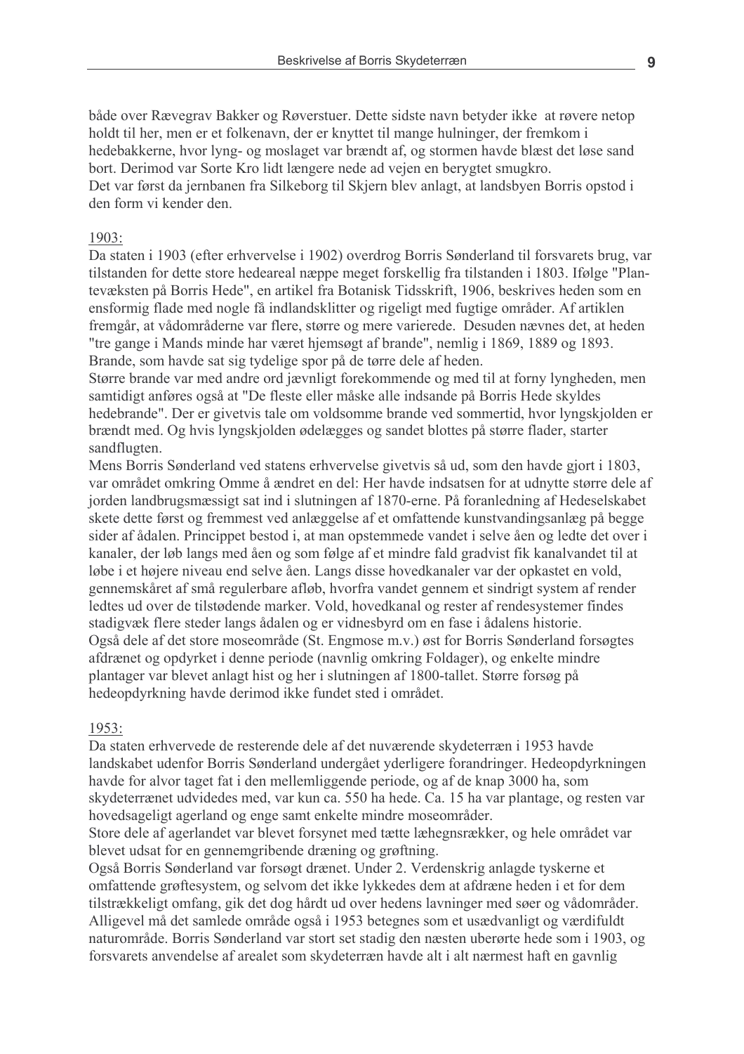både over Rævegrav Bakker og Røverstuer. Dette sidste navn betyder ikke at røvere netop holdt til her, men er et folkenavn, der er knyttet til mange hulninger, der fremkom i hedebakkerne, hvor lyng- og moslaget var brændt af, og stormen havde blæst det løse sand bort. Derimod var Sorte Kro lidt længere nede ad vejen en berygtet smugkro.
Det var først da jernbanen fra Silkeborg til Skjern blev anlagt, at landsbyen Borris opstod i den form vi kender den.

1903:
Da staten i 1903 (efter erhvervelse i 1902) overdrog Borris Sønderland til forsvarets brug, var tilstanden for dette store hedeareal næppe meget forskellig fra tilstanden i 1803. Ifølge "Plantevæksten på Borris Hede", en artikel fra Botanisk Tidsskrift, 1906, beskrives heden som en ensformig flade med nogle få indlandsklitter og rigeligt med fugtige områder. Af artiklen fremgår, at vådområderne var flere, større og mere varierede. Desuden nævnes det, at heden "tre gange i Mands minde har været hjemsøgt af brande", nemlig i 1869, 1889 og 1893. Brande, som havde sat sig tydelige spor på de tørre dele af heden.
Større brande var med andre ord jævnligt forekommende og med til at forny lyngheden, men samtidigt anføres også at "De fleste eller måske alle indsande på Borris Hede skyldes hedebrande". Der er givetvis tale om voldsomme brande ved sommertid, hvor lyngskjolden er brændt med. Og hvis lyngskjolden ødelægges og sandet blottes på større flader, starter sandflugten.
Mens Borris Sønderland ved statens erhvervelse givetvis så ud, som den havde gjort i 1803, var området omkring Omme å ændret en del: Her havde indsatsen for at udnytte større dele af jorden landbrugsmæssigt sat ind i slutningen af 1870-erne. På foranledning af Hedeselskabet skete dette først og fremmest ved anlæggelse af et omfattende kunstvandingsanlæg på begge sider af ådalen. Princippet bestod i, at man opstemmede vandet i selve åen og ledte det over i kanaler, der løb langs med åen og som følge af et mindre fald gradvist fik kanalvandet til at løbe i et højere niveau end selve åen. Langs disse hovedkanaler var der opkastet en vold, gennemskåret af små regulerbare afløb, hvorfra vandet gennem et sindrigt system af render ledtes ud over de tilstødende marker. Vold, hovedkanal og rester af rendesystemer findes stadigvæk flere steder langs ådalen og er vidnesbyrd om en fase i ådalens historie.
Også dele af det store moseområde (St. Engmose m.v.) øst for Borris Sønderland forsøgtes afdrænet og opdyrket i denne periode (navnlig omkring Foldager), og enkelte mindre plantager var blevet anlagt hist og her i slutningen af 1800-tallet. Større forsøg på hedeopdyrkning havde derimod ikke fundet sted i området.

1953:
Da staten erhvervede de resterende dele af det nuværende skydeterræn i 1953 havde landskabet udenfor Borris Sønderland undergået yderligere forandringer. Hedeopdyrkningen havde for alvor taget fat i den mellemliggende periode, og af de knap 3000 ha, som skydeterrænet udvidedes med, var kun ca. 550 ha hede. Ca. 15 ha var plantage, og resten var hovedsageligt agerland og enge samt enkelte mindre moseområder.
Store dele af agerlandet var blevet forsynet med tætte læhegnsrækker, og hele området var blevet udsat for en gennemgribende dræning og grøftning.
Også Borris Sønderland var forsøgt drænet. Under 2. Verdenskrig anlagde tyskerne et omfattende grøftesystem, og selvom det ikke lykkedes dem at afdræne heden i et for dem tilstrækkeligt omfang, gik det dog hårdt ud over hedens lavninger med søer og vådområder. Alligevel må det samlede område også i 1953 betegnes som et usædvanligt og værdifuldt naturområde. Borris Sønderland var stort set stadig den næsten uberørte hede som i 1903, og forsvarets anvendelse af arealet som skydeterræn havde alt i alt nærmest haft en gavnlig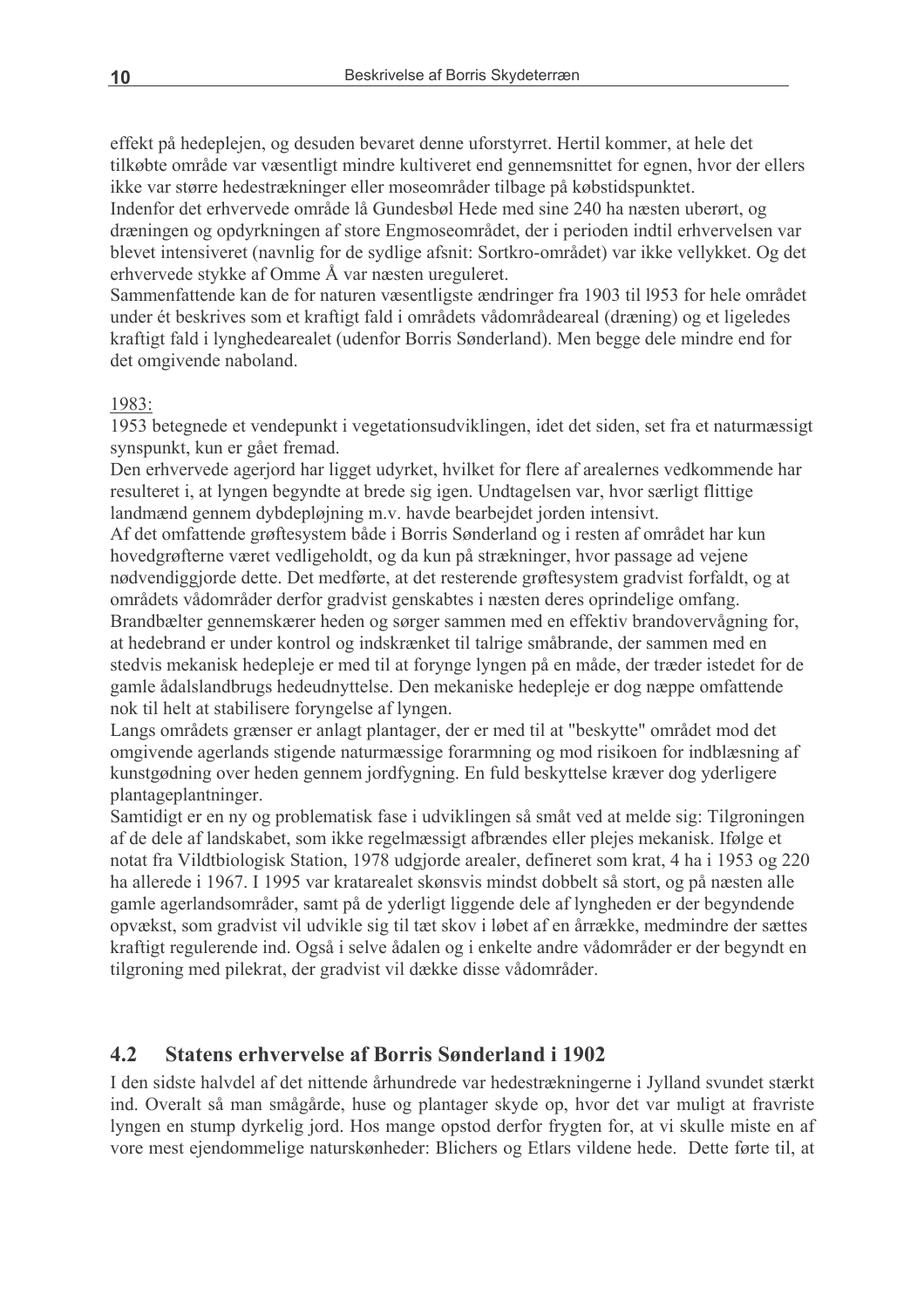effekt på hedeplejen, og desuden bevaret denne uforstyrret. Hertil kommer, at hele det tilkøbte område var væsentligt mindre kultiveret end gennemsnittet for egnen, hvor der ellers ikke var større hedestrækninger eller moseområder tilbage på købstidspunktet.
Indenfor det erhvervede område lå Gundesbøl Hede med sine 240 ha næsten uberørt, og dræningen og opdyrkningen af store Engmoseområdet, der i perioden indtil erhvervelsen var blevet intensiveret (navnlig for de sydlige afsnit: Sortkro-området) var ikke vellykket. Og det erhvervede stykke af Omme Å var næsten ureguleret.
Sammenfattende kan de for naturen væsentligste ændringer fra 1903 til l953 for hele området under ét beskrives som et kraftigt fald i områdets vådområdeareal (dræning) og et ligeledes kraftigt fald i lynghedearealet (udenfor Borris Sønderland). Men begge dele mindre end for det omgivende naboland.

1983:
1953 betegnede et vendepunkt i vegetationsudviklingen, idet det siden, set fra et naturmæssigt synspunkt, kun er gået fremad.
Den erhvervede agerjord har ligget udyrket, hvilket for flere af arealernes vedkommende har resulteret i, at lyngen begyndte at brede sig igen. Undtagelsen var, hvor særligt flittige landmænd gennem dybdepløjning m.v. havde bearbejdet jorden intensivt.
Af det omfattende grøftesystem både i Borris Sønderland og i resten af området har kun hovedgrøfterne været vedligeholdt, og da kun på strækninger, hvor passage ad vejene nødvendiggjorde dette. Det medførte, at det resterende grøftesystem gradvist forfaldt, og at områdets vådområder derfor gradvist genskabtes i næsten deres oprindelige omfang.
Brandbælter gennemskærer heden og sørger sammen med en effektiv brandovervågning for, at hedebrand er under kontrol og indskrænket til talrige småbrande, der sammen med en stedvis mekanisk hedepleje er med til at forynge lyngen på en måde, der træder istedet for de gamle ådalslandbrugs hedeudnyttelse. Den mekaniske hedepleje er dog næppe omfattende nok til helt at stabilisere foryngelse af lyngen.
Langs områdets grænser er anlagt plantager, der er med til at "beskytte" området mod det omgivende agerlands stigende naturmæssige forarmning og mod risikoen for indblæsning af kunstgødning over heden gennem jordfygning. En fuld beskyttelse kræver dog yderligere plantageplantninger.
Samtidigt er en ny og problematisk fase i udviklingen så småt ved at melde sig: Tilgroningen af de dele af landskabet, som ikke regelmæssigt afbrændes eller plejes mekanisk. Ifølge et notat fra Vildtbiologisk Station, 1978 udgjorde arealer, defineret som krat, 4 ha i 1953 og 220 ha allerede i 1967. I 1995 var kratarealet skønsvis mindst dobbelt så stort, og på næsten alle gamle agerlandsområder, samt på de yderligt liggende dele af lyngheden er der begyndende opvækst, som gradvist vil udvikle sig til tæt skov i løbet af en årrække, medmindre der sættes kraftigt regulerende ind. Også i selve ådalen og i enkelte andre vådområder er der begyndt en tilgroning med pilekrat, der gradvist vil dække disse vådområder.

## 4.2 Statens erhvervelse af Borris Sønderland i 1902

I den sidste halvdel af det nittende århundrede var hedestrækningerne i Jylland svundet stærkt ind. Overalt så man smågårde, huse og plantager skyde op, hvor det var muligt at fravriste lyngen en stump dyrkelig jord. Hos mange opstod derfor frygten for, at vi skulle miste en af vore mest ejendommelige naturskønheder: Blichers og Etlars vildene hede. Dette førte til, at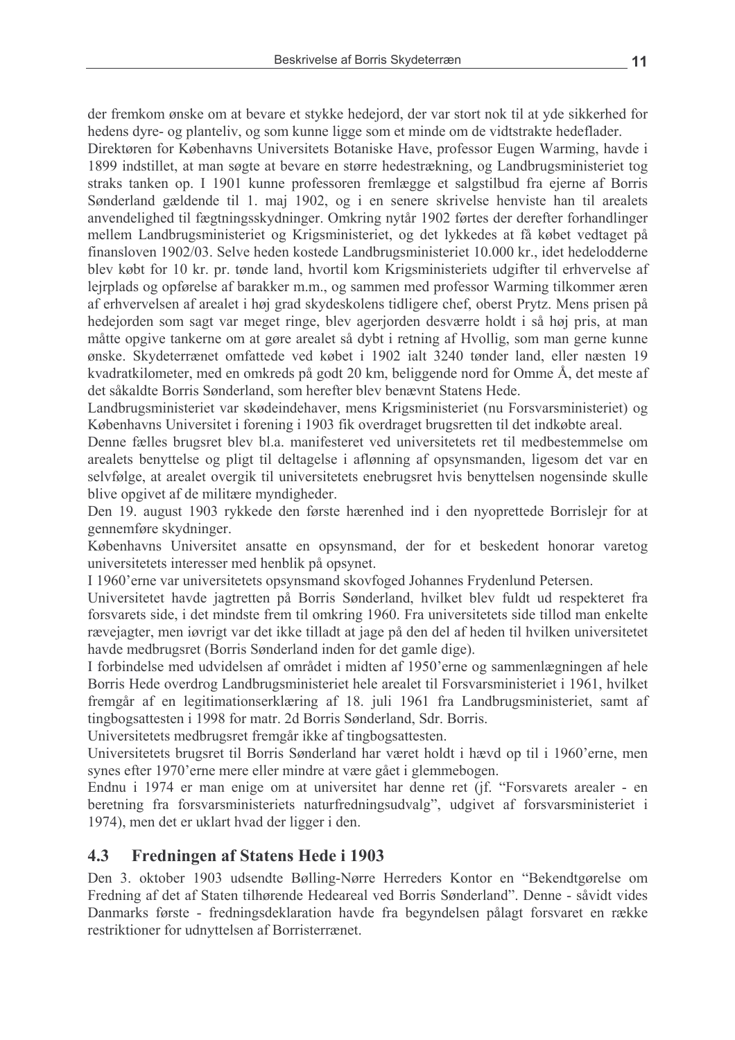der fremkom ønske om at bevare et stykke hedejord, der var stort nok til at yde sikkerhed for hedens dyre- og planteliv, og som kunne ligge som et minde om de vidtstrakte hedeflader.

Direktøren for Københavns Universitets Botaniske Have, professor Eugen Warming, havde i 1899 indstillet, at man søgte at bevare en større hedestrækning, og Landbrugsministeriet tog straks tanken op. I 1901 kunne professoren fremlægge et salgstilbud fra ejerne af Borris Sønderland gældende til 1. maj 1902, og i en senere skrivelse henviste han til arealets anvendelighed til fægtningsskydninger. Omkring nytår 1902 førtes der derefter forhandlinger mellem Landbrugsministeriet og Krigsministeriet, og det lykkedes at få købet vedtaget på finansloven 1902/03. Selve heden kostede Landbrugsministeriet 10.000 kr., idet hedelodderne blev købt for 10 kr. pr. tønde land, hvortil kom Krigsministeriets udgifter til erhvervelse af lejrplads og opførelse af barakker m.m., og sammen med professor Warming tilkommer æren af erhvervelsen af arealet i høj grad skydeskolens tidligere chef, oberst Prytz. Mens prisen på hedejorden som sagt var meget ringe, blev agerjorden desværre holdt i så høj pris, at man måtte opgive tankerne om at gøre arealet så dybt i retning af Hvollig, som man gerne kunne ønske. Skydeterrænet omfattede ved købet i 1902 ialt 3240 tønder land, eller næsten 19 kvadratkilometer, med en omkreds på godt 20 km, beliggende nord for Omme Å, det meste af det såkaldte Borris Sønderland, som herefter blev benævnt Statens Hede.

Landbrugsministeriet var skødeindehaver, mens Krigsministeriet (nu Forsvarsministeriet) og Københavns Universitet i forening i 1903 fik overdraget brugsretten til det indkøbte areal.

Denne fælles brugsret blev bl.a. manifesteret ved universitetets ret til medbestemmelse om arealets benyttelse og pligt til deltagelse i aflønning af opsynsmanden, ligesom det var en selvfølge, at arealet overgik til universitetets enebrugsret hvis benyttelsen nogensinde skulle blive opgivet af de militære myndigheder.

Den 19. august 1903 rykkede den første hærenhed ind i den nyoprettede Borrislejr for at gennemføre skydninger.

Københavns Universitet ansatte en opsynsmand, der for et beskedent honorar varetog universitetets interesser med henblik på opsynet.

I 1960'erne var universitetets opsynsmand skovfoged Johannes Frydenlund Petersen.

Universitetet havde jagtretten på Borris Sønderland, hvilket blev fuldt ud respekteret fra forsvarets side, i det mindste frem til omkring 1960. Fra universitetets side tillod man enkelte rævejagter, men iøvrigt var det ikke tilladt at jage på den del af heden til hvilken universitetet havde medbrugsret (Borris Sønderland inden for det gamle dige).

I forbindelse med udvidelsen af området i midten af 1950'erne og sammenlægningen af hele Borris Hede overdrog Landbrugsministeriet hele arealet til Forsvarsministeriet i 1961, hvilket fremgår af en legitimationserklæring af 18. juli 1961 fra Landbrugsministeriet, samt af tingbogsattesten i 1998 for matr. 2d Borris Sønderland, Sdr. Borris.

Universitetets medbrugsret fremgår ikke af tingbogsattesten.

Universitetets brugsret til Borris Sønderland har været holdt i hævd op til i 1960'erne, men synes efter 1970'erne mere eller mindre at være gået i glemmebogen.

Endnu i 1974 er man enige om at universitet har denne ret (jf. "Forsvarets arealer - en beretning fra forsvarsministeriets naturfredningsudvalg", udgivet af forsvarsministeriet i 1974), men det er uklart hvad der ligger i den.

## 4.3 Fredningen af Statens Hede i 1903

Den 3. oktober 1903 udsendte Bølling-Nørre Herreders Kontor en "Bekendtgørelse om Fredning af det af Staten tilhørende Hedeareal ved Borris Sønderland". Denne - såvidt vides Danmarks første - fredningsdeklaration havde fra begyndelsen pålagt forsvaret en række restriktioner for udnyttelsen af Borristerrænet.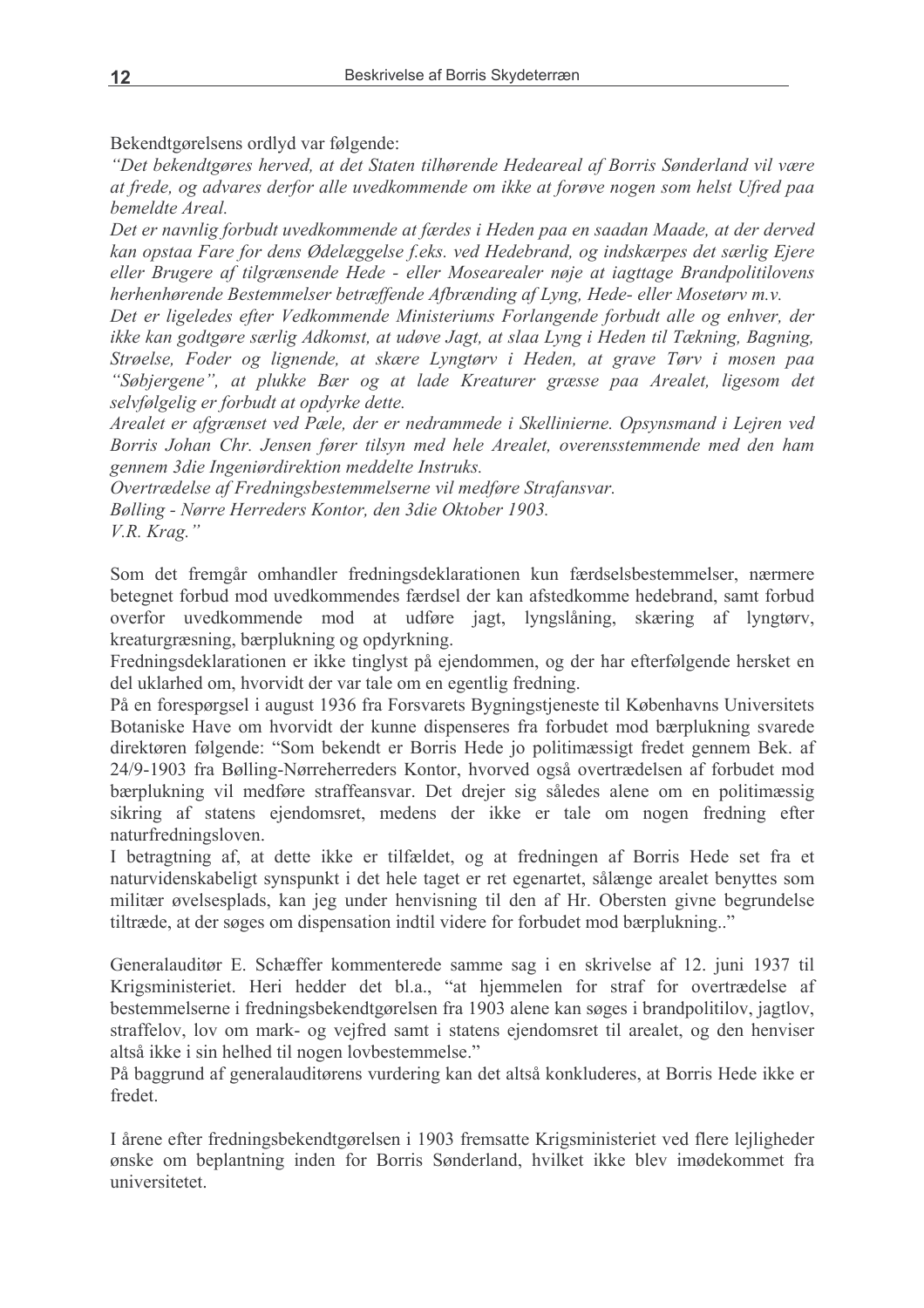Bekendtgørelsens ordlyd var følgende:

*"Det bekendtgøres herved, at det Staten tilhørende Hedeareal af Borris Sønderland vil være at frede, og advares derfor alle uvedkommende om ikke at forøve nogen som helst Ufred paa bemeldte Areal.*

*Det er navnlig forbudt uvedkommende at færdes i Heden paa en saadan Maade, at der derved kan opstaa Fare for dens Ødelæggelse f.eks. ved Hedebrand, og indskærpes det særlig Ejere eller Brugere af tilgrænsende Hede - eller Mosearealer nøje at iagttage Brandpolitilovens herhenhørende Bestemmelser betræffende Afbrænding af Lyng, Hede- eller Mosetørv m.v.*

*Det er ligeledes efter Vedkommende Ministeriums Forlangende forbudt alle og enhver, der ikke kan godtgøre særlig Adkomst, at udøve Jagt, at slaa Lyng i Heden til Tækning, Bagning, Strøelse, Foder og lignende, at skære Lyngtørv i Heden, at grave Tørv i mosen paa "Søbjergene", at plukke Bær og at lade Kreaturer græsse paa Arealet, ligesom det selvfølgelig er forbudt at opdyrke dette.*

*Arealet er afgrænset ved Pæle, der er nedrammede i Skellinierne. Opsynsmand i Lejren ved Borris Johan Chr. Jensen fører tilsyn med hele Arealet, overensstemmende med den ham gennem 3die Ingeniørdirektion meddelte Instruks.*

*Overtrædelse af Fredningsbestemmelserne vil medføre Strafansvar.*

*Bølling - Nørre Herreders Kontor, den 3die Oktober 1903.*

*V.R. Krag."*

Som det fremgår omhandler fredningsdeklarationen kun færdselsbestemmelser, nærmere betegnet forbud mod uvedkommendes færdsel der kan afstedkomme hedebrand, samt forbud overfor uvedkommende mod at udføre jagt, lyngslåning, skæring af lyngtørv, kreaturgræsning, bærplukning og opdyrkning.

Fredningsdeklarationen er ikke tinglyst på ejendommen, og der har efterfølgende hersket en del uklarhed om, hvorvidt der var tale om en egentlig fredning.

På en forespørgsel i august 1936 fra Forsvarets Bygningstjeneste til Københavns Universitets Botaniske Have om hvorvidt der kunne dispenseres fra forbudet mod bærplukning svarede direktøren følgende: "Som bekendt er Borris Hede jo politimæssigt fredet gennem Bek. af 24/9-1903 fra Bølling-Nørreherreders Kontor, hvorved også overtrædelsen af forbudet mod bærplukning vil medføre straffeansvar. Det drejer sig således alene om en politimæssig sikring af statens ejendomsret, medens der ikke er tale om nogen fredning efter naturfredningsloven.

I betragtning af, at dette ikke er tilfældet, og at fredningen af Borris Hede set fra et naturvidenskabeligt synspunkt i det hele taget er ret egenartet, sålænge arealet benyttes som militær øvelsesplads, kan jeg under henvisning til den af Hr. Obersten givne begrundelse tiltræde, at der søges om dispensation indtil videre for forbudet mod bærplukning.."

Generalauditør E. Schæffer kommenterede samme sag i en skrivelse af 12. juni 1937 til Krigsministeriet. Heri hedder det bl.a., "at hjemmelen for straf for overtrædelse af bestemmelserne i fredningsbekendtgørelsen fra 1903 alene kan søges i brandpolitilov, jagtlov, straffelov, lov om mark- og vejfred samt i statens ejendomsret til arealet, og den henviser altså ikke i sin helhed til nogen lovbestemmelse."

På baggrund af generalauditørens vurdering kan det altså konkluderes, at Borris Hede ikke er fredet.

I årene efter fredningsbekendtgørelsen i 1903 fremsatte Krigsministeriet ved flere lejligheder ønske om beplantning inden for Borris Sønderland, hvilket ikke blev imødekommet fra universitetet.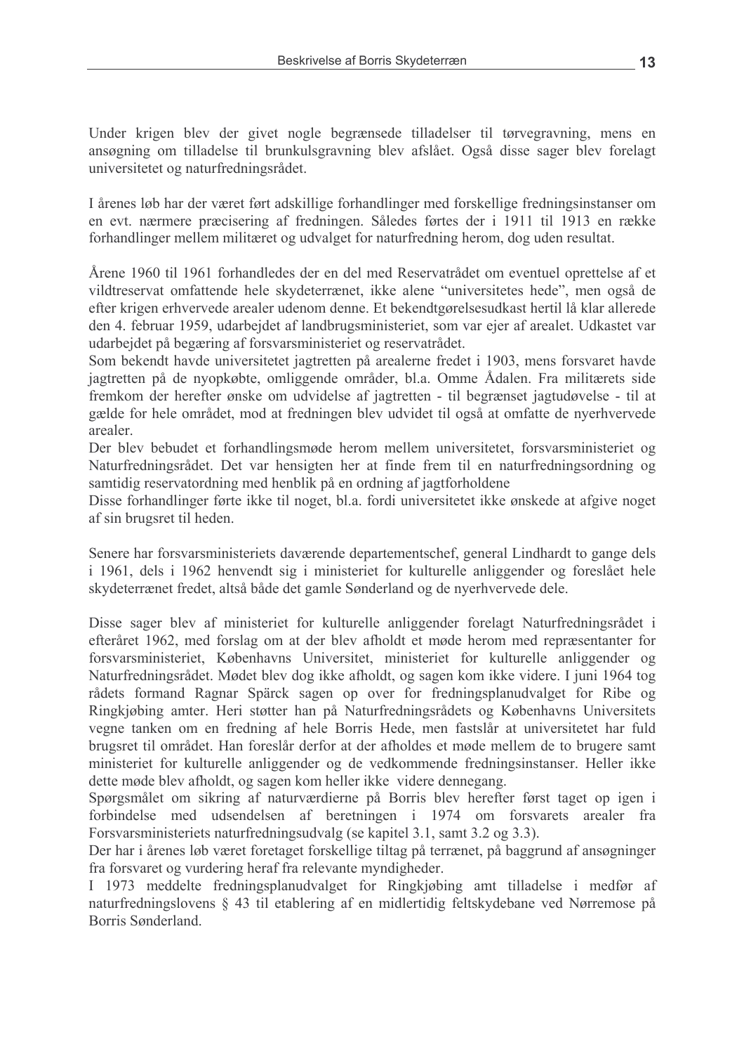Under krigen blev der givet nogle begrænsede tilladelser til tørvegravning, mens en ansøgning om tilladelse til brunkulsgravning blev afslået. Også disse sager blev forelagt universitetet og naturfredningsrådet.

I årenes løb har der været ført adskillige forhandlinger med forskellige fredningsinstanser om en evt. nærmere præcisering af fredningen. Således førtes der i 1911 til 1913 en række forhandlinger mellem militæret og udvalget for naturfredning herom, dog uden resultat.

Årene 1960 til 1961 forhandledes der en del med Reservatrådet om eventuel oprettelse af et vildtreservat omfattende hele skydeterrænet, ikke alene "universitetes hede", men også de efter krigen erhvervede arealer udenom denne. Et bekendtgørelsesudkast hertil lå klar allerede den 4. februar 1959, udarbejdet af landbrugsministeriet, som var ejer af arealet. Udkastet var udarbejdet på begæring af forsvarsministeriet og reservatrådet.
Som bekendt havde universitetet jagtretten på arealerne fredet i 1903, mens forsvaret havde jagtretten på de nyopkøbte, omliggende områder, bl.a. Omme Ådalen. Fra militærets side fremkom der herefter ønske om udvidelse af jagtretten - til begrænset jagtudøvelse - til at gælde for hele området, mod at fredningen blev udvidet til også at omfatte de nyerhvervede arealer.
Der blev bebudet et forhandlingsmøde herom mellem universitetet, forsvarsministeriet og Naturfredningsrådet. Det var hensigten her at finde frem til en naturfredningsordning og samtidig reservatordning med henblik på en ordning af jagtforholdene
Disse forhandlinger førte ikke til noget, bl.a. fordi universitetet ikke ønskede at afgive noget af sin brugsret til heden.

Senere har forsvarsministeriets daværende departementschef, general Lindhardt to gange dels i 1961, dels i 1962 henvendt sig i ministeriet for kulturelle anliggender og foreslået hele skydeterrænet fredet, altså både det gamle Sønderland og de nyerhvervede dele.

Disse sager blev af ministeriet for kulturelle anliggender forelagt Naturfredningsrådet i efteråret 1962, med forslag om at der blev afholdt et møde herom med repræsentanter for forsvarsministeriet, Københavns Universitet, ministeriet for kulturelle anliggender og Naturfredningsrådet. Mødet blev dog ikke afholdt, og sagen kom ikke videre. I juni 1964 tog rådets formand Ragnar Spärck sagen op over for fredningsplanudvalget for Ribe og Ringkjøbing amter. Heri støtter han på Naturfredningsrådets og Københavns Universitets vegne tanken om en fredning af hele Borris Hede, men fastslår at universitetet har fuld brugsret til området. Han foreslår derfor at der afholdes et møde mellem de to brugere samt ministeriet for kulturelle anliggender og de vedkommende fredningsinstanser. Heller ikke dette møde blev afholdt, og sagen kom heller ikke videre dennegang.
Spørgsmålet om sikring af naturværdierne på Borris blev herefter først taget op igen i forbindelse med udsendelsen af beretningen i 1974 om forsvarets arealer fra Forsvarsministeriets naturfredningsudvalg (se kapitel 3.1, samt 3.2 og 3.3).
Der har i årenes løb været foretaget forskellige tiltag på terrænet, på baggrund af ansøgninger fra forsvaret og vurdering heraf fra relevante myndigheder.
I 1973 meddelte fredningsplanudvalget for Ringkjøbing amt tilladelse i medfør af naturfredningslovens § 43 til etablering af en midlertidig feltskydebane ved Nørremose på Borris Sønderland.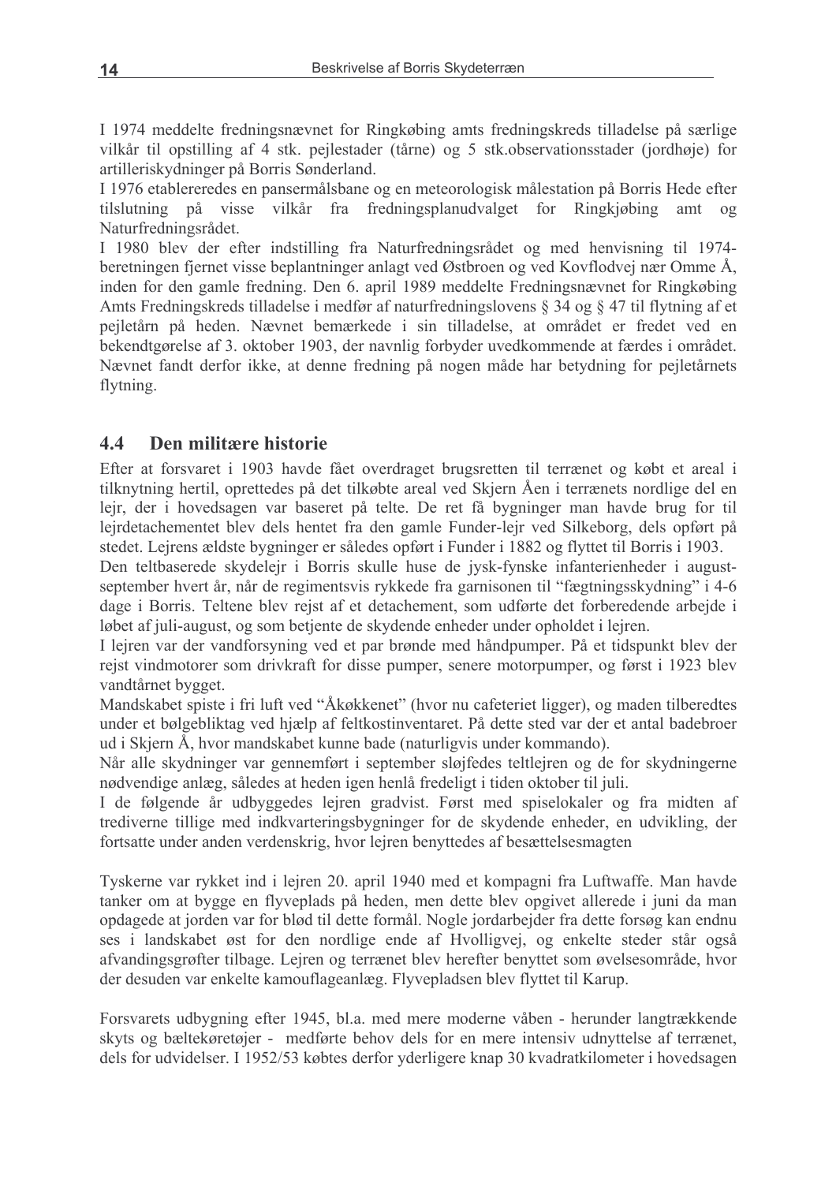I 1974 meddelte fredningsnævnet for Ringkøbing amts fredningskreds tilladelse på særlige vilkår til opstilling af 4 stk. pejlestader (tårne) og 5 stk.observationsstader (jordhøje) for artilleriskydninger på Borris Sønderland.

I 1976 etablereredes en pansermålsbane og en meteorologisk målestation på Borris Hede efter tilslutning på visse vilkår fra fredningsplanudvalget for Ringkjøbing amt og Naturfredningsrådet.

I 1980 blev der efter indstilling fra Naturfredningsrådet og med henvisning til 1974-beretningen fjernet visse beplantninger anlagt ved Østbroen og ved Kovflodvej nær Omme Å, inden for den gamle fredning. Den 6. april 1989 meddelte Fredningsnævnet for Ringkøbing Amts Fredningskreds tilladelse i medfør af naturfredningslovens § 34 og § 47 til flytning af et pejletårn på heden. Nævnet bemærkede i sin tilladelse, at området er fredet ved en bekendtgørelse af 3. oktober 1903, der navnlig forbyder uvedkommende at færdes i området. Nævnet fandt derfor ikke, at denne fredning på nogen måde har betydning for pejletårnets flytning.

## 4.4 Den militære historie

Efter at forsvaret i 1903 havde fået overdraget brugsretten til terrænet og købt et areal i tilknytning hertil, oprettedes på det tilkøbte areal ved Skjern Åen i terrænets nordlige del en lejr, der i hovedsagen var baseret på telte. De ret få bygninger man havde brug for til lejrdetachementet blev dels hentet fra den gamle Funder-lejr ved Silkeborg, dels opført på stedet. Lejrens ældste bygninger er således opført i Funder i 1882 og flyttet til Borris i 1903.

Den teltbaserede skydelejr i Borris skulle huse de jysk-fynske infanterienheder i august-september hvert år, når de regimentsvis rykkede fra garnisonen til "fægtningsskydning" i 4-6 dage i Borris. Teltene blev rejst af et detachement, som udførte det forberedende arbejde i løbet af juli-august, og som betjente de skydende enheder under opholdet i lejren.

I lejren var der vandforsyning ved et par brønde med håndpumper. På et tidspunkt blev der rejst vindmotorer som drivkraft for disse pumper, senere motorpumper, og først i 1923 blev vandtårnet bygget.

Mandskabet spiste i fri luft ved "Åkøkkenet" (hvor nu cafeteriet ligger), og maden tilberedtes under et bølgebliktag ved hjælp af feltkostinventaret. På dette sted var der et antal badebroer ud i Skjern Å, hvor mandskabet kunne bade (naturligvis under kommando).

Når alle skydninger var gennemført i september sløjfedes teltlejren og de for skydningerne nødvendige anlæg, således at heden igen henlå fredeligt i tiden oktober til juli.

I de følgende år udbyggedes lejren gradvist. Først med spiselokaler og fra midten af trediverne tillige med indkvarteringsbygninger for de skydende enheder, en udvikling, der fortsatte under anden verdenskrig, hvor lejren benyttedes af besættelsesmagten

Tyskerne var rykket ind i lejren 20. april 1940 med et kompagni fra Luftwaffe. Man havde tanker om at bygge en flyveplads på heden, men dette blev opgivet allerede i juni da man opdagede at jorden var for blød til dette formål. Nogle jordarbejder fra dette forsøg kan endnu ses i landskabet øst for den nordlige ende af Hvolligvej, og enkelte steder står også afvandingsgrøfter tilbage. Lejren og terrænet blev herefter benyttet som øvelsesområde, hvor der desuden var enkelte kamouflageanlæg. Flyvepladsen blev flyttet til Karup.

Forsvarets udbygning efter 1945, bl.a. med mere moderne våben - herunder langtrækkende skyts og bæltekøretøjer - medførte behov dels for en mere intensiv udnyttelse af terrænet, dels for udvidelser. I 1952/53 købtes derfor yderligere knap 30 kvadratkilometer i hovedsagen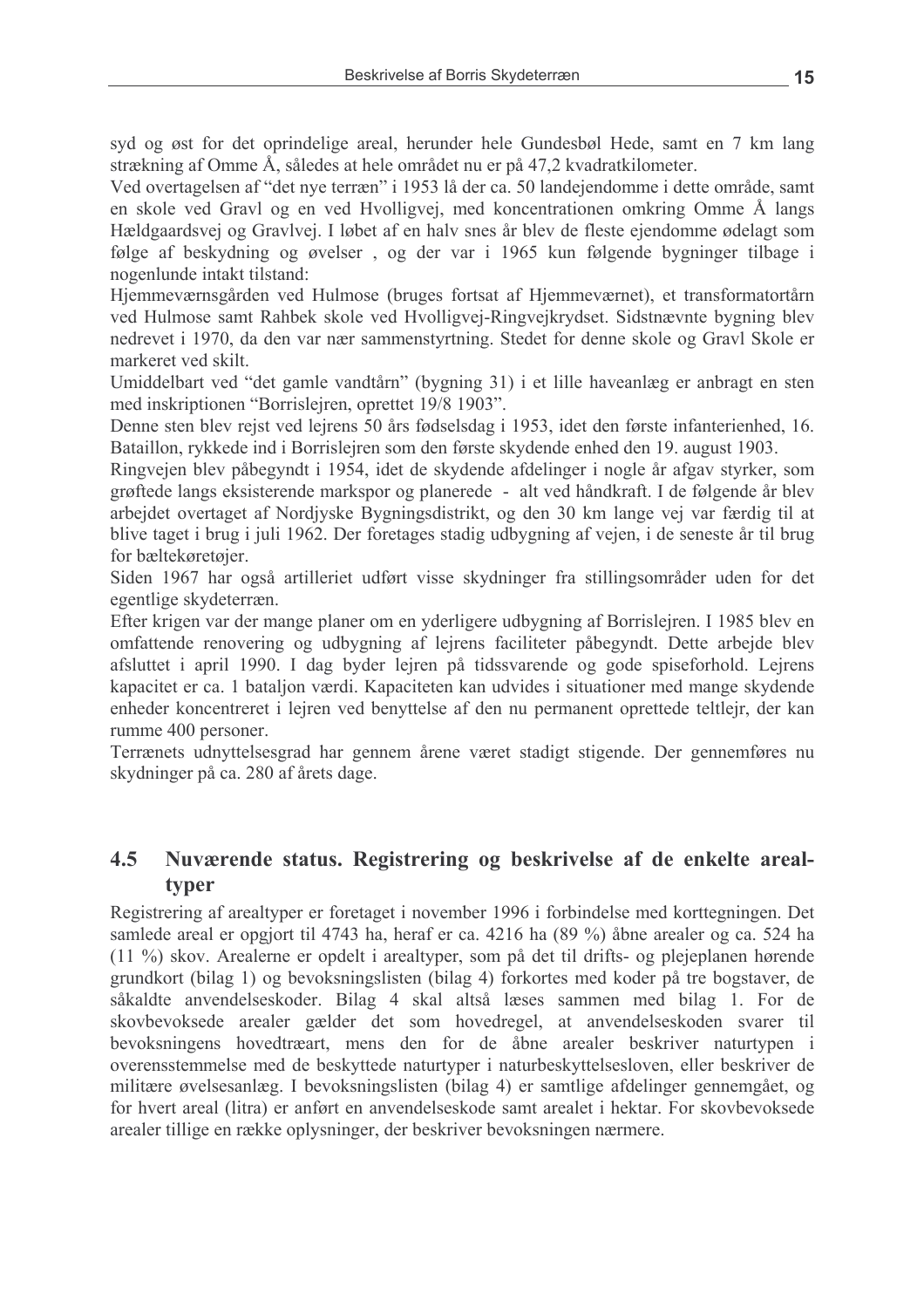syd og øst for det oprindelige areal, herunder hele Gundesbøl Hede, samt en 7 km lang strækning af Omme Å, således at hele området nu er på 47,2 kvadratkilometer.

Ved overtagelsen af "det nye terræn" i 1953 lå der ca. 50 landejendomme i dette område, samt en skole ved Gravl og en ved Hvolligvej, med koncentrationen omkring Omme Å langs Hældgaardsvej og Gravlvej. I løbet af en halv snes år blev de fleste ejendomme ødelagt som følge af beskydning og øvelser , og der var i 1965 kun følgende bygninger tilbage i nogenlunde intakt tilstand:

Hjemmeværnsgården ved Hulmose (bruges fortsat af Hjemmeværnet), et transformatortårn ved Hulmose samt Rahbek skole ved Hvolligvej-Ringvejkrydset. Sidstnævnte bygning blev nedrevet i 1970, da den var nær sammenstyrtning. Stedet for denne skole og Gravl Skole er markeret ved skilt.

Umiddelbart ved "det gamle vandtårn" (bygning 31) i et lille haveanlæg er anbragt en sten med inskriptionen "Borrislejren, oprettet 19/8 1903".

Denne sten blev rejst ved lejrens 50 års fødselsdag i 1953, idet den første infanterienhed, 16. Bataillon, rykkede ind i Borrislejren som den første skydende enhed den 19. august 1903.

Ringvejen blev påbegyndt i 1954, idet de skydende afdelinger i nogle år afgav styrker, som grøftede langs eksisterende markspor og planerede - alt ved håndkraft. I de følgende år blev arbejdet overtaget af Nordjyske Bygningsdistrikt, og den 30 km lange vej var færdig til at blive taget i brug i juli 1962. Der foretages stadig udbygning af vejen, i de seneste år til brug for bæltekøretøjer.

Siden 1967 har også artilleriet udført visse skydninger fra stillingsområder uden for det egentlige skydeterræn.

Efter krigen var der mange planer om en yderligere udbygning af Borrislejren. I 1985 blev en omfattende renovering og udbygning af lejrens faciliteter påbegyndt. Dette arbejde blev afsluttet i april 1990. I dag byder lejren på tidssvarende og gode spiseforhold. Lejrens kapacitet er ca. 1 bataljon værdi. Kapaciteten kan udvides i situationer med mange skydende enheder koncentreret i lejren ved benyttelse af den nu permanent oprettede teltlejr, der kan rumme 400 personer.

Terrænets udnyttelsesgrad har gennem årene været stadigt stigende. Der gennemføres nu skydninger på ca. 280 af årets dage.

## 4.5 Nuværende status. Registrering og beskrivelse af de enkelte arealtyper

Registrering af arealtyper er foretaget i november 1996 i forbindelse med korttegningen. Det samlede areal er opgjort til 4743 ha, heraf er ca. 4216 ha (89 %) åbne arealer og ca. 524 ha (11 %) skov. Arealerne er opdelt i arealtyper, som på det til drifts- og plejeplanen hørende grundkort (bilag 1) og bevoksningslisten (bilag 4) forkortes med koder på tre bogstaver, de såkaldte anvendelseskoder. Bilag 4 skal altså læses sammen med bilag 1. For de skovbevoksede arealer gælder det som hovedregel, at anvendelseskoden svarer til bevoksningens hovedtræart, mens den for de åbne arealer beskriver naturtypen i overensstemmelse med de beskyttede naturtyper i naturbeskyttelsesloven, eller beskriver de militære øvelsesanlæg. I bevoksningslisten (bilag 4) er samtlige afdelinger gennemgået, og for hvert areal (litra) er anført en anvendelseskode samt arealet i hektar. For skovbevoksede arealer tillige en række oplysninger, der beskriver bevoksningen nærmere.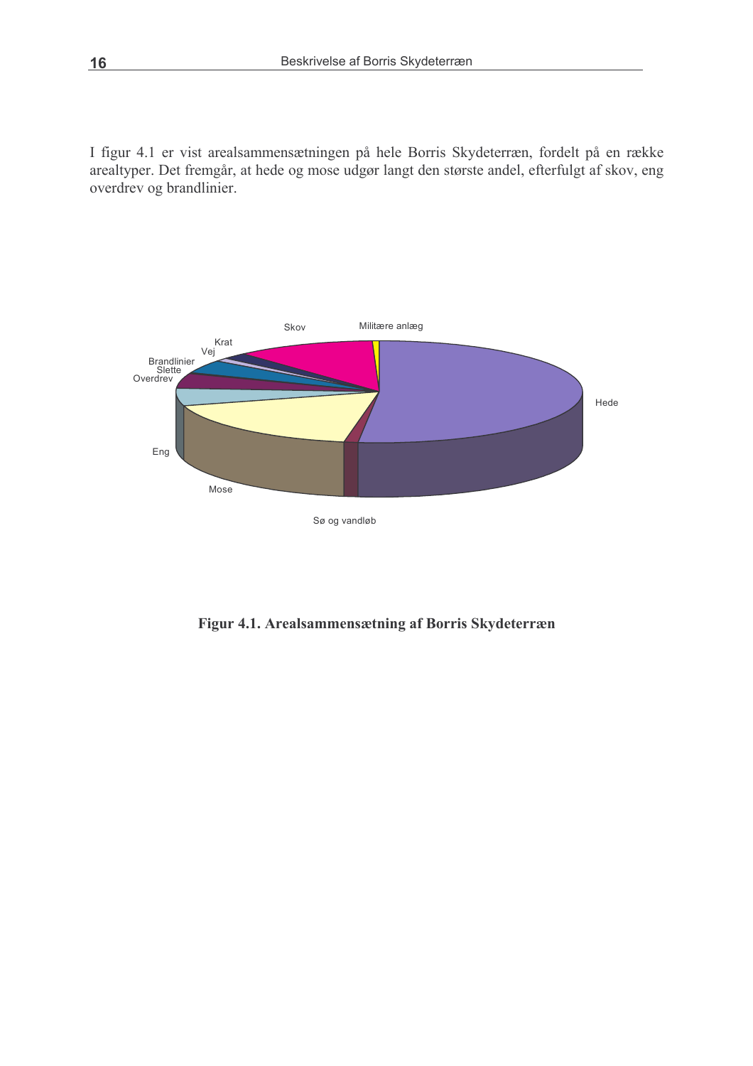I figur 4.1 er vist arealsammensætningen på hele Borris Skydeterræn, fordelt på en række arealtyper. Det fremgår, at hede og mose udgør langt den største andel, efterfulgt af skov, eng overdrev og brandlinier.

**Figur 4.1. Arealsammensætning af Borris Skydeterræn**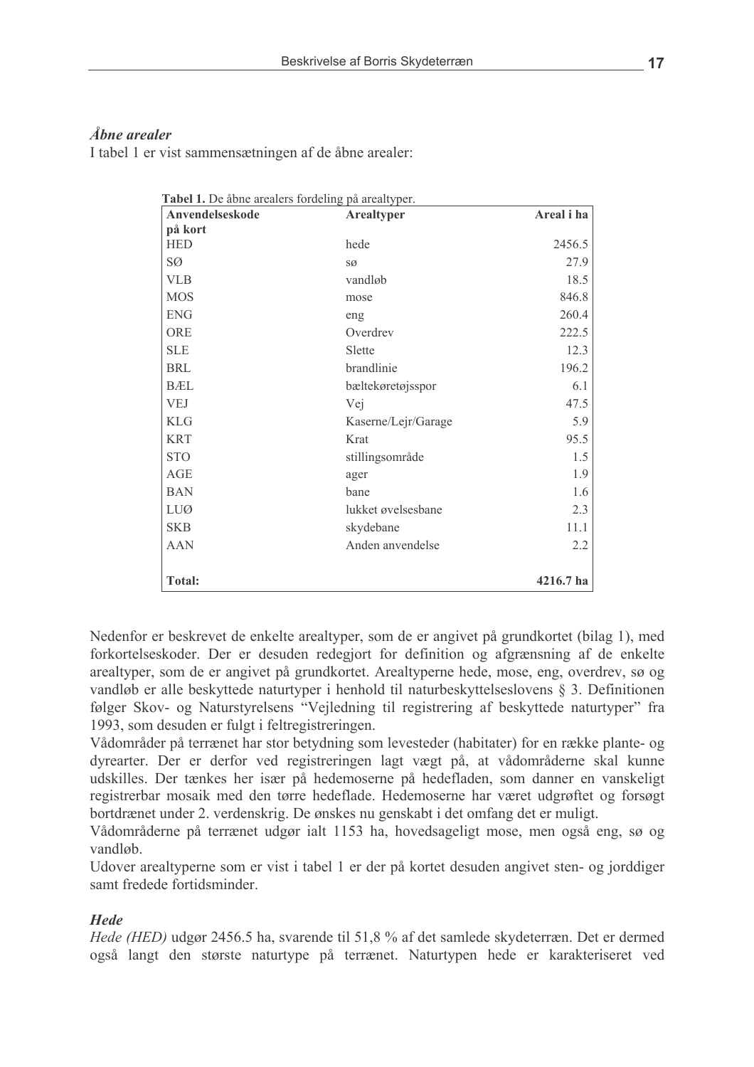### *Åbne arealer*

I tabel 1 er vist sammensætningen af de åbne arealer:

**Tabel 1.** De åbne arealers fordeling på arealtyper.

| Anvendelseskode på kort | Arealtyper | Areal i ha |
|---|---|---|
| HED | hede | 2456.5 |
| SØ | sø | 27.9 |
| VLB | vandløb | 18.5 |
| MOS | mose | 846.8 |
| ENG | eng | 260.4 |
| ORE | Overdrev | 222.5 |
| SLE | Slette | 12.3 |
| BRL | brandlinie | 196.2 |
| BÆL | bæltekøretøjsspor | 6.1 |
| VEJ | Vej | 47.5 |
| KLG | Kaserne/Lejr/Garage | 5.9 |
| KRT | Krat | 95.5 |
| STO | stillingsområde | 1.5 |
| AGE | ager | 1.9 |
| BAN | bane | 1.6 |
| LUØ | lukket øvelsesbane | 2.3 |
| SKB | skydebane | 11.1 |
| AAN | Anden anvendelse | 2.2 |
| **Total:** | | **4216.7 ha** |

Nedenfor er beskrevet de enkelte arealtyper, som de er angivet på grundkortet (bilag 1), med forkortelseskoder. Der er desuden redegjort for definition og afgrænsning af de enkelte arealtyper, som de er angivet på grundkortet. Arealtyperne hede, mose, eng, overdrev, sø og vandløb er alle beskyttede naturtyper i henhold til naturbeskyttelseslovens § 3. Definitionen følger Skov- og Naturstyrelsens "Vejledning til registrering af beskyttede naturtyper" fra 1993, som desuden er fulgt i feltregistreringen.

Vådområder på terrænet har stor betydning som levesteder (habitater) for en række plante- og dyrearter. Der er derfor ved registreringen lagt vægt på, at vådområderne skal kunne udskilles. Der tænkes her især på hedemoserne på hedefladen, som danner en vanskeligt registrerbar mosaik med den tørre hedeflade. Hedemoserne har været udgrøftet og forsøgt bortdrænet under 2. verdenskrig. De ønskes nu genskabt i det omfang det er muligt.

Vådområderne på terrænet udgør ialt 1153 ha, hovedsageligt mose, men også eng, sø og vandløb.

Udover arealtyperne som er vist i tabel 1 er der på kortet desuden angivet sten- og jorddiger samt fredede fortidsminder.

### *Hede*

*Hede (HED)* udgør 2456.5 ha, svarende til 51,8 % af det samlede skydeterræn. Det er dermed også langt den største naturtype på terrænet. Naturtypen hede er karakteriseret ved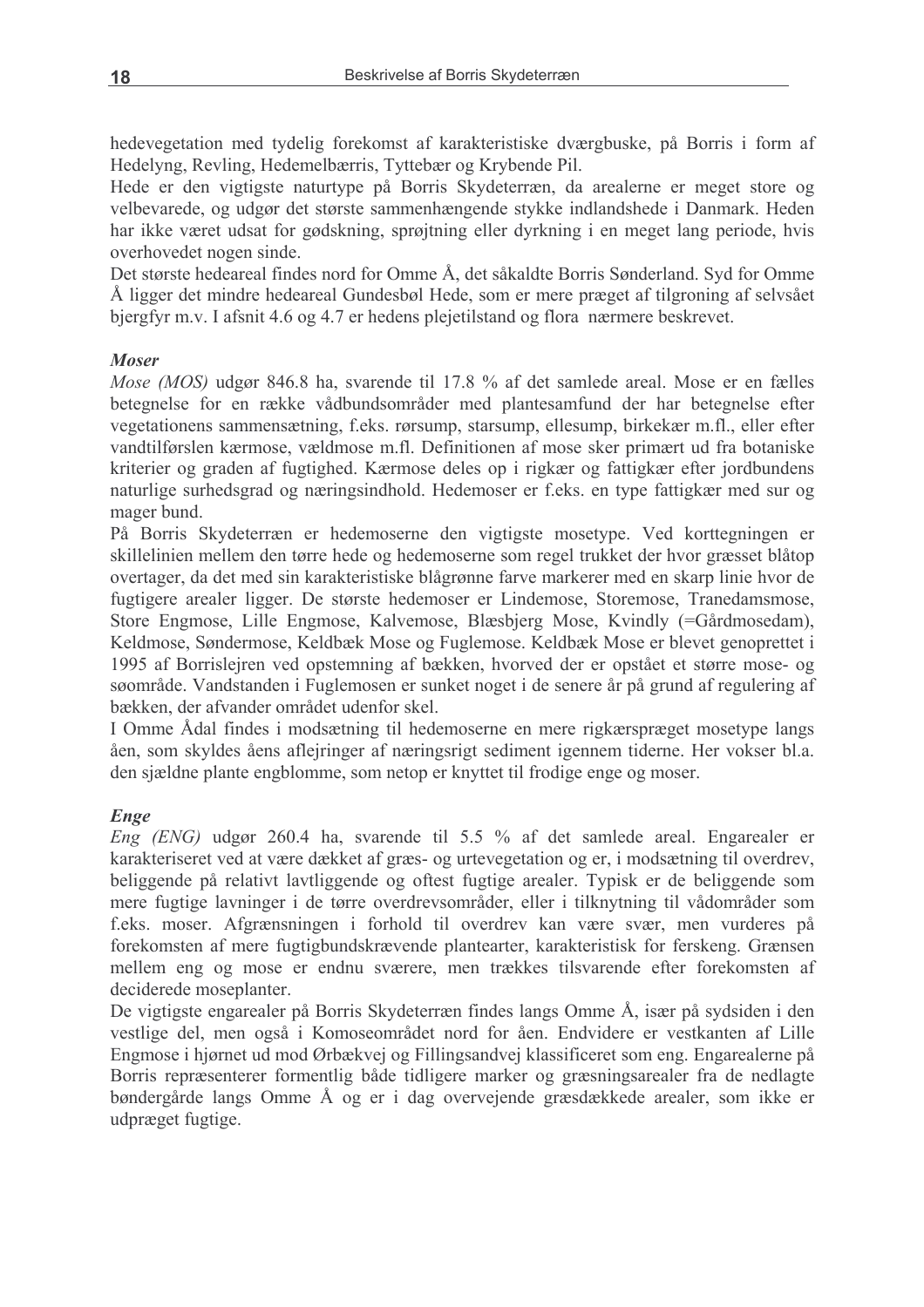hedevegetation med tydelig forekomst af karakteristiske dværgbuske, på Borris i form af Hedelyng, Revling, Hedemelbærris, Tyttebær og Krybende Pil.

Hede er den vigtigste naturtype på Borris Skydeterræn, da arealerne er meget store og velbevarede, og udgør det største sammenhængende stykke indlandshede i Danmark. Heden har ikke været udsat for gødskning, sprøjtning eller dyrkning i en meget lang periode, hvis overhovedet nogen sinde.

Det største hedeareal findes nord for Omme Å, det såkaldte Borris Sønderland. Syd for Omme Å ligger det mindre hedeareal Gundesbøl Hede, som er mere præget af tilgroning af selvsået bjergfyr m.v. I afsnit 4.6 og 4.7 er hedens plejetilstand og flora nærmere beskrevet.

***Moser***

*Mose (MOS)* udgør 846.8 ha, svarende til 17.8 % af det samlede areal. Mose er en fælles betegnelse for en række vådbundsområder med plantesamfund der har betegnelse efter vegetationens sammensætning, f.eks. rørsump, starsump, ellesump, birkekær m.fl., eller efter vandtilførslen kærmose, væld­mose m.fl. Definitionen af mose sker primært ud fra botaniske kriterier og graden af fugtighed. Kærmose deles op i rigkær og fattigkær efter jordbundens naturlige surhedsgrad og næringsindhold. Hedemoser er f.eks. en type fattigkær med sur og mager bund.

På Borris Skydeterræn er hedemoserne den vigtigste mosetype. Ved korttegningen er skillelinien mellem den tørre hede og hedemoserne som regel trukket der hvor græsset blåtop overtager, da det med sin karakteristiske blågrønne farve markerer med en skarp linie hvor de fugtigere arealer ligger. De største hedemoser er Lindemose, Storemose, Tranedamsmose, Store Engmose, Lille Engmose, Kalvemose, Blæsbjerg Mose, Kvindly (=Gårdmosedam), Keldmose, Søndermose, Keldbæk Mose og Fuglemose. Keldbæk Mose er blevet genoprettet i 1995 af Borrislejren ved opstemning af bækken, hvorved der er opstået et større mose- og søområde. Vandstanden i Fuglemosen er sunket noget i de senere år på grund af regulering af bækken, der afvander området udenfor skel.

I Omme Ådal findes i modsætning til hedemoserne en mere rigkærspræget mosetype langs åen, som skyldes åens aflejringer af næringsrigt sediment igennem tiderne. Her vokser bl.a. den sjældne plante engblomme, som netop er knyttet til frodige enge og moser.

***Enge***

*Eng (ENG)* udgør 260.4 ha, svarende til 5.5 % af det samlede areal. Engarealer er karakteriseret ved at være dækket af græs- og urtevegetation og er, i modsætning til overdrev, beliggende på relativt lavtliggende og oftest fugtige arealer. Typisk er de beliggende som mere fugtige lavninger i de tørre overdrevsområder, eller i tilknytning til vådområder som f.eks. moser. Afgrænsningen i forhold til overdrev kan være svær, men vurderes på forekomsten af mere fugtigbundskrævende plantearter, karakteristisk for ferskeng. Grænsen mellem eng og mose er endnu sværere, men trækkes tilsvarende efter forekomsten af deciderede moseplanter.

De vigtigste engarealer på Borris Skydeterræn findes langs Omme Å, især på sydsiden i den vestlige del, men også i Komoseområdet nord for åen. Endvidere er vestkanten af Lille Engmose i hjørnet ud mod Ørbækvej og Fillingsandvej klassificeret som eng. Engarealerne på Borris repræsenterer formentlig både tidligere marker og græsningsarealer fra de nedlagte bøndergårde langs Omme Å og er i dag overvejende græsdækkede arealer, som ikke er udpræget fugtige.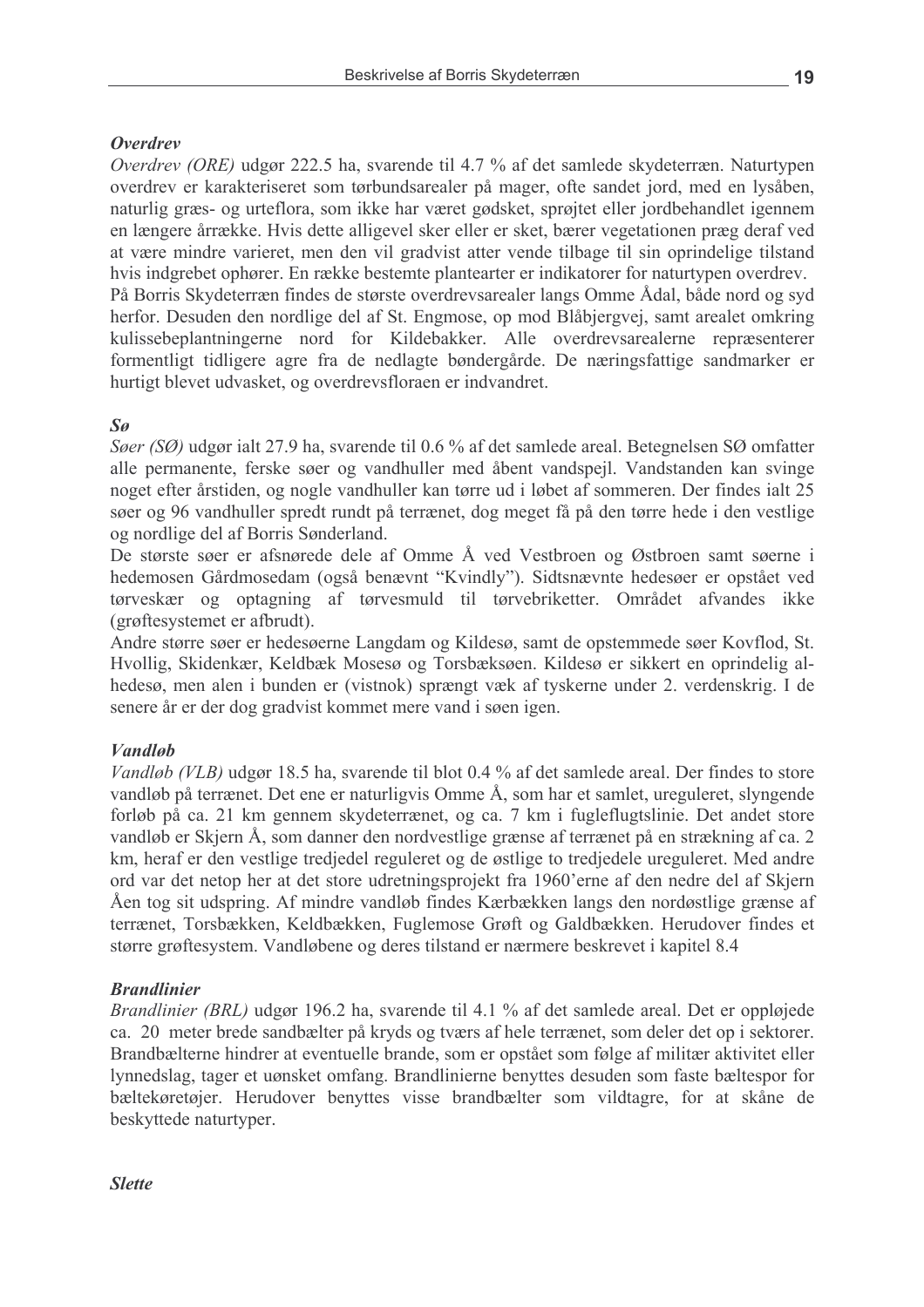### *Overdrev*

*Overdrev (ORE)* udgør 222.5 ha, svarende til 4.7 % af det samlede skydeterræn. Naturtypen overdrev er karakteriseret som tørbundsarealer på mager, ofte sandet jord, med en lysåben, naturlig græs- og urteflora, som ikke har været gødsket, sprøjtet eller jordbehandlet igennem en længere årrække. Hvis dette alligevel sker eller er sket, bærer vegetationen præg deraf ved at være mindre varieret, men den vil gradvist atter vende tilbage til sin oprindelige tilstand hvis indgrebet ophører. En række bestemte plantearter er indikatorer for naturtypen overdrev. På Borris Skydeterræn findes de største overdrevsarealer langs Omme Ådal, både nord og syd herfor. Desuden den nordlige del af St. Engmose, op mod Blåbjergvej, samt arealet omkring kulissebeplantningerne nord for Kildebakker. Alle overdrevsarealerne repræsenterer formentligt tidligere agre fra de nedlagte bøndergårde. De næringsfattige sandmarker er hurtigt blevet udvasket, og overdrevsfloraen er indvandret.

### *Sø*

*Søer (SØ)* udgør ialt 27.9 ha, svarende til 0.6 % af det samlede areal. Betegnelsen SØ omfatter alle permanente, ferske søer og vandhuller med åbent vandspejl. Vandstanden kan svinge noget efter årstiden, og nogle vandhuller kan tørre ud i løbet af sommeren. Der findes ialt 25 søer og 96 vandhuller spredt rundt på terrænet, dog meget få på den tørre hede i den vestlige og nordlige del af Borris Sønderland.

De største søer er afsnørede dele af Omme Å ved Vestbroen og Østbroen samt søerne i hedemosen Gårdmosedam (også benævnt "Kvindly"). Sidtsnævnte hedesøer er opstået ved tørveskær og optagning af tørvesmuld til tørvebriketter. Området afvandes ikke (grøftesystemet er afbrudt).

Andre større søer er hedesøerne Langdam og Kildesø, samt de opstemmede søer Kovflod, St. Hvollig, Skidenkær, Keldbæk Mosesø og Torsbæksøen. Kildesø er sikkert en oprindelig al-hedesø, men alen i bunden er (vistnok) sprængt væk af tyskerne under 2. verdenskrig. I de senere år er der dog gradvist kommet mere vand i søen igen.

### *Vandløb*

*Vandløb (VLB)* udgør 18.5 ha, svarende til blot 0.4 % af det samlede areal. Der findes to store vandløb på terrænet. Det ene er naturligvis Omme Å, som har et samlet, ureguleret, slyngende forløb på ca. 21 km gennem skydeterrænet, og ca. 7 km i fugleflugtslinie. Det andet store vandløb er Skjern Å, som danner den nordvestlige grænse af terrænet på en strækning af ca. 2 km, heraf er den vestlige tredjedel reguleret og de østlige to tredjedele ureguleret. Med andre ord var det netop her at det store udretningsprojekt fra 1960'erne af den nedre del af Skjern Åen tog sit udspring. Af mindre vandløb findes Kærbækken langs den nordøstlige grænse af terrænet, Torsbækken, Keldbækken, Fuglemose Grøft og Galdbækken. Herudover findes et større grøftesystem. Vandløbene og deres tilstand er nærmere beskrevet i kapitel 8.4

### *Brandlinier*

*Brandlinier (BRL)* udgør 196.2 ha, svarende til 4.1 % af det samlede areal. Det er oppløjede ca. 20 meter brede sandbælter på kryds og tværs af hele terrænet, som deler det op i sektorer. Brandbælterne hindrer at eventuelle brande, som er opstået som følge af militær aktivitet eller lynnedslag, tager et uønsket omfang. Brandlinierne benyttes desuden som faste bæltespor for bæltekøretøjer. Herudover benyttes visse brandbælter som vildtagre, for at skåne de beskyttede naturtyper.

### *Slette*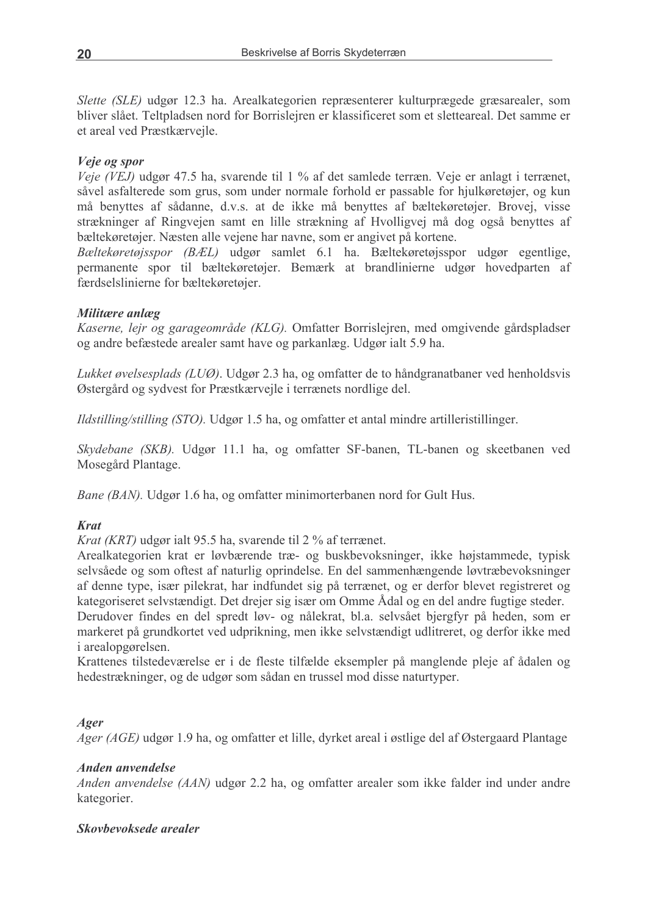*Slette (SLE)* udgør 12.3 ha. Arealkategorien repræsenterer kulturprægede græsarealer, som bliver slået. Teltpladsen nord for Borrislejren er klassificeret som et sletteareal. Det samme er et areal ved Præstkærvejle.

### *Veje og spor*

*Veje (VEJ)* udgør 47.5 ha, svarende til 1 % af det samlede terræn. Veje er anlagt i terrænet, såvel asfalterede som grus, som under normale forhold er passable for hjulkøretøjer, og kun må benyttes af sådanne, d.v.s. at de ikke må benyttes af bæltekøretøjer. Brovej, visse strækninger af Ringvejen samt en lille strækning af Hvolligvej må dog også benyttes af bæltekøretøjer. Næsten alle vejene har navne, som er angivet på kortene.

*Bæltekøretøjsspor (BÆL)* udgør samlet 6.1 ha. Bæltekøretøjsspor udgør egentlige, permanente spor til bæltekøretøjer. Bemærk at brandlinierne udgør hovedparten af færdselslinierne for bæltekøretøjer.

### *Militære anlæg*

*Kaserne, lejr og garageområde (KLG).* Omfatter Borrislejren, med omgivende gårdspladser og andre befæstede arealer samt have og parkanlæg. Udgør ialt 5.9 ha.

*Lukket øvelsesplads (LUØ)*. Udgør 2.3 ha, og omfatter de to håndgranatbaner ved henholdsvis Østergård og sydvest for Præstkærvejle i terrænets nordlige del.

*Ildstilling/stilling (STO).* Udgør 1.5 ha, og omfatter et antal mindre artilleristillinger.

*Skydebane (SKB).* Udgør 11.1 ha, og omfatter SF-banen, TL-banen og skeetbanen ved Mosegård Plantage.

*Bane (BAN).* Udgør 1.6 ha, og omfatter minimorterbanen nord for Gult Hus.

### *Krat*

*Krat (KRT)* udgør ialt 95.5 ha, svarende til 2 % af terrænet.

Arealkategorien krat er løvbærende træ- og buskbevoksninger, ikke højstammede, typisk selvsåede og som oftest af naturlig oprindelse. En del sammenhængende løvtræbevoksninger af denne type, især pilekrat, har indfundet sig på terrænet, og er derfor blevet registreret og kategoriseret selvstændigt. Det drejer sig især om Omme Ådal og en del andre fugtige steder.

Derudover findes en del spredt løv- og nålekrat, bl.a. selvsået bjergfyr på heden, som er markeret på grundkortet ved udprikning, men ikke selvstændigt udlitreret, og derfor ikke med i arealopgørelsen.

Krattenes tilstedeværelse er i de fleste tilfælde eksempler på manglende pleje af ådalen og hedestrækninger, og de udgør som sådan en trussel mod disse naturtyper.

### *Ager*

*Ager (AGE)* udgør 1.9 ha, og omfatter et lille, dyrket areal i østlige del af Østergaard Plantage

### *Anden anvendelse*

*Anden anvendelse (AAN)* udgør 2.2 ha, og omfatter arealer som ikke falder ind under andre kategorier.

### *Skovbevoksede arealer*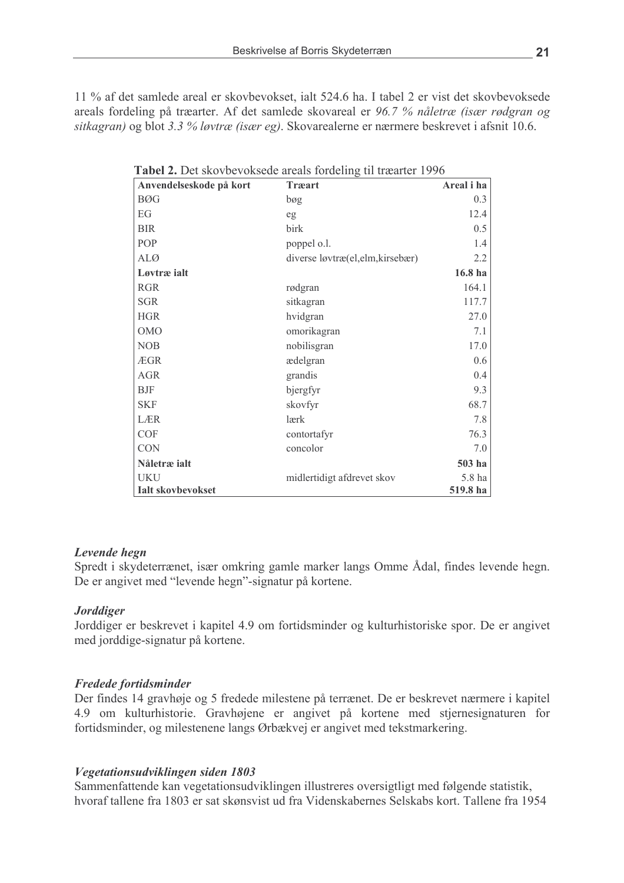11 % af det samlede areal er skovbevokset, ialt 524.6 ha. I tabel 2 er vist det skovbevoksede areals fordeling på træarter. Af det samlede skovareal er *96.7 % nåletræ (især rødgran og sitkagran)* og blot *3.3 % løvtræ (især eg)*. Skovarealerne er nærmere beskrevet i afsnit 10.6.

**Tabel 2.** Det skovbevoksede areals fordeling til træarter 1996

| Anvendelseskode på kort | Træart | Areal i ha |
|---|---|---|
| BØG | bøg | 0.3 |
| EG | eg | 12.4 |
| BIR | birk | 0.5 |
| POP | poppel o.l. | 1.4 |
| ALØ | diverse løvtræ(el,elm,kirsebær) | 2.2 |
| **Løvtræ ialt** | | **16.8 ha** |
| RGR | rødgran | 164.1 |
| SGR | sitkagran | 117.7 |
| HGR | hvidgran | 27.0 |
| OMO | omorikagran | 7.1 |
| NOB | nobilisgran | 17.0 |
| ÆGR | ædelgran | 0.6 |
| AGR | grandis | 0.4 |
| BJF | bjergfyr | 9.3 |
| SKF | skovfyr | 68.7 |
| LÆR | lærk | 7.8 |
| COF | contortafyr | 76.3 |
| CON | concolor | 7.0 |
| **Nåletræ ialt** | | **503 ha** |
| UKU | midlertidigt afdrevet skov | 5.8 ha |
| **Ialt skovbevokset** | | **519.8 ha** |

***Levende hegn***

Spredt i skydeterrænet, især omkring gamle marker langs Omme Ådal, findes levende hegn. De er angivet med "levende hegn"-signatur på kortene.

***Jorddiger***

Jorddiger er beskrevet i kapitel 4.9 om fortidsminder og kulturhistoriske spor. De er angivet med jorddige-signatur på kortene.

***Fredede fortidsminder***

Der findes 14 gravhøje og 5 fredede milestene på terrænet. De er beskrevet nærmere i kapitel 4.9 om kulturhistorie. Gravhøjene er angivet på kortene med stjernesignaturen for fortidsminder, og milestenene langs Ørbækvej er angivet med tekstmarkering.

***Vegetationsudviklingen siden 1803***

Sammenfattende kan vegetationsudviklingen illustreres oversigtligt med følgende statistik, hvoraf tallene fra 1803 er sat skønsvist ud fra Videnskabernes Selskabs kort. Tallene fra 1954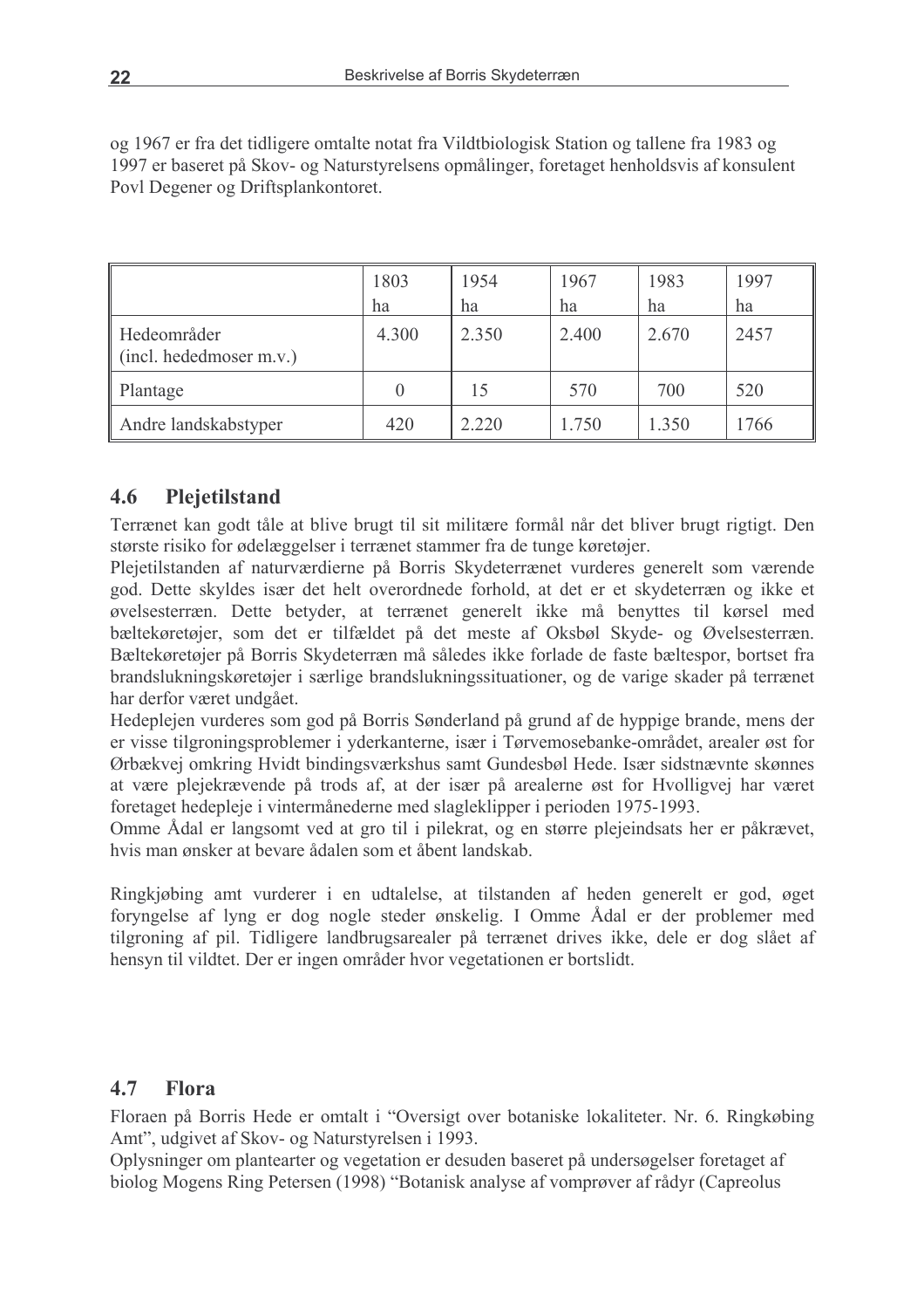og 1967 er fra det tidligere omtalte notat fra Vildtbiologisk Station og tallene fra 1983 og 1997 er baseret på Skov- og Naturstyrelsens opmålinger, foretaget henholdsvis af konsulent Povl Degener og Driftsplankontoret.

| | 1803 ha | 1954 ha | 1967 ha | 1983 ha | 1997 ha |
|---|---|---|---|---|---|
| Hedeområder (incl. hededmoser m.v.) | 4.300 | 2.350 | 2.400 | 2.670 | 2457 |
| Plantage | 0 | 15 | 570 | 700 | 520 |
| Andre landskabstyper | 420 | 2.220 | 1.750 | 1.350 | 1766 |

## 4.6 Plejetilstand

Terrænet kan godt tåle at blive brugt til sit militære formål når det bliver brugt rigtigt. Den største risiko for ødelæggelser i terrænet stammer fra de tunge køretøjer.

Plejetilstanden af naturværdierne på Borris Skydeterrænet vurderes generelt som værende god. Dette skyldes især det helt overordnede forhold, at det er et skydeterræn og ikke et øvelsesterræn. Dette betyder, at terrænet generelt ikke må benyttes til kørsel med bæltekøretøjer, som det er tilfældet på det meste af Oksbøl Skyde- og Øvelsesterræn. Bæltekøretøjer på Borris Skydeterræn må således ikke forlade de faste bæltespor, bortset fra brandslukningskøretøjer i særlige brandslukningssituationer, og de varige skader på terrænet har derfor været undgået.

Hedeplejen vurderes som god på Borris Sønderland på grund af de hyppige brande, mens der er visse tilgroningsproblemer i yderkanterne, især i Tørvemosebanke-området, arealer øst for Ørbækvej omkring Hvidt bindingsværkshus samt Gundesbøl Hede. Især sidstnævnte skønnes at være plejekrævende på trods af, at der især på arealerne øst for Hvolligvej har været foretaget hedepleje i vintermånederne med slagleklipper i perioden 1975-1993.

Omme Ådal er langsomt ved at gro til i pilekrat, og en større plejeindsats her er påkrævet, hvis man ønsker at bevare ådalen som et åbent landskab.

Ringkjøbing amt vurderer i en udtalelse, at tilstanden af heden generelt er god, øget foryngelse af lyng er dog nogle steder ønskelig. I Omme Ådal er der problemer med tilgroning af pil. Tidligere landbrugsarealer på terrænet drives ikke, dele er dog slået af hensyn til vildtet. Der er ingen områder hvor vegetationen er bortslidt.

## 4.7 Flora

Floraen på Borris Hede er omtalt i "Oversigt over botaniske lokaliteter. Nr. 6. Ringkøbing Amt", udgivet af Skov- og Naturstyrelsen i 1993.

Oplysninger om plantearter og vegetation er desuden baseret på undersøgelser foretaget af biolog Mogens Ring Petersen (1998) "Botanisk analyse af vomprøver af rådyr (Capreolus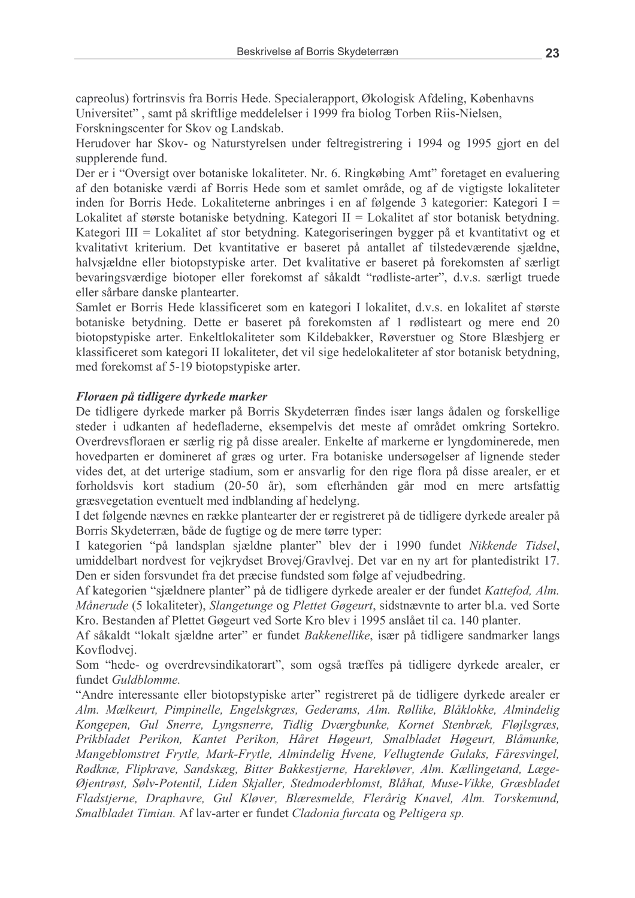capreolus) fortrinsvis fra Borris Hede. Specialerapport, Økologisk Afdeling, Københavns Universitet" , samt på skriftlige meddelelser i 1999 fra biolog Torben Riis-Nielsen, Forskningscenter for Skov og Landskab.

Herudover har Skov- og Naturstyrelsen under feltregistrering i 1994 og 1995 gjort en del supplerende fund.

Der er i "Oversigt over botaniske lokaliteter. Nr. 6. Ringkøbing Amt" foretaget en evaluering af den botaniske værdi af Borris Hede som et samlet område, og af de vigtigste lokaliteter inden for Borris Hede. Lokaliteterne anbringes i en af følgende 3 kategorier: Kategori I = Lokalitet af største botaniske betydning. Kategori II = Lokalitet af stor botanisk betydning. Kategori III = Lokalitet af stor betydning. Kategoriseringen bygger på et kvantitativt og et kvalitativt kriterium. Det kvantitative er baseret på antallet af tilstedeværende sjældne, halvsjældne eller biotopstypiske arter. Det kvalitative er baseret på forekomsten af særligt bevaringsværdige biotoper eller forekomst af såkaldt "rødliste-arter", d.v.s. særligt truede eller sårbare danske plantearter.

Samlet er Borris Hede klassificeret som en kategori I lokalitet, d.v.s. en lokalitet af største botaniske betydning. Dette er baseret på forekomsten af 1 rødlisteart og mere end 20 biotopstypiske arter. Enkeltlokaliteter som Kildebakker, Røverstuer og Store Blæsbjerg er klassificeret som kategori II lokaliteter, det vil sige hedelokaliteter af stor botanisk betydning, med forekomst af 5-19 biotopstypiske arter.

***Floraen på tidligere dyrkede marker***

De tidligere dyrkede marker på Borris Skydeterræn findes især langs ådalen og forskellige steder i udkanten af hedefladerne, eksempelvis det meste af området omkring Sortekro. Overdrevsfloraen er særlig rig på disse arealer. Enkelte af markerne er lyngdominerede, men hovedparten er domineret af græs og urter. Fra botaniske undersøgelser af lignende steder vides det, at det urterige stadium, som er ansvarlig for den rige flora på disse arealer, er et forholdsvis kort stadium (20-50 år), som efterhånden går mod en mere artsfattig græsvegetation eventuelt med indblanding af hedelyng.

I det følgende nævnes en række plantearter der er registreret på de tidligere dyrkede arealer på Borris Skydeterræn, både de fugtige og de mere tørre typer:

I kategorien "på landsplan sjældne planter" blev der i 1990 fundet *Nikkende Tidsel*, umiddelbart nordvest for vejkrydset Brovej/Gravlvej. Det var en ny art for plantedistrikt 17. Den er siden forsvundet fra det præcise fundsted som følge af vejudbedring.

Af kategorien "sjældnere planter" på de tidligere dyrkede arealer er der fundet *Kattefod, Alm. Månerude* (5 lokaliteter), *Slangetunge* og *Plettet Gøgeurt*, sidstnævnte to arter bl.a. ved Sorte Kro. Bestanden af Plettet Gøgeurt ved Sorte Kro blev i 1995 anslået til ca. 140 planter.

Af såkaldt "lokalt sjældne arter" er fundet *Bakkenellike*, især på tidligere sandmarker langs Kovflodvej.

Som "hede- og overdrevsindikatorart", som også træffes på tidligere dyrkede arealer, er fundet *Guldblomme.*

"Andre interessante eller biotopstypiske arter" registreret på de tidligere dyrkede arealer er *Alm. Mælkeurt, Pimpinelle, Engelskgræs, Gederams, Alm. Røllike, Blåklokke, Almindelig Kongepen, Gul Snerre, Lyngsnerre, Tidlig Dværgbunke, Kornet Stenbræk, Fløjlsgræs, Prikbladet Perikon, Kantet Perikon, Håret Høgeurt, Smalbladet Høgeurt, Blåmunke, Mangeblomstret Frytle, Mark-Frytle, Almindelig Hvene, Vellugtende Gulaks, Fåresvingel, Rødknæ, Flipkrave, Sandskæg, Bitter Bakkestjerne, Harekløver, Alm. Kællingetand, Læge-Øjentrøst, Sølv-Potentil, Liden Skjaller, Stedmoderblomst, Blåhat, Muse-Vikke, Græsbladet Fladstjerne, Draphavre, Gul Kløver, Blæresmelde, Flerårig Knavel, Alm. Torskemund, Smalbladet Timian.* Af lav-arter er fundet *Cladonia furcata* og *Peltigera sp.*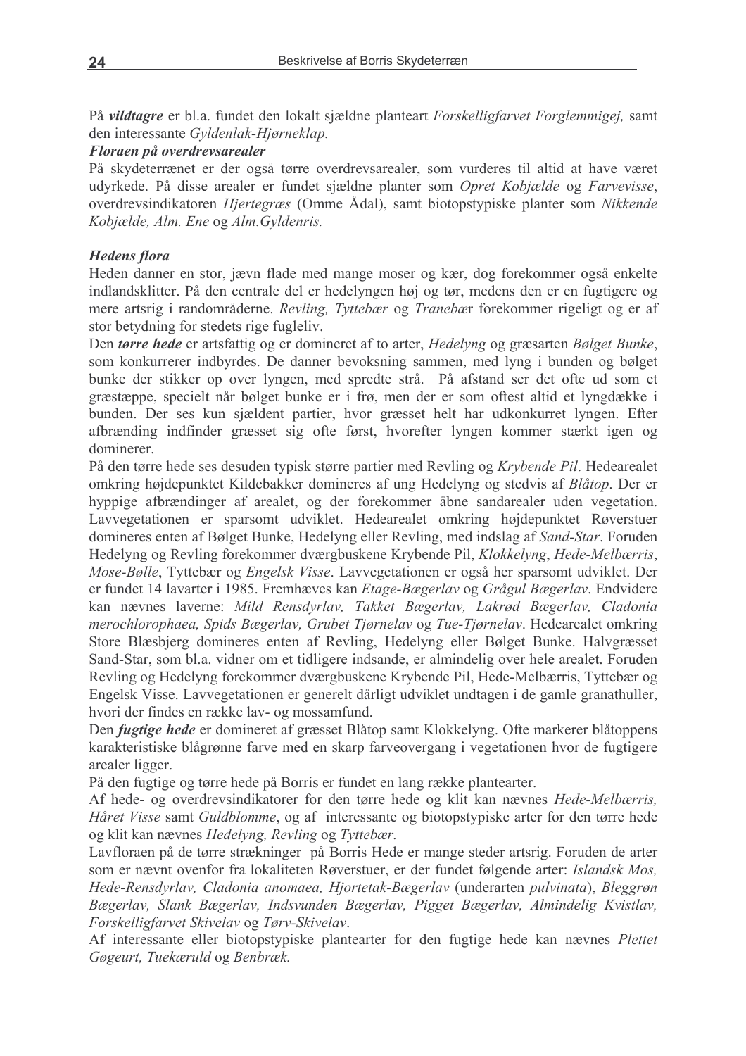På ***vildtagre*** er bl.a. fundet den lokalt sjældne planteart *Forskelligfarvet Forglemmigej,* samt den interessante *Gyldenlak-Hjørneklap.*

***Floraen på overdrevsarealer***

På skydeterrænet er der også tørre overdrevsarealer, som vurderes til altid at have været udyrkede. På disse arealer er fundet sjældne planter som *Opret Kobjælde* og *Farvevisse*, overdrevsindikatoren *Hjertegræs* (Omme Ådal), samt biotopstypiske planter som *Nikkende Kobjælde, Alm. Ene* og *Alm.Gyldenris.*

***Hedens flora***

Heden danner en stor, jævn flade med mange moser og kær, dog forekommer også enkelte indlandsklitter. På den centrale del er hedelyngen høj og tør, medens den er en fugtigere og mere artsrig i randområderne. *Revling, Tyttebær* og *Tranebæ*r forekommer rigeligt og er af stor betydning for stedets rige fugleliv.

Den ***tørre hede*** er artsfattig og er domineret af to arter, *Hedelyng* og græsarten *Bølget Bunke*, som konkurrerer indbyrdes. De danner bevoksning sammen, med lyng i bunden og bølget bunke der stikker op over lyngen, med spredte strå. På afstand ser det ofte ud som et græstæppe, specielt når bølget bunke er i frø, men der er som oftest altid et lyngdække i bunden. Der ses kun sjældent partier, hvor græsset helt har udkonkurret lyngen. Efter afbrænding indfinder græsset sig ofte først, hvorefter lyngen kommer stærkt igen og dominerer.

På den tørre hede ses desuden typisk større partier med Revling og *Krybende Pil*. Hedearealet omkring højdepunktet Kildebakker domineres af ung Hedelyng og stedvis af *Blåtop*. Der er hyppige afbrændinger af arealet, og der forekommer åbne sandarealer uden vegetation. Lavvegetationen er sparsomt udviklet. Hedearealet omkring højdepunktet Røverstuer domineres enten af Bølget Bunke, Hedelyng eller Revling, med indslag af *Sand-Star*. Foruden Hedelyng og Revling forekommer dværgbuskene Krybende Pil, *Klokkelyng*, *Hede-Melbærris*, *Mose-Bølle*, Tyttebær og *Engelsk Visse*. Lavvegetationen er også her sparsomt udviklet. Der er fundet 14 lavarter i 1985. Fremhæves kan *Etage-Bægerlav* og *Grågul Bægerlav*. Endvidere kan nævnes laverne: *Mild Rensdyrlav, Takket Bægerlav, Lakrød Bægerlav, Cladonia merochlorophaea, Spids Bægerlav, Grubet Tjørnelav* og *Tue-Tjørnelav*. Hedearealet omkring Store Blæsbjerg domineres enten af Revling, Hedelyng eller Bølget Bunke. Halvgræsset Sand-Star, som bl.a. vidner om et tidligere indsande, er almindelig over hele arealet. Foruden Revling og Hedelyng forekommer dværgbuskene Krybende Pil, Hede-Melbærris, Tyttebær og Engelsk Visse. Lavvegetationen er generelt dårligt udviklet undtagen i de gamle granathuller, hvori der findes en række lav- og mossamfund.

Den ***fugtige hede*** er domineret af græsset Blåtop samt Klokkelyng. Ofte markerer blåtoppens karakteristiske blågrønne farve med en skarp farveovergang i vegetationen hvor de fugtigere arealer ligger.

På den fugtige og tørre hede på Borris er fundet en lang række plantearter.

Af hede- og overdrevsindikatorer for den tørre hede og klit kan nævnes *Hede-Melbærris, Håret Visse* samt *Guldblomme*, og af interessante og biotopstypiske arter for den tørre hede og klit kan nævnes *Hedelyng, Revling* og *Tyttebær.*

Lavfloraen på de tørre strækninger på Borris Hede er mange steder artsrig. Foruden de arter som er nævnt ovenfor fra lokaliteten Røverstuer, er der fundet følgende arter: *Islandsk Mos, Hede-Rensdyrlav, Cladonia anomaea, Hjortetak-Bægerlav* (underarten *pulvinata*), *Bleggrøn Bægerlav, Slank Bægerlav, Indsvunden Bægerlav, Pigget Bægerlav, Almindelig Kvistlav, Forskelligfarvet Skivelav* og *Tørv-Skivelav*.

Af interessante eller biotopstypiske plantearter for den fugtige hede kan nævnes *Plettet Gøgeurt, Tuekæruld* og *Benbræk.*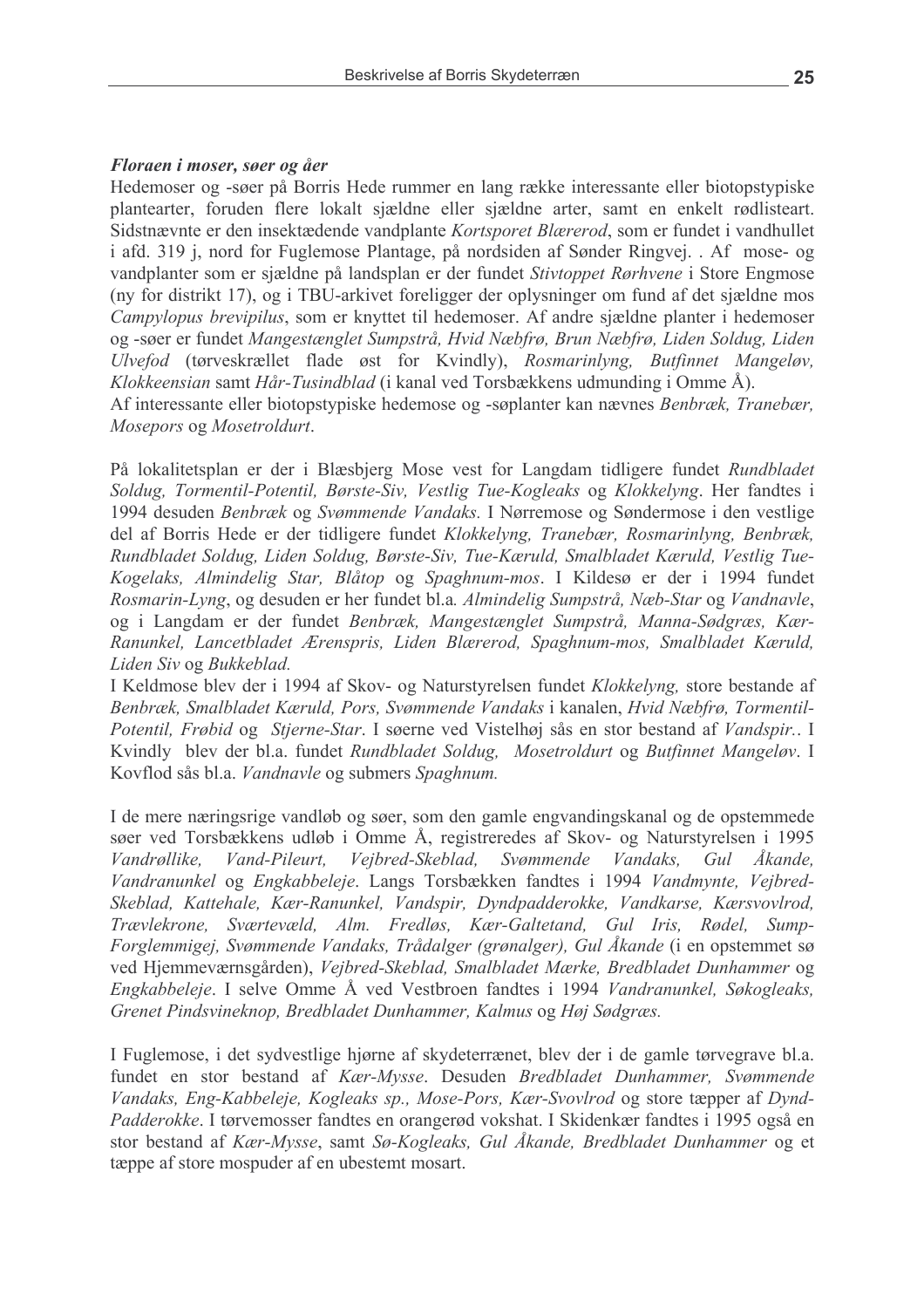***Floraen i moser, søer og åer***

Hedemoser og -søer på Borris Hede rummer en lang række interessante eller biotopstypiske plantearter, foruden flere lokalt sjældne eller sjældne arter, samt en enkelt rødlisteart. Sidstnævnte er den insektædende vandplante *Kortsporet Blærerod*, som er fundet i vandhullet i afd. 319 j, nord for Fuglemose Plantage, på nordsiden af Sønder Ringvej. . Af mose- og vandplanter som er sjældne på landsplan er der fundet *Stivtoppet Rørhvene* i Store Engmose (ny for distrikt 17), og i TBU-arkivet foreligger der oplysninger om fund af det sjældne mos *Campylopus brevipilus*, som er knyttet til hedemoser. Af andre sjældne planter i hedemoser og -søer er fundet *Mangestænglet Sumpstrå, Hvid Næbfrø, Brun Næbfrø, Liden Soldug, Liden Ulvefod* (tørveskrællet flade øst for Kvindly), *Rosmarinlyng, Butfinnet Mangeløv, Klokkeensian* samt *Hår-Tusindblad* (i kanal ved Torsbækkens udmunding i Omme Å).
Af interessante eller biotopstypiske hedemose og -søplanter kan nævnes *Benbræk, Tranebær, Mosepors* og *Mosetroldurt*.

På lokalitetsplan er der i Blæsbjerg Mose vest for Langdam tidligere fundet *Rundbladet Soldug, Tormentil-Potentil, Børste-Siv, Vestlig Tue-Kogleaks* og *Klokkelyng*. Her fandtes i 1994 desuden *Benbræk* og *Svømmende Vandaks.* I Nørremose og Søndermose i den vestlige del af Borris Hede er der tidligere fundet *Klokkelyng, Tranebær, Rosmarinlyng, Benbræk, Rundbladet Soldug, Liden Soldug, Børste-Siv, Tue-Kæruld, Smalbladet Kæruld, Vestlig Tue-Kogelaks, Almindelig Star, Blåtop* og *Spaghnum-mos*. I Kildesø er der i 1994 fundet *Rosmarin-Lyng*, og desuden er her fundet bl.a*. Almindelig Sumpstrå, Næb-Star* og *Vandnavle*, og i Langdam er der fundet *Benbræk, Mangestænglet Sumpstrå, Manna-Sødgræs, Kær-Ranunkel, Lancetbladet Ærenspris, Liden Blærerod, Spaghnum-mos, Smalbladet Kæruld, Liden Siv* og *Bukkeblad.*
I Keldmose blev der i 1994 af Skov- og Naturstyrelsen fundet *Klokkelyng,* store bestande af *Benbræk, Smalbladet Kæruld, Pors, Svømmende Vandaks* i kanalen, *Hvid Næbfrø, Tormentil-Potentil, Frøbid* og *Stjerne-Star*. I søerne ved Vistelhøj sås en stor bestand af *Vandspir.*. I Kvindly blev der bl.a. fundet *Rundbladet Soldug, Mosetroldurt* og *Butfinnet Mangeløv*. I Kovflod sås bl.a. *Vandnavle* og submers *Spaghnum.*

I de mere næringsrige vandløb og søer, som den gamle engvandingskanal og de opstemmede søer ved Torsbækkens udløb i Omme Å, registreredes af Skov- og Naturstyrelsen i 1995 *Vandrøllike, Vand-Pileurt, Vejbred-Skeblad, Svømmende Vandaks, Gul Åkande, Vandranunkel* og *Engkabbeleje*. Langs Torsbækken fandtes i 1994 *Vandmynte, Vejbred-Skeblad, Kattehale, Kær-Ranunkel, Vandspir, Dyndpadderokke, Vandkarse, Kærsvovlrod, Trævlekrone, Sværtevæld, Alm. Fredløs, Kær-Galtetand, Gul Iris, Rødel, Sump-Forglemmigej, Svømmende Vandaks, Trådalger (grønalger), Gul Åkande* (i en opstemmet sø ved Hjemmeværnsgården), *Vejbred-Skeblad, Smalbladet Mærke, Bredbladet Dunhammer* og *Engkabbeleje*. I selve Omme Å ved Vestbroen fandtes i 1994 *Vandranunkel, Søkogleaks, Grenet Pindsvineknop, Bredbladet Dunhammer, Kalmus* og *Høj Sødgræs.*

I Fuglemose, i det sydvestlige hjørne af skydeterrænet, blev der i de gamle tørvegrave bl.a. fundet en stor bestand af *Kær-Mysse*. Desuden *Bredbladet Dunhammer, Svømmende Vandaks, Eng-Kabbeleje, Kogleaks sp., Mose-Pors, Kær-Svovlrod* og store tæpper af *Dynd-Padderokke*. I tørvemosser fandtes en orangerød vokshat. I Skidenkær fandtes i 1995 også en stor bestand af *Kær-Mysse*, samt *Sø-Kogleaks, Gul Åkande, Bredbladet Dunhammer* og et tæppe af store mospuder af en ubestemt mosart.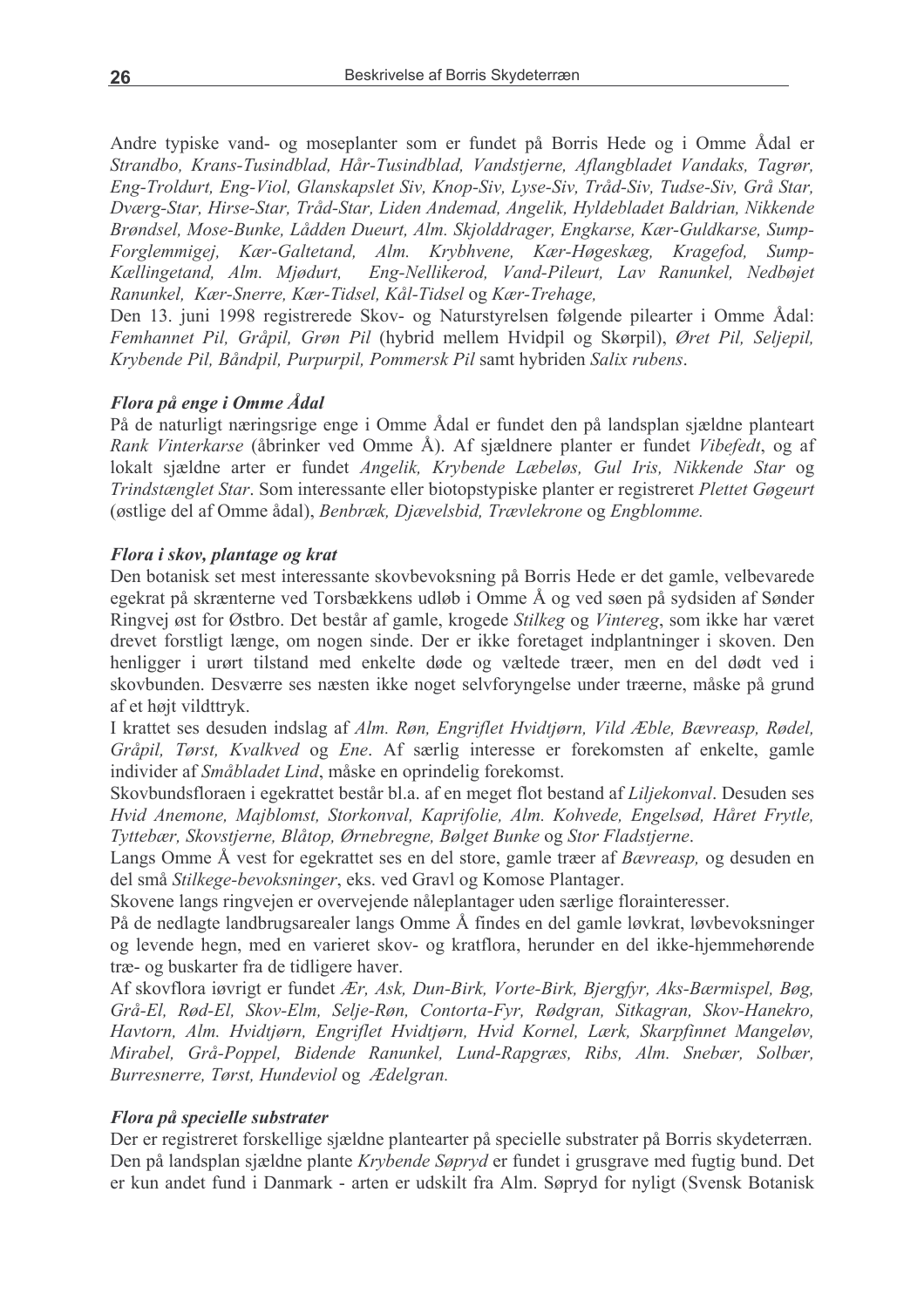Andre typiske vand- og moseplanter som er fundet på Borris Hede og i Omme Ådal er *Strandbo, Krans-Tusindblad, Hår-Tusindblad, Vandstjerne, Aflangbladet Vandaks, Tagrør, Eng-Troldurt, Eng-Viol, Glanskapslet Siv, Knop-Siv, Lyse-Siv, Tråd-Siv, Tudse-Siv, Grå Star, Dværg-Star, Hirse-Star, Tråd-Star, Liden Andemad, Angelik, Hyldebladet Baldrian, Nikkende Brøndsel, Mose-Bunke, Lådden Dueurt, Alm. Skjolddrager, Engkarse, Kær-Guldkarse, Sump-Forglemmigej, Kær-Galtetand, Alm. Krybhvene, Kær-Høgeskæg, Kragefod, Sump-Kællingetand, Alm. Mjødurt, Eng-Nellikerod, Vand-Pileurt, Lav Ranunkel, Nedbøjet Ranunkel, Kær-Snerre, Kær-Tidsel, Kål-Tidsel* og *Kær-Trehage,*

Den 13. juni 1998 registrerede Skov- og Naturstyrelsen følgende pilearter i Omme Ådal: *Femhannet Pil, Gråpil, Grøn Pil* (hybrid mellem Hvidpil og Skørpil), *Øret Pil, Seljepil, Krybende Pil, Båndpil, Purpurpil, Pommersk Pil* samt hybriden *Salix rubens*.

### *Flora på enge i Omme Ådal*

På de naturligt næringsrige enge i Omme Ådal er fundet den på landsplan sjældne planteart *Rank Vinterkarse* (åbrinker ved Omme Å). Af sjældnere planter er fundet *Vibefedt*, og af lokalt sjældne arter er fundet *Angelik, Krybende Læbeløs, Gul Iris, Nikkende Star* og *Trindstænglet Star*. Som interessante eller biotopstypiske planter er registreret *Plettet Gøgeurt* (østlige del af Omme ådal), *Benbræk, Djævelsbid, Trævlekrone* og *Engblomme.*

### *Flora i skov, plantage og krat*

Den botanisk set mest interessante skovbevoksning på Borris Hede er det gamle, velbevarede egekrat på skrænterne ved Torsbækkens udløb i Omme Å og ved søen på sydsiden af Sønder Ringvej øst for Østbro. Det består af gamle, krogede *Stilkeg* og *Vintereg*, som ikke har været drevet forstligt længe, om nogen sinde. Der er ikke foretaget indplantninger i skoven. Den henligger i urørt tilstand med enkelte døde og væltede træer, men en del dødt ved i skovbunden. Desværre ses næsten ikke noget selvforyngelse under træerne, måske på grund af et højt vildttryk.

I krattet ses desuden indslag af *Alm. Røn, Engriflet Hvidtjørn, Vild Æble, Bævreasp, Rødel, Gråpil, Tørst, Kvalkved* og *Ene*. Af særlig interesse er forekomsten af enkelte, gamle individer af *Småbladet Lind*, måske en oprindelig forekomst.

Skovbundsfloraen i egekrattet består bl.a. af en meget flot bestand af *Liljekonval*. Desuden ses *Hvid Anemone, Majblomst, Storkonval, Kaprifolie, Alm. Kohvede, Engelsød, Håret Frytle, Tyttebær, Skovstjerne, Blåtop, Ørnebregne, Bølget Bunke* og *Stor Fladstjerne*.

Langs Omme Å vest for egekrattet ses en del store, gamle træer af *Bævreasp,* og desuden en del små *Stilkege-bevoksninger*, eks. ved Gravl og Komose Plantager.

Skovene langs ringvejen er overvejende nåleplantager uden særlige florainteresser.

På de nedlagte landbrugsarealer langs Omme Å findes en del gamle løvkrat, løvbevoksninger og levende hegn, med en varieret skov- og kratflora, herunder en del ikke-hjemmehørende træ- og buskarter fra de tidligere haver.

Af skovflora iøvrigt er fundet *Ær, Ask, Dun-Birk, Vorte-Birk, Bjergfyr, Aks-Bærmispel, Bøg, Grå-El, Rød-El, Skov-Elm, Selje-Røn, Contorta-Fyr, Rødgran, Sitkagran, Skov-Hanekro, Havtorn, Alm. Hvidtjørn, Engriflet Hvidtjørn, Hvid Kornel, Lærk, Skarpfinnet Mangeløv, Mirabel, Grå-Poppel, Bidende Ranunkel, Lund-Rapgræs, Ribs, Alm. Snebær, Solbær, Burresnerre, Tørst, Hundeviol* og *Ædelgran.*

### *Flora på specielle substrater*

Der er registreret forskellige sjældne plantearter på specielle substrater på Borris skydeterræn. Den på landsplan sjældne plante *Krybende Søpryd* er fundet i grusgrave med fugtig bund. Det er kun andet fund i Danmark - arten er udskilt fra Alm. Søpryd for nyligt (Svensk Botanisk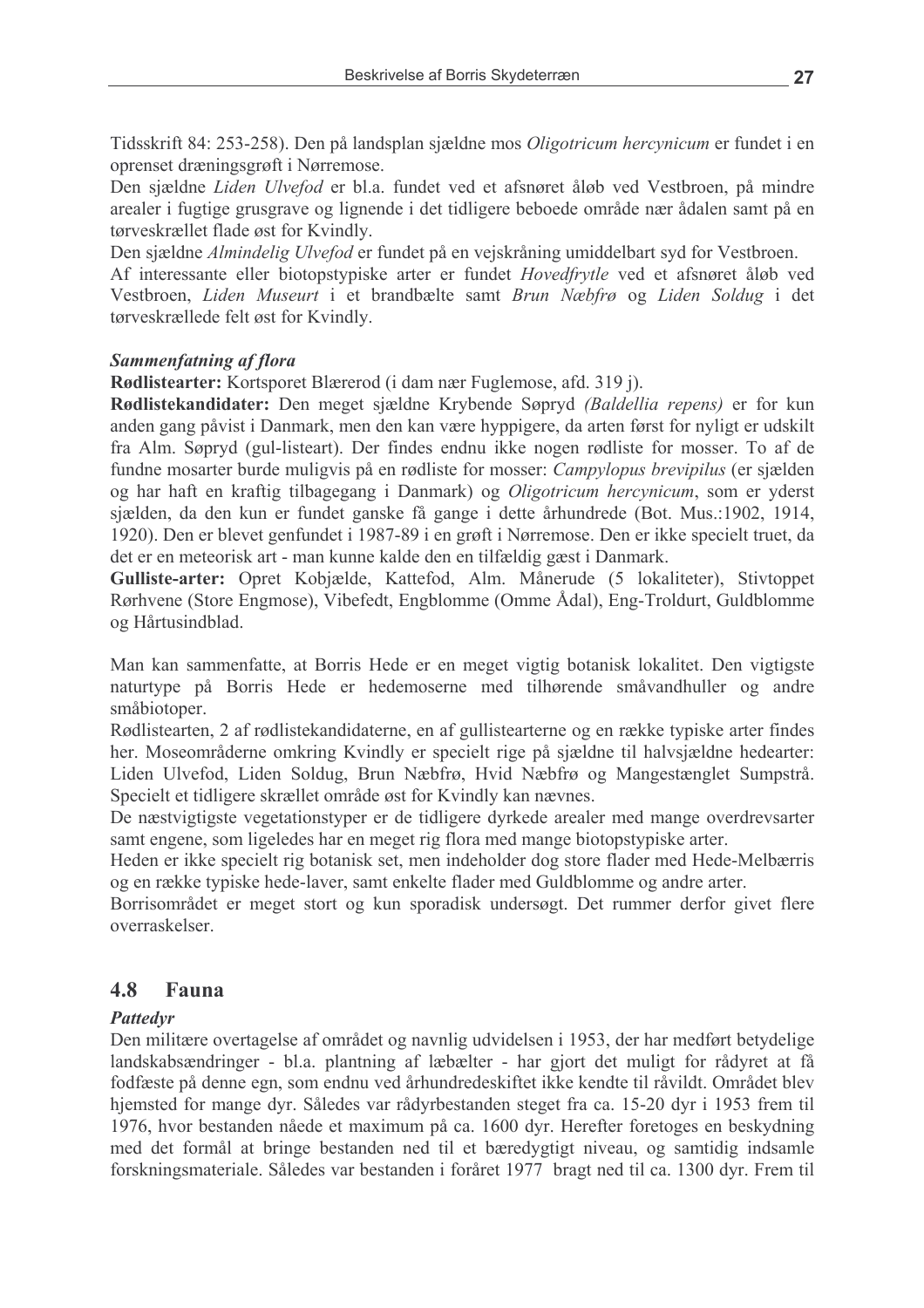Tidsskrift 84: 253-258). Den på landsplan sjældne mos *Oligotricum hercynicum* er fundet i en oprenset dræningsgrøft i Nørremose.

Den sjældne *Liden Ulvefod* er bl.a. fundet ved et afsnøret åløb ved Vestbroen, på mindre arealer i fugtige grusgrave og lignende i det tidligere beboede område nær ådalen samt på en tørveskrællet flade øst for Kvindly.

Den sjældne *Almindelig Ulvefod* er fundet på en vejskråning umiddelbart syd for Vestbroen.

Af interessante eller biotopstypiske arter er fundet *Hovedfrytle* ved et afsnøret åløb ved Vestbroen, *Liden Museurt* i et brandbælte samt *Brun Næbfrø* og *Liden Soldug* i det tørveskrællede felt øst for Kvindly.

***Sammenfatning af flora***

**Rødlistearter:** Kortsporet Blærerod (i dam nær Fuglemose, afd. 319 j).

**Rødlistekandidater:** Den meget sjældne Krybende Søpryd *(Baldellia repens)* er for kun anden gang påvist i Danmark, men den kan være hyppigere, da arten først for nyligt er udskilt fra Alm. Søpryd (gul-listeart). Der findes endnu ikke nogen rødliste for mosser. To af de fundne mosarter burde muligvis på en rødliste for mosser: *Campylopus brevipilus* (er sjælden og har haft en kraftig tilbagegang i Danmark) og *Oligotricum hercynicum*, som er yderst sjælden, da den kun er fundet ganske få gange i dette århundrede (Bot. Mus.:1902, 1914, 1920). Den er blevet genfundet i 1987-89 i en grøft i Nørremose. Den er ikke specielt truet, da det er en meteorisk art - man kunne kalde den en tilfældig gæst i Danmark.

**Gulliste-arter:** Opret Kobjælde, Kattefod, Alm. Månerude (5 lokaliteter), Stivtoppet Rørhvene (Store Engmose), Vibefedt, Engblomme (Omme Ådal), Eng-Troldurt, Guldblomme og Hårtusindblad.

Man kan sammenfatte, at Borris Hede er en meget vigtig botanisk lokalitet. Den vigtigste naturtype på Borris Hede er hedemoserne med tilhørende småvandhuller og andre småbiotoper.

Rødlistearten, 2 af rødlistekandidaterne, en af gullistearterne og en række typiske arter findes her. Moseområderne omkring Kvindly er specielt rige på sjældne til halvsjældne hedearter: Liden Ulvefod, Liden Soldug, Brun Næbfrø, Hvid Næbfrø og Mangestænglet Sumpstrå. Specielt et tidligere skrællet område øst for Kvindly kan nævnes.

De næstvigtigste vegetationstyper er de tidligere dyrkede arealer med mange overdrevsarter samt engene, som ligeledes har en meget rig flora med mange biotopstypiske arter.

Heden er ikke specielt rig botanisk set, men indeholder dog store flader med Hede-Melbærris og en række typiske hede-laver, samt enkelte flader med Guldblomme og andre arter.

Borrisområdet er meget stort og kun sporadisk undersøgt. Det rummer derfor givet flere overraskelser.

## 4.8 Fauna

***Pattedyr***

Den militære overtagelse af området og navnlig udvidelsen i 1953, der har medført betydelige landskabsændringer - bl.a. plantning af læbælter - har gjort det muligt for rådyret at få fodfæste på denne egn, som endnu ved århundredeskiftet ikke kendte til råvildt. Området blev hjemsted for mange dyr. Således var rådyrbestanden steget fra ca. 15-20 dyr i 1953 frem til 1976, hvor bestanden nåede et maximum på ca. 1600 dyr. Herefter foretoges en beskydning med det formål at bringe bestanden ned til et bæredygtigt niveau, og samtidig indsamle forskningsmateriale. Således var bestanden i foråret 1977 bragt ned til ca. 1300 dyr. Frem til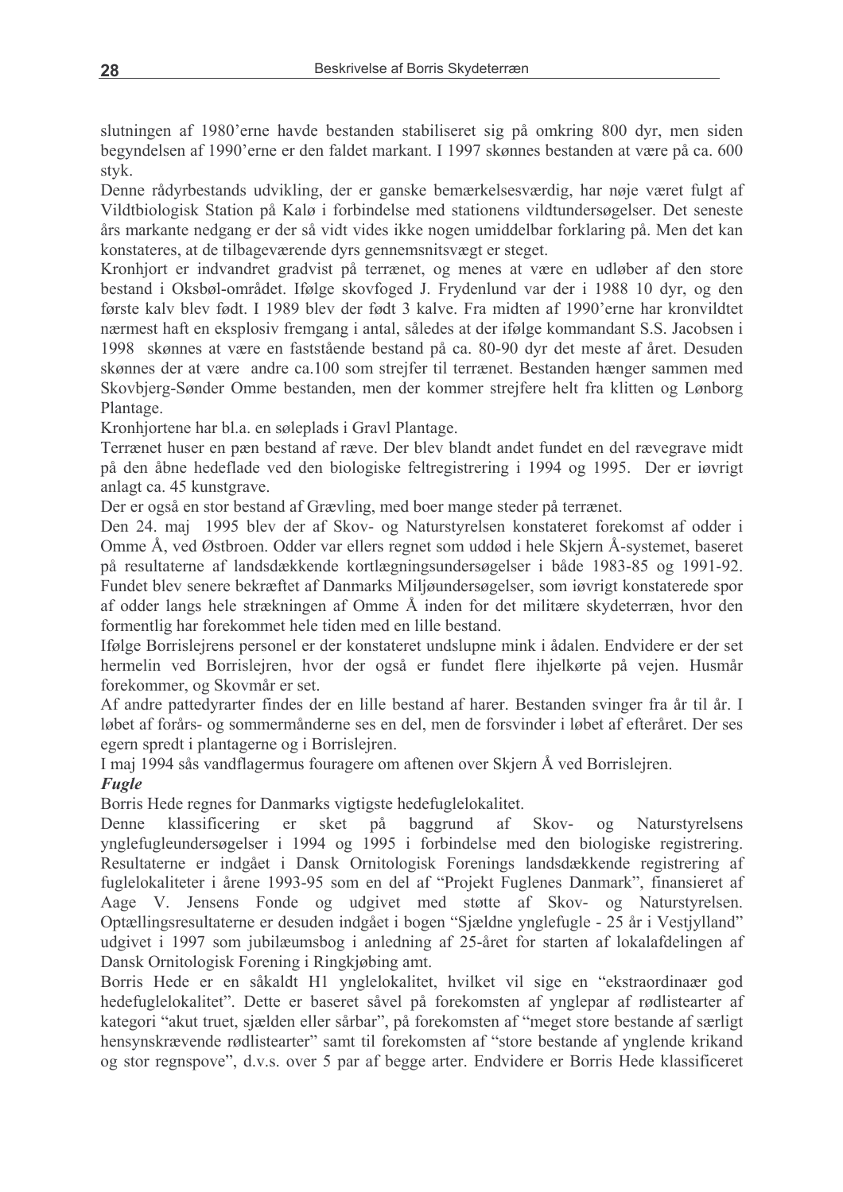slutningen af 1980'erne havde bestanden stabiliseret sig på omkring 800 dyr, men siden begyndelsen af 1990'erne er den faldet markant. I 1997 skønnes bestanden at være på ca. 600 styk.

Denne rådyrbestands udvikling, der er ganske bemærkelsesværdig, har nøje været fulgt af Vildtbiologisk Station på Kalø i forbindelse med stationens vildtundersøgelser. Det seneste års markante nedgang er der så vidt vides ikke nogen umiddelbar forklaring på. Men det kan konstateres, at de tilbageværende dyrs gennemsnitsvægt er steget.

Kronhjort er indvandret gradvist på terrænet, og menes at være en udløber af den store bestand i Oksbøl-området. Ifølge skovfoged J. Frydenlund var der i 1988 10 dyr, og den første kalv blev født. I 1989 blev der født 3 kalve. Fra midten af 1990'erne har kronvildtet nærmest haft en eksplosiv fremgang i antal, således at der ifølge kommandant S.S. Jacobsen i 1998 skønnes at være en fastående bestand på ca. 80-90 dyr det meste af året. Desuden skønnes der at være andre ca.100 som strejfer til terrænet. Bestanden hænger sammen med Skovbjerg-Sønder Omme bestanden, men der kommer strejfere helt fra klitten og Lønborg Plantage.

Kronhjortene har bl.a. en søleplads i Gravl Plantage.

Terrænet huser en pæn bestand af ræve. Der blev blandt andet fundet en del rævegrave midt på den åbne hedeflade ved den biologiske feltregistrering i 1994 og 1995. Der er iøvrigt anlagt ca. 45 kunstgrave.

Der er også en stor bestand af Grævling, med boer mange steder på terrænet.

Den 24. maj 1995 blev der af Skov- og Naturstyrelsen konstateret forekomst af odder i Omme Å, ved Østbroen. Odder var ellers regnet som uddød i hele Skjern Å-systemet, baseret på resultaterne af landsdækkende kortlægningsundersøgelser i både 1983-85 og 1991-92. Fundet blev senere bekræftet af Danmarks Miljøundersøgelser, som iøvrigt konstaterede spor af odder langs hele strækningen af Omme Å inden for det militære skydeterræn, hvor den formentlig har forekommet hele tiden med en lille bestand.

Ifølge Borrislejrens personel er der konstateret undslupne mink i ådalen. Endvidere er der set hermelin ved Borrislejren, hvor der også er fundet flere ihjelkørte på vejen. Husmår forekommer, og Skovmår er set.

Af andre pattedyrarter findes der en lille bestand af harer. Bestanden svinger fra år til år. I løbet af forårs- og sommermånderne ses en del, men de forsvinder i løbet af efteråret. Der ses egern spredt i plantagerne og i Borrislejren.

I maj 1994 sås vandflagermus fouragere om aftenen over Skjern Å ved Borrislejren.

***Fugle***

Borris Hede regnes for Danmarks vigtigste hedefuglelokalitet.

Denne klassificering er sket på baggrund af Skov- og Naturstyrelsens ynglefugleundersøgelser i 1994 og 1995 i forbindelse med den biologiske registrering. Resultaterne er indgået i Dansk Ornitologisk Forenings landsdækkende registrering af fuglelokaliteter i årene 1993-95 som en del af "Projekt Fuglenes Danmark", finansieret af Aage V. Jensens Fonde og udgivet med støtte af Skov- og Naturstyrelsen. Optællingsresultaterne er desuden indgået i bogen "Sjældne ynglefugle - 25 år i Vestjylland" udgivet i 1997 som jubilæumsbog i anledning af 25-året for starten af lokalafdelingen af Dansk Ornitologisk Forening i Ringkjøbing amt.

Borris Hede er en såkaldt H1 ynglelokalitet, hvilket vil sige en "ekstraordinær god hedefuglelokalitet". Dette er baseret såvel på forekomsten af ynglepar af rødlistearter af kategori "akut truet, sjælden eller sårbar", på forekomsten af "meget store bestande af særligt hensynskrævende rødlistearter" samt til forekomsten af "store bestande af ynglende krikand og stor regnspove", d.v.s. over 5 par af begge arter. Endvidere er Borris Hede klassificeret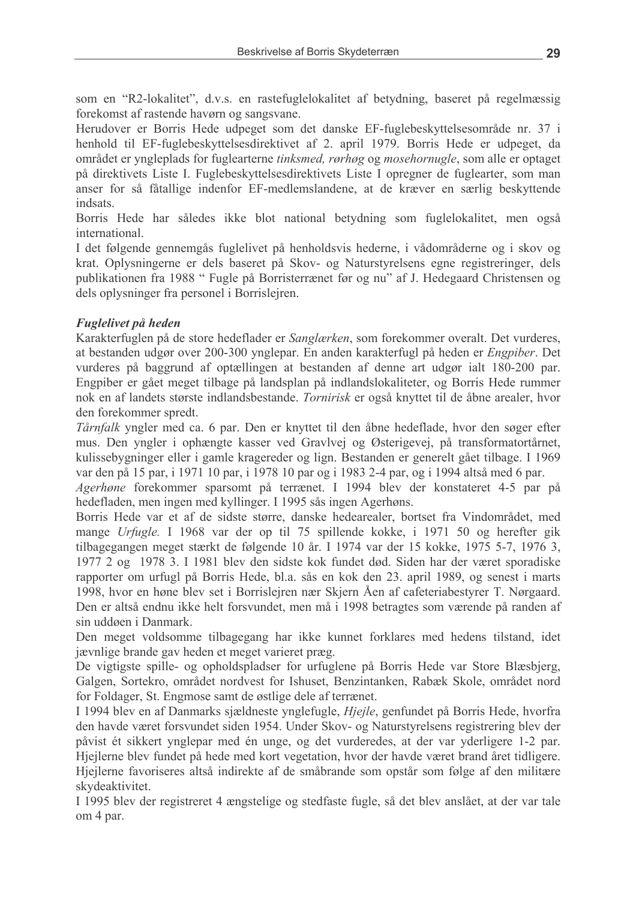som en "R2-lokalitet", d.v.s. en rastefuglelokalitet af betydning, baseret på regelmæssig forekomst af rastende havørn og sangsvane.

Herudover er Borris Hede udpeget som det danske EF-fuglebeskyttelsesområde nr. 37 i henhold til EF-fuglebeskyttelsesdirektivet af 2. april 1979. Borris Hede er udpeget, da området er yngleplads for fuglearterne *tinksmed, rørhøg* og *mosehornugle*, som alle er optaget på direktivets Liste I. Fuglebeskyttelsesdirektivets Liste I opregner de fuglearter, som man anser for så fåtallige indenfor EF-medlemslandene, at de kræver en særlig beskyttende indsats.

Borris Hede har således ikke blot national betydning som fuglelokalitet, men også international.

I det følgende gennemgås fuglelivet på henholdsvis hederne, i vådområderne og i skov og krat. Oplysningerne er dels baseret på Skov- og Naturstyrelsens egne registreringer, dels publikationen fra 1988 " Fugle på Borristerrænet før og nu" af J. Hedegaard Christensen og dels oplysninger fra personel i Borrislejren.

***Fuglelivet på heden***

Karakterfuglen på de store hedeflader er *Sanglærken*, som forekommer overalt. Det vurderes, at bestanden udgør over 200-300 ynglepar. En anden karakterfugl på heden er *Engpiber*. Det vurderes på baggrund af optællingen at bestanden af denne art udgør ialt 180-200 par. Engpiber er gået meget tilbage på landsplan på indlandslokaliteter, og Borris Hede rummer nok en af landets største indlandsbestande. *Tornirisk* er også knyttet til de åbne arealer, hvor den forekommer spredt.

*Tårnfalk* yngler med ca. 6 par. Den er knyttet til den åbne hedeflade, hvor den søger efter mus. Den yngler i ophængte kasser ved Gravlvej og Østerigevej, på transformatortårnet, kulissebygninger eller i gamle kragereder og lign. Bestanden er generelt gået tilbage. I 1969 var den på 15 par, i 1971 10 par, i 1978 10 par og i 1983 2-4 par, og i 1994 altså med 6 par.

*Agerhøne* forekommer sparsomt på terrænet. I 1994 blev der konstateret 4-5 par på hedefladen, men ingen med kyllinger. I 1995 sås ingen Agerhøns.

Borris Hede var et af de sidste større, danske hedearealer, bortset fra Vindområdet, med mange *Urfugle.* I 1968 var der op til 75 spillende kokke, i 1971 50 og herefter gik tilbagegangen meget stærkt de følgende 10 år. I 1974 var der 15 kokke, 1975 5-7, 1976 3, 1977 2 og 1978 3. I 1981 blev den sidste kok fundet død. Siden har der været sporadiske rapporter om urfugl på Borris Hede, bl.a. sås en kok den 23. april 1989, og senest i marts 1998, hvor en høne blev set i Borrislejren nær Skjern Åen af cafeteriabestyrer T. Nørgaard. Den er altså endnu ikke helt forsvundet, men må i 1998 betragtes som værende på randen af sin uddøen i Danmark.

Den meget voldsomme tilbagegang har ikke kunnet forklares med hedens tilstand, idet jævnlige brande gav heden et meget varieret præg.

De vigtigste spille- og opholdspladser for urfuglene på Borris Hede var Store Blæsbjerg, Galgen, Sortekro, området nordvest for Ishuset, Benzintanken, Rabæk Skole, området nord for Foldager, St. Engmose samt de østlige dele af terrænet.

I 1994 blev en af Danmarks sjældneste ynglefugle, *Hjejle*, genfundet på Borris Hede, hvorfra den havde været forsvundet siden 1954. Under Skov- og Naturstyrelsens registrering blev der påvist ét sikkert ynglepar med én unge, og det vurderedes, at der var yderligere 1-2 par. Hjejlerne blev fundet på hede med kort vegetation, hvor der havde været brand året tidligere. Hjejlerne favoriseres altså indirekte af de småbrande som opstår som følge af den militære skydeaktivitet.

I 1995 blev der registreret 4 ængstelige og stedfaste fugle, så det blev anslået, at der var tale om 4 par.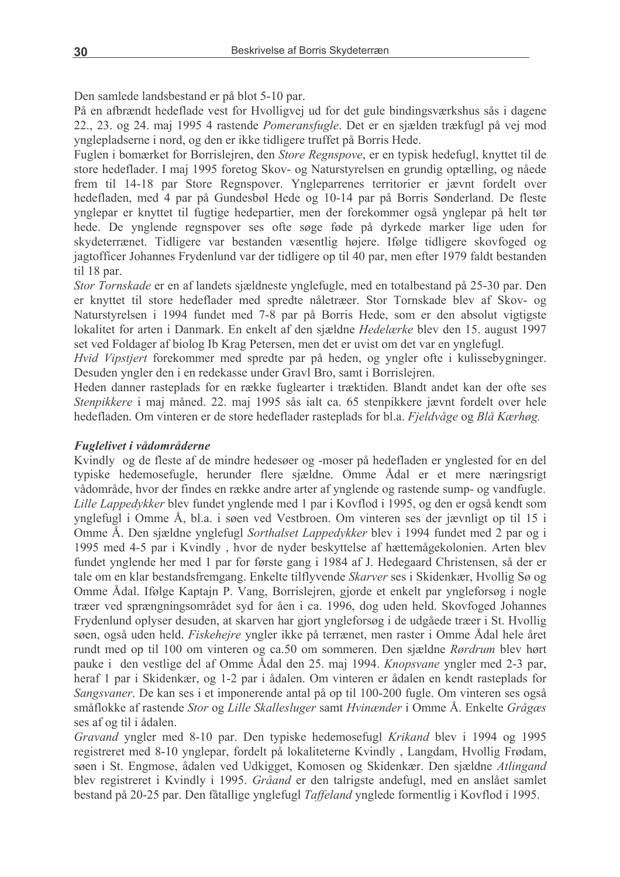Den samlede landsbestand er på blot 5-10 par.

På en afbrændt hedeflade vest for Hvolligvej ud for det gule bindingsværkshus sås i dagene 22., 23. og 24. maj 1995 4 rastende *Pomeransfugle*. Det er en sjælden trækfugl på vej mod ynglepladserne i nord, og den er ikke tidligere truffet på Borris Hede.

Fuglen i bomærket for Borrislejren, den *Store Regnspove*, er en typisk hedefugl, knyttet til de store hedeflader. I maj 1995 foretog Skov- og Naturstyrelsen en grundig optælling, og nåede frem til 14-18 par Store Regnspover. Yngleparrenes territorier er jævnt fordelt over hedefladen, med 4 par på Gundesbøl Hede og 10-14 par på Borris Sønderland. De fleste ynglepar er knyttet til fugtige hedepartier, men der forekommer også ynglepar på helt tør hede. De ynglende regnspover ses ofte søge føde på dyrkede marker lige uden for skydeterrænet. Tidligere var bestanden væsentlig højere. Ifølge tidligere skovfoged og jagtofficer Johannes Frydenlund var der tidligere op til 40 par, men efter 1979 faldt bestanden til 18 par.

*Stor Tornskade* er en af landets sjældneste ynglefugle, med en totalbestand på 25-30 par. Den er knyttet til store hedeflader med spredte nåletræer. Stor Tornskade blev af Skov- og Naturstyrelsen i 1994 fundet med 7-8 par på Borris Hede, som er den absolut vigtigste lokalitet for arten i Danmark. En enkelt af den sjældne *Hedelærke* blev den 15. august 1997 set ved Foldager af biolog Ib Krag Petersen, men det er uvist om det var en ynglefugl.

*Hvid Vipstjert* forekommer med spredte par på heden, og yngler ofte i kulissebygninger. Desuden yngler den i en redekasse under Gravl Bro, samt i Borrislejren.

Heden danner rasteplads for en række fuglearter i træktiden. Blandt andet kan der ofte ses *Stenpikkere* i maj måned. 22. maj 1995 sås ialt ca. 65 stenpikkere jævnt fordelt over hele hedefladen. Om vinteren er de store hedeflader rasteplads for bl.a. *Fjeldvåge* og *Blå Kærhøg.*

***Fuglelivet i vådområderne***

Kvindly og de fleste af de mindre hedesøer og -moser på hedefladen er ynglested for en del typiske hedemosefugle, herunder flere sjældne. Omme Ådal er et mere næringsrigt vådområde, hvor der findes en række andre arter af ynglende og rastende sump- og vandfugle. *Lille Lappedykker* blev fundet ynglende med 1 par i Kovflod i 1995, og den er også kendt som ynglefugl i Omme Å, bl.a. i søen ved Vestbroen. Om vinteren ses der jævnligt op til 15 i Omme Å. Den sjældne ynglefugl *Sorthalset Lappedykker* blev i 1994 fundet med 2 par og i 1995 med 4-5 par i Kvindly , hvor de nyder beskyttelse af hættemågekolonien. Arten blev fundet ynglende her med 1 par for første gang i 1984 af J. Hedegaard Christensen, så der er tale om en klar bestandsfremgang. Enkelte tilflyvende *Skarver* ses i Skidenkær, Hvollig Sø og Omme Ådal. Ifølge Kaptajn P. Vang, Borrislejren, gjorde et enkelt par yngleforsøg i nogle træer ved sprængningsområdet syd for åen i ca. 1996, dog uden held. Skovfoged Johannes Frydenlund oplyser desuden, at skarven har gjort yngleforsøg i de udgåede træer i St. Hvollig søen, også uden held. *Fiskehejre* yngler ikke på terrænet, men raster i Omme Ådal hele året rundt med op til 100 om vinteren og ca.50 om sommeren. Den sjældne *Rørdrum* blev hørt pauke i den vestlige del af Omme Ådal den 25. maj 1994. *Knopsvane* yngler med 2-3 par, heraf 1 par i Skidenkær, og 1-2 par i ådalen. Om vinteren er ådalen en kendt rasteplads for *Sangsvaner*. De kan ses i et imponerende antal på op til 100-200 fugle. Om vinteren ses også småflokke af rastende *Stor* og *Lille Skallesluger* samt *Hvinænder* i Omme Å. Enkelte *Grågæs* ses af og til i ådalen.

*Gravand* yngler med 8-10 par. Den typiske hedemosefugl *Krikand* blev i 1994 og 1995 registreret med 8-10 ynglepar, fordelt på lokaliteterne Kvindly , Langdam, Hvollig Frødam, søen i St. Engmose, ådalen ved Udkigget, Komosen og Skidenkær. Den sjældne *Atlingand* blev registreret i Kvindly i 1995. *Gråand* er den talrigste andefugl, med en anslået samlet bestand på 20-25 par. Den fåtallige ynglefugl *Taffeland* ynglede formentlig i Kovflod i 1995.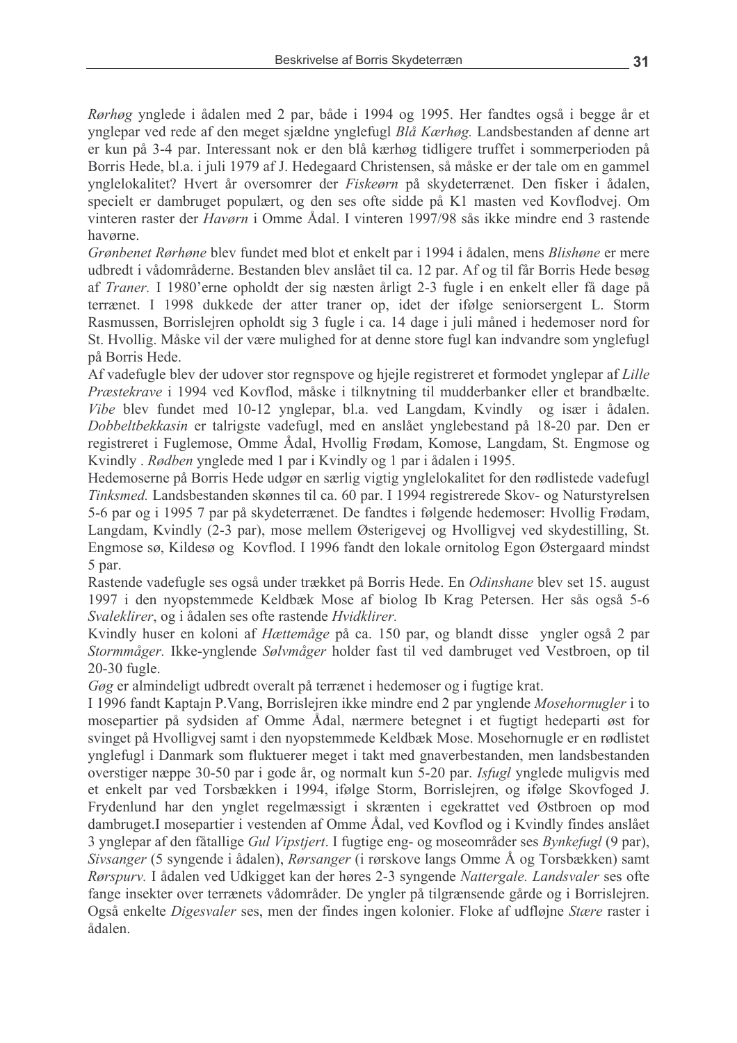*Rørhøg* ynglede i ådalen med 2 par, både i 1994 og 1995. Her fandtes også i begge år et ynglepar ved rede af den meget sjældne ynglefugl *Blå Kærhøg.* Landsbestanden af denne art er kun på 3-4 par. Interessant nok er den blå kærhøg tidligere truffet i sommerperioden på Borris Hede, bl.a. i juli 1979 af J. Hedegaard Christensen, så måske er der tale om en gammel ynglelokalitet? Hvert år oversomrer der *Fiskeørn* på skydeterrænet. Den fisker i ådalen, specielt er dambruget populært, og den ses ofte sidde på K1 masten ved Kovflodvej. Om vinteren raster der *Havørn* i Omme Ådal. I vinteren 1997/98 sås ikke mindre end 3 rastende havørne.

*Grønbenet Rørhøne* blev fundet med blot et enkelt par i 1994 i ådalen, mens *Blishøne* er mere udbredt i vådområderne. Bestanden blev anslået til ca. 12 par. Af og til får Borris Hede besøg af *Traner.* I 1980'erne opholdt der sig næsten årligt 2-3 fugle i en enkelt eller få dage på terrænet. I 1998 dukkede der atter traner op, idet der ifølge seniorsergent L. Storm Rasmussen, Borrislejren opholdt sig 3 fugle i ca. 14 dage i juli måned i hedemoser nord for St. Hvollig. Måske vil der være mulighed for at denne store fugl kan indvandre som ynglefugl på Borris Hede.

Af vadefugle blev der udover stor regnspove og hjejle registreret et formodet ynglepar af *Lille Præstekrave* i 1994 ved Kovflod, måske i tilknytning til mudderbanker eller et brandbælte. *Vibe* blev fundet med 10-12 ynglepar, bl.a. ved Langdam, Kvindly og især i ådalen. *Dobbeltbekkasin* er talrigste vadefugl, med en anslået ynglebestand på 18-20 par. Den er registreret i Fuglemose, Omme Ådal, Hvollig Frødam, Komose, Langdam, St. Engmose og Kvindly . *Rødben* ynglede med 1 par i Kvindly og 1 par i ådalen i 1995.

Hedemoserne på Borris Hede udgør en særlig vigtig ynglelokalitet for den rødlistede vadefugl *Tinksmed.* Landsbestanden skønnes til ca. 60 par. I 1994 registrerede Skov- og Naturstyrelsen 5-6 par og i 1995 7 par på skydeterrænet. De fandtes i følgende hedemoser: Hvollig Frødam, Langdam, Kvindly (2-3 par), mose mellem Østerigevej og Hvolligvej ved skydestilling, St. Engmose sø, Kildesø og Kovflod. I 1996 fandt den lokale ornitolog Egon Østergaard mindst 5 par.

Rastende vadefugle ses også under trækket på Borris Hede. En *Odinshane* blev set 15. august 1997 i den nyopstemmede Keldbæk Mose af biolog Ib Krag Petersen. Her sås også 5-6 *Svaleklirer*, og i ådalen ses ofte rastende *Hvidklirer.*

Kvindly huser en koloni af *Hættemåge* på ca. 150 par, og blandt disse yngler også 2 par *Stormmåger.* Ikke-ynglende *Sølvmåger* holder fast til ved dambruget ved Vestbroen, op til 20-30 fugle.

*Gøg* er almindeligt udbredt overalt på terrænet i hedemoser og i fugtige krat.

I 1996 fandt Kaptajn P.Vang, Borrislejren ikke mindre end 2 par ynglende *Mosehornugler* i to mosepartier på sydsiden af Omme Ådal, nærmere betegnet i et fugtigt hedeparti øst for svinget på Hvolligvej samt i den nyopstemmede Keldbæk Mose. Mosehornugle er en rødlistet ynglefugl i Danmark som fluktuerer meget i takt med gnaverbestanden, men landsbestanden overstiger næppe 30-50 par i gode år, og normalt kun 5-20 par. *Isfugl* ynglede muligvis med et enkelt par ved Torsbækken i 1994, ifølge Storm, Borrislejren, og ifølge Skovfoged J. Frydenlund har den ynglet regelmæssigt i skrænten i egekrattet ved Østbroen op mod dambruget.I mosepartier i vestenden af Omme Ådal, ved Kovflod og i Kvindly findes anslået 3 ynglepar af den fåtallige *Gul Vipstjert*. I fugtige eng- og moseområder ses *Bynkefugl* (9 par), *Sivsanger* (5 syngende i ådalen), *Rørsanger* (i rørskove langs Omme Å og Torsbækken) samt *Rørspurv.* I ådalen ved Udkigget kan der høres 2-3 syngende *Nattergale. Landsvaler* ses ofte fange insekter over terrænets vådområder. De yngler på tilgrænsende gårde og i Borrislejren. Også enkelte *Digesvaler* ses, men der findes ingen kolonier. Floke af udfløjne *Stære* raster i ådalen.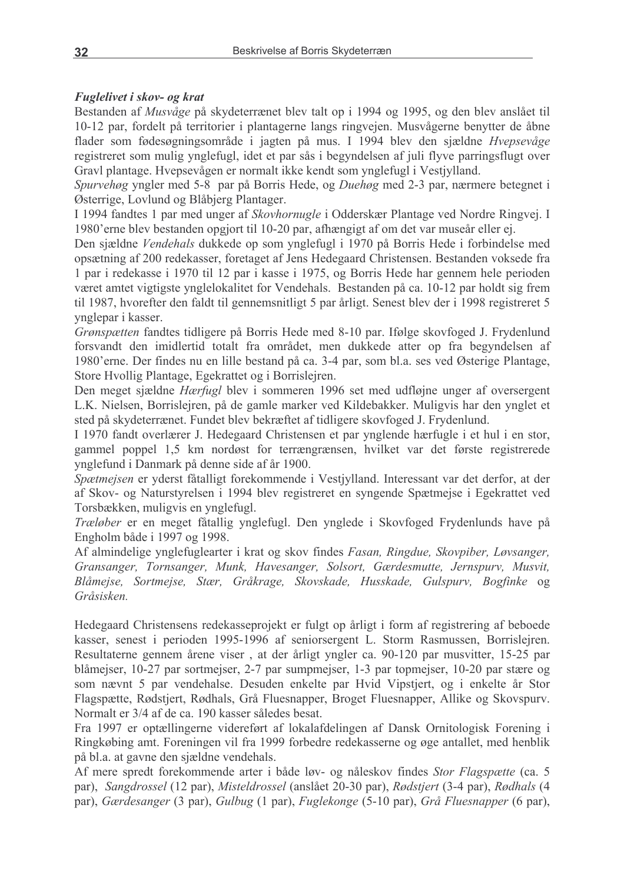### *Fuglelivet i skov- og krat*

Bestanden af *Musvåge* på skydeterrænet blev talt op i 1994 og 1995, og den blev anslået til 10-12 par, fordelt på territorier i plantagerne langs ringvejen. Musvågerne benytter de åbne flader som fødesøgningsområde i jagten på mus. I 1994 blev den sjældne *Hvepsevåge* registreret som mulig ynglefugl, idet et par sås i begyndelsen af juli flyve parringsflugt over Gravl plantage. Hvepsevågen er normalt ikke kendt som ynglefugl i Vestjylland.

*Spurvehøg* yngler med 5-8 par på Borris Hede, og *Duehøg* med 2-3 par, nærmere betegnet i Østerrige, Lovlund og Blåbjerg Plantager.

I 1994 fandtes 1 par med unger af *Skovhornugle* i Odderskær Plantage ved Nordre Ringvej. I 1980'erne blev bestanden opgjort til 10-20 par, afhængigt af om det var museår eller ej.

Den sjældne *Vendehals* dukkede op som ynglefugl i 1970 på Borris Hede i forbindelse med opsætning af 200 redekasser, foretaget af Jens Hedegaard Christensen. Bestanden voksede fra 1 par i redekasse i 1970 til 12 par i kasse i 1975, og Borris Hede har gennem hele perioden været amtet vigtigste ynglelokalitet for Vendehals. Bestanden på ca. 10-12 par holdt sig frem til 1987, hvorefter den faldt til gennemsnitligt 5 par årligt. Senest blev der i 1998 registreret 5 ynglepar i kasser.

*Grønspætten* fandtes tidligere på Borris Hede med 8-10 par. Ifølge skovfoged J. Frydenlund forsvandt den imidlertid totalt fra området, men dukkede atter op fra begyndelsen af 1980'erne. Der findes nu en lille bestand på ca. 3-4 par, som bl.a. ses ved Østerige Plantage, Store Hvollig Plantage, Egekrattet og i Borrislejren.

Den meget sjældne *Hærfugl* blev i sommeren 1996 set med udfløjne unger af oversergent L.K. Nielsen, Borrislejren, på de gamle marker ved Kildebakker. Muligvis har den ynglet et sted på skydeterrænet. Fundet blev bekræftet af tidligere skovfoged J. Frydenlund.

I 1970 fandt overlærer J. Hedegaard Christensen et par ynglende hærfugle i et hul i en stor, gammel poppel 1,5 km nordøst for terrængrænsen, hvilket var det første registrerede ynglefund i Danmark på denne side af år 1900.

*Spætmejsen* er yderst fåtalligt forekommende i Vestjylland. Interessant var det derfor, at der af Skov- og Naturstyrelsen i 1994 blev registreret en syngende Spætmejse i Egekrattet ved Torsbækken, muligvis en ynglefugl.

*Træløber* er en meget fåtallig ynglefugl. Den ynglede i Skovfoged Frydenlunds have på Engholm både i 1997 og 1998.

Af almindelige ynglefuglearter i krat og skov findes *Fasan, Ringdue, Skovpiber, Løvsanger, Gransanger, Tornsanger, Munk, Havesanger, Solsort, Gærdesmutte, Jernspurv, Musvit, Blåmejse, Sortmejse, Stær, Gråkrage, Skovskade, Husskade, Gulspurv, Bogfinke* og *Gråsisken.*

Hedegaard Christensens redekasseprojekt er fulgt op årligt i form af registrering af beboede kasser, senest i perioden 1995-1996 af seniorsergent L. Storm Rasmussen, Borrislejren. Resultaterne gennem årene viser , at der årligt yngler ca. 90-120 par musvitter, 15-25 par blåmejser, 10-27 par sortmejser, 2-7 par sumpmejser, 1-3 par topmejser, 10-20 par stære og som nævnt 5 par vendehalse. Desuden enkelte par Hvid Vipstjert, og i enkelte år Stor Flagspætte, Rødstjert, Rødhals, Grå Fluesnapper, Broget Fluesnapper, Allike og Skovspurv. Normalt er 3/4 af de ca. 190 kasser således besat.

Fra 1997 er optællingerne videreført af lokalafdelingen af Dansk Ornitologisk Forening i Ringkøbing amt. Foreningen vil fra 1999 forbedre redekasserne og øge antallet, med henblik på bl.a. at gavne den sjældne vendehals.

Af mere spredt forekommende arter i både løv- og nåleskov findes *Stor Flagspætte* (ca. 5 par), *Sangdrossel* (12 par), *Misteldrossel* (anslået 20-30 par), *Rødstjert* (3-4 par), *Rødhals* (4 par), *Gærdesanger* (3 par), *Gulbug* (1 par), *Fuglekonge* (5-10 par), *Grå Fluesnapper* (6 par),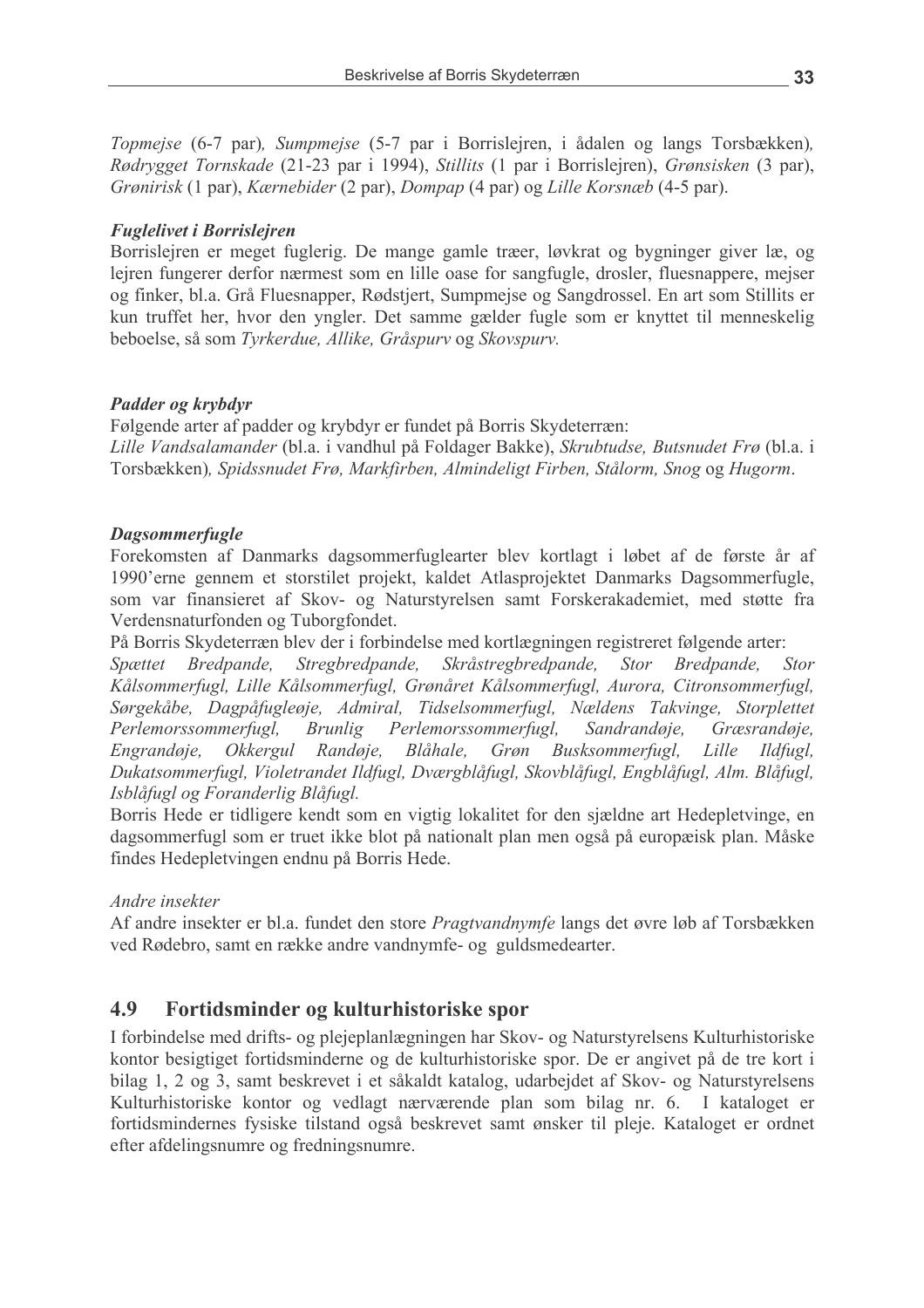*Topmejse* (6-7 par)*, Sumpmejse* (5-7 par i Borrislejren, i ådalen og langs Torsbækken)*, Rødrygget Tornskade* (21-23 par i 1994), *Stillits* (1 par i Borrislejren), *Grønsisken* (3 par), *Grønirisk* (1 par), *Kærnebider* (2 par), *Dompap* (4 par) og *Lille Korsnæb* (4-5 par).

***Fuglelivet i Borrislejren***

Borrislejren er meget fuglerig. De mange gamle træer, løvkrat og bygninger giver læ, og lejren fungerer derfor nærmest som en lille oase for sangfugle, drosler, fluesnappere, mejser og finker, bl.a. Grå Fluesnapper, Rødstjert, Sumpmejse og Sangdrossel. En art som Stillits er kun truffet her, hvor den yngler. Det samme gælder fugle som er knyttet til menneskelig beboelse, så som *Tyrkerdue, Allike, Gråspurv* og *Skovspurv.*

***Padder og krybdyr***

Følgende arter af padder og krybdyr er fundet på Borris Skydeterræn:

*Lille Vandsalamander* (bl.a. i vandhul på Foldager Bakke), *Skrubtudse, Butsnudet Frø* (bl.a. i Torsbækken)*, Spidssnudet Frø, Markfirben, Almindeligt Firben, Stålorm, Snog* og *Hugorm*.

***Dagsommerfugle***

Forekomsten af Danmarks dagsommerfuglearter blev kortlagt i løbet af de første år af 1990'erne gennem et storstilet projekt, kaldet Atlasprojektet Danmarks Dagsommerfugle, som var finansieret af Skov- og Naturstyrelsen samt Forskerakademiet, med støtte fra Verdensnaturfonden og Tuborgfondet.

På Borris Skydeterræn blev der i forbindelse med kortlægningen registreret følgende arter:
*Spættet Bredpande, Stregbredpande, Skråstregbredpande, Stor Bredpande, Stor Kålsommerfugl, Lille Kålsommerfugl, Grønåret Kålsommerfugl, Aurora, Citronsommerfugl, Sørgekåbe, Dagpåfugleøje, Admiral, Tidselsommerfugl, Nældens Takvinge, Storplettet Perlemorssommerfugl, Brunlig Perlemorssommerfugl, Sandrandøje, Græsrandøje, Engrandøje, Okkergul Randøje, Blåhale, Grøn Busksommerfugl, Lille Ildfugl, Dukatsommerfugl, Violetrandet Ildfugl, Dværgblåfugl, Skovblåfugl, Engblåfugl, Alm. Blåfugl, Isblåfugl og Foranderlig Blåfugl.*

Borris Hede er tidligere kendt som en vigtig lokalitet for den sjældne art Hedepletvinge, en dagsommerfugl som er truet ikke blot på nationalt plan men også på europæisk plan. Måske findes Hedepletvingen endnu på Borris Hede.

*Andre insekter*

Af andre insekter er bl.a. fundet den store *Pragtvandnymfe* langs det øvre løb af Torsbækken ved Rødebro, samt en række andre vandnymfe- og guldsmedearter.

## 4.9 Fortidsminder og kulturhistoriske spor

I forbindelse med drifts- og plejeplanlægningen har Skov- og Naturstyrelsens Kulturhistoriske kontor besigtiget fortidsminderne og de kulturhistoriske spor. De er angivet på de tre kort i bilag 1, 2 og 3, samt beskrevet i et såkaldt katalog, udarbejdet af Skov- og Naturstyrelsens Kulturhistoriske kontor og vedlagt nærværende plan som bilag nr. 6. I kataloget er fortidsmindernes fysiske tilstand også beskrevet samt ønsker til pleje. Kataloget er ordnet efter afdelingsnumre og fredningsnumre.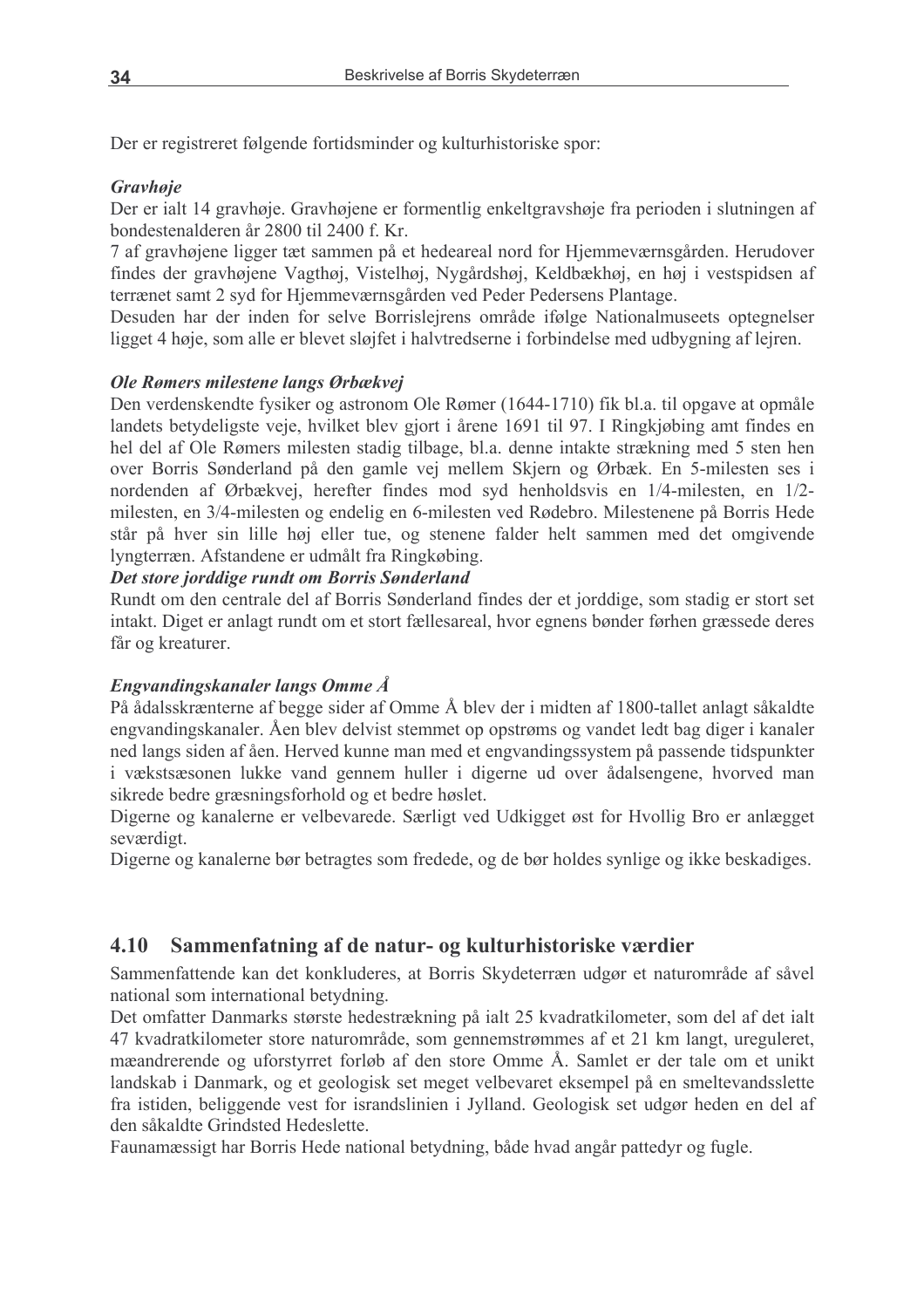Der er registreret følgende fortidsminder og kulturhistoriske spor:

***Gravhøje***

Der er ialt 14 gravhøje. Gravhøjene er formentlig enkeltgravshøje fra perioden i slutningen af bondestenalderen år 2800 til 2400 f. Kr.

7 af gravhøjene ligger tæt sammen på et hedeareal nord for Hjemmeværnsgården. Herudover findes der gravhøjene Vagthøj, Vistelhøj, Nygårdshøj, Keldbækhøj, en høj i vestspidsen af terrænet samt 2 syd for Hjemmeværnsgården ved Peder Pedersens Plantage.

Desuden har der inden for selve Borrislejrens område ifølge Nationalmuseets optegnelser ligget 4 høje, som alle er blevet sløjfet i halvtredserne i forbindelse med udbygning af lejren.

***Ole Rømers milestene langs Ørbækvej***

Den verdenskendte fysiker og astronom Ole Rømer (1644-1710) fik bl.a. til opgave at opmåle landets betydeligste veje, hvilket blev gjort i årene 1691 til 97. I Ringkjøbing amt findes en hel del af Ole Rømers milesten stadig tilbage, bl.a. denne intakte strækning med 5 sten hen over Borris Sønderland på den gamle vej mellem Skjern og Ørbæk. En 5-milesten ses i nordenden af Ørbækvej, herefter findes mod syd henholdsvis en 1/4-milesten, en 1/2-milesten, en 3/4-milesten og endelig en 6-milesten ved Rødebro. Milestenene på Borris Hede står på hver sin lille høj eller tue, og stenene falder helt sammen med det omgivende lyngterræn. Afstandene er udmålt fra Ringkøbing.

***Det store jorddige rundt om Borris Sønderland***

Rundt om den centrale del af Borris Sønderland findes der et jorddige, som stadig er stort set intakt. Diget er anlagt rundt om et stort fællesareal, hvor egnens bønder førhen græssede deres får og kreaturer.

***Engvandingskanaler langs Omme Å***

På ådalsskrænterne af begge sider af Omme Å blev der i midten af 1800-tallet anlagt såkaldte engvandingskanaler. Åen blev delvist stemmet op opstrøms og vandet ledt bag diger i kanaler ned langs siden af åen. Herved kunne man med et engvandingssystem på passende tidspunkter i vækstsæsonen lukke vand gennem huller i digerne ud over ådalsengene, hvorved man sikrede bedre græsningsforhold og et bedre høslet.

Digerne og kanalerne er velbevarede. Særligt ved Udkigget øst for Hvollig Bro er anlægget seværdigt.

Digerne og kanalerne bør betragtes som fredede, og de bør holdes synlige og ikke beskadiges.

## 4.10 Sammenfatning af de natur- og kulturhistoriske værdier

Sammenfattende kan det konkluderes, at Borris Skydeterræn udgør et naturområde af såvel national som international betydning.

Det omfatter Danmarks største hedestrækning på ialt 25 kvadratkilometer, som del af det ialt 47 kvadratkilometer store naturområde, som gennemstrømmes af et 21 km langt, ureguleret, mæandrerende og uforstyrret forløb af den store Omme Å. Samlet er der tale om et unikt landskab i Danmark, og et geologisk set meget velbevaret eksempel på en smeltevandsslette fra istiden, beliggende vest for israndslinien i Jylland. Geologisk set udgør heden en del af den såkaldte Grindsted Hedeslette.

Faunamæssigt har Borris Hede national betydning, både hvad angår pattedyr og fugle.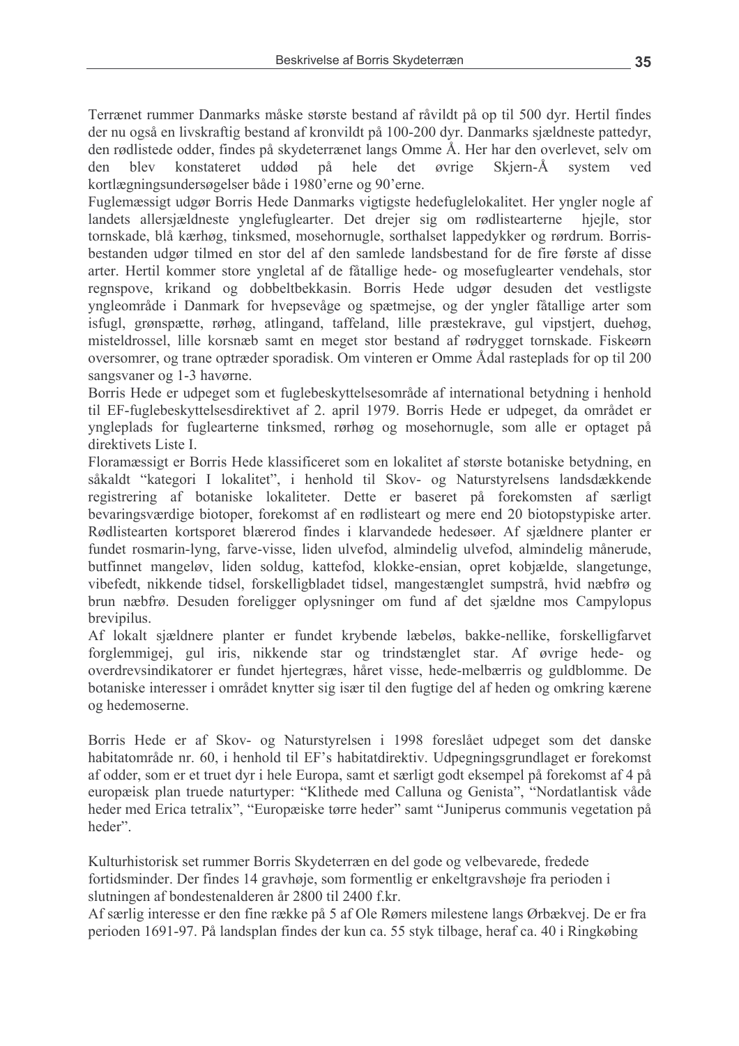Terrænet rummer Danmarks måske største bestand af råvildt på op til 500 dyr. Hertil findes der nu også en livskraftig bestand af kronvildt på 100-200 dyr. Danmarks sjældneste pattedyr, den rødlistede odder, findes på skydeterrænet langs Omme Å. Her har den overlevet, selv om den blev konstateret uddød på hele det øvrige Skjern-Å system ved kortlægningsundersøgelser både i 1980'erne og 90'erne.

Fuglemæssigt udgør Borris Hede Danmarks vigtigste hedefuglelokalitet. Her yngler nogle af landets allersjældneste ynglefuglearter. Det drejer sig om rødlistearterne hjejle, stor tornskade, blå kærhøg, tinksmed, mosehornugle, sorthalset lappedykker og rørdrum. Borris-bestanden udgør tilmed en stor del af den samlede landsbestand for de fire første af disse arter. Hertil kommer store yngletal af de fåtallige hede- og mosefuglearter vendehals, stor regnspove, krikand og dobbeltbekkasin. Borris Hede udgør desuden det vestligste yngleområde i Danmark for hvepsevåge og spætmejse, og der yngler fåtallige arter som isfugl, grønspætte, rørhøg, atlingand, taffeland, lille præstekrave, gul vipstjert, duehøg, misteldrossel, lille korsnæb samt en meget stor bestand af rødrygget tornskade. Fiskeørn oversomrer, og trane optræder sporadisk. Om vinteren er Omme Ådal rasteplads for op til 200 sangsvaner og 1-3 havørne.

Borris Hede er udpeget som et fuglebeskyttelsesområde af international betydning i henhold til EF-fuglebeskyttelsesdirektivet af 2. april 1979. Borris Hede er udpeget, da området er yngleplads for fuglearterne tinksmed, rørhøg og mosehornugle, som alle er optaget på direktivets Liste I.

Floramæssigt er Borris Hede klassificeret som en lokalitet af største botaniske betydning, en såkaldt "kategori I lokalitet", i henhold til Skov- og Naturstyrelsens landsdækkende registrering af botaniske lokaliteter. Dette er baseret på forekomsten af særligt bevaringsværdige biotoper, forekomst af en rødlisteart og mere end 20 biotopstypiske arter. Rødlistearten kortsporet blærerod findes i klarvandede hedesøer. Af sjældnere planter er fundet rosmarin-lyng, farve-visse, liden ulvefod, almindelig ulvefod, almindelig månerude, butfinnet mangeløv, liden soldug, kattefod, klokke-ensian, opret kobjælde, slangetunge, vibefedt, nikkende tidsel, forskelligbladet tidsel, mangestænglet sumpstrå, hvid næbfrø og brun næbfrø. Desuden foreligger oplysninger om fund af det sjældne mos Campylopus brevipilus.

Af lokalt sjældnere planter er fundet krybende læbeløs, bakke-nellike, forskelligfarvet forglemmigej, gul iris, nikkende star og trindstænglet star. Af øvrige hede- og overdrevsindikatorer er fundet hjertegræs, håret visse, hede-melbærris og guldblomme. De botaniske interesser i området knytter sig især til den fugtige del af heden og omkring kærene og hedemoserne.

Borris Hede er af Skov- og Naturstyrelsen i 1998 foreslået udpeget som det danske habitatområde nr. 60, i henhold til EF's habitatdirektiv. Udpegningsgrundlaget er forekomst af odder, som er et truet dyr i hele Europa, samt et særligt godt eksempel på forekomst af 4 på europæisk plan truede naturtyper: "Klithede med Calluna og Genista", "Nordatlantisk våde heder med Erica tetralix", "Europæiske tørre heder" samt "Juniperus communis vegetation på heder".

Kulturhistorisk set rummer Borris Skydeterræn en del gode og velbevarede, fredede fortidsminder. Der findes 14 gravhøje, som formentlig er enkeltgravshøje fra perioden i slutningen af bondestenalderen år 2800 til 2400 f.kr.

Af særlig interesse er den fine række på 5 af Ole Rømers milestene langs Ørbækvej. De er fra perioden 1691-97. På landsplan findes der kun ca. 55 styk tilbage, heraf ca. 40 i Ringkøbing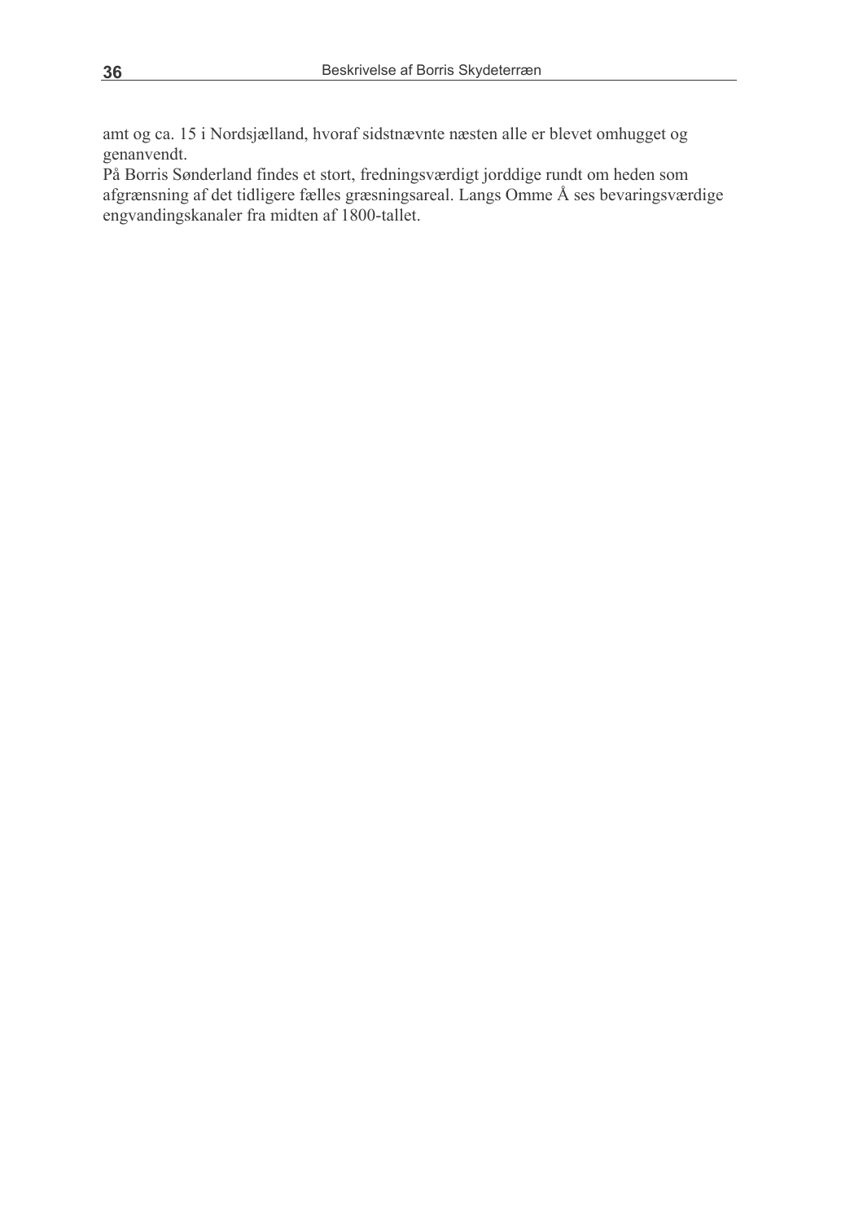amt og ca. 15 i Nordsjælland, hvoraf sidstnævnte næsten alle er blevet omhugget og genanvendt.

På Borris Sønderland findes et stort, fredningsværdigt jorddige rundt om heden som afgrænsning af det tidligere fælles græsningsareal. Langs Omme Å ses bevaringsværdige engvandingskanaler fra midten af 1800-tallet.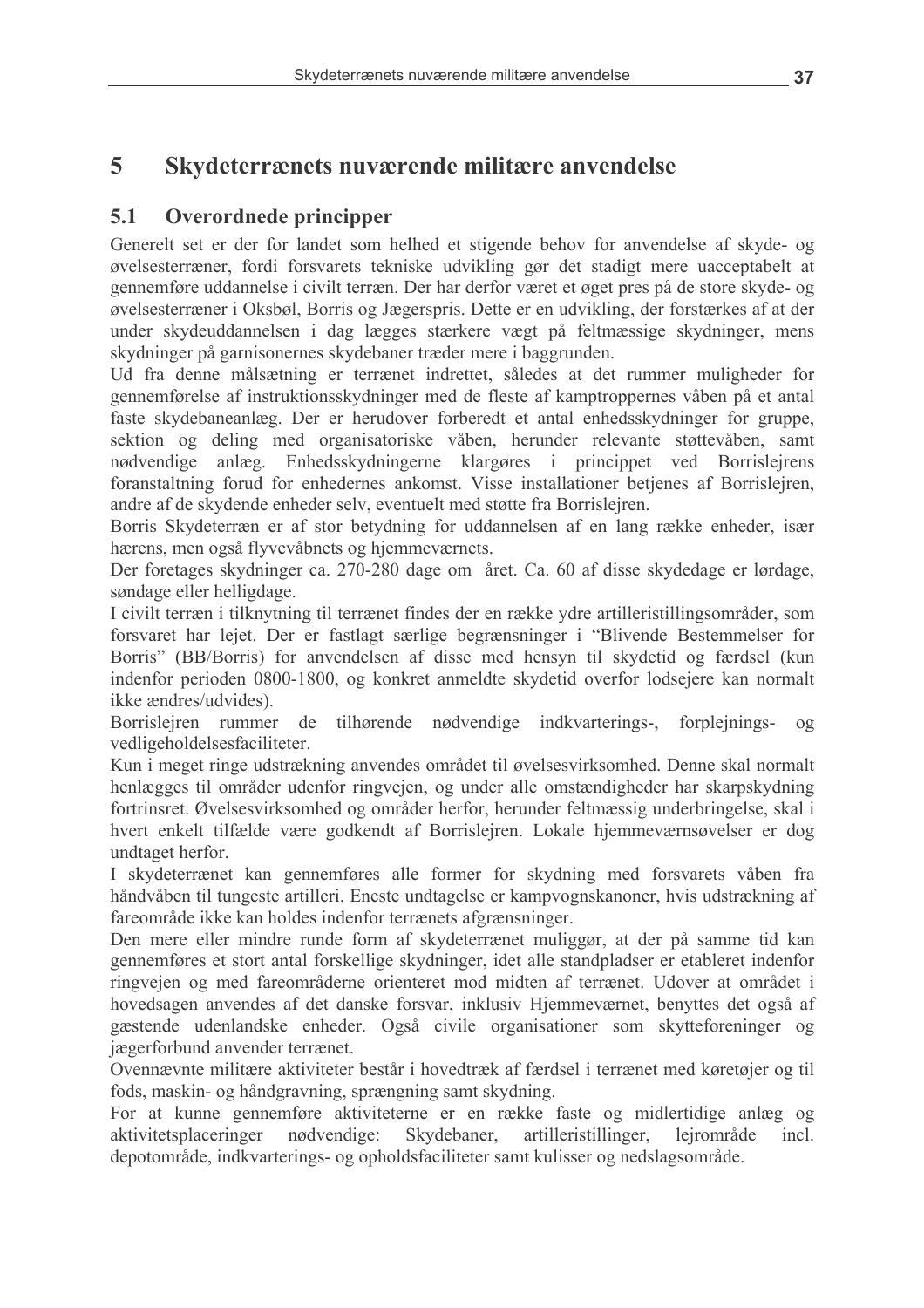# 5 Skydeterrænets nuværende militære anvendelse

## 5.1 Overordnede principper

Generelt set er der for landet som helhed et stigende behov for anvendelse af skyde- og øvelsesterræner, fordi forsvarets tekniske udvikling gør det stadigt mere uacceptabelt at gennemføre uddannelse i civilt terræn. Der har derfor været et øget pres på de store skyde- og øvelsesterræner i Oksbøl, Borris og Jægerspris. Dette er en udvikling, der forstærkes af at der under skydeuddannelsen i dag lægges stærkere vægt på feltmæssige skydninger, mens skydninger på garnisonernes skydebaner træder mere i baggrunden.

Ud fra denne målsætning er terrænet indrettet, således at det rummer muligheder for gennemførelse af instruktionsskydninger med de fleste af kamptroppernes våben på et antal faste skydebaneanlæg. Der er herudover forberedt et antal enhedsskydninger for gruppe, sektion og deling med organisatoriske våben, herunder relevante støttevåben, samt nødvendige anlæg. Enhedsskydningerne klargøres i princippet ved Borrislejrens foranstaltning forud for enhedernes ankomst. Visse installationer betjenes af Borrislejren, andre af de skydende enheder selv, eventuelt med støtte fra Borrislejren.

Borris Skydeterræn er af stor betydning for uddannelsen af en lang række enheder, især hærens, men også flyvevåbnets og hjemmeværnets.

Der foretages skydninger ca. 270-280 dage om året. Ca. 60 af disse skydedage er lørdage, søndage eller helligdage.

I civilt terræn i tilknytning til terrænet findes der en række ydre artilleristillingsområder, som forsvaret har lejet. Der er fastlagt særlige begrænsninger i "Blivende Bestemmelser for Borris" (BB/Borris) for anvendelsen af disse med hensyn til skydetid og færdsel (kun indenfor perioden 0800-1800, og konkret anmeldte skydetid overfor lodsejere kan normalt ikke ændres/udvides).

Borrislejren rummer de tilhørende nødvendige indkvarterings-, forplejnings- og vedligeholdelsesfaciliteter.

Kun i meget ringe udstrækning anvendes området til øvelsesvirksomhed. Denne skal normalt henlægges til områder udenfor ringvejen, og under alle omstændigheder har skarpskydning fortrinsret. Øvelsesvirksomhed og områder herfor, herunder feltmæssig underbringelse, skal i hvert enkelt tilfælde være godkendt af Borrislejren. Lokale hjemmeværnsøvelser er dog undtaget herfor.

I skydeterrænet kan gennemføres alle former for skydning med forsvarets våben fra håndvåben til tungeste artilleri. Eneste undtagelse er kampvognskanoner, hvis udstrækning af fareområde ikke kan holdes indenfor terrænets afgrænsninger.

Den mere eller mindre runde form af skydeterrænet muliggør, at der på samme tid kan gennemføres et stort antal forskellige skydninger, idet alle standpladser er etableret indenfor ringvejen og med fareområderne orienteret mod midten af terrænet. Udover at området i hovedsagen anvendes af det danske forsvar, inklusiv Hjemmeværnet, benyttes det også af gæstende udenlandske enheder. Også civile organisationer som skytteforeninger og jægerforbund anvender terrænet.

Ovennævnte militære aktiviteter består i hovedtræk af færdsel i terrænet med køretøjer og til fods, maskin- og håndgravning, sprængning samt skydning.

For at kunne gennemføre aktiviteterne er en række faste og midlertidige anlæg og aktivitetsplaceringer nødvendige: Skydebaner, artilleristillinger, lejrområde incl. depotområde, indkvarterings- og opholdsfaciliteter samt kulisser og nedslagsområde.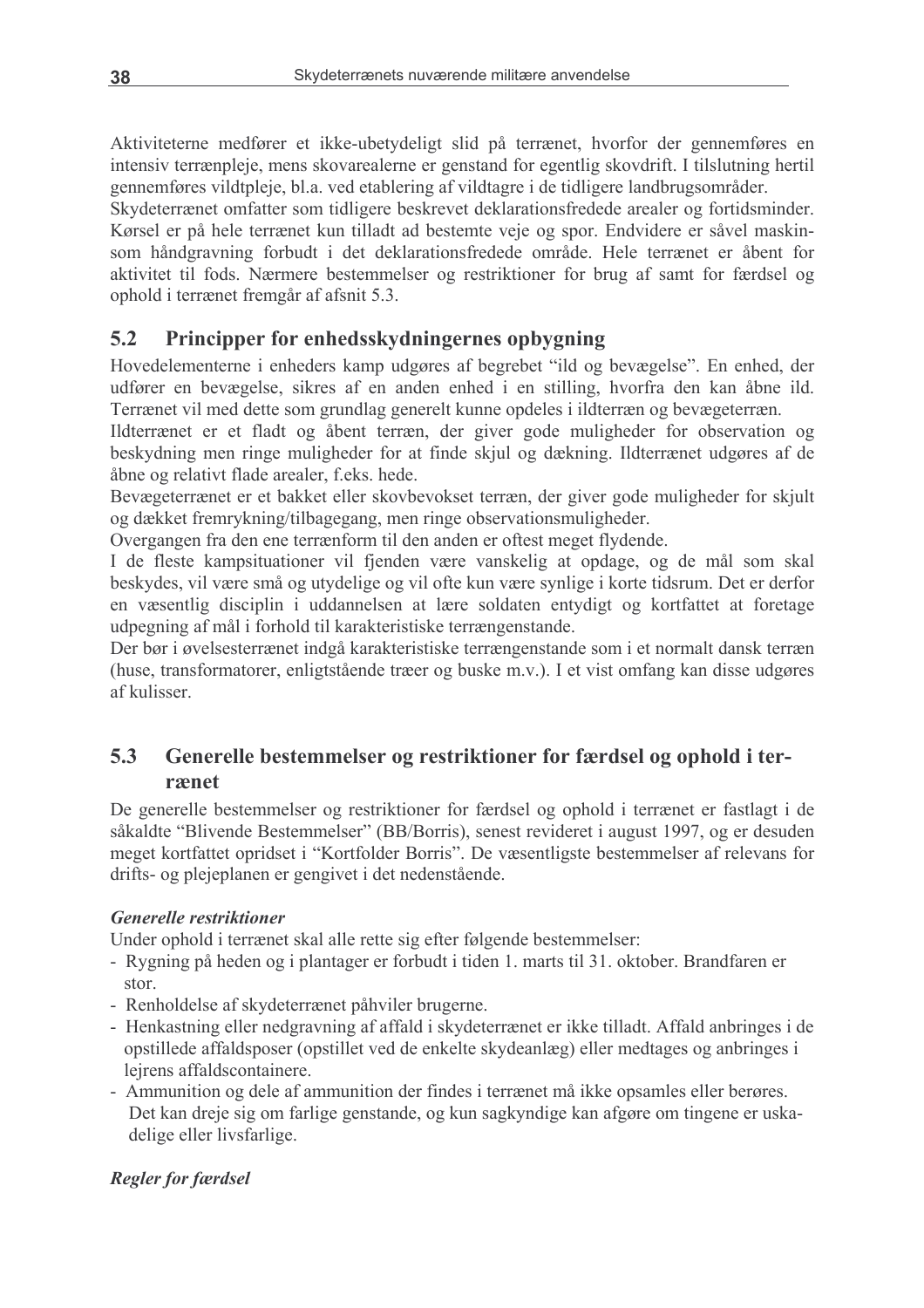Aktiviteterne medfører et ikke-ubetydeligt slid på terrænet, hvorfor der gennemføres en intensiv terrænpleje, mens skovarealerne er genstand for egentlig skovdrift. I tilslutning hertil gennemføres vildtpleje, bl.a. ved etablering af vildtagre i de tidligere landbrugsområder.

Skydeterrænet omfatter som tidligere beskrevet deklarationsfredede arealer og fortidsminder. Kørsel er på hele terrænet kun tilladt ad bestemte veje og spor. Endvidere er såvel maskin- som håndgravning forbudt i det deklarationsfredede område. Hele terrænet er åbent for aktivitet til fods. Nærmere bestemmelser og restriktioner for brug af samt for færdsel og ophold i terrænet fremgår af afsnit 5.3.

## 5.2 Principper for enhedsskydningernes opbygning

Hovedelementerne i enheders kamp udgøres af begrebet "ild og bevægelse". En enhed, der udfører en bevægelse, sikres af en anden enhed i en stilling, hvorfra den kan åbne ild. Terrænet vil med dette som grundlag generelt kunne opdeles i ildterræn og bevægeterræn.

Ildterrænet er et fladt og åbent terræn, der giver gode muligheder for observation og beskydning men ringe muligheder for at finde skjul og dækning. Ildterrænet udgøres af de åbne og relativt flade arealer, f.eks. hede.

Bevægeterrænet er et bakket eller skovbevokset terræn, der giver gode muligheder for skjult og dækket fremrykning/tilbagegang, men ringe observationsmuligheder.

Overgangen fra den ene terrænform til den anden er oftest meget flydende.

I de fleste kampsituationer vil fjenden være vanskelig at opdage, og de mål som skal beskydes, vil være små og utydelige og vil ofte kun være synlige i korte tidsrum. Det er derfor en væsentlig disciplin i uddannelsen at lære soldaten entydigt og kortfattet at foretage udpegning af mål i forhold til karakteristiske terrængenstande.

Der bør i øvelsesterrænet indgå karakteristiske terrængenstande som i et normalt dansk terræn (huse, transformatorer, enligtstående træer og buske m.v.). I et vist omfang kan disse udgøres af kulisser.

## 5.3 Generelle bestemmelser og restriktioner for færdsel og ophold i terrænet

De generelle bestemmelser og restriktioner for færdsel og ophold i terrænet er fastlagt i de såkaldte "Blivende Bestemmelser" (BB/Borris), senest revideret i august 1997, og er desuden meget kortfattet opridset i "Kortfolder Borris". De væsentligste bestemmelser af relevans for drifts- og plejeplanen er gengivet i det nedenstående.

***Generelle restriktioner***

Under ophold i terrænet skal alle rette sig efter følgende bestemmelser:

- Rygning på heden og i plantager er forbudt i tiden 1. marts til 31. oktober. Brandfaren er stor.
- Renholdelse af skydeterrænet påhviler brugerne.
- Henkastning eller nedgravning af affald i skydeterrænet er ikke tilladt. Affald anbringes i de opstillede affaldsposer (opstillet ved de enkelte skydeanlæg) eller medtages og anbringes i lejrens affaldscontainere.
- Ammunition og dele af ammunition der findes i terrænet må ikke opsamles eller berøres. Det kan dreje sig om farlige genstande, og kun sagkyndige kan afgøre om tingene er uskadelige eller livsfarlige.

***Regler for færdsel***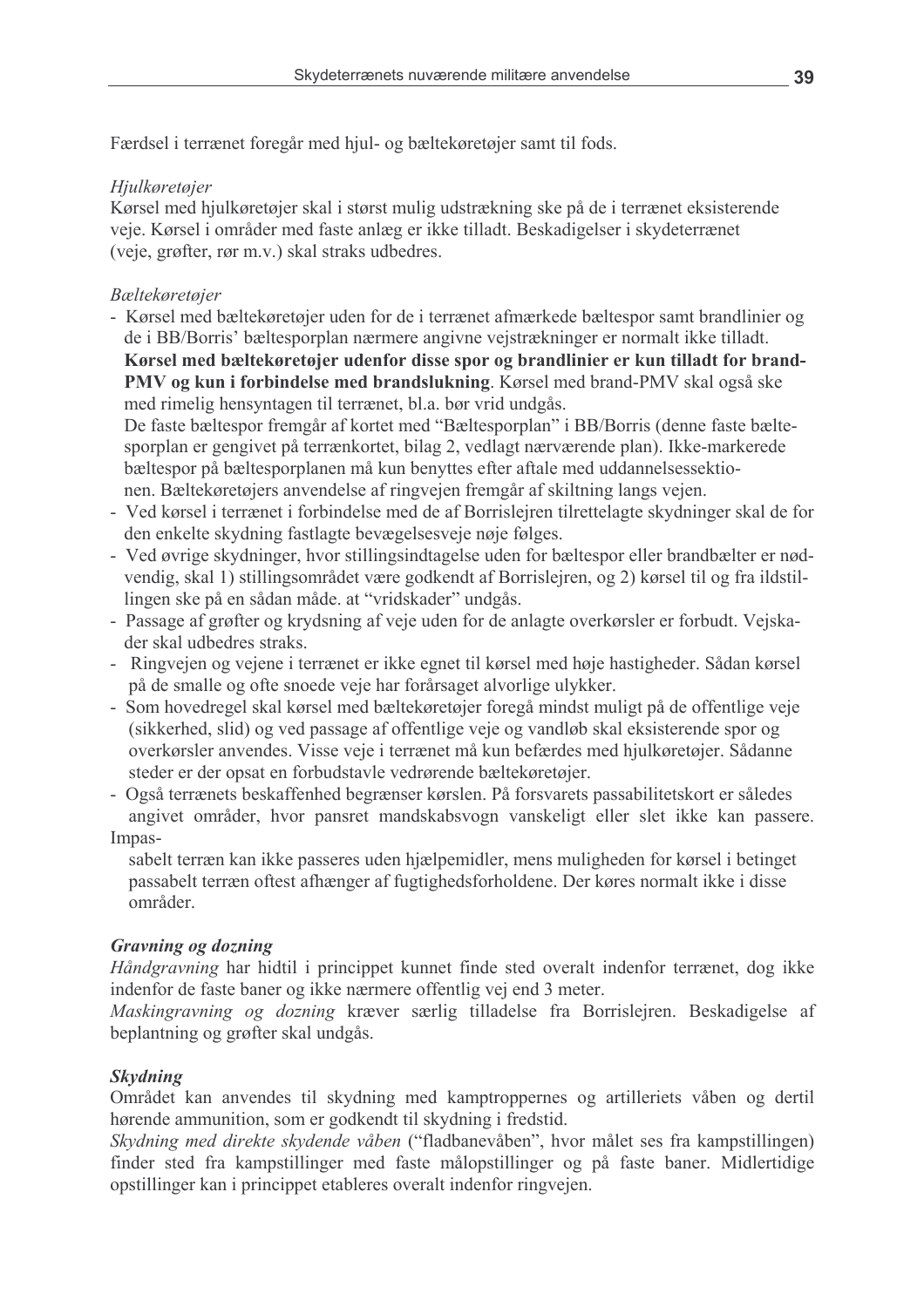Færdsel i terrænet foregår med hjul- og bæltekøretøjer samt til fods.

*Hjulkøretøjer*
Kørsel med hjulkøretøjer skal i størst mulig udstrækning ske på de i terrænet eksisterende veje. Kørsel i områder med faste anlæg er ikke tilladt. Beskadigelser i skydeterrænet (veje, grøfter, rør m.v.) skal straks udbedres.

*Bæltekøretøjer*

- Kørsel med bæltekøretøjer uden for de i terrænet afmærkede bæltespor samt brandlinier og de i BB/Borris' bæltesporplan nærmere angivne vejstrækninger er normalt ikke tilladt. **Kørsel med bæltekøretøjer udenfor disse spor og brandlinier er kun tilladt for brand-PMV og kun i forbindelse med brandslukning**. Kørsel med brand-PMV skal også ske med rimelig hensyntagen til terrænet, bl.a. bør vrid undgås.
  De faste bæltespor fremgår af kortet med "Bæltesporplan" i BB/Borris (denne faste bæltesporplan er gengivet på terrænkortet, bilag 2, vedlagt nærværende plan). Ikke-markerede bæltespor på bæltesporplanen må kun benyttes efter aftale med uddannelsessektionen. Bæltekøretøjers anvendelse af ringvejen fremgår af skiltning langs vejen.
- Ved kørsel i terrænet i forbindelse med de af Borrislejren tilrettelagte skydninger skal de for den enkelte skydning fastlagte bevægelsesveje nøje følges.
- Ved øvrige skydninger, hvor stillingsindtagelse uden for bæltespor eller brandbælter er nødvendig, skal 1) stillingsområdet være godkendt af Borrislejren, og 2) kørsel til og fra ildstillingen ske på en sådan måde. at "vridskader" undgås.
- Passage af grøfter og krydsning af veje uden for de anlagte overkørsler er forbudt. Vejskader skal udbedres straks.
- Ringvejen og vejene i terrænet er ikke egnet til kørsel med høje hastigheder. Sådan kørsel på de smalle og ofte snoede veje har forårsaget alvorlige ulykker.
- Som hovedregel skal kørsel med bæltekøretøjer foregå mindst muligt på de offentlige veje (sikkerhed, slid) og ved passage af offentlige veje og vandløb skal eksisterende spor og overkørsler anvendes. Visse veje i terrænet må kun befærdes med hjulkøretøjer. Sådanne steder er der opsat en forbudstavle vedrørende bæltekøretøjer.
- Også terrænets beskaffenhed begrænser kørslen. På forsvarets passabilitetskort er således angivet områder, hvor pansret mandskabsvogn vanskeligt eller slet ikke kan passere. Impassabelt terræn kan ikke passeres uden hjælpemidler, mens muligheden for kørsel i betinget passabelt terræn oftest afhænger af fugtighedsforholdene. Der køres normalt ikke i disse områder.

***Gravning og dozning***
*Håndgravning* har hidtil i princippet kunnet finde sted overalt indenfor terrænet, dog ikke indenfor de faste baner og ikke nærmere offentlig vej end 3 meter.
*Maskingravning og dozning* kræver særlig tilladelse fra Borrislejren. Beskadigelse af beplantning og grøfter skal undgås.

***Skydning***
Området kan anvendes til skydning med kamptroppernes og artilleriets våben og dertil hørende ammunition, som er godkendt til skydning i fredstid.
*Skydning med direkte skydende våben* ("fladbanevåben", hvor målet ses fra kampstillingen) finder sted fra kampstillinger med faste målopstillinger og på faste baner. Midlertidige opstillinger kan i princippet etableres overalt indenfor ringvejen.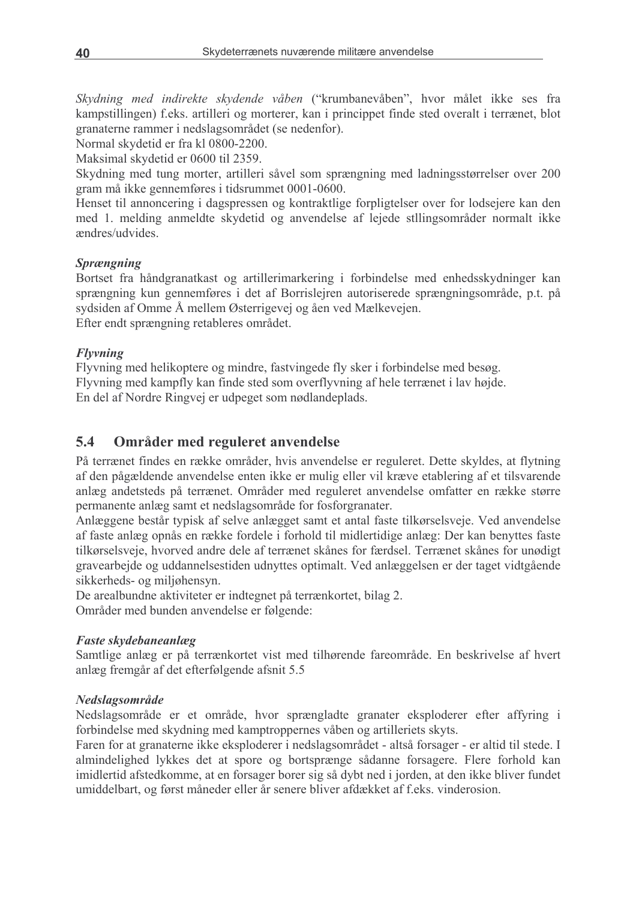*Skydning med indirekte skydende våben* ("krumbanevåben", hvor målet ikke ses fra kampstillingen) f.eks. artilleri og morterer, kan i princippet finde sted overalt i terrænet, blot granaterne rammer i nedslagsområdet (se nedenfor).
Normal skydetid er fra kl 0800-2200.
Maksimal skydetid er 0600 til 2359.
Skydning med tung morter, artilleri såvel som sprængning med ladningsstørrelser over 200 gram må ikke gennemføres i tidsrummet 0001-0600.
Henset til annoncering i dagspressen og kontraktlige forpligtelser over for lodsejere kan den med 1. melding anmeldte skydetid og anvendelse af lejede stllingsområder normalt ikke ændres/udvides.

***Sprængning***
Bortset fra håndgranatkast og artillerimarkering i forbindelse med enhedsskydninger kan sprængning kun gennemføres i det af Borrislejren autoriserede sprængningsområde, p.t. på sydsiden af Omme Å mellem Østerrigevej og åen ved Mælkevejen.
Efter endt sprængning retableres området.

***Flyvning***
Flyvning med helikoptere og mindre, fastvingede fly sker i forbindelse med besøg.
Flyvning med kampfly kan finde sted som overflyvning af hele terrænet i lav højde.
En del af Nordre Ringvej er udpeget som nødlandeplads.

## 5.4 Områder med reguleret anvendelse

På terrænet findes en række områder, hvis anvendelse er reguleret. Dette skyldes, at flytning af den pågældende anvendelse enten ikke er mulig eller vil kræve etablering af et tilsvarende anlæg andetsteds på terrænet. Områder med reguleret anvendelse omfatter en række større permanente anlæg samt et nedslagsområde for fosforgranater.
Anlæggene består typisk af selve anlægget samt et antal faste tilkørselsveje. Ved anvendelse af faste anlæg opnås en række fordele i forhold til midlertidige anlæg: Der kan benyttes faste tilkørselsveje, hvorved andre dele af terrænet skånes for færdsel. Terrænet skånes for unødigt gravearbejde og uddannelsestiden udnyttes optimalt. Ved anlæggelsen er der taget vidtgående sikkerheds- og miljøhensyn.
De arealbundne aktiviteter er indtegnet på terrænkortet, bilag 2.
Områder med bunden anvendelse er følgende:

***Faste skydebaneanlæg***
Samtlige anlæg er på terrænkortet vist med tilhørende fareområde. En beskrivelse af hvert anlæg fremgår af det efterfølgende afsnit 5.5

***Nedslagsområde***
Nedslagsområde er et område, hvor sprængladte granater eksploderer efter affyring i forbindelse med skydning med kamptroppernes våben og artilleriets skyts.
Faren for at granaterne ikke eksploderer i nedslagsområdet - altså forsager - er altid til stede. I almindelighed lykkes det at spore og bortsprænge sådanne forsagere. Flere forhold kan imidlertid afstedkomme, at en forsager borer sig så dybt ned i jorden, at den ikke bliver fundet umiddelbart, og først måneder eller år senere bliver afdækket af f.eks. vinderosion.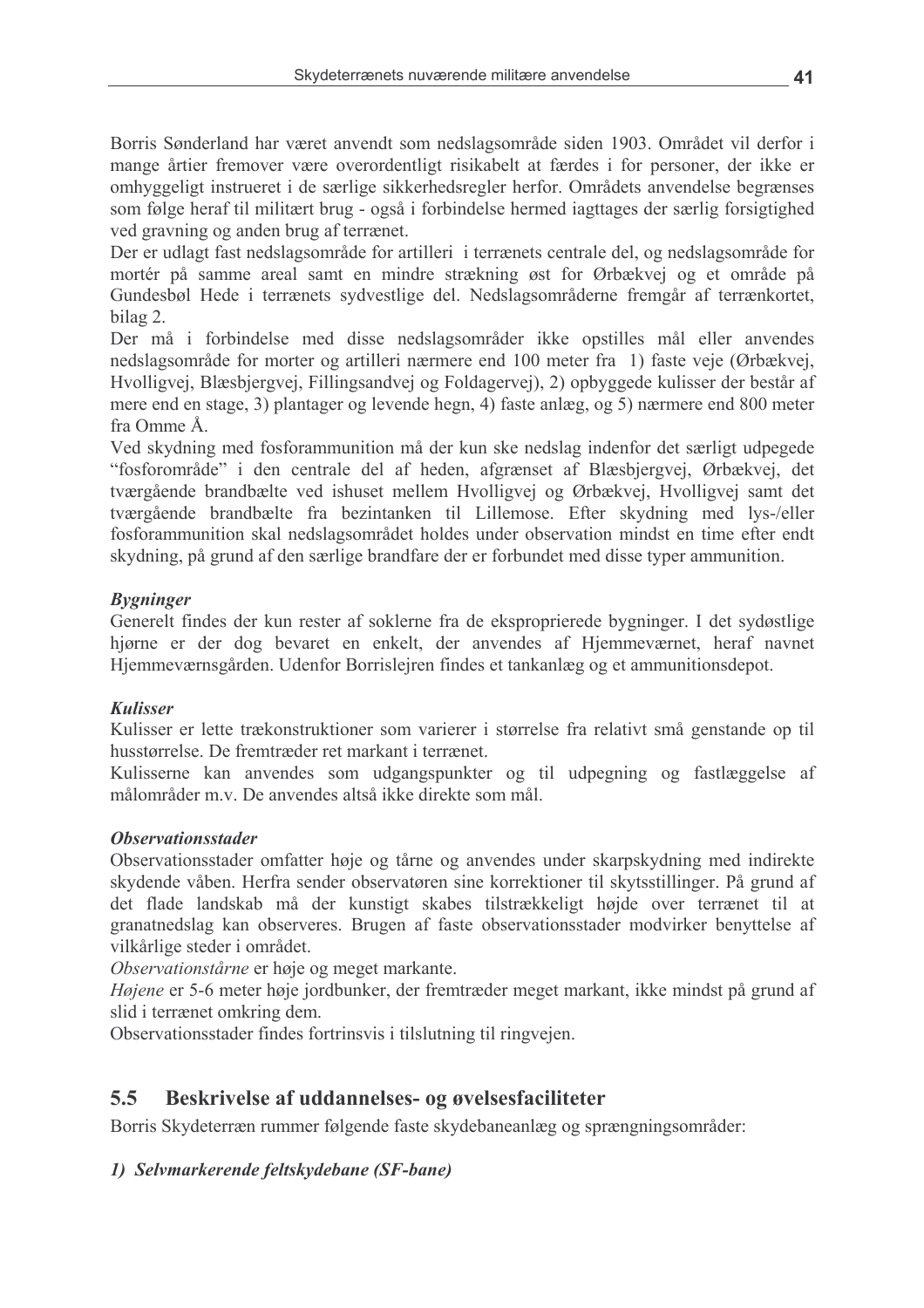Borris Sønderland har været anvendt som nedslagsområde siden 1903. Området vil derfor i mange årtier fremover være overordentligt risikabelt at færdes i for personer, der ikke er omhyggeligt instrueret i de særlige sikkerhedsregler herfor. Områdets anvendelse begrænses som følge heraf til militært brug - også i forbindelse hermed iagttages der særlig forsigtighed ved gravning og anden brug af terrænet.

Der er udlagt fast nedslagsområde for artilleri i terrænets centrale del, og nedslagsområde for mortér på samme areal samt en mindre strækning øst for Ørbækvej og et område på Gundesbøl Hede i terrænets sydvestlige del. Nedslagsområderne fremgår af terrænkortet, bilag 2.

Der må i forbindelse med disse nedslagsområder ikke opstilles mål eller anvendes nedslagsområde for morter og artilleri nærmere end 100 meter fra 1) faste veje (Ørbækvej, Hvolligvej, Blæsbjergvej, Fillingsandvej og Foldagervej), 2) opbyggede kulisser der består af mere end en stage, 3) plantager og levende hegn, 4) faste anlæg, og 5) nærmere end 800 meter fra Omme Å.

Ved skydning med fosforammunition må der kun ske nedslag indenfor det særligt udpegede "fosforområde" i den centrale del af heden, afgrænset af Blæsbjergvej, Ørbækvej, det tværgående brandbælte ved ishuset mellem Hvolligvej og Ørbækvej, Hvolligvej samt det tværgående brandbælte fra bezintanken til Lillemose. Efter skydning med lys-/eller fosforammunition skal nedslagsområdet holdes under observation mindst en time efter endt skydning, på grund af den særlige brandfare der er forbundet med disse typer ammunition.

***Bygninger***

Generelt findes der kun rester af soklerne fra de eksproprierede bygninger. I det sydøstlige hjørne er der dog bevaret en enkelt, der anvendes af Hjemmeværnet, heraf navnet Hjemmeværnsgården. Udenfor Borrislejren findes et tankanlæg og et ammunitionsdepot.

***Kulisser***

Kulisser er lette trækonstruktioner som varierer i størrelse fra relativt små genstande op til husstørrelse. De fremtræder ret markant i terrænet.

Kulisserne kan anvendes som udgangspunkter og til udpegning og fastlæggelse af målområder m.v. De anvendes altså ikke direkte som mål.

***Observationsstader***

Observationsstader omfatter høje og tårne og anvendes under skarpskydning med indirekte skydende våben. Herfra sender observatøren sine korrektioner til skytsstillinger. På grund af det flade landskab må der kunstigt skabes tilstrækkeligt højde over terrænet til at granatnedslag kan observeres. Brugen af faste observationsstader modvirker benyttelse af vilkårlige steder i området.

*Observationstårne* er høje og meget markante.

*Højene* er 5-6 meter høje jordbunker, der fremtræder meget markant, ikke mindst på grund af slid i terrænet omkring dem.

Observationsstader findes fortrinsvis i tilslutning til ringvejen.

## 5.5 Beskrivelse af uddannelses- og øvelsesfaciliteter

Borris Skydeterræn rummer følgende faste skydebaneanlæg og sprængningsområder:

***1) Selvmarkerende feltskydebane (SF-bane)***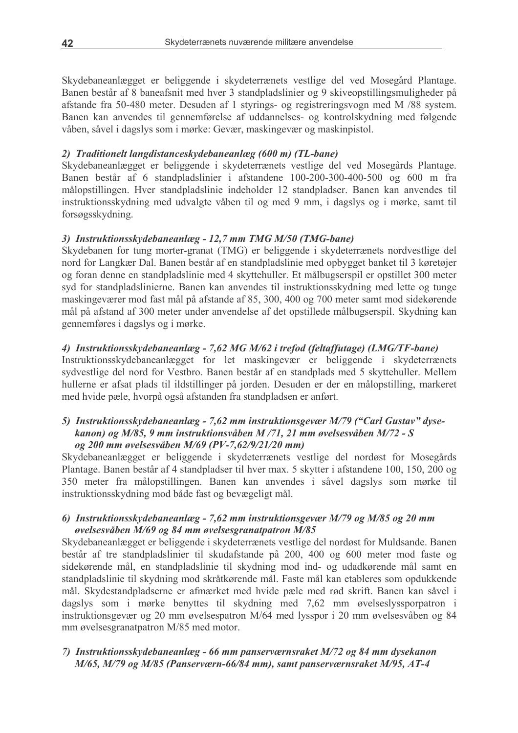Skydebaneanlægget er beliggende i skydeterrænets vestlige del ved Mosegård Plantage. Banen består af 8 baneafsnit med hver 3 standpladslinier og 9 skiveopstillingsmuligheder på afstande fra 50-480 meter. Desuden af 1 styrings- og registreringsvogn med M /88 system. Banen kan anvendes til gennemførelse af uddannelses- og kontrolskydning med følgende våben, såvel i dagslys som i mørke: Gevær, maskingevær og maskinpistol.

#### *2) Traditionelt langdistanceskydebaneanlæg (600 m) (TL-bane)*

Skydebaneanlægget er beliggende i skydeterrænets vestlige del ved Mosegårds Plantage. Banen består af 6 standpladslinier i afstandene 100-200-300-400-500 og 600 m fra målopstillingen. Hver standpladslinie indeholder 12 standpladser. Banen kan anvendes til instruktionsskydning med udvalgte våben til og med 9 mm, i dagslys og i mørke, samt til forsøgsskydning.

#### *3) Instruktionsskydebaneanlæg - 12,7 mm TMG M/50 (TMG-bane)*

Skydebanen for tung morter-granat (TMG) er beliggende i skydeterrænets nordvestlige del nord for Langkær Dal. Banen består af en standpladslinie med opbygget banket til 3 køretøjer og foran denne en standpladslinie med 4 skyttehuller. Et målbugserspil er opstillet 300 meter syd for standpladslinierne. Banen kan anvendes til instruktionsskydning med lette og tunge maskingeværer mod fast mål på afstande af 85, 300, 400 og 700 meter samt mod sidekørende mål på afstand af 300 meter under anvendelse af det opstillede målbugserspil. Skydning kan gennemføres i dagslys og i mørke.

#### *4) Instruktionsskydebaneanlæg - 7,62 MG M/62 i trefod (feltaffutage) (LMG/TF-bane)*

Instruktionsskydebaneanlægget for let maskingevær er beliggende i skydeterrænets sydvestlige del nord for Vestbro. Banen består af en standplads med 5 skyttehuller. Mellem hullerne er afsat plads til ildstillinger på jorden. Desuden er der en målopstilling, markeret med hvide pæle, hvorpå også afstanden fra standpladsen er anført.

#### *5) Instruktionsskydebaneanlæg - 7,62 mm instruktionsgevær M/79 ("Carl Gustav" dyse-kanon) og M/85, 9 mm instruktionsvåben M /71, 21 mm øvelsesvåben M/72 - S og 200 mm øvelsesvåben M/69 (PV-7,62/9/21/20 mm)*

Skydebaneanlægget er beliggende i skydeterrænets vestlige del nordøst for Mosegårds Plantage. Banen består af 4 standpladser til hver max. 5 skytter i afstandene 100, 150, 200 og 350 meter fra målopstillingen. Banen kan anvendes i såvel dagslys som mørke til instruktionsskydning mod både fast og bevægeligt mål.

#### *6) Instruktionsskydebaneanlæg - 7,62 mm instruktionsgevær M/79 og M/85 og 20 mm øvelsesvåben M/69 og 84 mm øvelsesgranatpatron M/85*

Skydebaneanlægget er beliggende i skydeterrænets vestlige del nordøst for Muldsande. Banen består af tre standpladslinier til skudafstande på 200, 400 og 600 meter mod faste og sidekørende mål, en standpladslinie til skydning mod ind- og udadkørende mål samt en standpladslinie til skydning mod skråtkørende mål. Faste mål kan etableres som opdukkende mål. Skydestandpladserne er afmærket med hvide pæle med rød skrift. Banen kan såvel i dagslys som i mørke benyttes til skydning med 7,62 mm øvelseslyssporpatron i instruktionsgevær og 20 mm øvelsespatron M/64 med lysspor i 20 mm øvelsesvåben og 84 mm øvelsesgranatpatron M/85 med motor.

#### *7) Instruktionsskydebaneanlæg - 66 mm panserværnsraket M/72 og 84 mm dysekanon M/65, M/79 og M/85 (Panserværn-66/84 mm), samt panserværnsraket M/95, AT-4*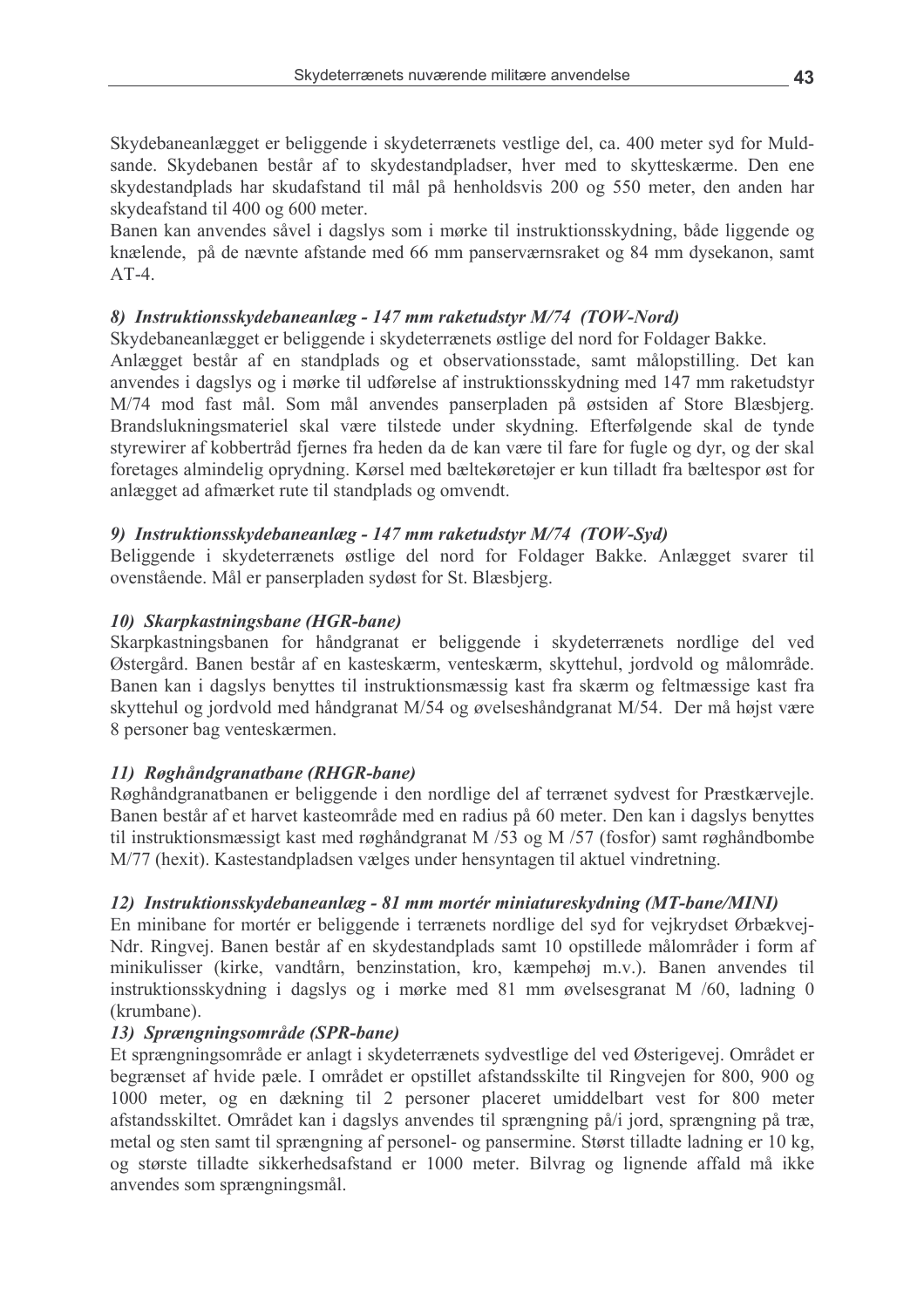Skydebaneanlægget er beliggende i skydeterrænets vestlige del, ca. 400 meter syd for Muldsande. Skydebanen består af to skydestandpladser, hver med to skytteskærme. Den ene skydestandplads har skudafstand til mål på henholdsvis 200 og 550 meter, den anden har skydeafstand til 400 og 600 meter.
Banen kan anvendes såvel i dagslys som i mørke til instruktionsskydning, både liggende og knælende, på de nævnte afstande med 66 mm panserværnsraket og 84 mm dysekanon, samt AT-4.

### *8) Instruktionsskydebaneanlæg - 147 mm raketudstyr M/74 (TOW-Nord)*

Skydebaneanlægget er beliggende i skydeterrænets østlige del nord for Foldager Bakke.
Anlægget består af en standplads og et observationsstade, samt målopstilling. Det kan anvendes i dagslys og i mørke til udførelse af instruktionsskydning med 147 mm raketudstyr M/74 mod fast mål. Som mål anvendes panserpladen på østsiden af Store Blæsbjerg. Brandslukningsmateriel skal være tilstede under skydning. Efterfølgende skal de tynde styrewirer af kobbertråd fjernes fra heden da de kan være til fare for fugle og dyr, og der skal foretages almindelig oprydning. Kørsel med bæltekøretøjer er kun tilladt fra bæltespor øst for anlægget ad afmærket rute til standplads og omvendt.

### *9) Instruktionsskydebaneanlæg - 147 mm raketudstyr M/74 (TOW-Syd)*

Beliggende i skydeterrænets østlige del nord for Foldager Bakke. Anlægget svarer til ovenstående. Mål er panserpladen sydøst for St. Blæsbjerg.

### *10) Skarpkastningsbane (HGR-bane)*

Skarpkastningsbanen for håndgranat er beliggende i skydeterrænets nordlige del ved Østergård. Banen består af en kasteskærm, venteskærm, skyttehul, jordvold og målområde. Banen kan i dagslys benyttes til instruktionsmæssig kast fra skærm og feltmæssige kast fra skyttehul og jordvold med håndgranat M/54 og øvelseshåndgranat M/54. Der må højst være 8 personer bag venteskærmen.

### *11) Røghåndgranatbane (RHGR-bane)*

Røghåndgranatbanen er beliggende i den nordlige del af terrænet sydvest for Præstkærvejle. Banen består af et harvet kasteområde med en radius på 60 meter. Den kan i dagslys benyttes til instruktionsmæssigt kast med røghåndgranat M /53 og M /57 (fosfor) samt røghåndbombe M/77 (hexit). Kastestandpladsen vælges under hensyntagen til aktuel vindretning.

### *12) Instruktionsskydebaneanlæg - 81 mm mortér miniatureskydning (MT-bane/MINI)*

En minibane for mortér er beliggende i terrænets nordlige del syd for vejkrydset Ørbækvej-Ndr. Ringvej. Banen består af en skydestandplads samt 10 opstillede målområder i form af minikulisser (kirke, vandtårn, benzinstation, kro, kæmpehøj m.v.). Banen anvendes til instruktionsskydning i dagslys og i mørke med 81 mm øvelsesgranat M /60, ladning 0 (krumbane).

### *13) Sprængningsområde (SPR-bane)*

Et sprængningsområde er anlagt i skydeterrænets sydvestlige del ved Østerigevej. Området er begrænset af hvide pæle. I området er opstillet afstandsskilte til Ringvejen for 800, 900 og 1000 meter, og en dækning til 2 personer placeret umiddelbart vest for 800 meter afstandsskiltet. Området kan i dagslys anvendes til sprængning på/i jord, sprængning på træ, metal og sten samt til sprængning af personel- og pansermine. Størst tilladte ladning er 10 kg, og største tilladte sikkerhedsafstand er 1000 meter. Bilvrag og lignende affald må ikke anvendes som sprængningsmål.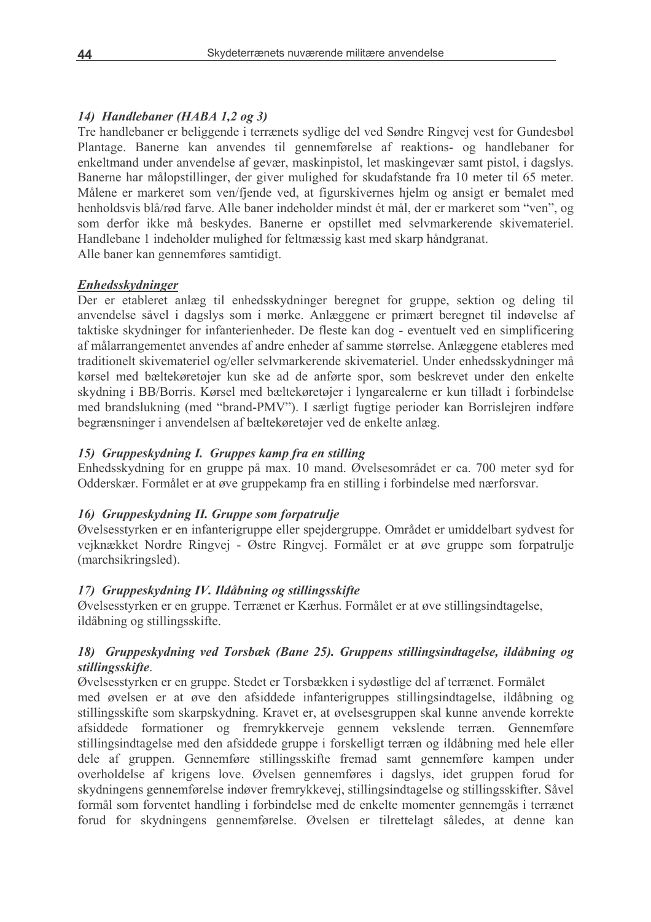### *14) Handlebaner (HABA 1,2 og 3)*

Tre handlebaner er beliggende i terrænets sydlige del ved Søndre Ringvej vest for Gundesbøl Plantage. Banerne kan anvendes til gennemførelse af reaktions- og handlebaner for enkeltmand under anvendelse af gevær, maskinpistol, let maskingevær samt pistol, i dagslys. Banerne har målopstillinger, der giver mulighed for skudafstande fra 10 meter til 65 meter. Målene er markeret som ven/fjende ved, at figurskivernes hjelm og ansigt er bemalet med henholdsvis blå/rød farve. Alle baner indeholder mindst ét mål, der er markeret som "ven", og som derfor ikke må beskydes. Banerne er opstillet med selvmarkerende skivemateriel. Handlebane 1 indeholder mulighed for feltmæssig kast med skarp håndgranat.
Alle baner kan gennemføres samtidigt.

### ***Enhedsskydninger***

Der er etableret anlæg til enhedsskydninger beregnet for gruppe, sektion og deling til anvendelse såvel i dagslys som i mørke. Anlæggene er primært beregnet til indøvelse af taktiske skydninger for infanterienheder. De fleste kan dog - eventuelt ved en simplificering af målarrangementet anvendes af andre enheder af samme størrelse. Anlæggene etableres med traditionelt skivemateriel og/eller selvmarkerende skivemateriel. Under enhedsskydninger må kørsel med bæltekøretøjer kun ske ad de anførte spor, som beskrevet under den enkelte skydning i BB/Borris. Kørsel med bæltekøretøjer i lyngarealerne er kun tilladt i forbindelse med brandslukning (med "brand-PMV"). I særligt fugtige perioder kan Borrislejren indføre begrænsninger i anvendelsen af bæltekøretøjer ved de enkelte anlæg.

### *15) Gruppeskydning I. Gruppes kamp fra en stilling*

Enhedsskydning for en gruppe på max. 10 mand. Øvelsesområdet er ca. 700 meter syd for Odderskær. Formålet er at øve gruppekamp fra en stilling i forbindelse med nærforsvar.

### *16) Gruppeskydning II. Gruppe som forpatrulje*

Øvelsesstyrken er en infanterigruppe eller spejdergruppe. Området er umiddelbart sydvest for vejknækket Nordre Ringvej - Østre Ringvej. Formålet er at øve gruppe som forpatrulje (marchsikringsled).

### *17) Gruppeskydning IV. Ildåbning og stillingsskifte*

Øvelsesstyrken er en gruppe. Terrænet er Kærhus. Formålet er at øve stillingsindtagelse, ildåbning og stillingsskifte.

### *18) Gruppeskydning ved Torsbæk (Bane 25). Gruppens stillingsindtagelse, ildåbning og stillingsskifte*.

Øvelsesstyrken er en gruppe. Stedet er Torsbækken i sydøstlige del af terrænet. Formålet med øvelsen er at øve den afsiddede infanterigruppes stillingsindtagelse, ildåbning og stillingsskifte som skarpskydning. Kravet er, at øvelsesgruppen skal kunne anvende korrekte afsiddede formationer og fremrykkerveje gennem vekslende terræn. Gennemføre stillingsindtagelse med den afsiddede gruppe i forskelligt terræn og ildåbning med hele eller dele af gruppen. Gennemføre stillingsskifte fremad samt gennemføre kampen under overholdelse af krigens love. Øvelsen gennemføres i dagslys, idet gruppen forud for skydningens gennemførelse indøver fremrykkevej, stillingsindtagelse og stillingsskifter. Såvel formål som forventet handling i forbindelse med de enkelte momenter gennemgås i terrænet forud for skydningens gennemførelse. Øvelsen er tilrettelagt således, at denne kan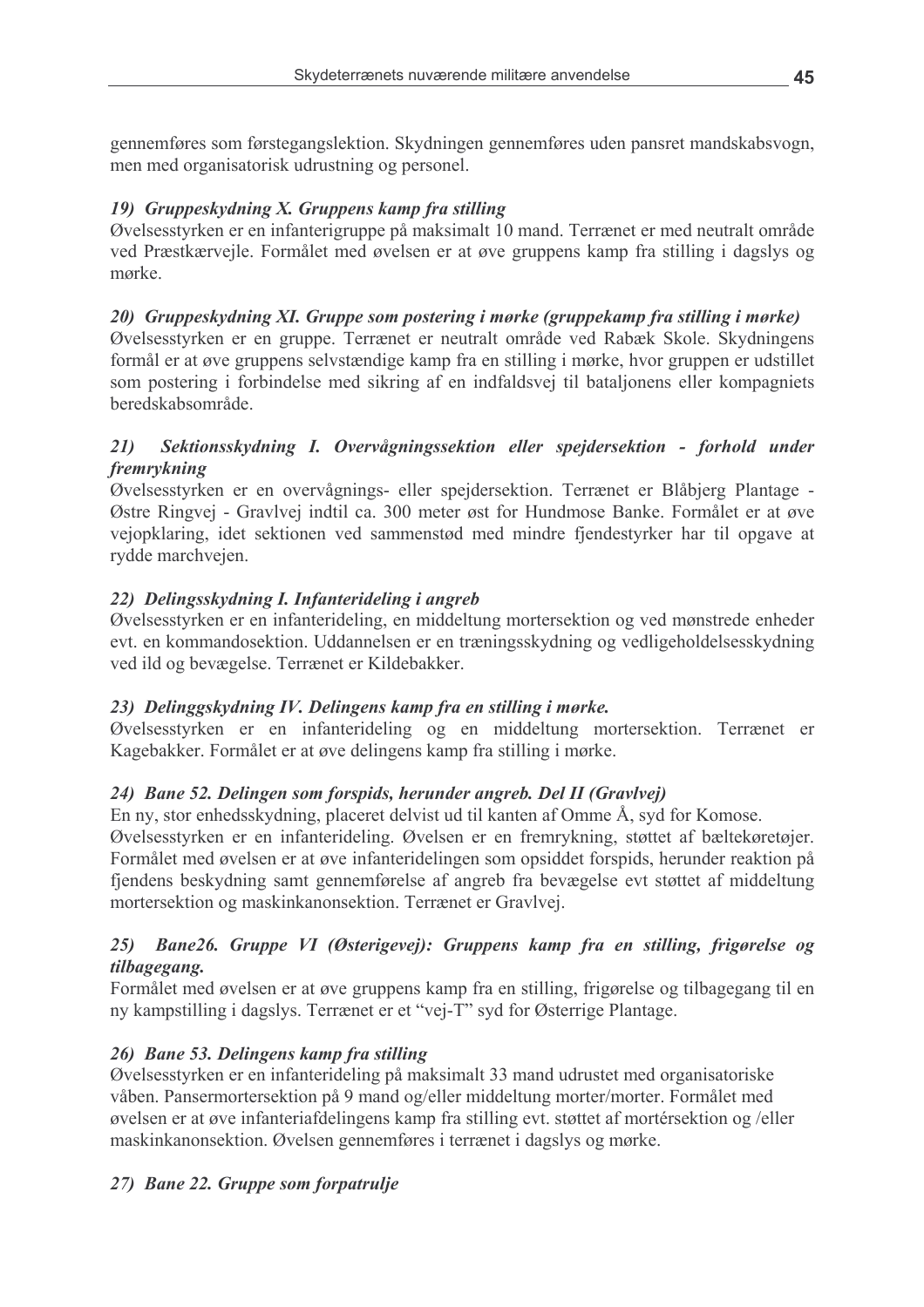gennemføres som førstegangslektion. Skydningen gennemføres uden pansret mandskabsvogn, men med organisatorisk udrustning og personel.

### *19) Gruppeskydning X. Gruppens kamp fra stilling*

Øvelsesstyrken er en infanterigruppe på maksimalt 10 mand. Terrænet er med neutralt område ved Præstkærvejle. Formålet med øvelsen er at øve gruppens kamp fra stilling i dagslys og mørke.

### *20) Gruppeskydning XI. Gruppe som postering i mørke (gruppekamp fra stilling i mørke)*

Øvelsesstyrken er en gruppe. Terrænet er neutralt område ved Rabæk Skole. Skydningens formål er at øve gruppens selvstændige kamp fra en stilling i mørke, hvor gruppen er udstillet som postering i forbindelse med sikring af en indfaldsvej til bataljonens eller kompagniets beredskabsområde.

### *21) Sektionsskydning I. Overvågningssektion eller spejdersektion - forhold under fremrykning*

Øvelsesstyrken er en overvågnings- eller spejdersektion. Terrænet er Blåbjerg Plantage - Østre Ringvej - Gravlvej indtil ca. 300 meter øst for Hundmose Banke. Formålet er at øve vejopklaring, idet sektionen ved sammenstød med mindre fjendestyrker har til opgave at rydde marchvejen.

### *22) Delingsskydning I. Infanterideling i angreb*

Øvelsesstyrken er en infanterideling, en middeltung mortersektion og ved mønstrede enheder evt. en kommandosektion. Uddannelsen er en træningsskydning og vedligeholdelsesskydning ved ild og bevægelse. Terrænet er Kildebakker.

### *23) Delinggskydning IV. Delingens kamp fra en stilling i mørke.*

Øvelsesstyrken er en infanterideling og en middeltung mortersektion. Terrænet er Kagebakker. Formålet er at øve delingens kamp fra stilling i mørke.

### *24) Bane 52. Delingen som forspids, herunder angreb. Del II (Gravlvej)*

En ny, stor enhedsskydning, placeret delvist ud til kanten af Omme Å, syd for Komose.
Øvelsesstyrken er en infanterideling. Øvelsen er en fremrykning, støttet af bæltekøretøjer. Formålet med øvelsen er at øve infanterideling som opsiddet forspids, herunder reaktion på fjendens beskydning samt gennemførelse af angreb fra bevægelse evt støttet af middeltung mortersektion og maskinkanonsektion. Terrænet er Gravlvej.

### *25) Bane26. Gruppe VI (Østerigevej): Gruppens kamp fra en stilling, frigørelse og tilbagegang.*

Formålet med øvelsen er at øve gruppens kamp fra en stilling, frigørelse og tilbagegang til en ny kampstilling i dagslys. Terrænet er et "vej-T" syd for Østerrige Plantage.

### *26) Bane 53. Delingens kamp fra stilling*

Øvelsesstyrken er en infanterideling på maksimalt 33 mand udrustet med organisatoriske våben. Pansermortersektion på 9 mand og/eller middeltung morter/morter. Formålet med øvelsen er at øve infanteriafdelingens kamp fra stilling evt. støttet af mortérsektion og /eller maskinkanonsektion. Øvelsen gennemføres i terrænet i dagslys og mørke.

### *27) Bane 22. Gruppe som forpatrulje*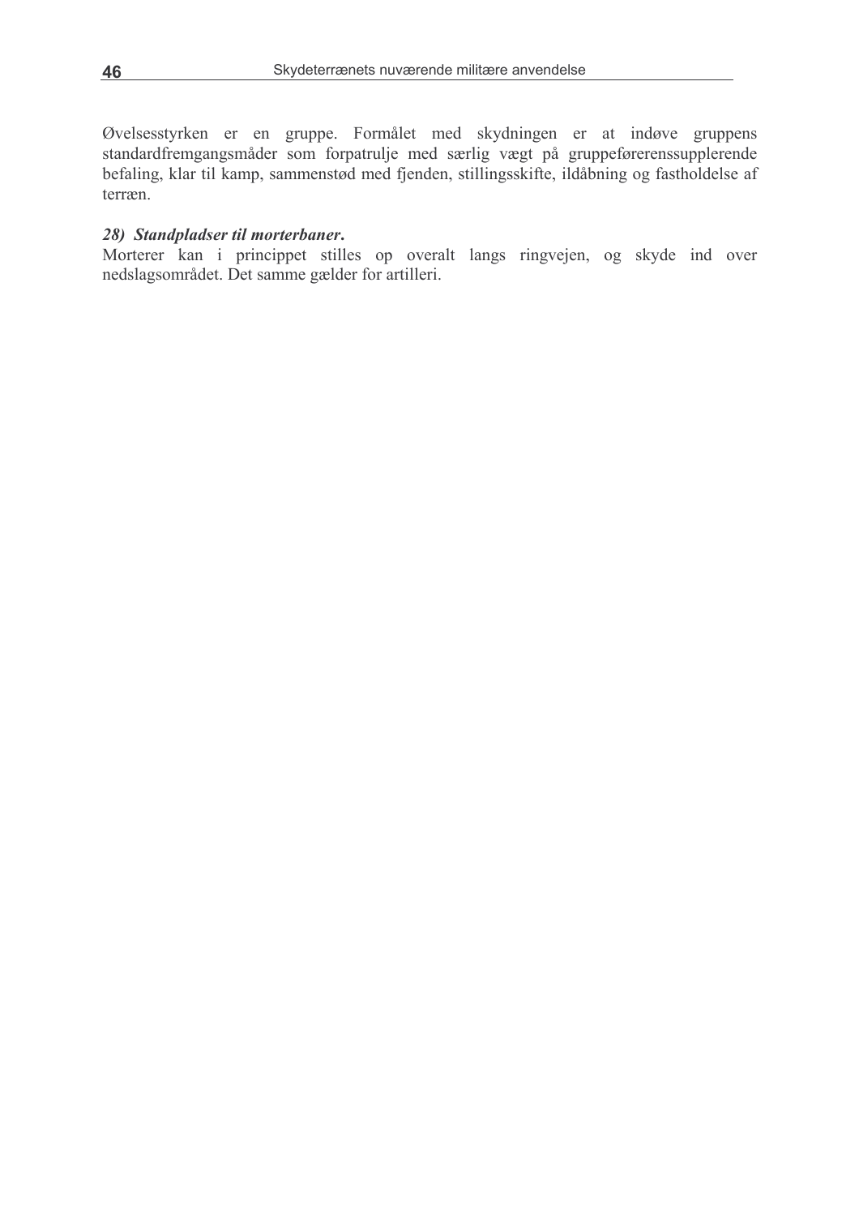Øvelsesstyrken er en gruppe. Formålet med skydningen er at indøve gruppens standardfremgangsmåder som forpatrulje med særlig vægt på gruppeførerenssupplerende befaling, klar til kamp, sammenstød med fjenden, stillingsskifte, ildåbning og fastholdelse af terræn.

***28) Standpladser til morterbaner.***

Morterer kan i princippet stilles op overalt langs ringvejen, og skyde ind over nedslagsområdet. Det samme gælder for artilleri.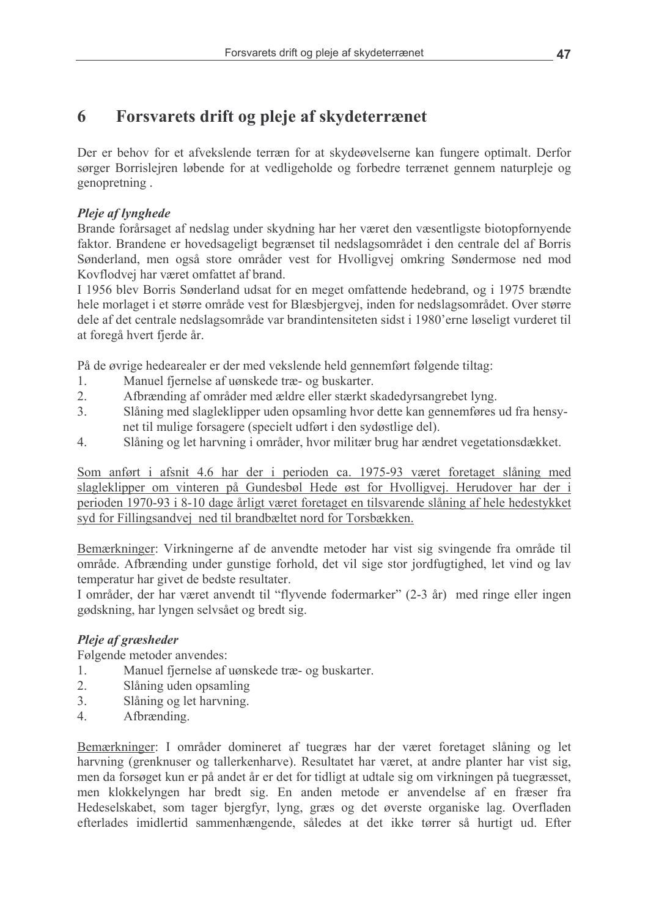# 6 Forsvarets drift og pleje af skydeterrænet

Der er behov for et afvekslende terræn for at skydeøvelserne kan fungere optimalt. Derfor sørger Borrislejren løbende for at vedligeholde og forbedre terrænet gennem naturpleje og genopretning .

***Pleje af lynghede***

Brande forårsaget af nedslag under skydning har her været den væsentligste biotopfornyende faktor. Brandene er hovedsageligt begrænset til nedslagsområdet i den centrale del af Borris Sønderland, men også store områder vest for Hvolligvej omkring Søndermose ned mod Kovflodvej har været omfattet af brand.

I 1956 blev Borris Sønderland udsat for en meget omfattende hedebrand, og i 1975 brændte hele morlaget i et større område vest for Blæsbjergvej, inden for nedslagsområdet. Over større dele af det centrale nedslagsområde var brandintensiteten sidst i 1980'erne løseligt vurderet til at foregå hvert fjerde år.

På de øvrige hedearealer er der med vekslende held gennemført følgende tiltag:

1. Manuel fjernelse af uønskede træ- og buskarter.
2. Afbrænding af områder med ældre eller stærkt skadedyrsangrebet lyng.
3. Slåning med slagleklipper uden opsamling hvor dette kan gennemføres ud fra hensynet til mulige forsagere (specielt udført i den sydøstlige del).
4. Slåning og let harvning i områder, hvor militær brug har ændret vegetationsdækket.

<u>Som anført i afsnit 4.6 har der i perioden ca. 1975-93 været foretaget slåning med slagleklipper om vinteren på Gundesbøl Hede øst for Hvolligvej. Herudover har der i perioden 1970-93 i 8-10 dage årligt været foretaget en tilsvarende slåning af hele hedestykket syd for Fillingsandvej ned til brandbæltet nord for Torsbækken.</u>

<u>Bemærkninger</u>: Virkningerne af de anvendte metoder har vist sig svingende fra område til område. Afbrænding under gunstige forhold, det vil sige stor jordfugtighed, let vind og lav temperatur har givet de bedste resultater.

I områder, der har været anvendt til "flyvende fodermarker" (2-3 år) med ringe eller ingen gødskning, har lyngen selvsået og bredt sig.

***Pleje af græsheder***

Følgende metoder anvendes:

1. Manuel fjernelse af uønskede træ- og buskarter.
2. Slåning uden opsamling
3. Slåning og let harvning.
4. Afbrænding.

<u>Bemærkninger</u>: I områder domineret af tuegræs har der været foretaget slåning og let harvning (grenknuser og tallerkenharve). Resultatet har været, at andre planter har vist sig, men da forsøget kun er på andet år er det for tidligt at udtale sig om virkningen på tuegræsset, men klokkelyngen har bredt sig. En anden metode er anvendelse af en fræser fra Hedeselskabet, som tager bjergfyr, lyng, græs og det øverste organiske lag. Overfladen efterlades imidlertid sammenhængende, således at det ikke tørrer så hurtigt ud. Efter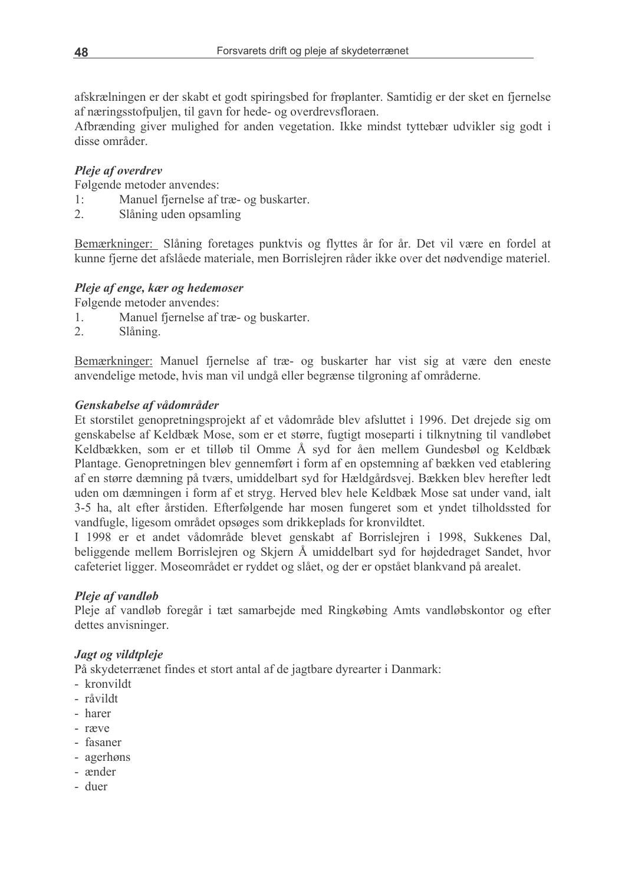afskrælningen er der skabt et godt spiringsbed for frøplanter. Samtidig er der sket en fjernelse af næringsstofpuljen, til gavn for hede- og overdrevsfloraen.
Afbrænding giver mulighed for anden vegetation. Ikke mindst tyttebær udvikler sig godt i disse områder.

### *Pleje af overdrev*

Følgende metoder anvendes:

1: Manuel fjernelse af træ- og buskarter.
2. Slåning uden opsamling

<u>Bemærkninger:</u> Slåning foretages punktvis og flyttes år for år. Det vil være en fordel at kunne fjerne det afslåede materiale, men Borrislejren råder ikke over det nødvendige materiel.

### *Pleje af enge, kær og hedemoser*

Følgende metoder anvendes:

1. Manuel fjernelse af træ- og buskarter.
2. Slåning.

<u>Bemærkninger:</u> Manuel fjernelse af træ- og buskarter har vist sig at være den eneste anvendelige metode, hvis man vil undgå eller begrænse tilgroning af områderne.

### *Genskabelse af vådområder*

Et storstilet genopretningsprojekt af et vådområde blev afsluttet i 1996. Det drejede sig om genskabelse af Keldbæk Mose, som er et større, fugtigt moseparti i tilknytning til vandløbet Keldbækken, som er et tilløb til Omme Å syd for åen mellem Gundesbøl og Keldbæk Plantage. Genopretningen blev gennemført i form af en opstemning af bækken ved etablering af en større dæmning på tværs, umiddelbart syd for Hældgårdsvej. Bækken blev herefter ledt uden om dæmningen i form af et stryg. Herved blev hele Keldbæk Mose sat under vand, ialt 3-5 ha, alt efter årstiden. Efterfølgende har mosen fungeret som et yndet tilholdssted for vandfugle, ligesom området opsøges som drikkeplads for kronvildtet.
I 1998 er et andet vådområde blevet genskabt af Borrislejren i 1998, Sukkenes Dal, beliggende mellem Borrislejren og Skjern Å umiddelbart syd for højdedraget Sandet, hvor cafeteriet ligger. Moseområdet er ryddet og slået, og der er opstået blankvand på arealet.

### *Pleje af vandløb*

Pleje af vandløb foregår i tæt samarbejde med Ringkøbing Amts vandløbskontor og efter dettes anvisninger.

### *Jagt og vildtpleje*

På skydeterrænet findes et stort antal af de jagtbare dyrearter i Danmark:

- kronvildt
- råvildt
- harer
- ræve
- fasaner
- agerhøns
- ænder
- duer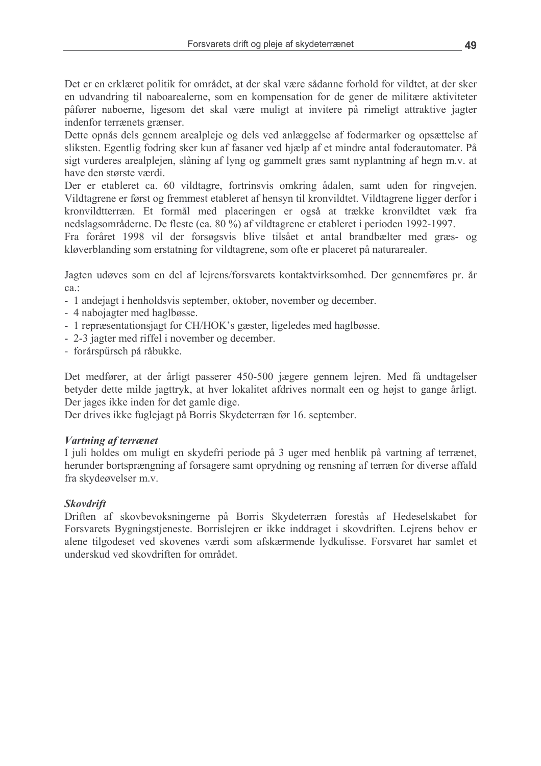Det er en erklæret politik for området, at der skal være sådanne forhold for vildtet, at der sker en udvandring til naboarealerne, som en kompensation for de gener de militære aktiviteter påfører naboerne, ligesom det skal være muligt at invitere på rimeligt attraktive jagter indenfor terrænets grænser.

Dette opnås dels gennem arealpleje og dels ved anlæggelse af fodermarker og opsættelse af sliksten. Egentlig fodring sker kun af fasaner ved hjælp af et mindre antal foderautomater. På sigt vurderes arealplejen, slåning af lyng og gammelt græs samt nyplantning af hegn m.v. at have den største værdi.

Der er etableret ca. 60 vildtagre, fortrinsvis omkring ådalen, samt uden for ringvejen. Vildtagrene er først og fremmest etableret af hensyn til kronvildtet. Vildtagrene ligger derfor i kronvildtterræn. Et formål med placeringen er også at trække kronvildtet væk fra nedslagsområderne. De fleste (ca. 80 %) af vildtagrene er etableret i perioden 1992-1997.

Fra foråret 1998 vil der forsøgsvis blive tilsået et antal brandbælter med græs- og kløverblanding som erstatning for vildtagrene, som ofte er placeret på naturarealer.

Jagten udøves som en del af lejrens/forsvarets kontaktvirksomhed. Der gennemføres pr. år ca.:

- 1 andejagt i henholdsvis september, oktober, november og december.
- 4 nabojagter med haglbøsse.
- 1 repræsentationsjagt for CH/HOK's gæster, ligeledes med haglbøsse.
- 2-3 jagter med riffel i november og december.
- forårspürsch på råbukke.

Det medfører, at der årligt passerer 450-500 jægere gennem lejren. Med få undtagelser betyder dette milde jagttryk, at hver lokalitet afdrives normalt een og højst to gange årligt. Der jages ikke inden for det gamle dige.

Der drives ikke fuglejagt på Borris Skydeterræn før 16. september.

### *Vartning af terrænet*

I juli holdes om muligt en skydefri periode på 3 uger med henblik på vartning af terrænet, herunder bortsprængning af forsagere samt oprydning og rensning af terræn for diverse affald fra skydeøvelser m.v.

### *Skovdrift*

Driften af skovbevoksningerne på Borris Skydeterræn forestås af Hedeselskabet for Forsvarets Bygningstjeneste. Borrislejren er ikke inddraget i skovdriften. Lejrens behov er alene tilgodeset ved skovenes værdi som afskærmende lydkulisse. Forsvaret har samlet et underskud ved skovdriften for området.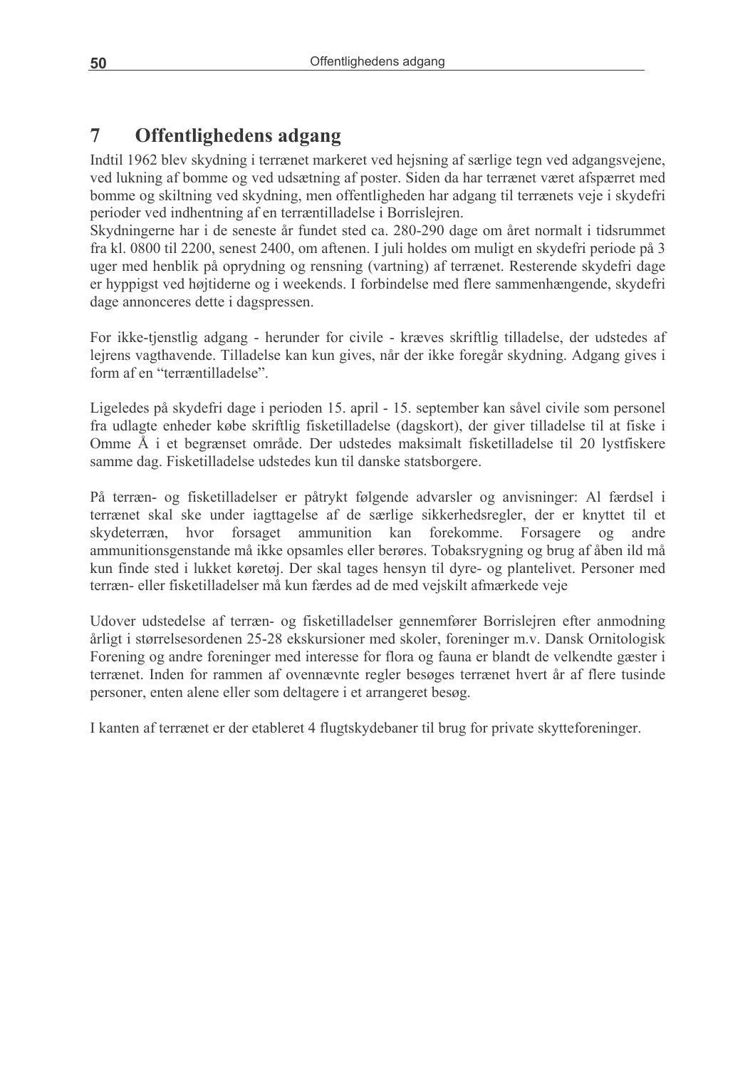# 7 Offentlighedens adgang

Indtil 1962 blev skydning i terrænet markeret ved hejsning af særlige tegn ved adgangsvejene, ved lukning af bomme og ved udsætning af poster. Siden da har terrænet været afspærret med bomme og skiltning ved skydning, men offentligheden har adgang til terrænets veje i skydefri perioder ved indhentning af en terræntilladelse i Borrislejren.
Skydningerne har i de seneste år fundet sted ca. 280-290 dage om året normalt i tidsrummet fra kl. 0800 til 2200, senest 2400, om aftenen. I juli holdes om muligt en skydefri periode på 3 uger med henblik på oprydning og rensning (vartning) af terrænet. Resterende skydefri dage er hyppigst ved højtiderne og i weekends. I forbindelse med flere sammenhængende, skydefri dage annonceres dette i dagspressen.

For ikke-tjenstlig adgang - herunder for civile - kræves skriftlig tilladelse, der udstedes af lejrens vagthavende. Tilladelse kan kun gives, når der ikke foregår skydning. Adgang gives i form af en "terræntilladelse".

Ligeledes på skydefri dage i perioden 15. april - 15. september kan såvel civile som personel fra udlagte enheder købe skriftlig fisketilladelse (dagskort), der giver tilladelse til at fiske i Omme Å i et begrænset område. Der udstedes maksimalt fisketilladelse til 20 lystfiskere samme dag. Fisketilladelse udstedes kun til danske statsborgere.

På terræn- og fisketilladelser er påtrykt følgende advarsler og anvisninger: Al færdsel i terrænet skal ske under iagttagelse af de særlige sikkerhedsregler, der er knyttet til et skydeterræn, hvor forsaget ammunition kan forekomme. Forsagere og andre ammunitionsgenstande må ikke opsamles eller berøres. Tobaksrygning og brug af åben ild må kun finde sted i lukket køretøj. Der skal tages hensyn til dyre- og plantelivet. Personer med terræn- eller fisketilladelser må kun færdes ad de med vejskilt afmærkede veje

Udover udstedelse af terræn- og fisketilladelser gennemfører Borrislejren efter anmodning årligt i størrelsesordenen 25-28 ekskursioner med skoler, foreninger m.v. Dansk Ornitologisk Forening og andre foreninger med interesse for flora og fauna er blandt de velkendte gæster i terrænet. Inden for rammen af ovennævnte regler besøges terrænet hvert år af flere tusinde personer, enten alene eller som deltagere i et arrangeret besøg.

I kanten af terrænet er der etableret 4 flugtskydebaner til brug for private skytteforeninger.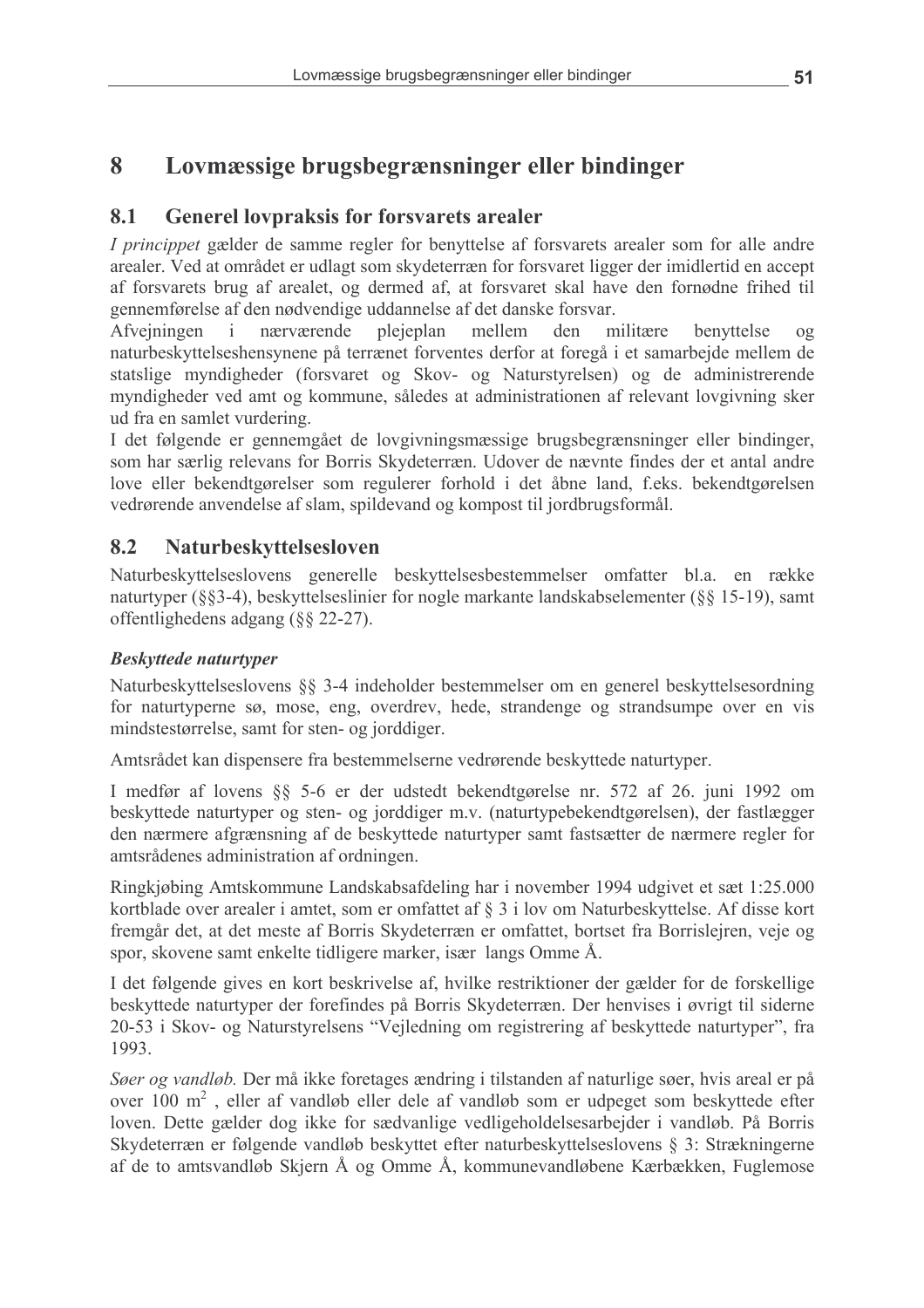# 8 Lovmæssige brugsbegrænsninger eller bindinger

## 8.1 Generel lovpraksis for forsvarets arealer

*I princippet* gælder de samme regler for benyttelse af forsvarets arealer som for alle andre arealer. Ved at området er udlagt som skydeterræn for forsvaret ligger der imidlertid en accept af forsvarets brug af arealet, og dermed af, at forsvaret skal have den fornødne frihed til gennemførelse af den nødvendige uddannelse af det danske forsvar.

Afvejningen i nærværende plejeplan mellem den militære benyttelse og naturbeskyttelseshensynene på terrænet forventes derfor at foregå i et samarbejde mellem de statslige myndigheder (forsvaret og Skov- og Naturstyrelsen) og de administrerende myndigheder ved amt og kommune, således at administrationen af relevant lovgivning sker ud fra en samlet vurdering.

I det følgende er gennemgået de lovgivningsmæssige brugsbegrænsninger eller bindinger, som har særlig relevans for Borris Skydeterræn. Udover de nævnte findes der et antal andre love eller bekendtgørelser som regulerer forhold i det åbne land, f.eks. bekendtgørelsen vedrørende anvendelse af slam, spildevand og kompost til jordbrugsformål.

## 8.2 Naturbeskyttelsesloven

Naturbeskyttelseslovens generelle beskyttelsesbestemmelser omfatter bl.a. en række naturtyper (§§3-4), beskyttelseslinier for nogle markante landskabselementer (§§ 15-19), samt offentlighedens adgang (§§ 22-27).

***Beskyttede naturtyper***

Naturbeskyttelseslovens §§ 3-4 indeholder bestemmelser om en generel beskyttelsesordning for naturtyperne sø, mose, eng, overdrev, hede, strandenge og strandsumpe over en vis mindstestørrelse, samt for sten- og jorddiger.

Amtsrådet kan dispensere fra bestemmelserne vedrørende beskyttede naturtyper.

I medfør af lovens §§ 5-6 er der udstedt bekendtgørelse nr. 572 af 26. juni 1992 om beskyttede naturtyper og sten- og jorddiger m.v. (naturtypebekendtgørelsen), der fastlægger den nærmere afgrænsning af de beskyttede naturtyper samt fastsætter de nærmere regler for amtsrådenes administration af ordningen.

Ringkjøbing Amtskommune Landskabsafdeling har i november 1994 udgivet et sæt 1:25.000 kortblade over arealer i amtet, som er omfattet af § 3 i lov om Naturbeskyttelse. Af disse kort fremgår det, at det meste af Borris Skydeterræn er omfattet, bortset fra Borrislejren, veje og spor, skovene samt enkelte tidligere marker, især langs Omme Å.

I det følgende gives en kort beskrivelse af, hvilke restriktioner der gælder for de forskellige beskyttede naturtyper der forefindes på Borris Skydeterræn. Der henvises i øvrigt til siderne 20-53 i Skov- og Naturstyrelsens "Vejledning om registrering af beskyttede naturtyper", fra 1993.

*Søer og vandløb.* Der må ikke foretages ændring i tilstanden af naturlige søer, hvis areal er på over 100 m$^2$ , eller af vandløb eller dele af vandløb som er udpeget som beskyttede efter loven. Dette gælder dog ikke for sædvanlige vedligeholdelsesarbejder i vandløb. På Borris Skydeterræn er følgende vandløb beskyttet efter naturbeskyttelseslovens § 3: Strækningerne af de to amtsvandløb Skjern Å og Omme Å, kommunevandløbene Kærbækken, Fuglemose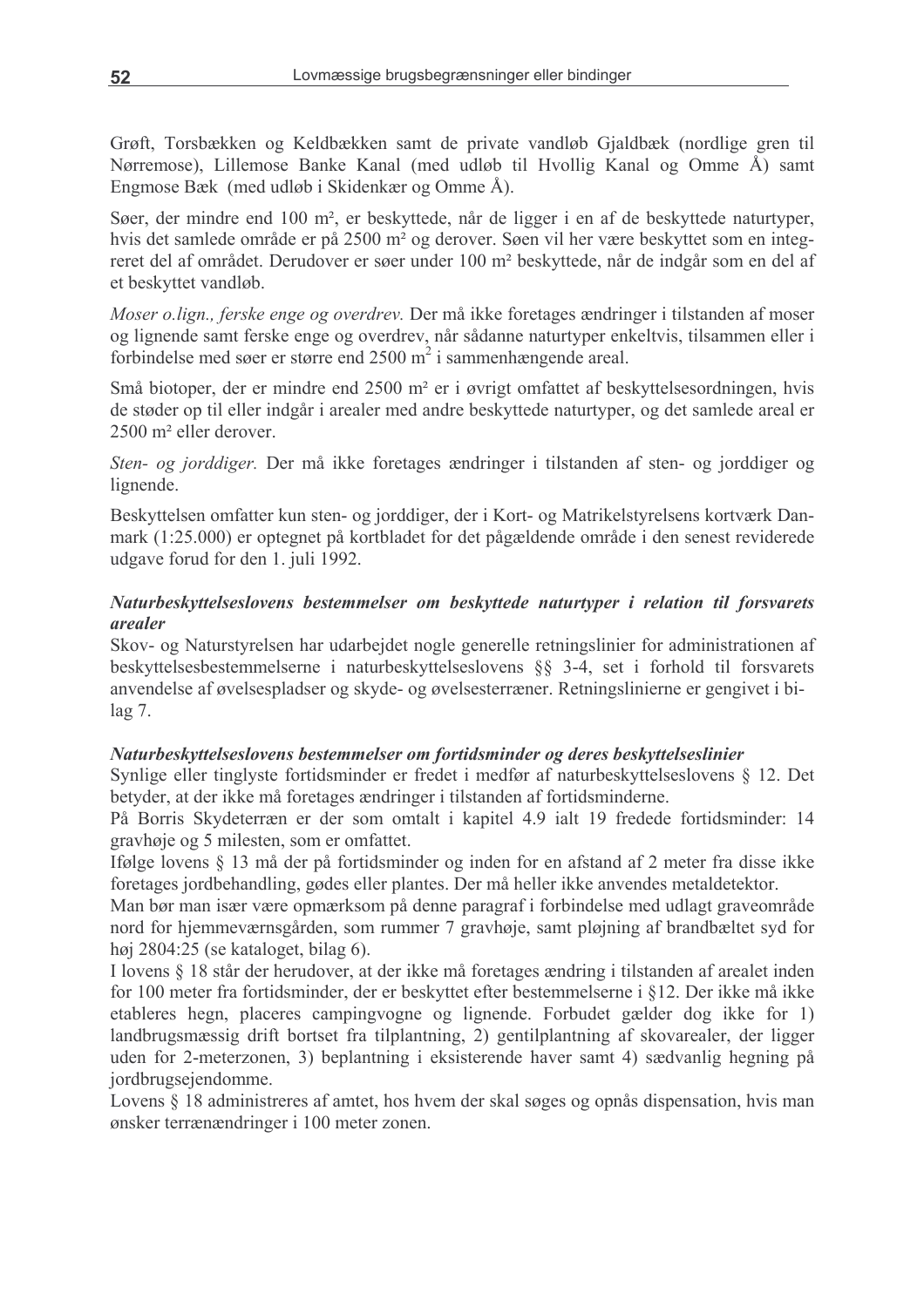Grøft, Torsbækken og Keldbækken samt de private vandløb Gjaldbæk (nordlige gren til Nørremose), Lillemose Banke Kanal (med udløb til Hvollig Kanal og Omme Å) samt Engmose Bæk (med udløb i Skidenkær og Omme Å).

Søer, der mindre end 100 m², er beskyttede, når de ligger i en af de beskyttede naturtyper, hvis det samlede område er på 2500 m² og derover. Søen vil her være beskyttet som en integreret del af området. Derudover er søer under 100 m² beskyttede, når de indgår som en del af et beskyttet vandløb.

*Moser o.lign., ferske enge og overdrev.* Der må ikke foretages ændringer i tilstanden af moser og lignende samt ferske enge og overdrev, når sådanne naturtyper enkeltvis, tilsammen eller i forbindelse med søer er større end 2500 $m^2$ i sammenhængende areal.

Små biotoper, der er mindre end 2500 m² er i øvrigt omfattet af beskyttelsesordningen, hvis de støder op til eller indgår i arealer med andre beskyttede naturtyper, og det samlede areal er 2500 m² eller derover.

*Sten- og jorddiger.* Der må ikke foretages ændringer i tilstanden af sten- og jorddiger og lignende.

Beskyttelsen omfatter kun sten- og jorddiger, der i Kort- og Matrikelstyrelsens kortværk Danmark (1:25.000) er optegnet på kortbladet for det pågældende område i den senest reviderede udgave forud for den 1. juli 1992.

***Naturbeskyttelseslovens bestemmelser om beskyttede naturtyper i relation til forsvarets arealer***

Skov- og Naturstyrelsen har udarbejdet nogle generelle retningslinier for administrationen af beskyttelsesbestemmelserne i naturbeskyttelseslovens §§ 3-4, set i forhold til forsvarets anvendelse af øvelsespladser og skyde- og øvelsesterræner. Retningslinierne er gengivet i bilag 7.

***Naturbeskyttelseslovens bestemmelser om fortidsminder og deres beskyttelseslinier***

Synlige eller tinglyste fortidsminder er fredet i medfør af naturbeskyttelseslovens § 12. Det betyder, at der ikke må foretages ændringer i tilstanden af fortidsminderne.

På Borris Skydeterræn er der som omtalt i kapitel 4.9 ialt 19 fredede fortidsminder: 14 gravhøje og 5 milesten, som er omfattet.

Ifølge lovens § 13 må der på fortidsminder og inden for en afstand af 2 meter fra disse ikke foretages jordbehandling, gødes eller plantes. Der må heller ikke anvendes metaldetektor.

Man bør man især være opmærksom på denne paragraf i forbindelse med udlagt graveområde nord for hjemmeværnsgården, som rummer 7 gravhøje, samt pløjning af brandbæltet syd for høj 2804:25 (se kataloget, bilag 6).

I lovens § 18 står der herudover, at der ikke må foretages ændring i tilstanden af arealet inden for 100 meter fra fortidsminder, der er beskyttet efter bestemmelserne i §12. Der ikke må ikke etableres hegn, placeres campingvogne og lignende. Forbudet gælder dog ikke for 1) landbrugsmæssig drift bortset fra tilplantning, 2) gentilplantning af skovarealer, der ligger uden for 2-meterzonen, 3) beplantning i eksisterende haver samt 4) sædvanlig hegning på jordbrugsejendomme.

Lovens § 18 administreres af amtet, hos hvem der skal søges og opnås dispensation, hvis man ønsker terrænændringer i 100 meter zonen.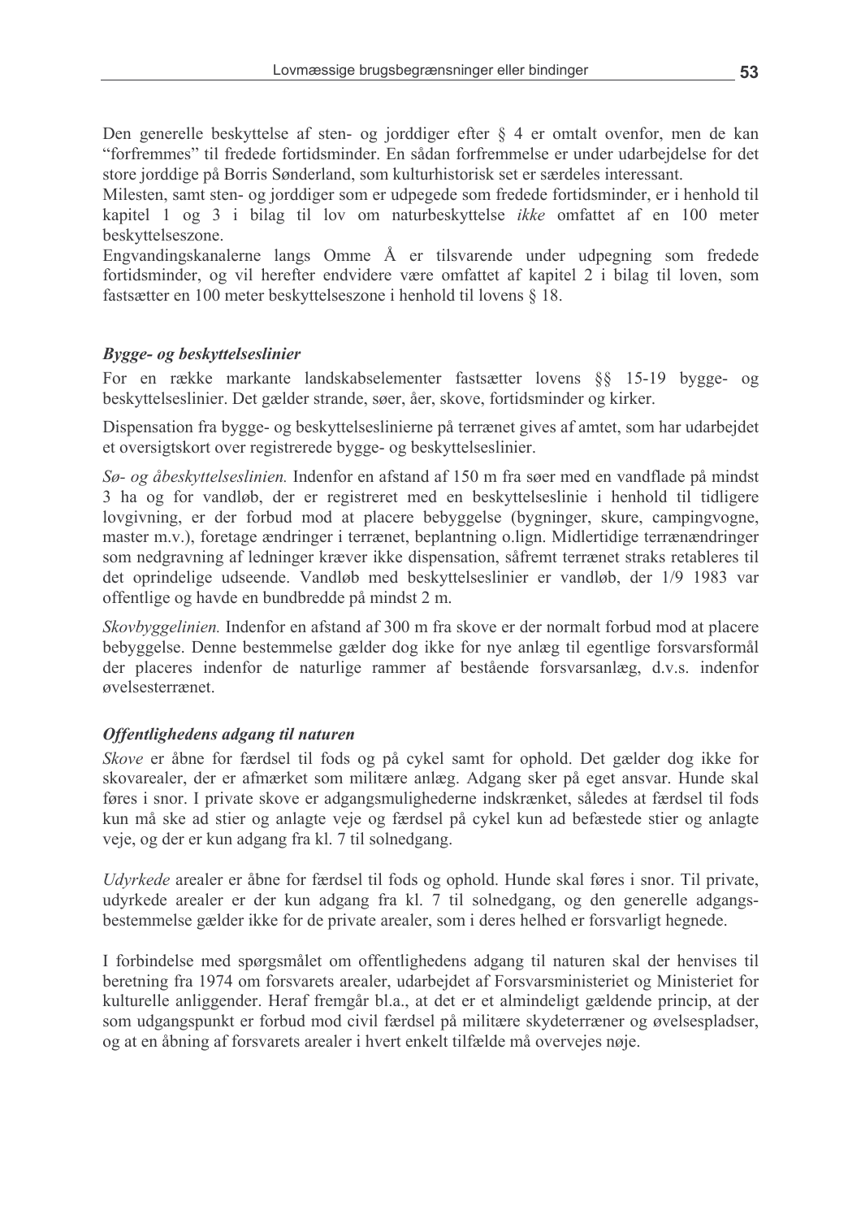Den generelle beskyttelse af sten- og jorddiger efter § 4 er omtalt ovenfor, men de kan "forfremmes" til fredede fortidsminder. En sådan forfremmelse er under udarbejdelse for det store jorddige på Borris Sønderland, som kulturhistorisk set er særdeles interessant.

Milesten, samt sten- og jorddiger som er udpegede som fredede fortidsminder, er i henhold til kapitel 1 og 3 i bilag til lov om naturbeskyttelse *ikke* omfattet af en 100 meter beskyttelseszone.

Engvandingskanalerne langs Omme Å er tilsvarende under udpegning som fredede fortidsminder, og vil herefter endvidere være omfattet af kapitel 2 i bilag til loven, som fastsætter en 100 meter beskyttelseszone i henhold til lovens § 18.

### *Bygge- og beskyttelseslinier*

For en række markante landskabselementer fastsætter lovens §§ 15-19 bygge- og beskyttelseslinier. Det gælder strande, søer, åer, skove, fortidsminder og kirker.

Dispensation fra bygge- og beskyttelseslinierne på terrænet gives af amtet, som har udarbejdet et oversigtskort over registrerede bygge- og beskyttelseslinier.

*Sø- og åbeskyttelseslinien.* Indenfor en afstand af 150 m fra søer med en vandflade på mindst 3 ha og for vandløb, der er registreret med en beskyttelseslinie i henhold til tidligere lovgivning, er der forbud mod at placere bebyggelse (bygninger, skure, campingvogne, master m.v.), foretage ændringer i terrænet, beplantning o.lign. Midlertidige terrænændringer som nedgravning af ledninger kræver ikke dispensation, såfremt terrænet straks retableres til det oprindelige udseende. Vandløb med beskyttelseslinier er vandløb, der 1/9 1983 var offentlige og havde en bundbredde på mindst 2 m.

*Skovbyggelinien.* Indenfor en afstand af 300 m fra skove er der normalt forbud mod at placere bebyggelse. Denne bestemmelse gælder dog ikke for nye anlæg til egentlige forsvarsformål der placeres indenfor de naturlige rammer af bestående forsvarsanlæg, d.v.s. indenfor øvelsesterrænet.

### *Offentlighedens adgang til naturen*

*Skove* er åbne for færdsel til fods og på cykel samt for ophold. Det gælder dog ikke for skovarealer, der er afmærket som militære anlæg. Adgang sker på eget ansvar. Hunde skal føres i snor. I private skove er adgangsmulighederne indskrænket, således at færdsel til fods kun må ske ad stier og anlagte veje og færdsel på cykel kun ad befæstede stier og anlagte veje, og der er kun adgang fra kl. 7 til solnedgang.

*Udyrkede* arealer er åbne for færdsel til fods og ophold. Hunde skal føres i snor. Til private, udyrkede arealer er der kun adgang fra kl. 7 til solnedgang, og den generelle adgangsbestemmelse gælder ikke for de private arealer, som i deres helhed er forsvarligt hegnede.

I forbindelse med spørgsmålet om offentlighedens adgang til naturen skal der henvises til beretning fra 1974 om forsvarets arealer, udarbejdet af Forsvarsministeriet og Ministeriet for kulturelle anliggender. Heraf fremgår bl.a., at det er et almindeligt gældende princip, at der som udgangspunkt er forbud mod civil færdsel på militære skydeterræner og øvelsespladser, og at en åbning af forsvarets arealer i hvert enkelt tilfælde må overvejes nøje.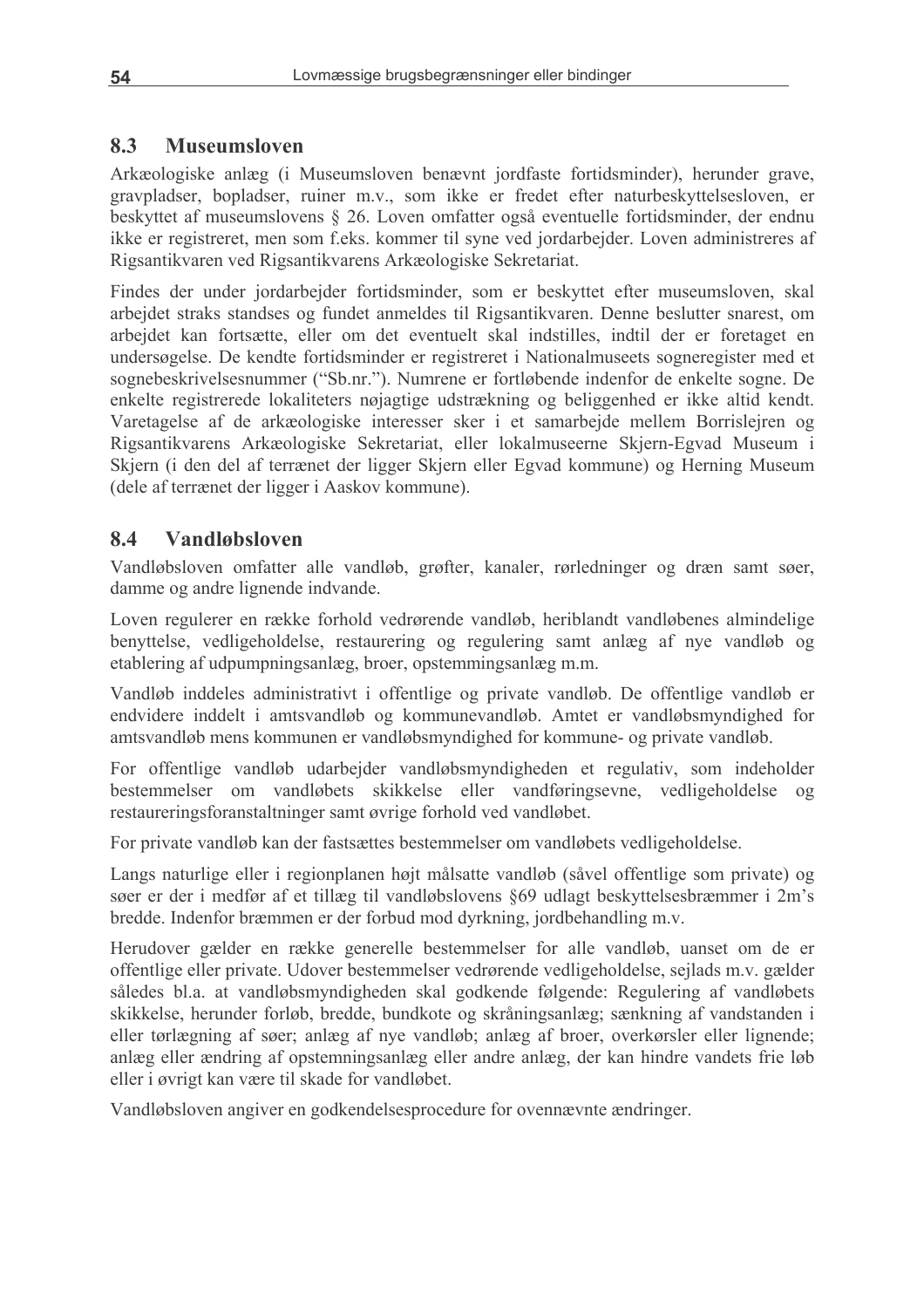## 8.3 Museumsloven

Arkæologiske anlæg (i Museumsloven benævnt jordfaste fortidsminder), herunder grave, gravpladser, bopladser, ruiner m.v., som ikke er fredet efter naturbeskyttelsesloven, er beskyttet af museumslovens § 26. Loven omfatter også eventuelle fortidsminder, der endnu ikke er registreret, men som f.eks. kommer til syne ved jordarbejder. Loven administreres af Rigsantikvaren ved Rigsantikvarens Arkæologiske Sekretariat.

Findes der under jordarbejder fortidsminder, som er beskyttet efter museumsloven, skal arbejdet straks standses og fundet anmeldes til Rigsantikvaren. Denne beslutter snarest, om arbejdet kan fortsætte, eller om det eventuelt skal indstilles, indtil der er foretaget en undersøgelse. De kendte fortidsminder er registreret i Nationalmuseets sogneregister med et sognebeskrivelsesnummer ("Sb.nr."). Numrene er fortløbende indenfor de enkelte sogne. De enkelte registrerede lokaliteters nøjagtige udstrækning og beliggenhed er ikke altid kendt. Varetagelse af de arkæologiske interesser sker i et samarbejde mellem Borrislejren og Rigsantikvarens Arkæologiske Sekretariat, eller lokalmuseerne Skjern-Egvad Museum i Skjern (i den del af terrænet der ligger Skjern eller Egvad kommune) og Herning Museum (dele af terrænet der ligger i Aaskov kommune).

## 8.4 Vandløbsloven

Vandløbsloven omfatter alle vandløb, grøfter, kanaler, rørledninger og dræn samt søer, damme og andre lignende indvande.

Loven regulerer en række forhold vedrørende vandløb, heriblandt vandløbenes almindelige benyttelse, vedligeholdelse, restaurering og regulering samt anlæg af nye vandløb og etablering af udpumpningsanlæg, broer, opstemmingsanlæg m.m.

Vandløb inddeles administrativt i offentlige og private vandløb. De offentlige vandløb er endvidere inddelt i amtsvandløb og kommunevandløb. Amtet er vandløbsmyndighed for amtsvandløb mens kommunen er vandløbsmyndighed for kommune- og private vandløb.

For offentlige vandløb udarbejder vandløbsmyndigheden et regulativ, som indeholder bestemmelser om vandløbets skikkelse eller vandføringsevne, vedligeholdelse og restaureringsforanstaltninger samt øvrige forhold ved vandløbet.

For private vandløb kan der fastsættes bestemmelser om vandløbets vedligeholdelse.

Langs naturlige eller i regionplanen højt målsatte vandløb (såvel offentlige som private) og søer er der i medfør af et tillæg til vandløbslovens §69 udlagt beskyttelsesbræmmer i 2m's bredde. Indenfor bræmmen er der forbud mod dyrkning, jordbehandling m.v.

Herudover gælder en række generelle bestemmelser for alle vandløb, uanset om de er offentlige eller private. Udover bestemmelser vedrørende vedligeholdelse, sejlads m.v. gælder således bl.a. at vandløbsmyndigheden skal godkende følgende: Regulering af vandløbets skikkelse, herunder forløb, bredde, bundkote og skråningsanlæg; sænkning af vandstanden i eller tørlægning af søer; anlæg af nye vandløb; anlæg af broer, overkørsler eller lignende; anlæg eller ændring af opstemningsanlæg eller andre anlæg, der kan hindre vandets frie løb eller i øvrigt kan være til skade for vandløbet.

Vandløbsloven angiver en godkendelsesprocedure for ovennævnte ændringer.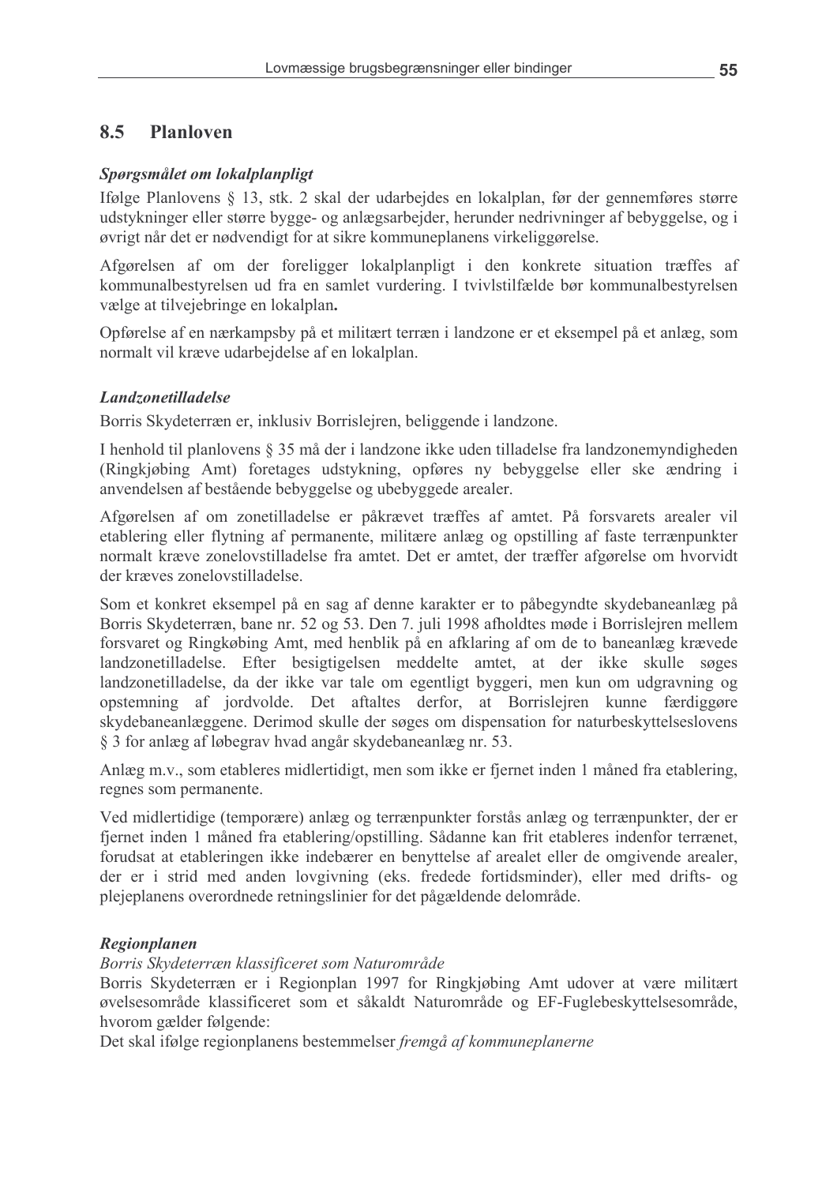## 8.5 Planloven

***Spørgsmålet om lokalplanpligt***

Ifølge Planlovens § 13, stk. 2 skal der udarbejdes en lokalplan, før der gennemføres større udstykninger eller større bygge- og anlægsarbejder, herunder nedrivninger af bebyggelse, og i øvrigt når det er nødvendigt for at sikre kommuneplanens virkeliggørelse.

Afgørelsen af om der foreligger lokalplanpligt i den konkrete situation træffes af kommunalbestyrelsen ud fra en samlet vurdering. I tvivlstilfælde bør kommunalbestyrelsen vælge at tilvejebringe en lokalplan**.**

Opførelse af en nærkampsby på et militært terræn i landzone er et eksempel på et anlæg, som normalt vil kræve udarbejdelse af en lokalplan.

***Landzonetilladelse***

Borris Skydeterræn er, inklusiv Borrislejren, beliggende i landzone.

I henhold til planlovens § 35 må der i landzone ikke uden tilladelse fra landzonemyndigheden (Ringkjøbing Amt) foretages udstykning, opføres ny bebyggelse eller ske ændring i anvendelsen af bestående bebyggelse og ubebyggede arealer.

Afgørelsen af om zonetilladelse er påkrævet træffes af amtet. På forsvarets arealer vil etablering eller flytning af permanente, militære anlæg og opstilling af faste terrænpunkter normalt kræve zonelovstilladelse fra amtet. Det er amtet, der træffer afgørelse om hvorvidt der kræves zonelovstilladelse.

Som et konkret eksempel på en sag af denne karakter er to påbegyndte skydebaneanlæg på Borris Skydeterræn, bane nr. 52 og 53. Den 7. juli 1998 afholdtes møde i Borrislejren mellem forsvaret og Ringkøbing Amt, med henblik på en afklaring af om de to baneanlæg krævede landzonetilladelse. Efter besigtigelsen meddelte amtet, at der ikke skulle søges landzonetilladelse, da der ikke var tale om egentligt byggeri, men kun om udgravning og opstemning af jordvolde. Det aftaltes derfor, at Borrislejren kunne færdiggøre skydebaneanlæggene. Derimod skulle der søges om dispensation for naturbeskyttelseslovens § 3 for anlæg af løbegrav hvad angår skydebaneanlæg nr. 53.

Anlæg m.v., som etableres midlertidigt, men som ikke er fjernet inden 1 måned fra etablering, regnes som permanente.

Ved midlertidige (temporære) anlæg og terrænpunkter forstås anlæg og terrænpunkter, der er fjernet inden 1 måned fra etablering/opstilling. Sådanne kan frit etableres indenfor terrænet, forudsat at etableringen ikke indebærer en benyttelse af arealet eller de omgivende arealer, der er i strid med anden lovgivning (eks. fredede fortidsminder), eller med drifts- og plejeplanens overordnede retningslinier for det pågældende delområde.

***Regionplanen***

*Borris Skydeterræn klassificeret som Naturområde*

Borris Skydeterræn er i Regionplan 1997 for Ringkjøbing Amt udover at være militært øvelsesområde klassificeret som et såkaldt Naturområde og EF-Fuglebeskyttelsesområde, hvorom gælder følgende:

Det skal ifølge regionplanens bestemmelser *fremgå af kommuneplanerne*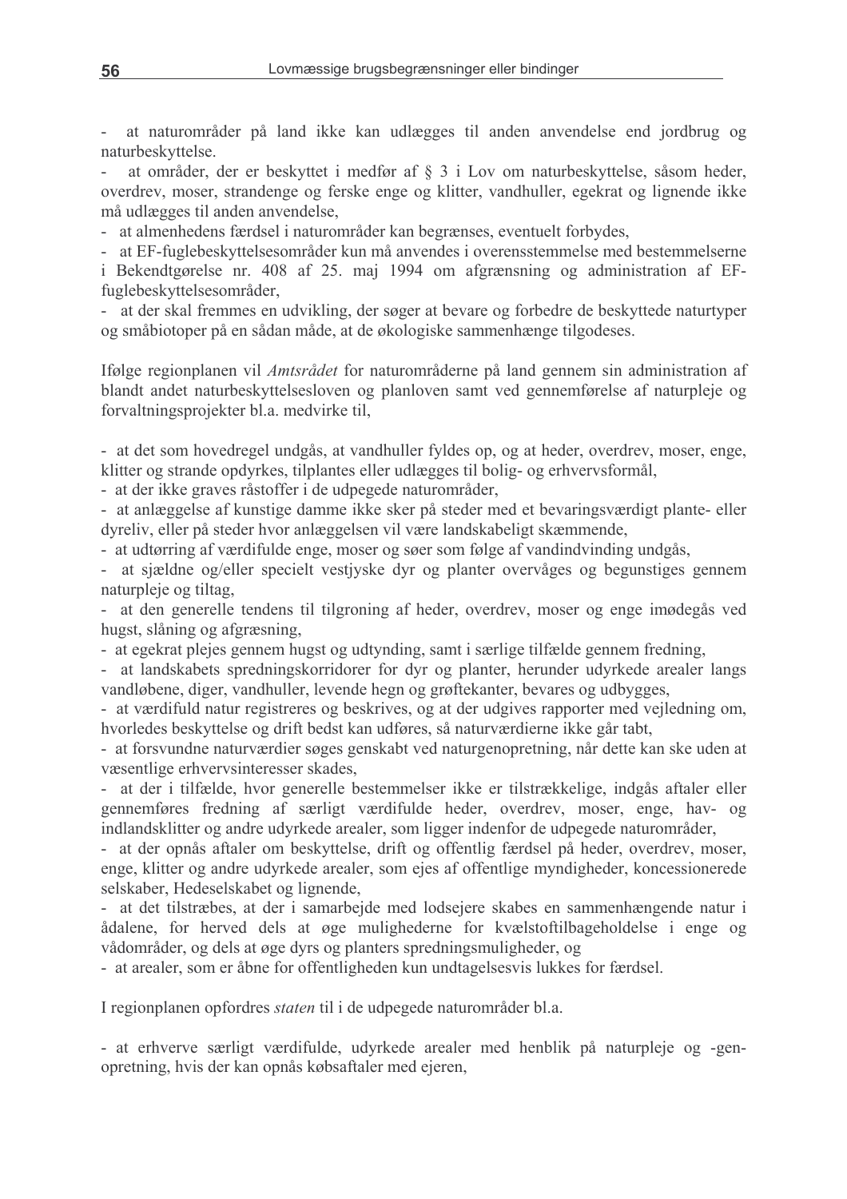- at naturområder på land ikke kan udlægges til anden anvendelse end jordbrug og naturbeskyttelse.
- at områder, der er beskyttet i medfør af § 3 i Lov om naturbeskyttelse, såsom heder, overdrev, moser, strandenge og ferske enge og klitter, vandhuller, egekrat og lignende ikke må udlægges til anden anvendelse,
- at almenhedens færdsel i naturområder kan begrænses, eventuelt forbydes,
- at EF-fuglebeskyttelsesområder kun må anvendes i overensstemmelse med bestemmelserne i Bekendtgørelse nr. 408 af 25. maj 1994 om afgrænsning og administration af EF-fuglebeskyttelsesområder,
- at der skal fremmes en udvikling, der søger at bevare og forbedre de beskyttede naturtyper og småbiotoper på en sådan måde, at de økologiske sammenhænge tilgodeses.

Ifølge regionplanen vil *Amtsrådet* for naturområderne på land gennem sin administration af blandt andet naturbeskyttelsesloven og planloven samt ved gennemførelse af naturpleje og forvaltningsprojekter bl.a. medvirke til,

- at det som hovedregel undgås, at vandhuller fyldes op, og at heder, overdrev, moser, enge, klitter og strande opdyrkes, tilplantes eller udlægges til bolig- og erhvervsformål,
- at der ikke graves råstoffer i de udpegede naturområder,
- at anlæggelse af kunstige damme ikke sker på steder med et bevaringsværdigt plante- eller dyreliv, eller på steder hvor anlæggelsen vil være landskabeligt skæmmende,
- at udtørring af værdifulde enge, moser og søer som følge af vandindvinding undgås,
- at sjældne og/eller specielt vestjyske dyr og planter overvåges og begunstiges gennem naturpleje og tiltag,
- at den generelle tendens til tilgroning af heder, overdrev, moser og enge imødegås ved hugst, slåning og afgræsning,
- at egekrat plejes gennem hugst og udtynding, samt i særlige tilfælde gennem fredning,
- at landskabets spredningskorridorer for dyr og planter, herunder udyrkede arealer langs vandløbene, diger, vandhuller, levende hegn og grøftekanter, bevares og udbygges,
- at værdifuld natur registreres og beskrives, og at der udgives rapporter med vejledning om, hvorledes beskyttelse og drift bedst kan udføres, så naturværdierne ikke går tabt,
- at forsvundne naturværdier søges genskabt ved naturgenopretning, når dette kan ske uden at væsentlige erhvervsinteresser skades,
- at der i tilfælde, hvor generelle bestemmelser ikke er tilstrækkelige, indgås aftaler eller gennemføres fredning af særligt værdifulde heder, overdrev, moser, enge, hav- og indlandsklitter og andre udyrkede arealer, som ligger indenfor de udpegede naturområder,
- at der opnås aftaler om beskyttelse, drift og offentlig færdsel på heder, overdrev, moser, enge, klitter og andre udyrkede arealer, som ejes af offentlige myndigheder, koncessionerede selskaber, Hedeselskabet og lignende,
- at det tilstræbes, at der i samarbejde med lodsejere skabes en sammenhængende natur i ådalene, for herved dels at øge mulighederne for kvælstoftilbageholdelse i enge og vådområder, og dels at øge dyrs og planters spredningsmuligheder, og
- at arealer, som er åbne for offentligheden kun undtagelsesvis lukkes for færdsel.

I regionplanen opfordres *staten* til i de udpegede naturområder bl.a.

- at erhverve særligt værdifulde, udyrkede arealer med henblik på naturpleje og -genopretning, hvis der kan opnås købsaftaler med ejeren,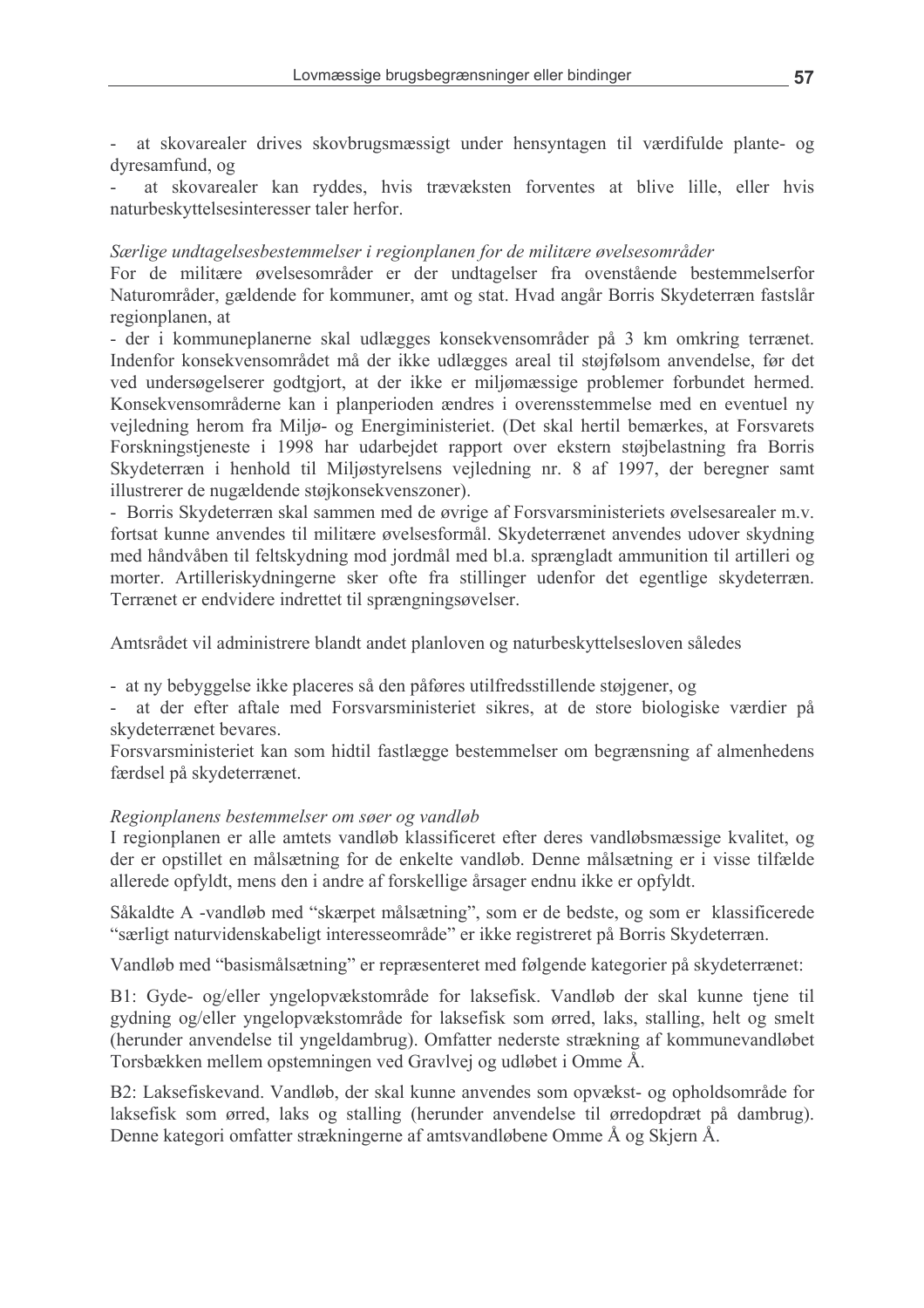- at skovarealer drives skovbrugsmæssigt under hensyntagen til værdifulde plante- og dyresamfund, og
- at skovarealer kan ryddes, hvis trævæksten forventes at blive lille, eller hvis naturbeskyttelsesinteresser taler herfor.

*Særlige undtagelsesbestemmelser i regionplanen for de militære øvelsesområder*

For de militære øvelsesområder er der undtagelser fra ovenstående bestemmelserfor Naturområder, gældende for kommuner, amt og stat. Hvad angår Borris Skydeterræn fastslår regionplanen, at

- der i kommuneplanerne skal udlægges konsekvensområder på 3 km omkring terrænet. Indenfor konsekvensområdet må der ikke udlægges areal til støjfølsom anvendelse, før det ved undersøgelserer godtgjort, at der ikke er miljømæssige problemer forbundet hermed. Konsekvensområderne kan i planperioden ændres i overensstemmelse med en eventuel ny vejledning herom fra Miljø- og Energiministeriet. (Det skal hertil bemærkes, at Forsvarets Forskningstjeneste i 1998 har udarbejdet rapport over ekstern støjbelastning fra Borris Skydeterræn i henhold til Miljøstyrelsens vejledning nr. 8 af 1997, der beregner samt illustrerer de nugældende støjkonsekvenszoner).
- Borris Skydeterræn skal sammen med de øvrige af Forsvarsministeriets øvelsesarealer m.v. fortsat kunne anvendes til militære øvelsesformål. Skydeterrænet anvendes udover skydning med håndvåben til feltskydning mod jordmål med bl.a. sprængladt ammunition til artilleri og morter. Artilleriskydningerne sker ofte fra stillinger udenfor det egentlige skydeterræn. Terrænet er endvidere indrettet til sprængningsøvelser.

Amtsrådet vil administrere blandt andet planloven og naturbeskyttelsesloven således

- at ny bebyggelse ikke placeres så den påføres utilfredsstillende støjgener, og
- at der efter aftale med Forsvarsministeriet sikres, at de store biologiske værdier på skydeterrænet bevares.

Forsvarsministeriet kan som hidtil fastlægge bestemmelser om begrænsning af almenhedens færdsel på skydeterrænet.

*Regionplanens bestemmelser om søer og vandløb*

I regionplanen er alle amtets vandløb klassificeret efter deres vandløbsmæssige kvalitet, og der er opstillet en målsætning for de enkelte vandløb. Denne målsætning er i visse tilfælde allerede opfyldt, mens den i andre af forskellige årsager endnu ikke er opfyldt.

Såkaldte A -vandløb med "skærpet målsætning", som er de bedste, og som er klassificerede "særligt naturvidenskabeligt interesseområde" er ikke registreret på Borris Skydeterræn.

Vandløb med "basismålsætning" er repræsenteret med følgende kategorier på skydeterrænet:

B1: Gyde- og/eller yngelopvækstområde for laksefisk. Vandløb der skal kunne tjene til gydning og/eller yngelopvækstområde for laksefisk som ørred, laks, stalling, helt og smelt (herunder anvendelse til yngeldambrug). Omfatter nederste strækning af kommunevandløbet Torsbækken mellem opstemningen ved Gravlvej og udløbet i Omme Å.

B2: Laksefiskevand. Vandløb, der skal kunne anvendes som opvækst- og opholdsområde for laksefisk som ørred, laks og stalling (herunder anvendelse til ørredopdræt på dambrug). Denne kategori omfatter strækningerne af amtsvandløbene Omme Å og Skjern Å.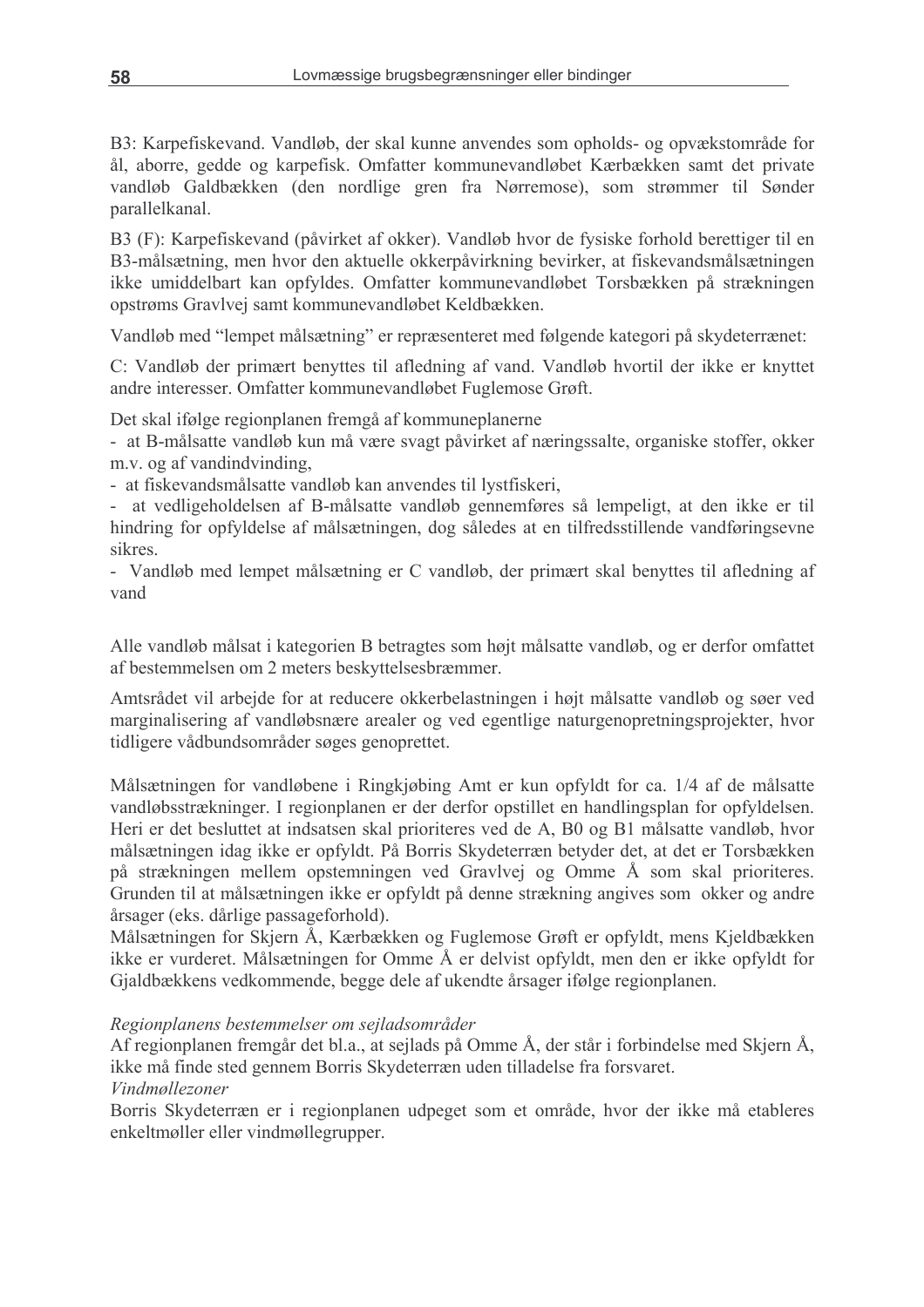B3: Karpefiskevand. Vandløb, der skal kunne anvendes som opholds- og opvækstområde for ål, aborre, gedde og karpefisk. Omfatter kommunevandløbet Kærbækken samt det private vandløb Galdbækken (den nordlige gren fra Nørremose), som strømmer til Sønder parallelkanal.

B3 (F): Karpefiskevand (påvirket af okker). Vandløb hvor de fysiske forhold berettiger til en B3-målsætning, men hvor den aktuelle okkerpåvirkning bevirker, at fiskevandsmålsætningen ikke umiddelbart kan opfyldes. Omfatter kommunevandløbet Torsbækken på strækningen opstrøms Gravlvej samt kommunevandløbet Keldbækken.

Vandløb med "lempet målsætning" er repræsenteret med følgende kategori på skydeterrænet:

C: Vandløb der primært benyttes til afledning af vand. Vandløb hvortil der ikke er knyttet andre interesser. Omfatter kommunevandløbet Fuglemose Grøft.

Det skal ifølge regionplanen fremgå af kommuneplanerne

- at B-målsatte vandløb kun må være svagt påvirket af næringssalte, organiske stoffer, okker m.v. og af vandindvinding,
- at fiskevandsmålsatte vandløb kan anvendes til lystfiskeri,
- at vedligeholdelsen af B-målsatte vandløb gennemføres så lempeligt, at den ikke er til hindring for opfyldelse af målsætningen, dog således at en tilfredsstillende vandføringsevne sikres.
- Vandløb med lempet målsætning er C vandløb, der primært skal benyttes til afledning af vand

Alle vandløb målsat i kategorien B betragtes som højt målsatte vandløb, og er derfor omfattet af bestemmelsen om 2 meters beskyttelsesbræmmer.

Amtsrådet vil arbejde for at reducere okkerbelastningen i højt målsatte vandløb og søer ved marginalisering af vandløbsnære arealer og ved egentlige naturgenopretningsprojekter, hvor tidligere vådbundsområder søges genoprettet.

Målsætningen for vandløbene i Ringkjøbing Amt er kun opfyldt for ca. 1/4 af de målsatte vandløbsstrækninger. I regionplanen er der derfor opstillet en handlingsplan for opfyldelsen. Heri er det besluttet at indsatsen skal prioriteres ved de A, B0 og B1 målsatte vandløb, hvor målsætningen idag ikke er opfyldt. På Borris Skydeterræn betyder det, at det er Torsbækken på strækningen mellem opstemningen ved Gravlvej og Omme Å som skal prioriteres. Grunden til at målsætningen ikke er opfyldt på denne strækning angives som okker og andre årsager (eks. dårlige passageforhold).
Målsætningen for Skjern Å, Kærbækken og Fuglemose Grøft er opfyldt, mens Kjeldbækken ikke er vurderet. Målsætningen for Omme Å er delvist opfyldt, men den er ikke opfyldt for Gjaldbækkens vedkommende, begge dele af ukendte årsager ifølge regionplanen.

*Regionplanens bestemmelser om sejladsområder*
Af regionplanen fremgår det bl.a., at sejlads på Omme Å, der står i forbindelse med Skjern Å, ikke må finde sted gennem Borris Skydeterræn uden tilladelse fra forsvaret.

*Vindmøllezoner*
Borris Skydeterræn er i regionplanen udpeget som et område, hvor der ikke må etableres enkeltmøller eller vindmøllegrupper.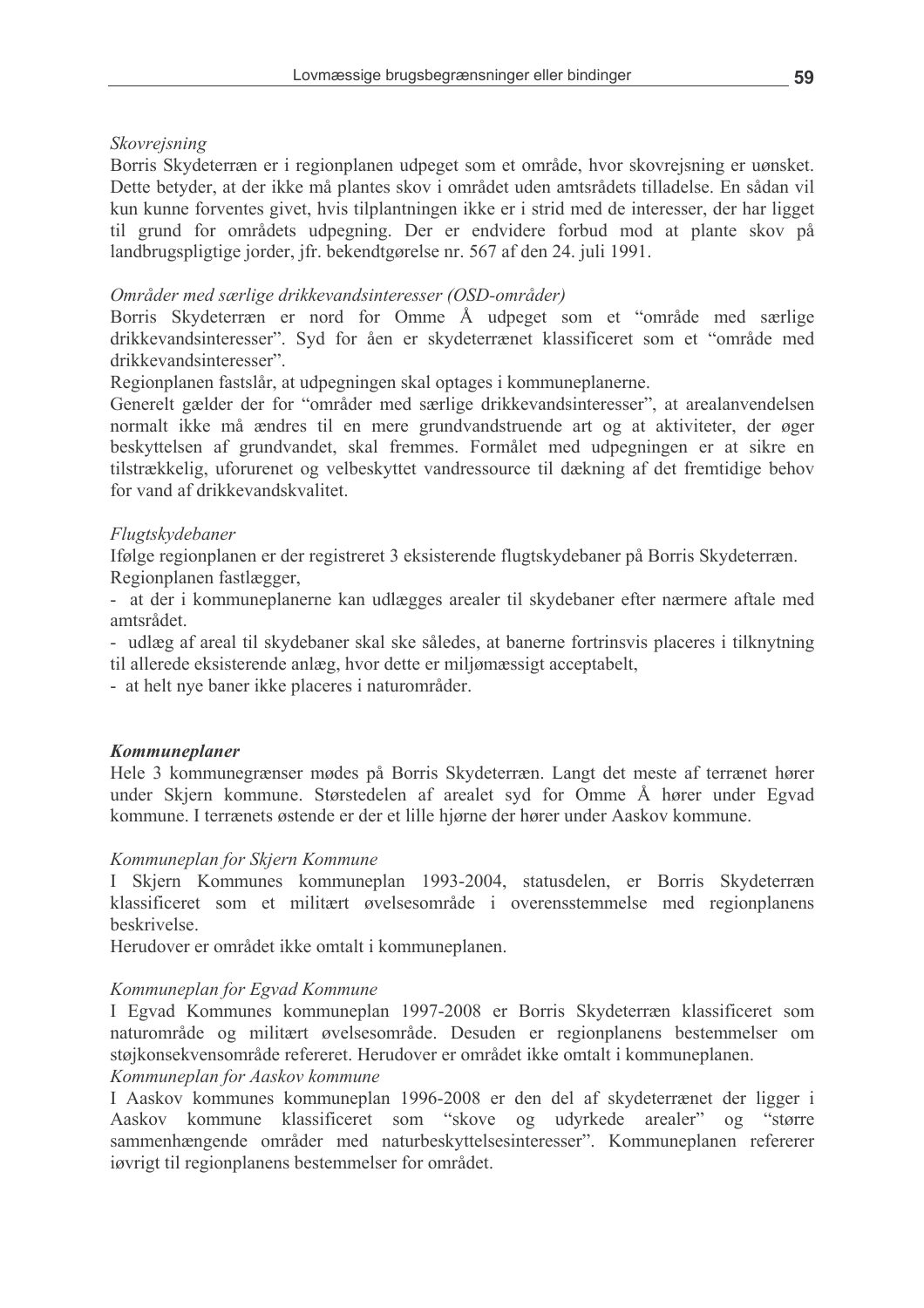*Skovrejsning*

Borris Skydeterræn er i regionplanen udpeget som et område, hvor skovrejsning er uønsket. Dette betyder, at der ikke må plantes skov i området uden amtsrådets tilladelse. En sådan vil kun kunne forventes givet, hvis tilplantningen ikke er i strid med de interesser, der har ligget til grund for områdets udpegning. Der er endvidere forbud mod at plante skov på landbrugspligtige jorder, jfr. bekendtgørelse nr. 567 af den 24. juli 1991.

*Områder med særlige drikkevandsinteresser (OSD-områder)*

Borris Skydeterræn er nord for Omme Å udpeget som et "område med særlige drikkevandsinteresser". Syd for åen er skydeterrænet klassificeret som et "område med drikkevandsinteresser".

Regionplanen fastslår, at udpegningen skal optages i kommuneplanerne.

Generelt gælder der for "områder med særlige drikkevandsinteresser", at arealanvendelsen normalt ikke må ændres til en mere grundvandstruende art og at aktiviteter, der øger beskyttelsen af grundvandet, skal fremmes. Formålet med udpegningen er at sikre en tilstrækkelig, uforurenet og velbeskyttet vandressource til dækning af det fremtidige behov for vand af drikkevandskvalitet.

*Flugtskydebaner*

Ifølge regionplanen er der registreret 3 eksisterende flugtskydebaner på Borris Skydeterræn.

Regionplanen fastlægger,

- at der i kommuneplanerne kan udlægges arealer til skydebaner efter nærmere aftale med amtsrådet.
- udlæg af areal til skydebaner skal ske således, at banerne fortrinsvis placeres i tilknytning til allerede eksisterende anlæg, hvor dette er miljømæssigt acceptabelt,
- at helt nye baner ikke placeres i naturområder.

***Kommuneplaner***

Hele 3 kommunegrænser mødes på Borris Skydeterræn. Langt det meste af terrænet hører under Skjern kommune. Størstedelen af arealet syd for Omme Å hører under Egvad kommune. I terrænets østende er der et lille hjørne der hører under Aaskov kommune.

*Kommuneplan for Skjern Kommune*

I Skjern Kommunes kommuneplan 1993-2004, statusdelen, er Borris Skydeterræn klassificeret som et militært øvelsesområde i overensstemmelse med regionplanens beskrivelse.

Herudover er området ikke omtalt i kommuneplanen.

*Kommuneplan for Egvad Kommune*

I Egvad Kommunes kommuneplan 1997-2008 er Borris Skydeterræn klassificeret som naturområde og militært øvelsesområde. Desuden er regionplanens bestemmelser om støjkonsekvensområde refereret. Herudover er området ikke omtalt i kommuneplanen.

*Kommuneplan for Aaskov kommune*

I Aaskov kommunes kommuneplan 1996-2008 er den del af skydeterrænet der ligger i Aaskov kommune klassificeret som "skove og udyrkede arealer" og "større sammenhængende områder med naturbeskyttelsesinteresser". Kommuneplanen refererer iøvrigt til regionplanens bestemmelser for området.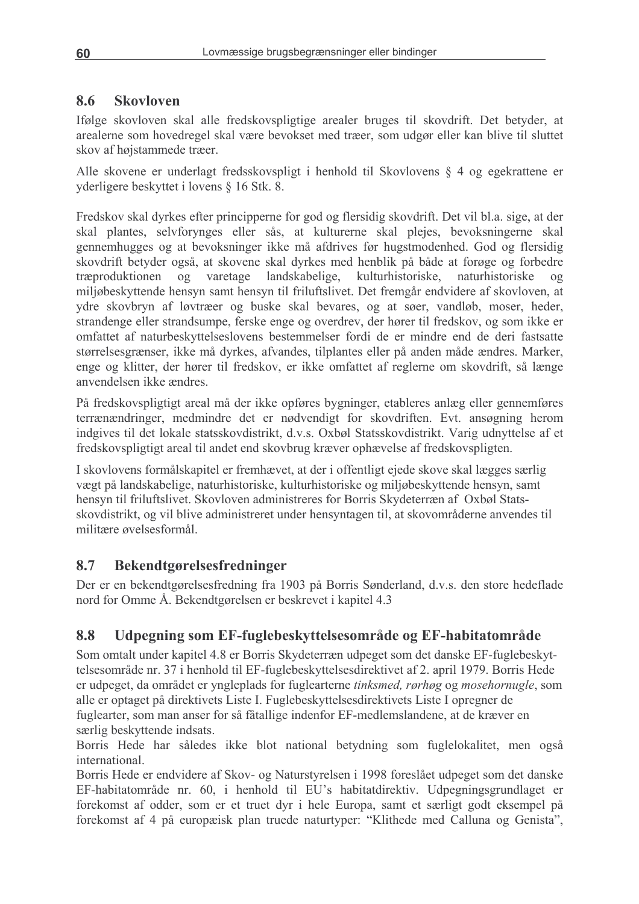## 8.6 Skovloven

Ifølge skovloven skal alle fredskovspligtige arealer bruges til skovdrift. Det betyder, at arealerne som hovedregel skal være bevokset med træer, som udgør eller kan blive til sluttet skov af højstammede træer.

Alle skovene er underlagt fredsskovspligt i henhold til Skovlovens § 4 og egekrattene er yderligere beskyttet i lovens § 16 Stk. 8.

Fredskov skal dyrkes efter principperne for god og flersidig skovdrift. Det vil bl.a. sige, at der skal plantes, selvforynges eller sås, at kulturerne skal plejes, bevoksningerne skal gennemhugges og at bevoksninger ikke må afdrives før hugstmodenhed. God og flersidig skovdrift betyder også, at skovene skal dyrkes med henblik på både at forøge og forbedre træproduktionen og varetage landskabelige, kulturhistoriske, naturhistoriske og miljøbeskyttende hensyn samt hensyn til friluftslivet. Det fremgår endvidere af skovloven, at ydre skovbryn af løvtræer og buske skal bevares, og at søer, vandløb, moser, heder, strandenge eller strandsumpe, ferske enge og overdrev, der hører til fredskov, og som ikke er omfattet af naturbeskyttelseslovens bestemmelser fordi de er mindre end de deri fastsatte størrelsesgrænser, ikke må dyrkes, afvandes, tilplantes eller på anden måde ændres. Marker, enge og klitter, der hører til fredskov, er ikke omfattet af reglerne om skovdrift, så længe anvendelsen ikke ændres.

På fredskovspligtigt areal må der ikke opføres bygninger, etableres anlæg eller gennemføres terrænændringer, medmindre det er nødvendigt for skovdriften. Evt. ansøgning herom indgives til det lokale statsskovdistrikt, d.v.s. Oxbøl Statsskovdistrikt. Varig udnyttelse af et fredskovspligtigt areal til andet end skovbrug kræver ophævelse af fredskovspligten.

I skovlovens formålskapitel er fremhævet, at der i offentligt ejede skove skal lægges særlig vægt på landskabelige, naturhistoriske, kulturhistoriske og miljøbeskyttende hensyn, samt hensyn til friluftslivet. Skovloven administreres for Borris Skydeterræn af Oxbøl Statsskovdistrikt, og vil blive administreret under hensyntagen til, at skovområderne anvendes til militære øvelsesformål.

## 8.7 Bekendtgørelsesfredninger

Der er en bekendtgørelsesfredning fra 1903 på Borris Sønderland, d.v.s. den store hedeflade nord for Omme Å. Bekendtgørelsen er beskrevet i kapitel 4.3

## 8.8 Udpegning som EF-fuglebeskyttelsesområde og EF-habitatområde

Som omtalt under kapitel 4.8 er Borris Skydeterræn udpeget som det danske EF-fuglebeskyttelsesområde nr. 37 i henhold til EF-fuglebeskyttelsesdirektivet af 2. april 1979. Borris Hede er udpeget, da området er yngleplads for fuglearterne *tinksmed, rørhøg* og *mosehornugle*, som alle er optaget på direktivets Liste I. Fuglebeskyttelsesdirektivets Liste I opregner de fuglearter, som man anser for så fåtallige indenfor EF-medlemslandene, at de kræver en særlig beskyttende indsats.

Borris Hede har således ikke blot national betydning som fuglelokalitet, men også international.

Borris Hede er endvidere af Skov- og Naturstyrelsen i 1998 foreslået udpeget som det danske EF-habitatområde nr. 60, i henhold til EU's habitatdirektiv. Udpegningsgrundlaget er forekomst af odder, som er et truet dyr i hele Europa, samt et særligt godt eksempel på forekomst af 4 på europæisk plan truede naturtyper: "Klithede med Calluna og Genista",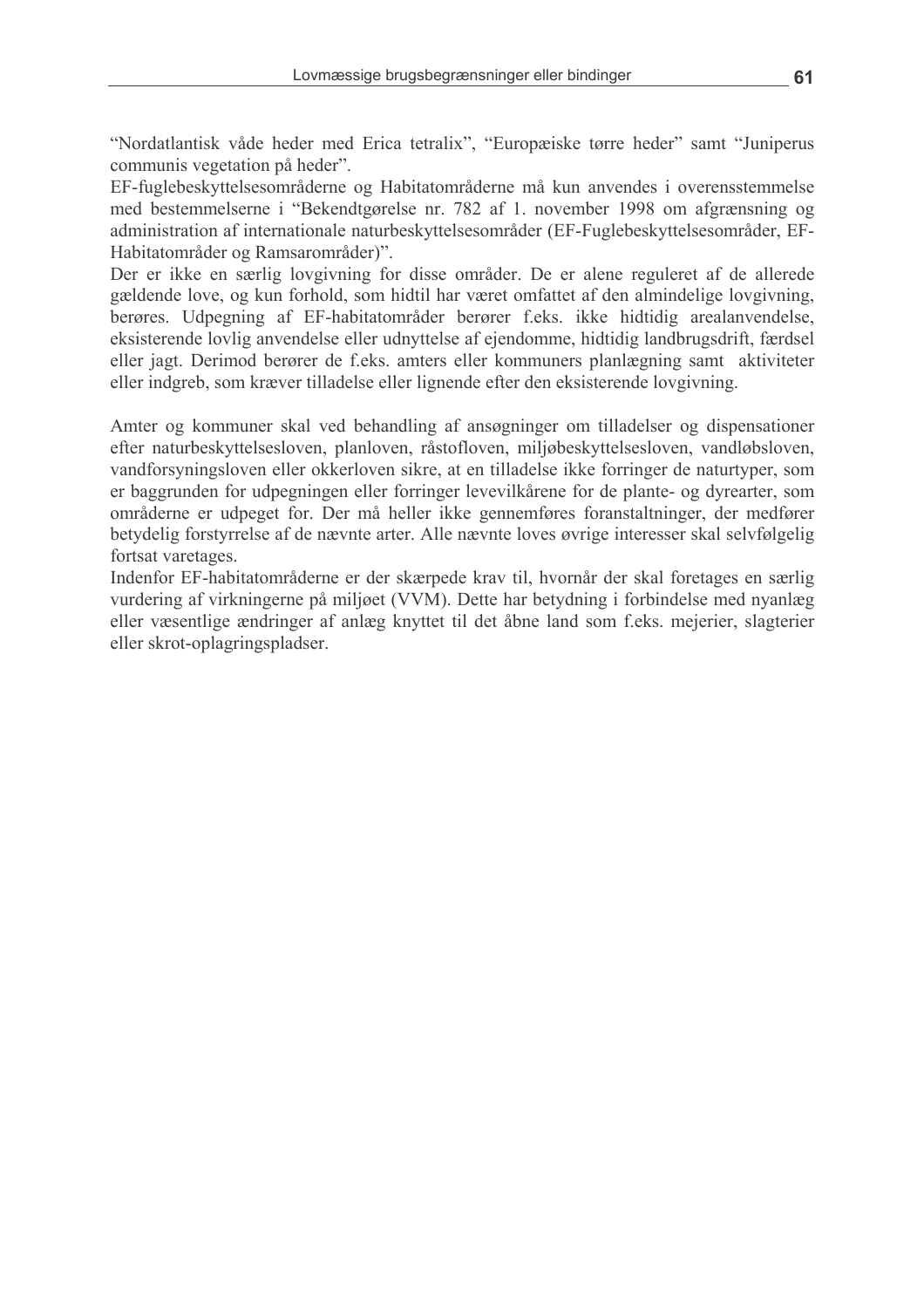"Nordatlantisk våde heder med Erica tetralix", "Europæiske tørre heder" samt "Juniperus communis vegetation på heder".

EF-fuglebeskyttelsesområderne og Habitatområderne må kun anvendes i overensstemmelse med bestemmelserne i "Bekendtgørelse nr. 782 af 1. november 1998 om afgrænsning og administration af internationale naturbeskyttelsesområder (EF-Fuglebeskyttelsesområder, EF-Habitatområder og Ramsarområder)".

Der er ikke en særlig lovgivning for disse områder. De er alene reguleret af de allerede gældende love, og kun forhold, som hidtil har været omfattet af den almindelige lovgivning, berøres. Udpegning af EF-habitatområder berører f.eks. ikke hidtidig arealanvendelse, eksisterende lovlig anvendelse eller udnyttelse af ejendomme, hidtidig landbrugsdrift, færdsel eller jagt. Derimod berører de f.eks. amters eller kommuners planlægning samt aktiviteter eller indgreb, som kræver tilladelse eller lignende efter den eksisterende lovgivning.

Amter og kommuner skal ved behandling af ansøgninger om tilladelser og dispensationer efter naturbeskyttelsesloven, planloven, råstofloven, miljøbeskyttelsesloven, vandløbsloven, vandforsyningsloven eller okkerloven sikre, at en tilladelse ikke forringer de naturtyper, som er baggrunden for udpegningen eller forringer levevilkårene for de plante- og dyrearter, som områderne er udpeget for. Der må heller ikke gennemføres foranstaltninger, der medfører betydelig forstyrrelse af de nævnte arter. Alle nævnte loves øvrige interesser skal selvfølgelig fortsat varetages.

Indenfor EF-habitatområderne er der skærpede krav til, hvornår der skal foretages en særlig vurdering af virkningerne på miljøet (VVM). Dette har betydning i forbindelse med nyanlæg eller væsentlige ændringer af anlæg knyttet til det åbne land som f.eks. mejerier, slagterier eller skrot-oplagringspladser.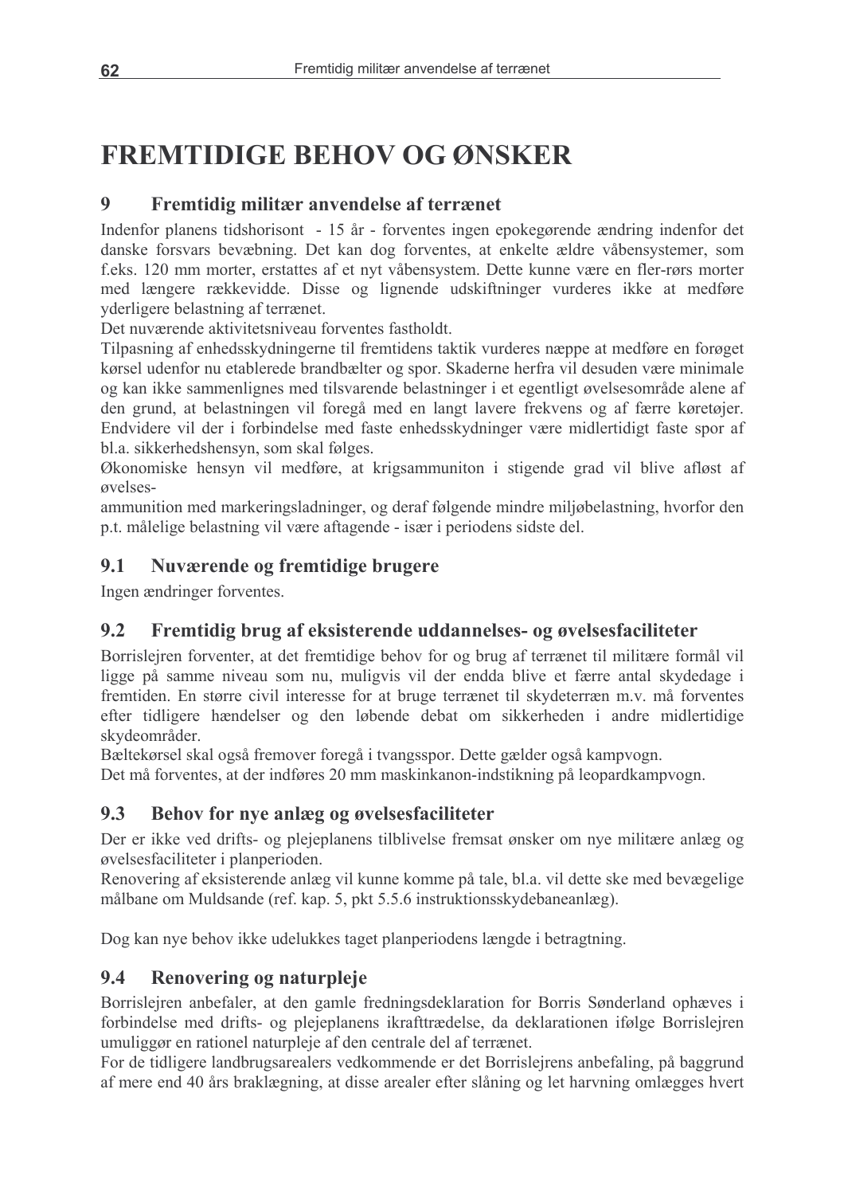# FREMTIDIGE BEHOV OG ØNSKER

## 9 Fremtidig militær anvendelse af terrænet

Indenfor planens tidshorisont - 15 år - forventes ingen epokegørende ændring indenfor det danske forsvars bevæbning. Det kan dog forventes, at enkelte ældre våbensystemer, som f.eks. 120 mm morter, erstattes af et nyt våbensystem. Dette kunne være en fler-rørs morter med længere rækkevidde. Disse og lignende udskiftninger vurderes ikke at medføre yderligere belastning af terrænet.

Det nuværende aktivitetsniveau forventes fastholdt.

Tilpasning af enhedsskydningerne til fremtidens taktik vurderes næppe at medføre en forøget kørsel udenfor nu etablerede brandbælter og spor. Skaderne herfra vil desuden være minimale og kan ikke sammenlignes med tilsvarende belastninger i et egentligt øvelsesområde alene af den grund, at belastningen vil foregå med en langt lavere frekvens og af færre køretøjer. Endvidere vil der i forbindelse med faste enhedsskydninger være midlertidigt faste spor af bl.a. sikkerhedshensyn, som skal følges.

Økonomiske hensyn vil medføre, at krigsammuniton i stigende grad vil blive afløst af øvelses-
ammunition med markeringsladninger, og deraf følgende mindre miljøbelastning, hvorfor den p.t. målelige belastning vil være aftagende - især i periodens sidste del.

### 9.1 Nuværende og fremtidige brugere

Ingen ændringer forventes.

### 9.2 Fremtidig brug af eksisterende uddannelses- og øvelsesfaciliteter

Borrislejren forventer, at det fremtidige behov for og brug af terrænet til militære formål vil ligge på samme niveau som nu, muligvis vil der endda blive et færre antal skydedage i fremtiden. En større civil interesse for at bruge terrænet til skydeterræn m.v. må forventes efter tidligere hændelser og den løbende debat om sikkerheden i andre midlertidige skydeområder.

Bæltekørsel skal også fremover foregå i tvangsspor. Dette gælder også kampvogn.

Det må forventes, at der indføres 20 mm maskinkanon-indstikning på leopardkampvogn.

### 9.3 Behov for nye anlæg og øvelsesfaciliteter

Der er ikke ved drifts- og plejeplanens tilblivelse fremsat ønsker om nye militære anlæg og øvelsesfaciliteter i planperioden.

Renovering af eksisterende anlæg vil kunne komme på tale, bl.a. vil dette ske med bevægelige målbane om Muldsande (ref. kap. 5, pkt 5.5.6 instruktionsskydebaneanlæg).

Dog kan nye behov ikke udelukkes taget planperiodens længde i betragtning.

### 9.4 Renovering og naturpleje

Borrislejren anbefaler, at den gamle fredningsdeklaration for Borris Sønderland ophæves i forbindelse med drifts- og plejeplanens ikrafttrædelse, da deklarationen ifølge Borrislejren umuliggør en rationel naturpleje af den centrale del af terrænet.

For de tidligere landbrugsarealers vedkommende er det Borrislejrens anbefaling, på baggrund af mere end 40 års braklægning, at disse arealer efter slåning og let harvning omlægges hvert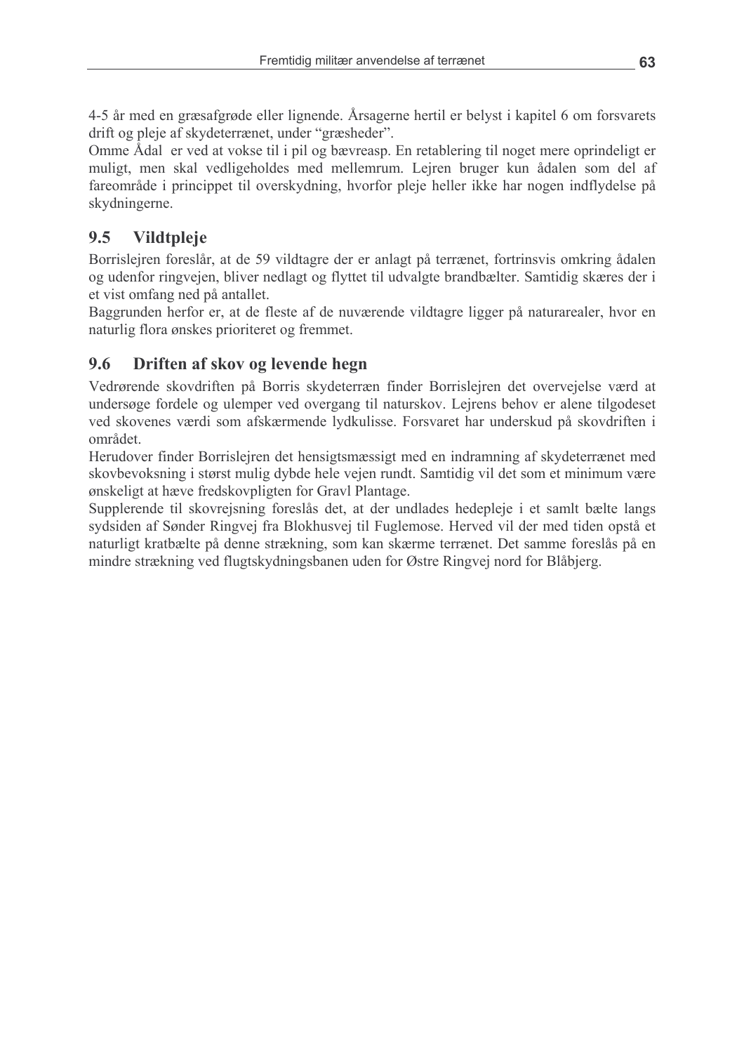4-5 år med en græsafgrøde eller lignende. Årsagerne hertil er belyst i kapitel 6 om forsvarets drift og pleje af skydeterrænet, under "græsheder".

Omme Ådal er ved at vokse til i pil og bævreasp. En retablering til noget mere oprindeligt er muligt, men skal vedligeholdes med mellemrum. Lejren bruger kun ådalen som del af fareområde i princippet til overskydning, hvorfor pleje heller ikke har nogen indflydelse på skydningerne.

## 9.5 Vildtpleje

Borrislejren foreslår, at de 59 vildtagre der er anlagt på terrænet, fortrinsvis omkring ådalen og udenfor ringvejen, bliver nedlagt og flyttet til udvalgte brandbælter. Samtidig skæres der i et vist omfang ned på antallet.

Baggrunden herfor er, at de fleste af de nuværende vildtagre ligger på naturarealer, hvor en naturlig flora ønskes prioriteret og fremmet.

## 9.6 Driften af skov og levende hegn

Vedrørende skovdriften på Borris skydeterræn finder Borrislejren det overvejelse værd at undersøge fordele og ulemper ved overgang til naturskov. Lejrens behov er alene tilgodeset ved skovenes værdi som afskærmende lydkulisse. Forsvaret har underskud på skovdriften i området.

Herudover finder Borrislejren det hensigtsmæssigt med en indramning af skydeterrænet med skovbevoksning i størst mulig dybde hele vejen rundt. Samtidig vil det som et minimum være ønskeligt at hæve fredskovpligten for Gravl Plantage.

Supplerende til skovrejsning foreslås det, at der undlades hedepleje i et samlt bælte langs sydsiden af Sønder Ringvej fra Blokhusvej til Fuglemose. Herved vil der med tiden opstå et naturligt kratbælte på denne strækning, som kan skærme terrænet. Det samme foreslås på en mindre strækning ved flugtskydningsbanen uden for Østre Ringvej nord for Blåbjerg.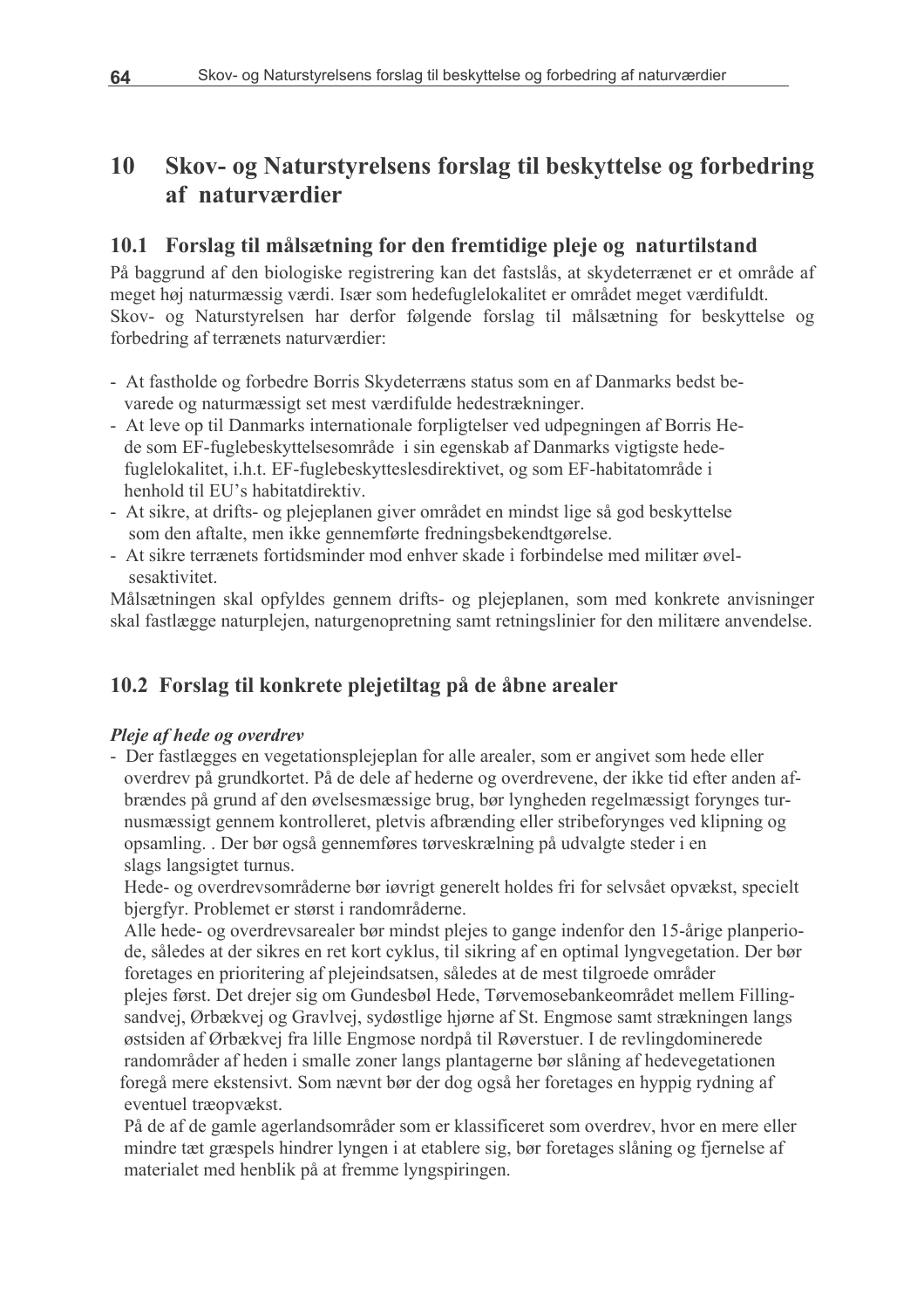## 10 Skov- og Naturstyrelsens forslag til beskyttelse og forbedring af naturværdier

### 10.1 Forslag til målsætning for den fremtidige pleje og naturtilstand

På baggrund af den biologiske registrering kan det fastslås, at skydeterrænet er et område af meget høj naturmæssig værdi. Især som hedefuglelokalitet er området meget værdifuldt.
Skov- og Naturstyrelsen har derfor følgende forslag til målsætning for beskyttelse og forbedring af terrænets naturværdier:

- At fastholde og forbedre Borris Skydeterræns status som en af Danmarks bedst bevarede og naturmæssigt set mest værdifulde hedestrækninger.
- At leve op til Danmarks internationale forpligtelser ved udpegningen af Borris Hede som EF-fuglebeskyttelsesområde i sin egenskab af Danmarks vigtigste hedefuglelokalitet, i.h.t. EF-fuglebeskytteslesdirektivet, og som EF-habitatområde i henhold til EU's habitatdirektiv.
- At sikre, at drifts- og plejeplanen giver området en mindst lige så god beskyttelse som den aftalte, men ikke gennemførte fredningsbekendtgørelse.
- At sikre terrænets fortidsminder mod enhver skade i forbindelse med militær øvelsesaktivitet.

Målsætningen skal opfyldes gennem drifts- og plejeplanen, som med konkrete anvisninger skal fastlægge naturplejen, naturgenopretning samt retningslinier for den militære anvendelse.

### 10.2 Forslag til konkrete plejetiltag på de åbne arealer

***Pleje af hede og overdrev***

- Der fastlægges en vegetationsplejeplan for alle arealer, som er angivet som hede eller overdrev på grundkortet. På de dele af hederne og overdrevene, der ikke tid efter anden afbrændes på grund af den øvelsesmæssige brug, bør lyngheden regelmæssigt forynges turnusmæssigt gennem kontrolleret, pletvis afbrænding eller stribeforynges ved klipning og opsamling. . Der bør også gennemføres tørveskrælning på udvalgte steder i en slags langsigtet turnus.

  Hede- og overdrevsområderne bør iøvrigt generelt holdes fri for selvsået opvækst, specielt bjergfyr. Problemet er størst i randområderne.

  Alle hede- og overdrevsarealer bør mindst plejes to gange indenfor den 15-årige planperiode, således at der sikres en ret kort cyklus, til sikring af en optimal lyngvegetation. Der bør foretages en prioritering af plejeindsatsen, således at de mest tilgroede områder plejes først. Det drejer sig om Gundesbøl Hede, Tørvemosebankeområdet mellem Fillingsandvej, Ørbækvej og Gravlvej, sydøstlige hjørne af St. Engmose samt strækningen langs østsiden af Ørbækvej fra lille Engmose nordpå til Røverstuer. I de revlingdominerede randområder af heden i smalle zoner langs plantagerne bør slåning af hedevegetationen foregå mere ekstensivt. Som nævnt bør der dog også her foretages en hyppig rydning af eventuel træopvækst.

  På de af de gamle agerlandsområder som er klassificeret som overdrev, hvor en mere eller mindre tæt græspels hindrer lyngen i at etablere sig, bør foretages slåning og fjernelse af materialet med henblik på at fremme lyngspiringen.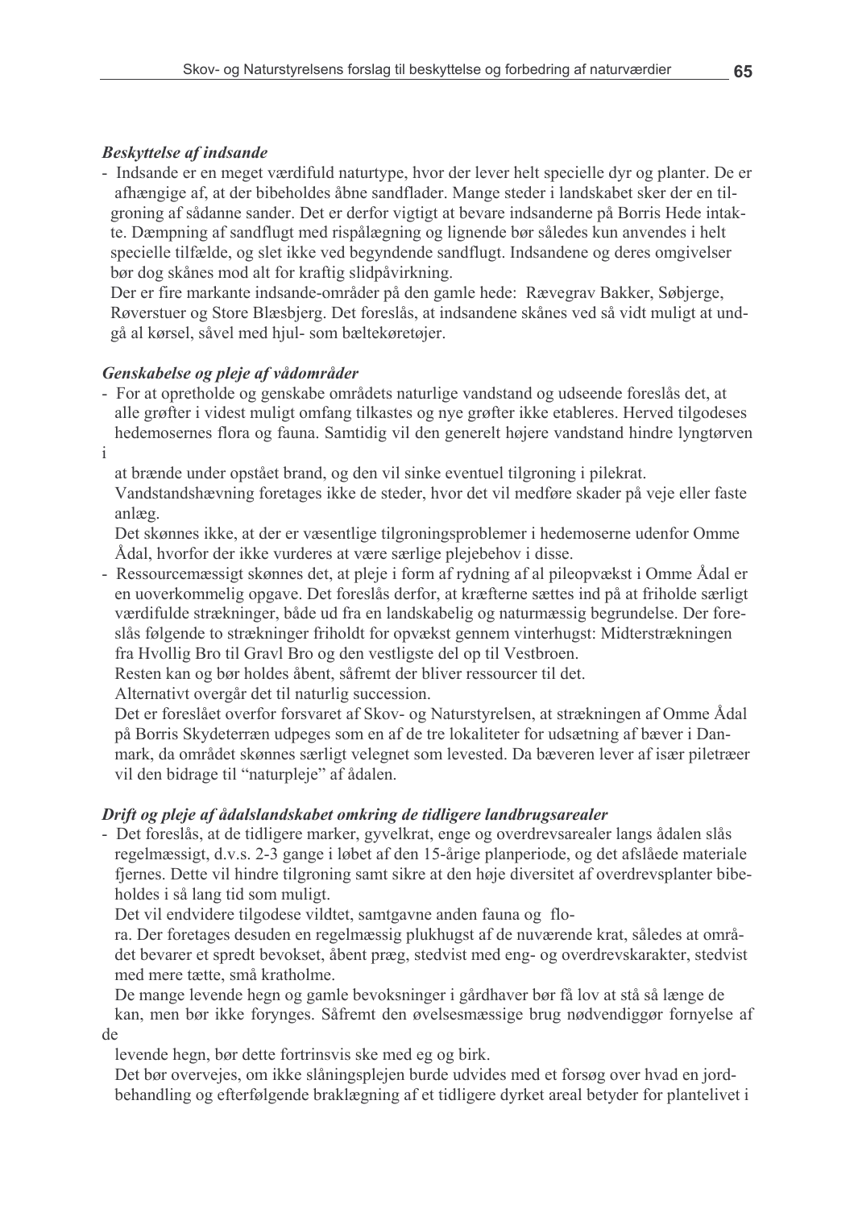*Beskyttelse af indsande*

- Indsande er en meget værdifuld naturtype, hvor der lever helt specielle dyr og planter. De er afhængige af, at der bibeholdes åbne sandflader. Mange steder i landskabet sker der en tilgroning af sådanne sander. Det er derfor vigtigt at bevare indsanderne på Borris Hede intakte. Dæmpning af sandflugt med rispålægning og lignende bør således kun anvendes i helt specielle tilfælde, og slet ikke ved begyndende sandflugt. Indsandene og deres omgivelser bør dog skånes mod alt for kraftig slidpåvirkning.

  Der er fire markante indsande-områder på den gamle hede: Rævegrav Bakker, Søbjerge, Røverstuer og Store Blæsbjerg. Det foreslås, at indsandene skånes ved så vidt muligt at undgå al kørsel, såvel med hjul- som bæltekøretøjer.

*Genskabelse og pleje af vådområder*

- For at opretholde og genskabe områdets naturlige vandstand og udseende foreslås det, at alle grøfter i videst muligt omfang tilkastes og nye grøfter ikke etableres. Herved tilgodeses hedemosernes flora og fauna. Samtidig vil den generelt højere vandstand hindre lyngtørven i at brænde under opstået brand, og den vil sinke eventuel tilgroning i pilekrat.

  Vandstandshævning foretages ikke de steder, hvor det vil medføre skader på veje eller faste anlæg.

  Det skønnes ikke, at der er væsentlige tilgroningsproblemer i hedemoserne udenfor Omme Ådal, hvorfor der ikke vurderes at være særlige plejebehov i disse.

- Ressourcemæssigt skønnes det, at pleje i form af rydning af al pileopvækst i Omme Ådal er en uoverkommelig opgave. Det foreslås derfor, at kræfterne sættes ind på at friholde særligt værdifulde strækninger, både ud fra en landskabelig og naturmæssig begrundelse. Der foreslås følgende to strækninger friholdt for opvækst gennem vinterhugst: Midterstrækningen fra Hvollig Bro til Gravl Bro og den vestligste del op til Vestbroen.

  Resten kan og bør holdes åbent, såfremt der bliver ressourcer til det.

  Alternativt overgår det til naturlig succession.

  Det er foreslået overfor forsvaret af Skov- og Naturstyrelsen, at strækningen af Omme Ådal på Borris Skydeterræn udpeges som en af de tre lokaliteter for udsætning af bæver i Danmark, da området skønnes særligt velegnet som levested. Da bæveren lever af især piletræer vil den bidrage til "naturpleje" af ådalen.

*Drift og pleje af ådalslandskabet omkring de tidligere landbrugsarealer*

- Det foreslås, at de tidligere marker, gyvelkrat, enge og overdrevsarealer langs ådalen slås regelmæssigt, d.v.s. 2-3 gange i løbet af den 15-årige planperiode, og det afslåede materiale fjernes. Dette vil hindre tilgroning samt sikre at den høje diversitet af overdrevsplanter bibeholdes i så lang tid som muligt.

  Det vil endvidere tilgodese vildtet, samtgavne anden fauna og flora. Der foretages desuden en regelmæssig plukhugst af de nuværende krat, således at området bevarer et spredt bevokset, åbent præg, stedvist med eng- og overdrevskarakter, stedvist med mere tætte, små kratholme.

  De mange levende hegn og gamle bevoksninger i gårdhaver bør få lov at stå så længe de kan, men bør ikke forynges. Såfremt den øvelsesmæssige brug nødvendiggør fornyelse af de levende hegn, bør dette fortrinsvis ske med eg og birk.

  Det bør overvejes, om ikke slåningsplejen burde udvides med et forsøg over hvad en jordbehandling og efterfølgende braklægning af et tidligere dyrket areal betyder for plantelivet i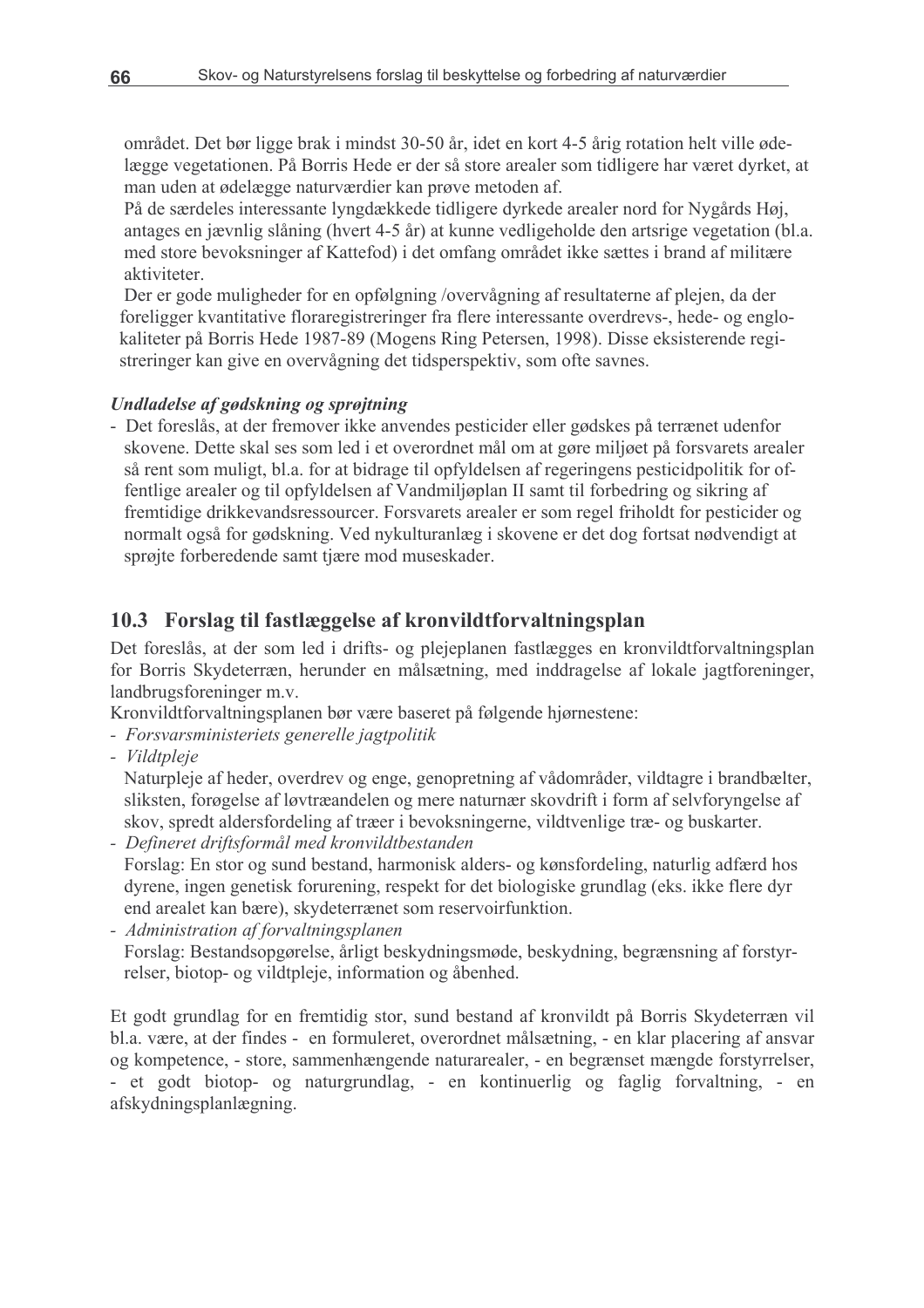området. Det bør ligge brak i mindst 30-50 år, idet en kort 4-5 årig rotation helt ville ødelægge vegetationen. På Borris Hede er der så store arealer som tidligere har været dyrket, at man uden at ødelægge naturværdier kan prøve metoden af.

På de særdeles interessante lyngdækkede tidligere dyrkede arealer nord for Nygårds Høj, antages en jævnlig slåning (hvert 4-5 år) at kunne vedligeholde den artsrige vegetation (bl.a. med store bevoksninger af Kattefod) i det omfang området ikke sættes i brand af militære aktiviteter.

Der er gode muligheder for en opfølgning /overvågning af resultaterne af plejen, da der foreligger kvantitative floraregistreringer fra flere interessante overdrevs-, hede- og englokaliteter på Borris Hede 1987-89 (Mogens Ring Petersen, 1998). Disse eksisterende registreringer kan give en overvågning det tidsperspektiv, som ofte savnes.

***Undladelse af gødskning og sprøjtning***

- Det foreslås, at der fremover ikke anvendes pesticider eller gødskes på terrænet udenfor skovene. Dette skal ses som led i et overordnet mål om at gøre miljøet på forsvarets arealer så rent som muligt, bl.a. for at bidrage til opfyldelsen af regeringens pesticidpolitik for offentlige arealer og til opfyldelsen af Vandmiljøplan II samt til forbedring og sikring af fremtidige drikkevandsressourcer. Forsvarets arealer er som regel friholdt for pesticider og normalt også for gødskning. Ved nykulturanlæg i skovene er det dog fortsat nødvendigt at sprøjte forberedende samt tjære mod museskader.

## 10.3 Forslag til fastlæggelse af kronvildtforvaltningsplan

Det foreslås, at der som led i drifts- og plejeplanen fastlægges en kronvildtforvaltningsplan for Borris Skydeterræn, herunder en målsætning, med inddragelse af lokale jagtforeninger, landbrugsforeninger m.v.

Kronvildtforvaltningsplanen bør være baseret på følgende hjørnestene:

- *Forsvarsministeriets generelle jagtpolitik*
- *Vildtpleje*
  Naturpleje af heder, overdrev og enge, genopretning af vådområder, vildtagre i brandbælter, sliksten, forøgelse af løvtræandelen og mere naturnær skovdrift i form af selvforyngelse af skov, spredt aldersfordeling af træer i bevoksningerne, vildtvenlige træ- og buskarter.
- *Defineret driftsformål med kronvildtbestanden*
  Forslag: En stor og sund bestand, harmonisk alders- og kønsfordeling, naturlig adfærd hos dyrene, ingen genetisk forurening, respekt for det biologiske grundlag (eks. ikke flere dyr end arealet kan bære), skydeterrænet som reservoirfunktion.
- *Administration af forvaltningsplanen*
  Forslag: Bestandsopgørelse, årligt beskydningsmøde, beskydning, begrænsning af forstyrrelser, biotop- og vildtpleje, information og åbenhed.

Et godt grundlag for en fremtidig stor, sund bestand af kronvildt på Borris Skydeterræn vil bl.a. være, at der findes - en formuleret, overordnet målsætning, - en klar placering af ansvar og kompetence, - store, sammenhængende naturarealer, - en begrænset mængde forstyrrelser, - et godt biotop- og naturgrundlag, - en kontinuerlig og faglig forvaltning, - en afskydningsplanlægning.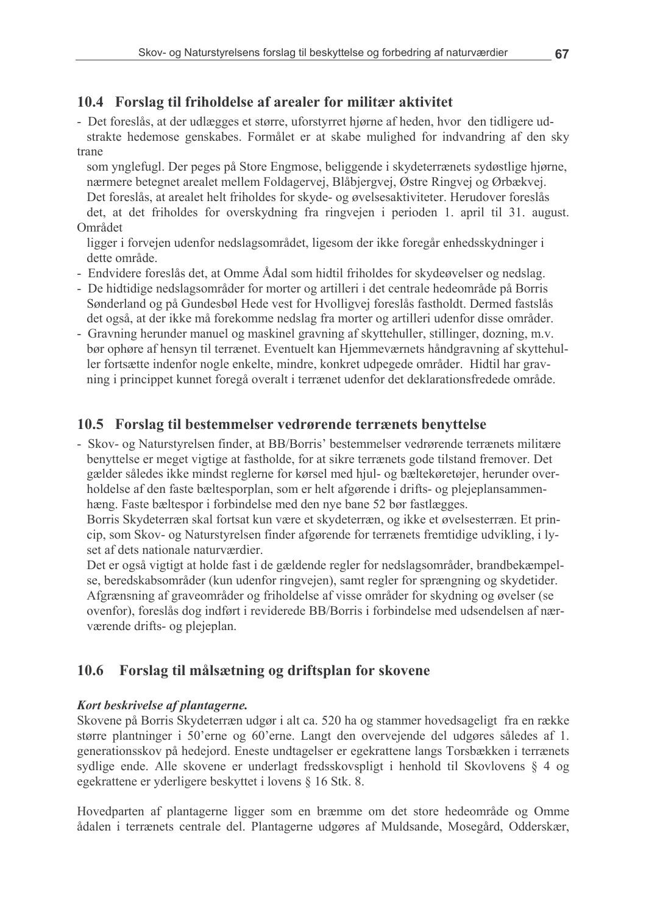## 10.4 Forslag til friholdelse af arealer for militær aktivitet

- Det foreslås, at der udlægges et større, uforstyrret hjørne af heden, hvor den tidligere udstrakte hedemose genskabes. Formålet er at skabe mulighed for indvandring af den sky trane som ynglefugl. Der peges på Store Engmose, beliggende i skydeterrænets sydøstlige hjørne, nærmere betegnet arealet mellem Foldagervej, Blåbjergvej, Østre Ringvej og Ørbækvej. Det foreslås, at arealet helt friholdes for skyde- og øvelsesaktiviteter. Herudover foreslås det, at det friholdes for overskydning fra ringvejen i perioden 1. april til 31. august. Området ligger i forvejen udenfor nedslagsområdet, ligesom der ikke foregår enhedsskydninger i dette område.
- Endvidere foreslås det, at Omme Ådal som hidtil friholdes for skydeøvelser og nedslag.
- De hidtidige nedslagsområder for morter og artilleri i det centrale hedeområde på Borris Sønderland og på Gundesbøl Hede vest for Hvolligvej foreslås fastholdt. Dermed fastslås det også, at der ikke må forekomme nedslag fra morter og artilleri udenfor disse områder.
- Gravning herunder manuel og maskinel gravning af skyttehuller, stillinger, dozning, m.v. bør ophøre af hensyn til terrænet. Eventuelt kan Hjemmeværnets håndgravning af skyttehuller fortsætte indenfor nogle enkelte, mindre, konkret udpegede områder. Hidtil har gravning i princippet kunnet foregå overalt i terrænet udenfor det deklarationsfredede område.

## 10.5 Forslag til bestemmelser vedrørende terrænets benyttelse

- Skov- og Naturstyrelsen finder, at BB/Borris' bestemmelser vedrørende terrænets militære benyttelse er meget vigtige at fastholde, for at sikre terrænets gode tilstand fremover. Det gælder således ikke mindst reglerne for kørsel med hjul- og bæltekøretøjer, herunder overholdelse af den faste bæltesporplan, som er helt afgørende i drifts- og plejeplansammenhæng. Faste bæltespor i forbindelse med den nye bane 52 bør fastlægges.

  Borris Skydeterræn skal fortsat kun være et skydeterræn, og ikke et øvelsesterræn. Et princip, som Skov- og Naturstyrelsen finder afgørende for terrænets fremtidige udvikling, i lyset af dets nationale naturværdier.

  Det er også vigtigt at holde fast i de gældende regler for nedslagsområder, brandbekæmpelse, beredskabsområder (kun udenfor ringvejen), samt regler for sprængning og skydetider. Afgrænsning af graveområder og friholdelse af visse områder for skydning og øvelser (se ovenfor), foreslås dog indført i reviderede BB/Borris i forbindelse med udsendelsen af nærværende drifts- og plejeplan.

## 10.6 Forslag til målsætning og driftsplan for skovene

***Kort beskrivelse af plantagerne.***

Skovene på Borris Skydeterræn udgør i alt ca. 520 ha og stammer hovedsageligt fra en række større plantninger i 50'erne og 60'erne. Langt den overvejende del udgøres således af 1. generationsskov på hedejord. Eneste undtagelser er egekrattene langs Torsbækken i terrænets sydlige ende. Alle skovene er underlagt fredsskovspligt i henhold til Skovlovens § 4 og egekrattene er yderligere beskyttet i lovens § 16 Stk. 8.

Hovedparten af plantagerne ligger som en bræmme om det store hedeområde og Omme ådalen i terrænets centrale del. Plantagerne udgøres af Muldsande, Mosegård, Odderskær,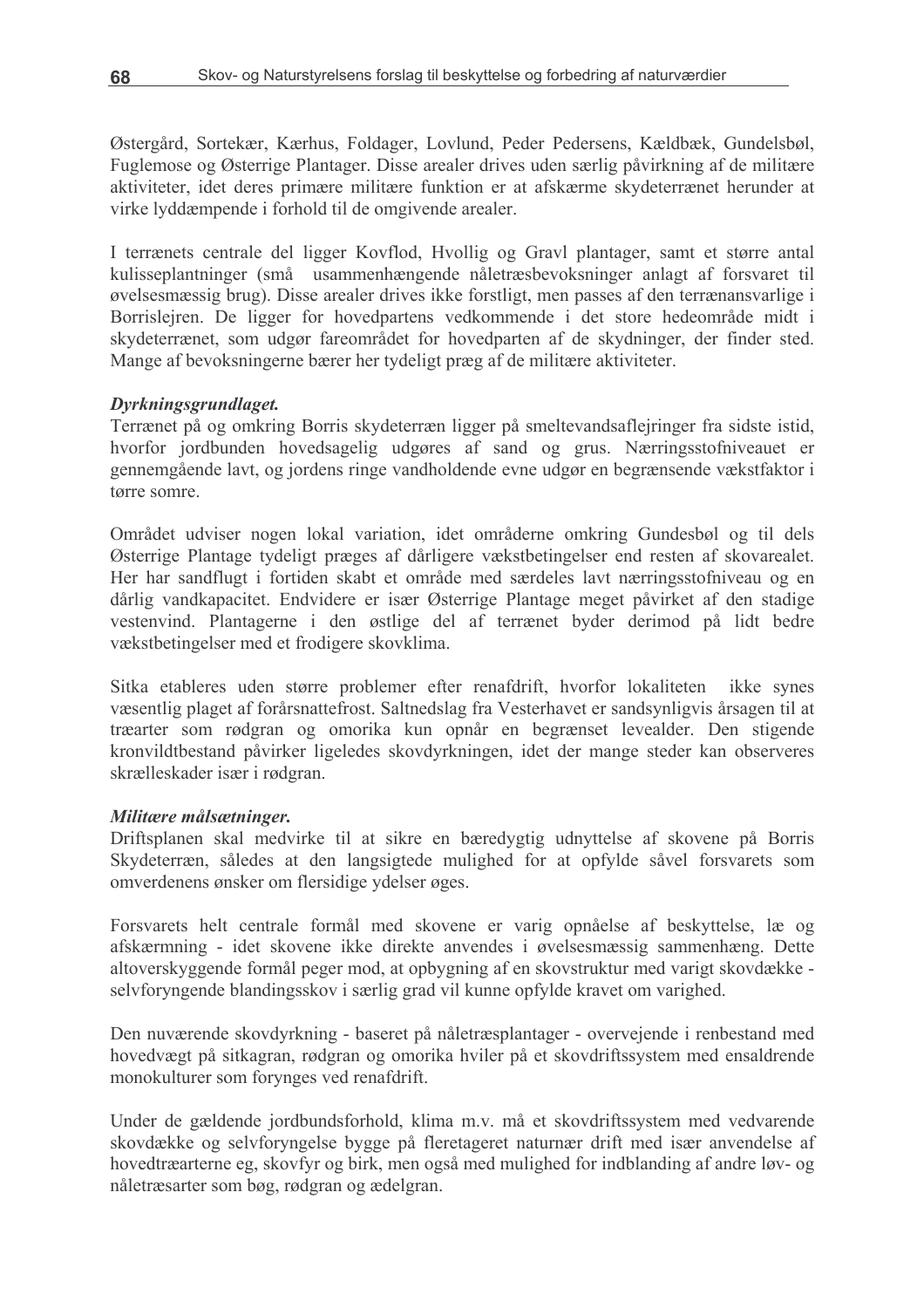Østergård, Sortekær, Kærhus, Foldager, Lovlund, Peder Pedersens, Kældbæk, Gundelsbøl, Fuglemose og Østerrige Plantager. Disse arealer drives uden særlig påvirkning af de militære aktiviteter, idet deres primære militære funktion er at afskærme skydeterrænet herunder at virke lyddæmpende i forhold til de omgivende arealer.

I terrænets centrale del ligger Kovflod, Hvollig og Gravl plantager, samt et større antal kulisseplantninger (små usammenhængende nåletræsbevoksninger anlagt af forsvaret til øvelsesmæssig brug). Disse arealer drives ikke forstligt, men passes af den terrænansvarlige i Borrislejren. De ligger for hovedpartens vedkommende i det store hedeområde midt i skydeterrænet, som udgør fareområdet for hovedparten af de skydninger, der finder sted. Mange af bevoksningerne bærer her tydeligt præg af de militære aktiviteter.

***Dyrkningsgrundlaget.***
Terrænet på og omkring Borris skydeterræn ligger på smeltevandsaflejringer fra sidste istid, hvorfor jordbunden hovedsagelig udgøres af sand og grus. Næringsstofniveauet er gennemgående lavt, og jordens ringe vandholdende evne udgør en begrænsende vækstfaktor i tørre somre.

Området udviser nogen lokal variation, idet områderne omkring Gundesbøl og til dels Østerrige Plantage tydeligt præges af dårligere vækstbetingelser end resten af skovarealet. Her har sandflugt i fortiden skabt et område med særdeles lavt nærringsstofniveau og en dårlig vandkapacitet. Endvidere er især Østerrige Plantage meget påvirket af den stadige vestenvind. Plantagerne i den østlige del af terrænet byder derimod på lidt bedre vækstbetingelser med et frodigere skovklima.

Sitka etableres uden større problemer efter renafdrift, hvorfor lokaliteten ikke synes væsentlig plaget af forårsnattefrost. Saltnedslag fra Vesterhavet er sandsynligvis årsagen til at træarter som rødgran og omorika kun opnår en begrænset levealder. Den stigende kronvildtbestand påvirker ligeledes skovdyrkningen, idet der mange steder kan observeres skrælleskader især i rødgran.

***Militære målsætninger.***
Driftsplanen skal medvirke til at sikre en bæredygtig udnyttelse af skovene på Borris Skydeterræn, således at den langsigtede mulighed for at opfylde såvel forsvarets som omverdenens ønsker om flersidige ydelser øges.

Forsvarets helt centrale formål med skovene er varig opnåelse af beskyttelse, læ og afskærmning - idet skovene ikke direkte anvendes i øvelsesmæssig sammenhæng. Dette altoverskyggende formål peger mod, at opbygning af en skovstruktur med varigt skovdække - selvforyngende blandingsskov i særlig grad vil kunne opfylde kravet om varighed.

Den nuværende skovdyrkning - baseret på nåletræsplantager - overvejende i renbestand med hovedvægt på sitkagran, rødgran og omorika hviler på et skovdriftssystem med ensaldrende monokulturer som forynges ved renafdrift.

Under de gældende jordbundsforhold, klima m.v. må et skovdriftssystem med vedvarende skovdække og selvforyngelse bygge på fleretageret naturnær drift med især anvendelse af hovedtræarterne eg, skovfyr og birk, men også med mulighed for indblanding af andre løv- og nåletræsarter som bøg, rødgran og ædelgran.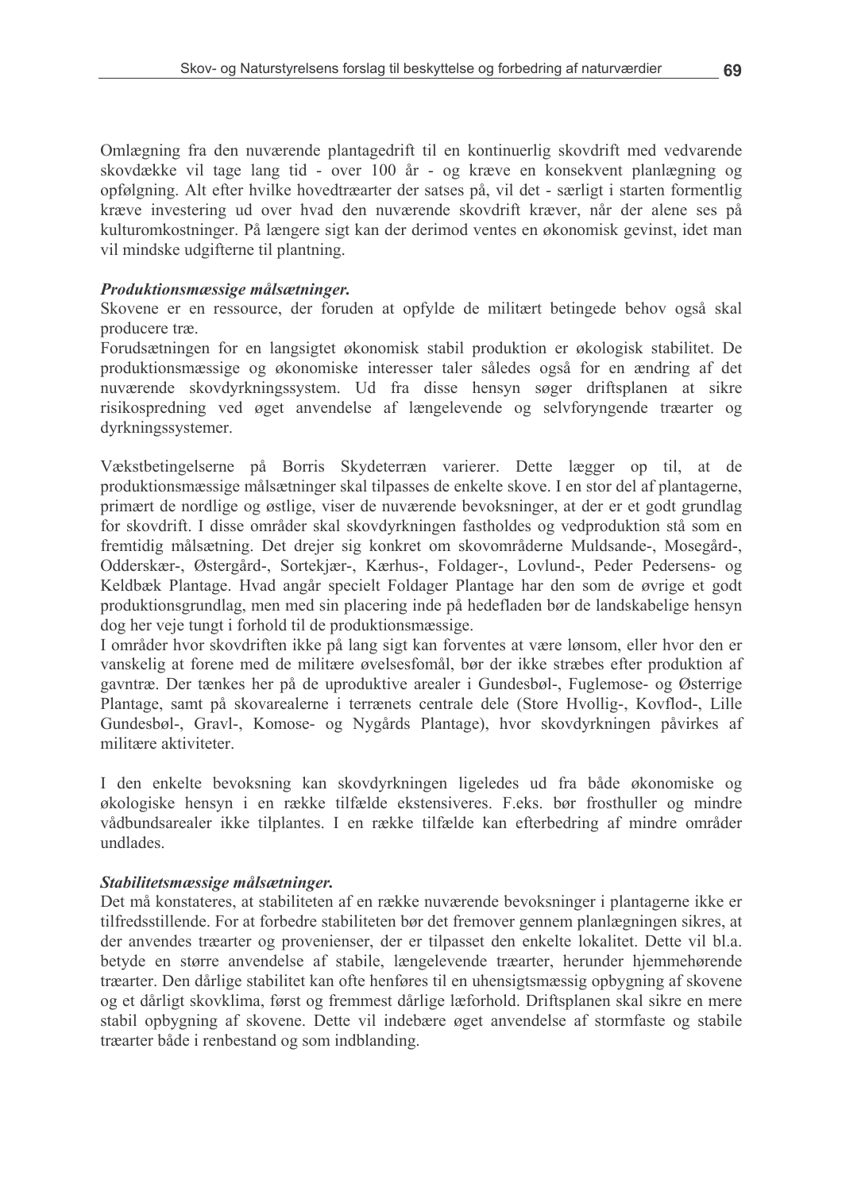Omlægning fra den nuværende plantagedrift til en kontinuerlig skovdrift med vedvarende skovdække vil tage lang tid - over 100 år - og kræve en konsekvent planlægning og opfølgning. Alt efter hvilke hovedtræarter der satses på, vil det - særligt i starten formentlig kræve investering ud over hvad den nuværende skovdrift kræver, når der alene ses på kulturomkostninger. På længere sigt kan der derimod ventes en økonomisk gevinst, idet man vil mindske udgifterne til plantning.

***Produktionsmæssige målsætninger.***
Skovene er en ressource, der foruden at opfylde de militært betingede behov også skal producere træ.
Forudsætningen for en langsigtet økonomisk stabil produktion er økologisk stabilitet. De produktionsmæssige og økonomiske interesser taler således også for en ændring af det nuværende skovdyrkningssystem. Ud fra disse hensyn søger driftsplanen at sikre risikospredning ved øget anvendelse af længelevende og selvforyngende træarter og dyrkningssystemer.

Vækstbetingelserne på Borris Skydeterræn varierer. Dette lægger op til, at de produktionsmæssige målsætninger skal tilpasses de enkelte skove. I en stor del af plantagerne, primært de nordlige og østlige, viser de nuværende bevoksninger, at der er et godt grundlag for skovdrift. I disse områder skal skovdyrkningen fastholdes og vedproduktion stå som en fremtidig målsætning. Det drejer sig konkret om skovområderne Muldsande-, Mosegård-, Odderskær-, Østergård-, Sortekjær-, Kærhus-, Foldager-, Lovlund-, Peder Pedersens- og Keldbæk Plantage. Hvad angår specielt Foldager Plantage har den som de øvrige et godt produktionsgrundlag, men med sin placering inde på hedefladen bør de landskabelige hensyn dog her veje tungt i forhold til de produktionsmæssige.
I områder hvor skovdriften ikke på lang sigt kan forventes at være lønsom, eller hvor den er vanskelig at forene med de militære øvelsesfomål, bør der ikke stræbes efter produktion af gavntræ. Der tænkes her på de uproduktive arealer i Gundesbøl-, Fuglemose- og Østerrige Plantage, samt på skovarealerne i terrænets centrale dele (Store Hvollig-, Kovflod-, Lille Gundesbøl-, Gravl-, Komose- og Nygårds Plantage), hvor skovdyrkningen påvirkes af militære aktiviteter.

I den enkelte bevoksning kan skovdyrkningen ligeledes ud fra både økonomiske og økologiske hensyn i en række tilfælde ekstensiveres. F.eks. bør frosthuller og mindre vådbundsarealer ikke tilplantes. I en række tilfælde kan efterbedring af mindre områder undlades.

***Stabilitetsmæssige målsætninger.***
Det må konstateres, at stabiliteten af en række nuværende bevoksninger i plantagerne ikke er tilfredsstillende. For at forbedre stabiliteten bør det fremover gennem planlægningen sikres, at der anvendes træarter og provenienser, der er tilpasset den enkelte lokalitet. Dette vil bl.a. betyde en større anvendelse af stabile, længelevende træarter, herunder hjemmehørende træarter. Den dårlige stabilitet kan ofte henføres til en uhensigtsmæssig opbygning af skovene og et dårligt skovklima, først og fremmest dårlige læforhold. Driftsplanen skal sikre en mere stabil opbygning af skovene. Dette vil indebære øget anvendelse af stormfaste og stabile træarter både i renbestand og som indblanding.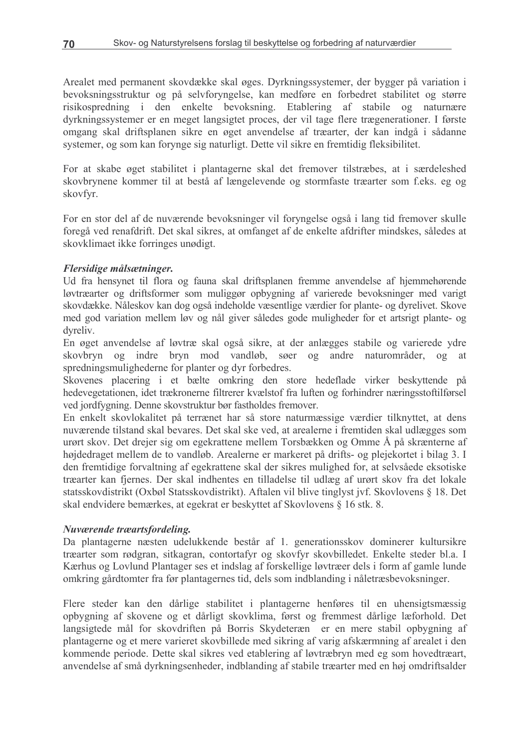Arealet med permanent skovdække skal øges. Dyrkningssystemer, der bygger på variation i bevoksningsstruktur og på selvforyngelse, kan medføre en forbedret stabilitet og større risikospredning i den enkelte bevoksning. Etablering af stabile og naturnære dyrkningssystemer er en meget langsigtet proces, der vil tage flere trægenerationer. I første omgang skal driftsplanen sikre en øget anvendelse af træarter, der kan indgå i sådanne systemer, og som kan forynge sig naturligt. Dette vil sikre en fremtidig fleksibilitet.

For at skabe øget stabilitet i plantagerne skal det fremover tilstræbes, at i særdeleshed skovbrynene kommer til at bestå af længelevende og stormfaste træarter som f.eks. eg og skovfyr.

For en stor del af de nuværende bevoksninger vil foryngelse også i lang tid fremover skulle foregå ved renafdrift. Det skal sikres, at omfanget af de enkelte afdrifter mindskes, således at skovklimaet ikke forringes unødigt.

***Flersidige målsætninger.***

Ud fra hensynet til flora og fauna skal driftsplanen fremme anvendelse af hjemmehørende løvtræarter og driftsformer som muliggør opbygning af varierede bevoksninger med varigt skovdække. Nåleskov kan dog også indeholde væsentlige værdier for plante- og dyrelivet. Skove med god variation mellem løv og nål giver således gode muligheder for et artsrigt plante- og dyreliv.

En øget anvendelse af løvtræ skal også sikre, at der anlægges stabile og varierede ydre skovbryn og indre bryn mod vandløb, søer og andre naturområder, og at spredningsmulighederne for planter og dyr forbedres.

Skovenes placering i et bælte omkring den store hedeflade virker beskyttende på hedevegetationen, idet trækronerne filtrerer kvælstof fra luften og forhindrer næringsstoftilførsel ved jordfygning. Denne skovstruktur bør fastholdes fremover.

En enkelt skovlokalitet på terrænet har så store naturmæssige værdier tilknyttet, at dens nuværende tilstand skal bevares. Det skal ske ved, at arealerne i fremtiden skal udlægges som urørt skov. Det drejer sig om egekrattene mellem Torsbækken og Omme Å på skrænterne af højdedraget mellem de to vandløb. Arealerne er markeret på drifts- og plejekortet i bilag 3. I den fremtidige forvaltning af egekrattene skal der sikres mulighed for, at selvsåede eksotiske træarter kan fjernes. Der skal indhentes en tilladelse til udlæg af urørt skov fra det lokale statsskovdistrikt (Oxbøl Statsskovdistrikt). Aftalen vil blive tinglyst jvf. Skovlovens § 18. Det skal endvidere bemærkes, at egekrat er beskyttet af Skovlovens § 16 stk. 8.

***Nuværende træartsfordeling.***

Da plantagerne næsten udelukkende består af 1. generationsskov dominerer kultursikre træarter som rødgran, sitkagran, contortafyr og skovfyr skovbilledet. Enkelte steder bl.a. I Kærhus og Lovlund Plantager ses et indslag af forskellige løvtræer dels i form af gamle lunde omkring gårdtomter fra før plantagernes tid, dels som indblanding i nåletræsbevoksninger.

Flere steder kan den dårlige stabilitet i plantagerne henføres til en uhensigtsmæssig opbygning af skovene og et dårligt skovklima, først og fremmest dårlige læforhold. Det langsigtede mål for skovdriften på Borris Skydeterræn er en mere stabil opbygning af plantagerne og et mere varieret skovbillede med sikring af varig afskærmning af arealet i den kommende periode. Dette skal sikres ved etablering af løvtræbryn med eg som hovedtræart, anvendelse af små dyrkningsenheder, indblanding af stabile træarter med en høj omdriftsalder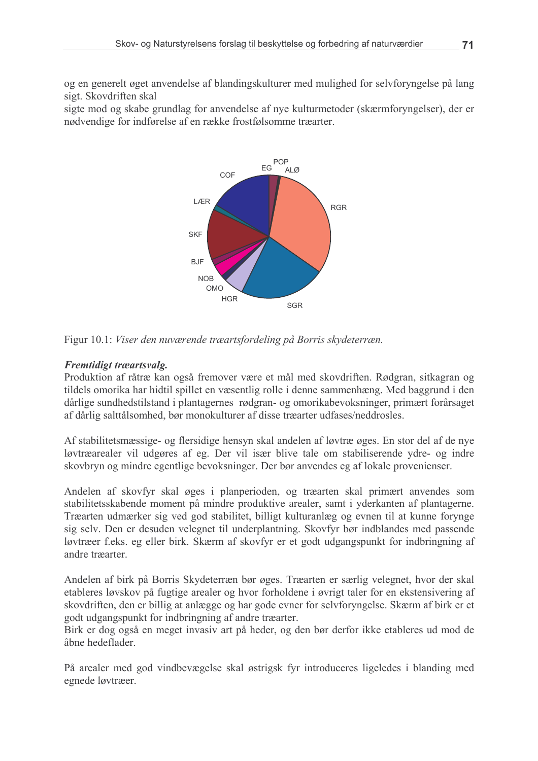og en generelt øget anvendelse af blandingskulturer med mulighed for selvforyngelse på lang sigt. Skovdriften skal
sigte mod og skabe grundlag for anvendelse af nye kulturmetoder (skærmforyngelser), der er nødvendige for indførelse af en række frostfølsomme træarter.

Figur 10.1: *Viser den nuværende træartsfordeling på Borris skydeterræn.*

***Fremtidigt træartsvalg.***

Produktion af råtræ kan også fremover være et mål med skovdriften. Rødgran, sitkagran og tildels omorika har hidtil spillet en væsentlig rolle i denne sammenhæng. Med baggrund i den dårlige sundhedstilstand i plantagernes rødgran- og omorikabevoksninger, primært forårsaget af dårlig salttålsomhed, bør monokulturer af disse træarter udfases/neddrosles.

Af stabilitetsmæssige- og flersidige hensyn skal andelen af løvtræ øges. En stor del af de nye løvtræarealer vil udgøres af eg. Der vil især blive tale om stabiliserende ydre- og indre skovbryn og mindre egentlige bevoksninger. Der bør anvendes eg af lokale provenienser.

Andelen af skovfyr skal øges i planperioden, og træarten skal primært anvendes som stabilitetsskabende moment på mindre produktive arealer, samt i yderkanten af plantagerne. Træarten udmærker sig ved god stabilitet, billigt kulturanlæg og evnen til at kunne forynge sig selv. Den er desuden velegnet til underplantning. Skovfyr bør indblandes med passende løvtræer f.eks. eg eller birk. Skærm af skovfyr er et godt udgangspunkt for indbringning af andre træarter.

Andelen af birk på Borris Skydeterræn bør øges. Træarten er særlig velegnet, hvor der skal etableres løvskov på fugtige arealer og hvor forholdene i øvrigt taler for en ekstensivering af skovdriften, den er billig at anlægge og har gode evner for selvforyngelse. Skærm af birk er et godt udgangspunkt for indbringning af andre træarter.
Birk er dog også en meget invasiv art på heder, og den bør derfor ikke etableres ud mod de åbne hedeflader.

På arealer med god vindbevægelse skal østrigsk fyr introduceres ligeledes i blanding med egnede løvtræer.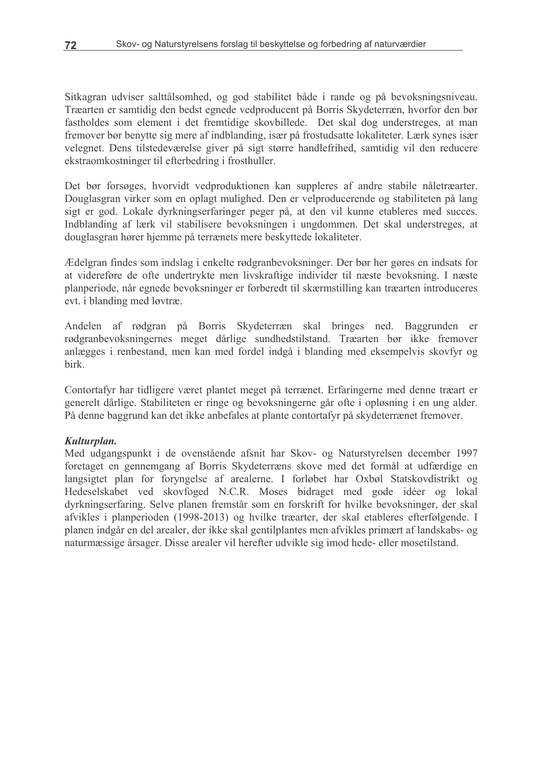Sitkagran udviser salttålsomhed, og god stabilitet både i rande og på bevoksningsniveau. Træarten er samtidig den bedst egnede vedproducent på Borris Skydeterræn, hvorfor den bør fastholdes som element i det fremtidige skovbillede. Det skal dog understreges, at man fremover bør benytte sig mere af indblanding, især på frostudsatte lokaliteter. Lærk synes især velegnet. Dens tilstedeværelse giver på sigt større handlefrihed, samtidig vil den reducere ekstraomkostninger til efterbedring i frosthuller.

Det bør forsøges, hvorvidt vedproduktionen kan suppleres af andre stabile nåletræarter. Douglasgran virker som en oplagt mulighed. Den er velproducerende og stabiliteten på lang sigt er god. Lokale dyrkningserfaringer peger på, at den vil kunne etableres med succes. Indblanding af lærk vil stabilisere bevoksningen i ungdommen. Det skal understreges, at douglasgran hører hjemme på terrænets mere beskyttede lokaliteter.

Ædelgran findes som indslag i enkelte rødgranbevoksninger. Der bør her gøres en indsats for at videreføre de ofte undertrykte men livskraftige individer til næste bevoksning. I næste planperiode, når egnede bevoksninger er forberedt til skærmstilling kan træarten introduceres evt. i blanding med løvtræ.

Andelen af rødgran på Borris Skydeterræn skal bringes ned. Baggrunden er rødgranbevoksningernes meget dårlige sundhedstilstand. Træarten bør ikke fremover anlægges i renbestand, men kan med fordel indgå i blanding med eksempelvis skovfyr og birk.

Contortafyr har tidligere været plantet meget på terrænet. Erfaringerne med denne træart er generelt dårlige. Stabiliteten er ringe og bevoksningerne går ofte i opløsning i en ung alder. På denne baggrund kan det ikke anbefales at plante contortafyr på skydeterrænet fremover.

***Kulturplan.***
Med udgangspunkt i de ovenstående afsnit har Skov- og Naturstyrelsen december 1997 foretaget en gennemgang af Borris Skydeterræns skove med det formål at udfærdige en langsigtet plan for foryngelse af arealerne. I forløbet har Oxbøl Statskovdistrikt og Hedeselskabet ved skovfoged N.C.R. Moses bidraget med gode idéer og lokal dyrkningserfaring. Selve planen fremstår som en forskrift for hvilke bevoksninger, der skal afvikles i planperioden (1998-2013) og hvilke træarter, der skal etableres efterfølgende. I planen indgår en del arealer, der ikke skal gentilplantes men afvikles primært af landskabs- og naturmæssige årsager. Disse arealer vil herefter udvikle sig imod hede- eller mosetilstand.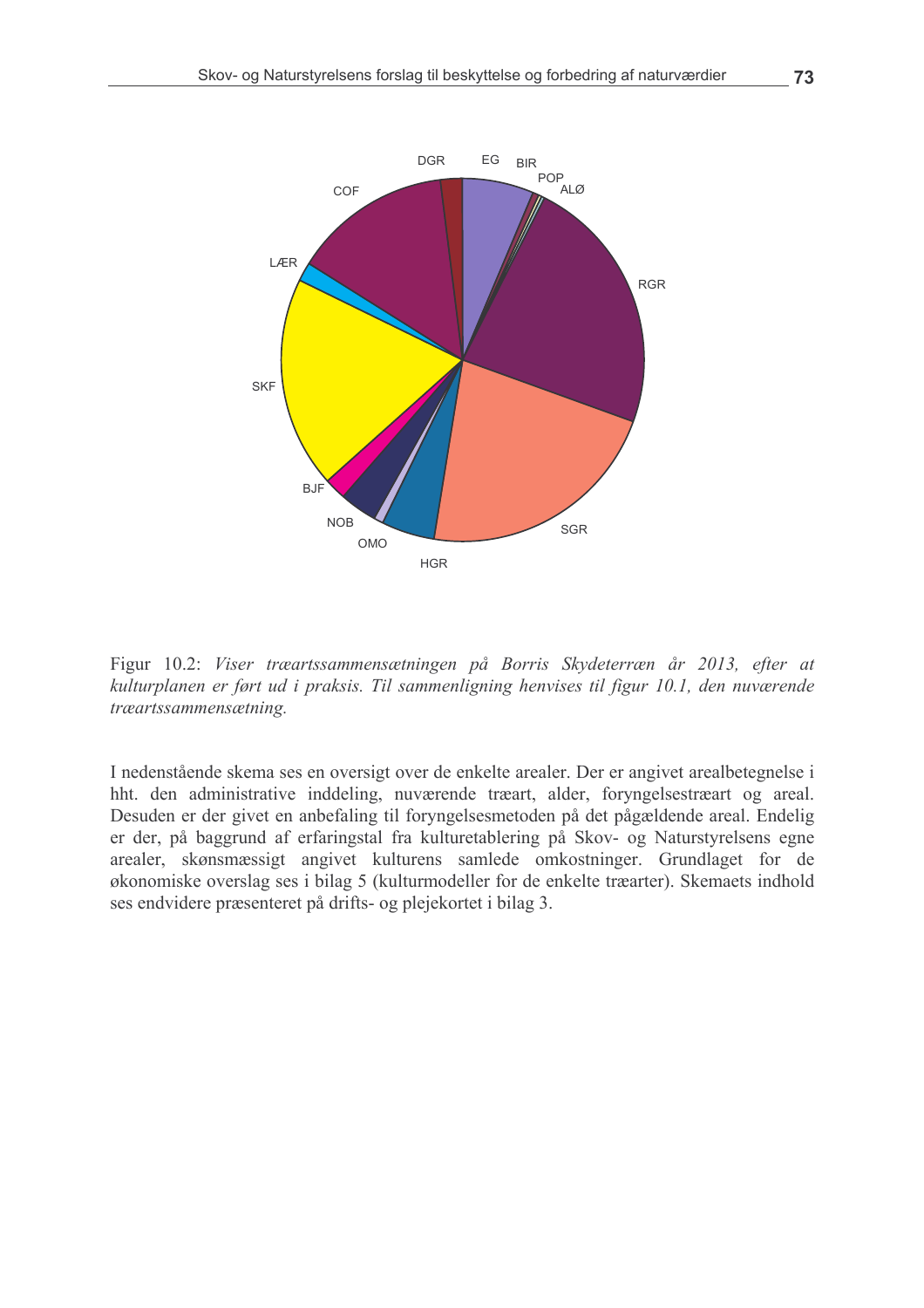Figur 10.2: *Viser træartssammensætningen på Borris Skydeterræn år 2013, efter at kulturplanen er ført ud i praksis. Til sammenligning henvises til figur 10.1, den nuværende træartssammensætning.*

I nedenstående skema ses en oversigt over de enkelte arealer. Der er angivet arealbetegnelse i hht. den administrative inddeling, nuværende træart, alder, foryngelsestræart og areal. Desuden en der givet en anbefaling til foryngelsesmetoden på det pågældende areal. Endelig er der, på baggrund af erfaringstal fra kulturetablering på Skov- og Naturstyrelsens egne arealer, skønsmæssigt angivet kulturens samlede omkostninger. Grundlaget for de økonomiske overslag ses i bilag 5 (kulturmodeller for de enkelte træarter). Skemaets indhold ses endvidere præsenteret på drifts- og plejekortet i bilag 3.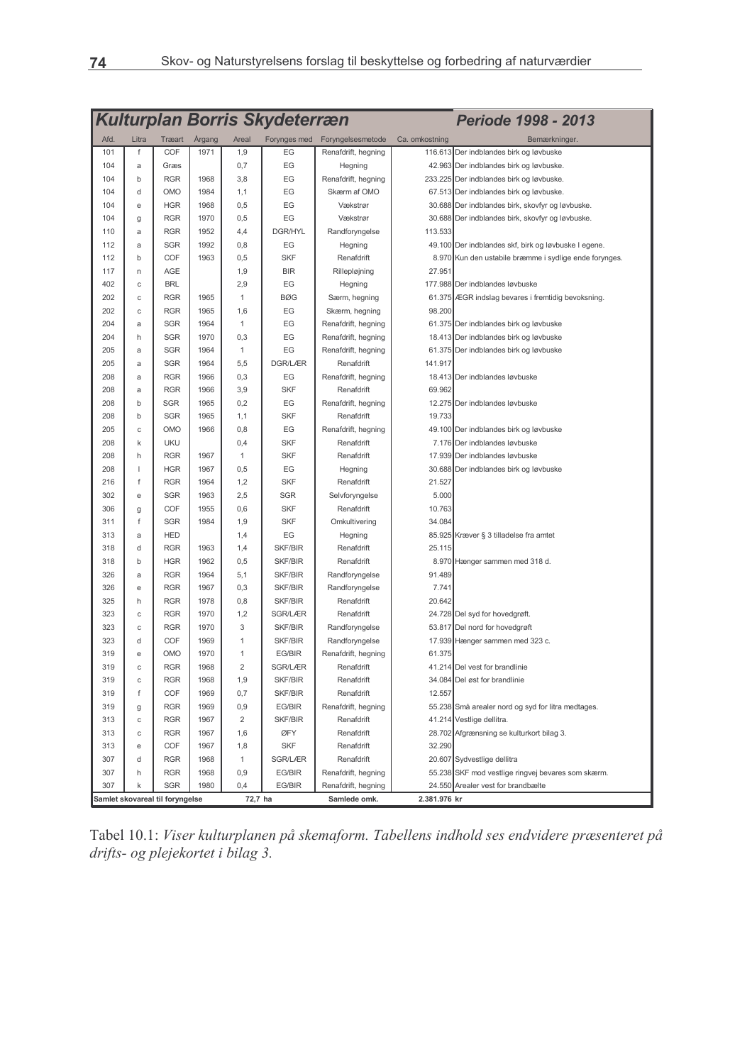| Kulturplan Borris Skydeterræn | | | | | | | | Periode 1998 - 2013 |
|---|---|---|---|---|---|---|---|---|
| Afd. | Litra | Træart | Årgang | Areal | Forynges med | Foryngelsesmetode | Ca. omkostning | Bemærkninger. |
| 101 | f | COF | 1971 | 1,9 | EG | Renafdrift, hegning | 116.613 | Der indblandes birk og løvbuske |
| 104 | a | Græs | | 0,7 | EG | Hegning | 42.963 | Der indblandes birk og løvbuske. |
| 104 | b | RGR | 1968 | 3,8 | EG | Renafdrift, hegning | 233.225 | Der indblandes birk og løvbuske. |
| 104 | d | OMO | 1984 | 1,1 | EG | Skærm af OMO | 67.513 | Der indblandes birk og løvbuske. |
| 104 | e | HGR | 1968 | 0,5 | EG | Vækstrør | 30.688 | Der indblandes birk, skovfyr og løvbuske. |
| 104 | g | RGR | 1970 | 0,5 | EG | Vækstrør | 30.688 | Der indblandes birk, skovfyr og løvbuske. |
| 110 | a | RGR | 1952 | 4,4 | DGR/HYL | Randforyngelse | 113.533 | |
| 112 | a | SGR | 1992 | 0,8 | EG | Hegning | 49.100 | Der indblandes skf, birk og løvbuske I egene. |
| 112 | b | COF | 1963 | 0,5 | SKF | Renafdrift | 8.970 | Kun den ustabile bræmme i sydlige ende forynges. |
| 117 | n | AGE | | 1,9 | BIR | Rillepløjning | 27.951 | |
| 402 | c | BRL | | 2,9 | EG | Hegning | 177.988 | Der indblandes løvbuske |
| 202 | c | RGR | 1965 | 1 | BØG | Særm, hegning | 61.375 | ÆGR indslag bevares i fremtidig bevoksning. |
| 202 | c | RGR | 1965 | 1,6 | EG | Skærm, hegning | 98.200 | |
| 204 | a | SGR | 1964 | 1 | EG | Renafdrift, hegning | 61.375 | Der indblandes birk og løvbuske |
| 204 | h | SGR | 1970 | 0,3 | EG | Renafdrift, hegning | 18.413 | Der indblandes birk og løvbuske |
| 205 | a | SGR | 1964 | 1 | EG | Renafdrift, hegning | 61.375 | Der indblandes birk og løvbuske |
| 205 | a | SGR | 1964 | 5,5 | DGR/LÆR | Renafdrift | 141.917 | |
| 208 | a | RGR | 1966 | 0,3 | EG | Renafdrift, hegning | 18.413 | Der indblandes løvbuske |
| 208 | a | RGR | 1966 | 3,9 | SKF | Renafdrift | 69.962 | |
| 208 | b | SGR | 1965 | 0,2 | EG | Renafdrift, hegning | 12.275 | Der indblandes løvbuske |
| 208 | b | SGR | 1965 | 1,1 | SKF | Renafdrift | 19.733 | |
| 205 | c | OMO | 1966 | 0,8 | EG | Renafdrift, hegning | 49.100 | Der indblandes birk og løvbuske |
| 208 | k | UKU | | 0,4 | SKF | Renafdrift | 7.176 | Der indblandes løvbuske |
| 208 | h | RGR | 1967 | 1 | SKF | Renafdrift | 17.939 | Der indblandes løvbuske |
| 208 | l | HGR | 1967 | 0,5 | EG | Hegning | 30.688 | Der indblandes birk og løvbuske |
| 216 | f | RGR | 1964 | 1,2 | SKF | Renafdrift | 21.527 | |
| 302 | e | SGR | 1963 | 2,5 | SGR | Selvforyngelse | 5.000 | |
| 306 | g | COF | 1955 | 0,6 | SKF | Renafdrift | 10.763 | |
| 311 | f | SGR | 1984 | 1,9 | SKF | Omkultivering | 34.084 | |
| 313 | a | HED | | 1,4 | EG | Hegning | 85.925 | Kræver § 3 tilladelse fra amtet |
| 318 | d | RGR | 1963 | 1,4 | SKF/BIR | Renafdrift | 25.115 | |
| 318 | b | HGR | 1962 | 0,5 | SKF/BIR | Renafdrift | 8.970 | Hænger sammen med 318 d. |
| 326 | a | RGR | 1964 | 5,1 | SKF/BIR | Randforyngelse | 91.489 | |
| 326 | e | RGR | 1967 | 0,3 | SKF/BIR | Randforyngelse | 7.741 | |
| 325 | h | RGR | 1978 | 0,8 | SKF/BIR | Renafdrift | 20.642 | |
| 323 | c | RGR | 1970 | 1,2 | SGR/LÆR | Renafdrift | 24.728 | Del syd for hovedgrøft. |
| 323 | c | RGR | 1970 | 3 | SKF/BIR | Randforyngelse | 53.817 | Del nord for hovedgrøft |
| 323 | d | COF | 1969 | 1 | SKF/BIR | Randforyngelse | 17.939 | Hænger sammen med 323 c. |
| 319 | e | OMO | 1970 | 1 | EG/BIR | Renafdrift, hegning | 61.375 | |
| 319 | c | RGR | 1968 | 2 | SGR/LÆR | Renafdrift | 41.214 | Del vest for brandlinie |
| 319 | c | RGR | 1968 | 1,9 | SKF/BIR | Renafdrift | 34.084 | Del øst for brandlinie |
| 319 | f | COF | 1969 | 0,7 | SKF/BIR | Renafdrift | 12.557 | |
| 319 | g | RGR | 1969 | 0,9 | EG/BIR | Renafdrift, hegning | 55.238 | Små arealer nord og syd for litra medtages. |
| 313 | c | RGR | 1967 | 2 | SKF/BIR | Renafdrift | 41.214 | Vestlige dellitra. |
| 313 | c | RGR | 1967 | 1,6 | ØFY | Renafdrift | 28.702 | Afgrænsning se kulturkort bilag 3. |
| 313 | e | COF | 1967 | 1,8 | SKF | Renafdrift | 32.290 | |
| 307 | d | RGR | 1968 | 1 | SGR/LÆR | Renafdrift | 20.607 | Sydvestlige dellitra |
| 307 | h | RGR | 1968 | 0,9 | EG/BIR | Renafdrift, hegning | 55.238 | SKF mod vestlige ringvej bevares som skærm. |
| 307 | k | SGR | 1980 | 0,4 | EG/BIR | Renafdrift, hegning | 24.550 | Arealer vest for brandbælte |
| Samlet skovareal til foryngelse | | | | 72,7 ha | | Samlede omk. | 2.381.976 kr | |

Tabel 10.1: *Viser kulturplanen på skemaform. Tabellens indhold ses endvidere præsenteret på drifts- og plejekortet i bilag 3.*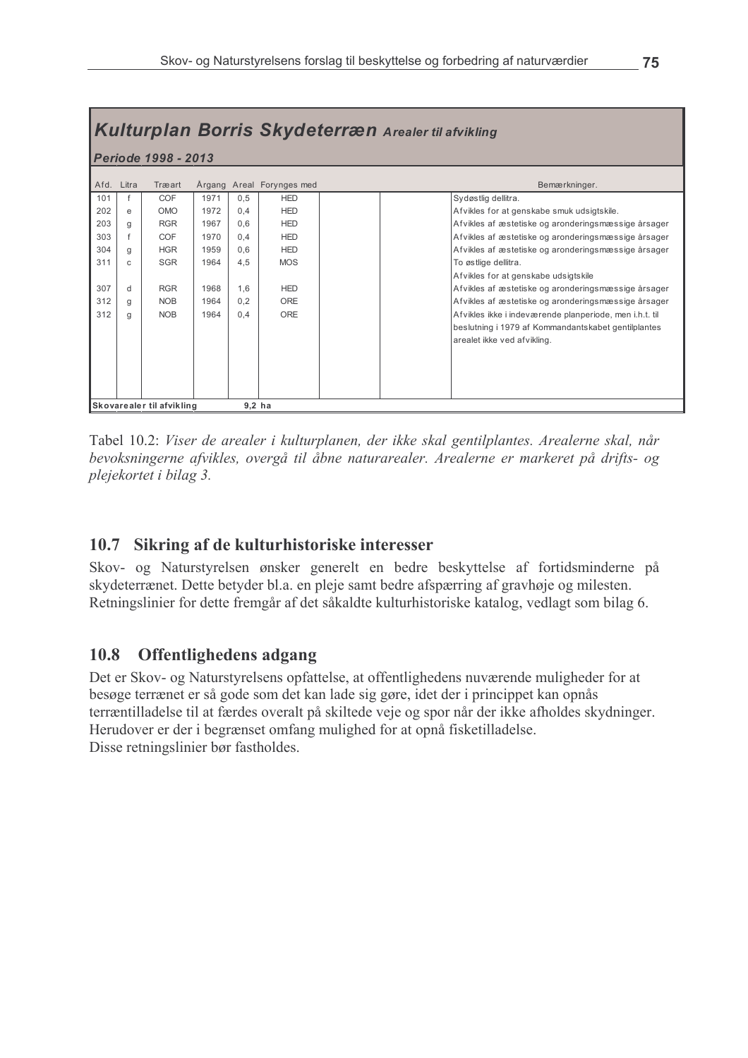## Kulturplan Borris Skydeterræn *Arealer til afvikling*

*Periode 1998 - 2013*

| Afd. | Litra | Træart | Årgang | Areal | Forynges med | | | Bemærkninger. |
|---|---|---|---|---|---|---|---|---|
| 101 | f | COF | 1971 | 0,5 | HED | | | Sydøstlig dellitra. |
| 202 | e | OMO | 1972 | 0,4 | HED | | | Afvikles for at genskabe smuk udsigtskile. |
| 203 | g | RGR | 1967 | 0,6 | HED | | | Afvikles af æstetiske og aronderingsmæssige årsager |
| 303 | f | COF | 1970 | 0,4 | HED | | | Afvikles af æstetiske og aronderingsmæssige årsager |
| 304 | g | HGR | 1959 | 0,6 | HED | | | Afvikles af æstetiske og aronderingsmæssige årsager |
| 311 | c | SGR | 1964 | 4,5 | MOS | | | To østlige dellitra. Afvikles for at genskabe udsigtskile |
| 307 | d | RGR | 1968 | 1,6 | HED | | | Afvikles af æstetiske og aronderingsmæssige årsager |
| 312 | g | NOB | 1964 | 0,2 | ORE | | | Afvikles af æstetiske og aronderingsmæssige årsager |
| 312 | g | NOB | 1964 | 0,4 | ORE | | | Afvikles ikke i indeværende planperiode, men i.h.t. til beslutning i 1979 af Kommandantskabet gentilplantes arealet ikke ved afvikling. |
| **Skovarealer til afvikling** | | | | 9,2 | ha | | | |

Tabel 10.2: *Viser de arealer i kulturplanen, der ikke skal gentilplantes. Arealerne skal, når bevoksningerne afvikles, overgå til åbne naturarealer. Arealerne er markeret på drifts- og plejekortet i bilag 3.*

## 10.7 Sikring af de kulturhistoriske interesser

Skov- og Naturstyrelsen ønsker generelt en bedre beskyttelse af fortidsminderne på skydeterrænet. Dette betyder bl.a. en pleje samt bedre afspærring af gravhøje og milesten. Retningslinier for dette fremgår af det såkaldte kulturhistoriske katalog, vedlagt som bilag 6.

## 10.8 Offentlighedens adgang

Det er Skov- og Naturstyrelsens opfattelse, at offentlighedens nuværende muligheder for at besøge terrænet er så gode som det kan lade sig gøre, idet der i princippet kan opnås terræntilladelse til at færdes overalt på skiltede veje og spor når der ikke afholdes skydninger. Herudover er der i begrænset omfang mulighed for at opnå fisketilladelse.
Disse retningslinier bør fastholdes.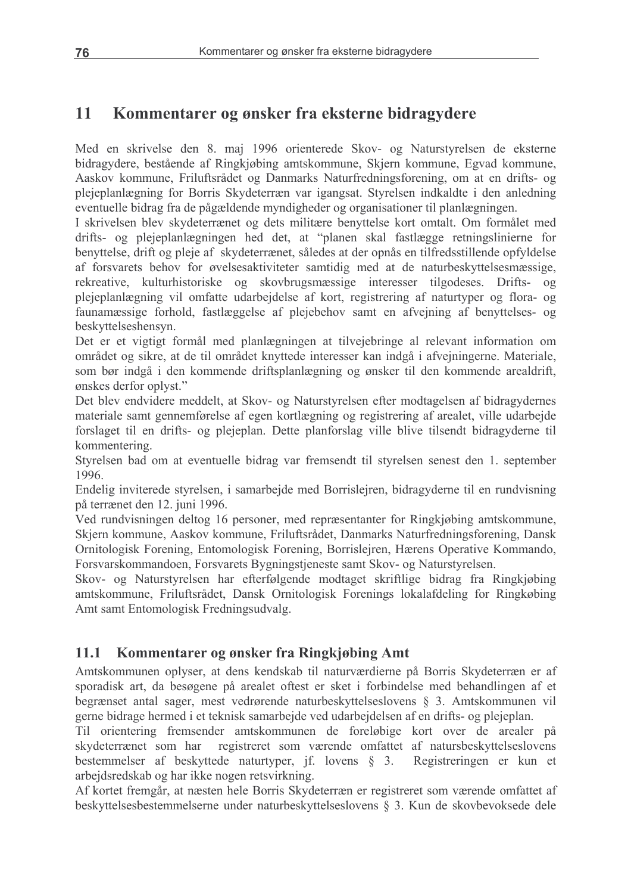# 11 Kommentarer og ønsker fra eksterne bidragydere

Med en skrivelse den 8. maj 1996 orienterede Skov- og Naturstyrelsen de eksterne bidragydere, bestående af Ringkjøbing amtskommune, Skjern kommune, Egvad kommune, Aaskov kommune, Friluftsrådet og Danmarks Naturfredningsforening, om at en drifts- og plejeplanlægning for Borris Skydeterræn var igangsat. Styrelsen indkaldte i den anledning eventuelle bidrag fra de pågældende myndigheder og organisationer til planlægningen.

I skrivelsen blev skydeterrænet og dets militære benyttelse kort omtalt. Om formålet med drifts- og plejeplanlægningen hed det, at "planen skal fastlægge retningslinierne for benyttelse, drift og pleje af skydeterrænet, således at der opnås en tilfredsstillende opfyldelse af forsvarets behov for øvelsesaktiviteter samtidig med at de naturbeskyttelsesmæssige, rekreative, kulturhistoriske og skovbrugsmæssige interesser tilgodeses. Drifts- og plejeplanlægning vil omfatte udarbejdelse af kort, registrering af naturtyper og flora- og faunamæssige forhold, fastlæggelse af plejebehov samt en afvejning af benyttelses- og beskyttelseshensyn.

Det er et vigtigt formål med planlægningen at tilvejebringe al relevant information om området og sikre, at de til området knyttede interesser kan indgå i afvejningerne. Materiale, som bør indgå i den kommende driftsplanlægning og ønsker til den kommende arealdrift, ønskes derfor oplyst."

Det blev endvidere meddelt, at Skov- og Naturstyrelsen efter modtagelsen af bidragydernes materiale samt gennemførelse af egen kortlægning og registrering af arealet, ville udarbejde forslaget til en drifts- og plejeplan. Dette planforslag ville blive tilsendt bidragyderne til kommentering.

Styrelsen bad om at eventuelle bidrag var fremsendt til styrelsen senest den 1. september 1996.

Endelig inviterede styrelsen, i samarbejde med Borrislejren, bidragyderne til en rundvisning på terrænet den 12. juni 1996.

Ved rundvisningen deltog 16 personer, med repræsentanter for Ringkjøbing amtskommune, Skjern kommune, Aaskov kommune, Friluftsrådet, Danmarks Naturfredningsforening, Dansk Ornitologisk Forening, Entomologisk Forening, Borrislejren, Hærens Operative Kommando, Forsvarskommandoen, Forsvarets Bygningstjeneste samt Skov- og Naturstyrelsen.

Skov- og Naturstyrelsen har efterfølgende modtaget skriftlige bidrag fra Ringkjøbing amtskommune, Friluftsrådet, Dansk Ornitologisk Forenings lokalafdeling for Ringkøbing Amt samt Entomologisk Fredningsudvalg.

## 11.1 Kommentarer og ønsker fra Ringkjøbing Amt

Amtskommunen oplyser, at dens kendskab til naturværdierne på Borris Skydeterræn er af sporadisk art, da besøgene på arealet oftest er sket i forbindelse med behandlingen af et begrænset antal sager, mest vedrørende naturbeskyttelseslovens § 3. Amtskommunen vil gerne bidrage hermed i et teknisk samarbejde ved udarbejdelsen af en drifts- og plejeplan.

Til orientering fremsender amtskommunen de foreløbige kort over de arealer på skydeterrænet som har registreret som værende omfattet af natursbeskyttelseslovens bestemmelser af beskyttede naturtyper, jf. lovens § 3. Registreringen er kun et arbejdsredskab og har ikke nogen retsvirkning.

Af kortet fremgår, at næsten hele Borris Skydeterræn er registreret som værende omfattet af beskyttelsesbestemmelserne under naturbeskyttelseslovens § 3. Kun de skovbevoksede dele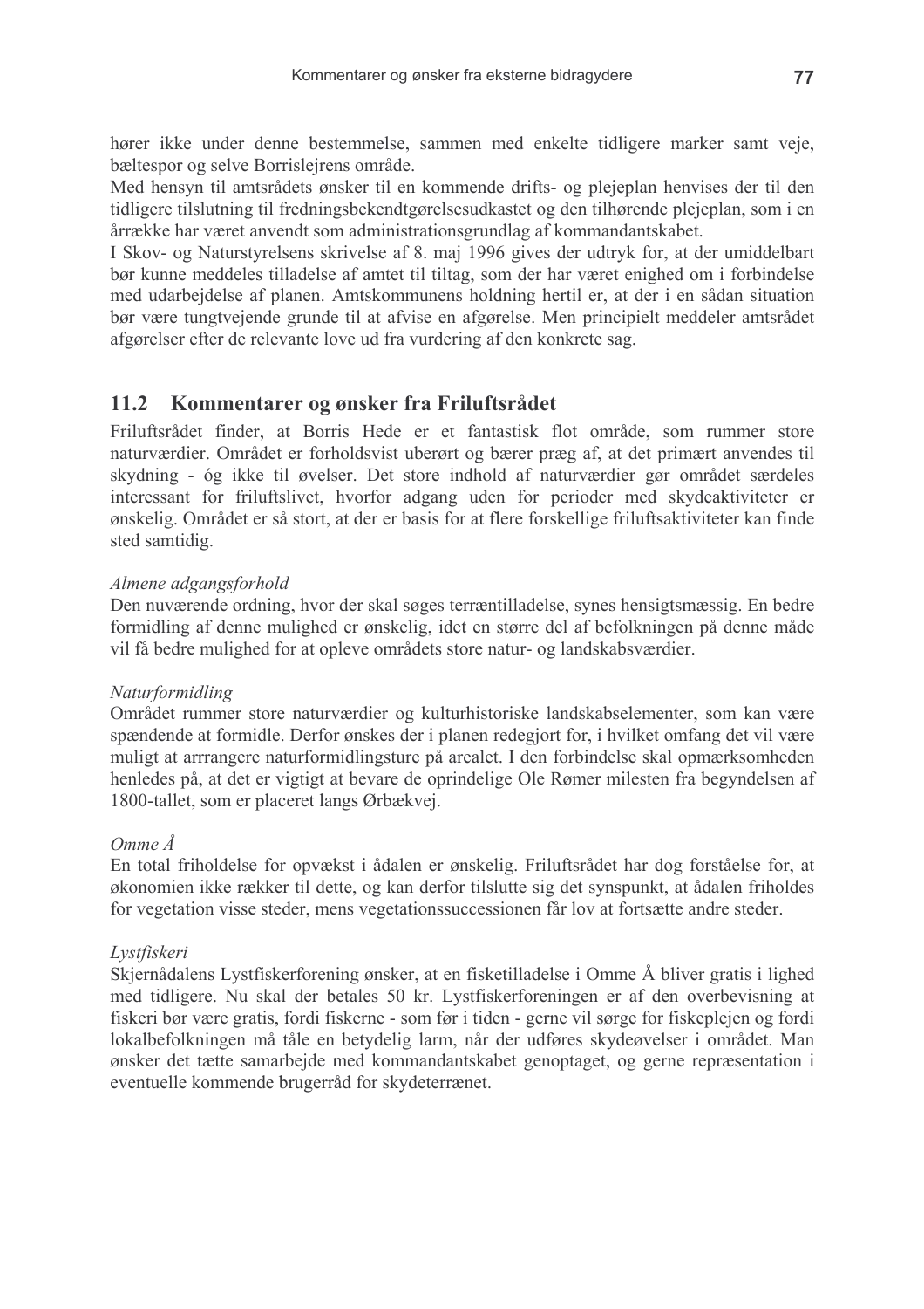hører ikke under denne bestemmelse, sammen med enkelte tidligere marker samt veje, bæltespor og selve Borrislejrens område.

Med hensyn til amtsrådets ønsker til en kommende drifts- og plejeplan henvises der til den tidligere tilslutning til fredningsbekendtgørelsesudkastet og den tilhørende plejeplan, som i en årrække har været anvendt som administrationsgrundlag af kommandantskabet.

I Skov- og Naturstyrelsens skrivelse af 8. maj 1996 gives der udtryk for, at der umiddelbart bør kunne meddeles tilladelse af amtet til tiltag, som der har været enighed om i forbindelse med udarbejdelse af planen. Amtskommunens holdning hertil er, at der i en sådan situation bør være tungtvejende grunde til at afvise en afgørelse. Men principielt meddeler amtsrådet afgørelser efter de relevante love ud fra vurdering af den konkrete sag.

## 11.2 Kommentarer og ønsker fra Friluftsrådet

Friluftsrådet finder, at Borris Hede er et fantastisk flot område, som rummer store naturværdier. Området er forholdsvist uberørt og bærer præg af, at det primært anvendes til skydning - óg ikke til øvelser. Det store indhold af naturværdier gør området særdeles interessant for friluftslivet, hvorfor adgang uden for perioder med skydeaktiviteter er ønskelig. Området er så stort, at der er basis for at flere forskellige friluftsaktiviteter kan finde sted samtidig.

*Almene adgangsforhold*

Den nuværende ordning, hvor der skal søges terræntilladelse, synes hensigtsmæssig. En bedre formidling af denne mulighed er ønskelig, idet en større del af befolkningen på denne måde vil få bedre mulighed for at opleve områdets store natur- og landskabsværdier.

*Naturformidling*

Området rummer store naturværdier og kulturhistoriske landskabselementer, som kan være spændende at formidle. Derfor ønskes der i planen redegjort for, i hvilket omfang det vil være muligt at arrangere naturformidlingsture på arealet. I den forbindelse skal opmærksomheden henledes på, at det er vigtigt at bevare de oprindelige Ole Rømer milesten fra begyndelsen af 1800-tallet, som er placeret langs Ørbækvej.

*Omme Å*

En total friholdelse for opvækst i ådalen er ønskelig. Friluftsrådet har dog forståelse for, at økonomien ikke rækker til dette, og kan derfor tilslutte sig det synspunkt, at ådalen friholdes for vegetation visse steder, mens vegetationssuccessionen får lov at fortsætte andre steder.

*Lystfiskeri*

Skjernådalens Lystfiskerforening ønsker, at en fisketilladelse i Omme Å bliver gratis i lighed med tidligere. Nu skal der betales 50 kr. Lystfiskerforeningen er af den overbevisning at fiskeri bør være gratis, fordi fiskerne - som før i tiden - gerne vil sørge for fiskeplejen og fordi lokalbefolkningen må tåle en betydelig larm, når der udføres skydeøvelser i området. Man ønsker det tætte samarbejde med kommandantskabet genoptaget, og gerne repræsentation i eventuelle kommende brugerråd for skydeterrænet.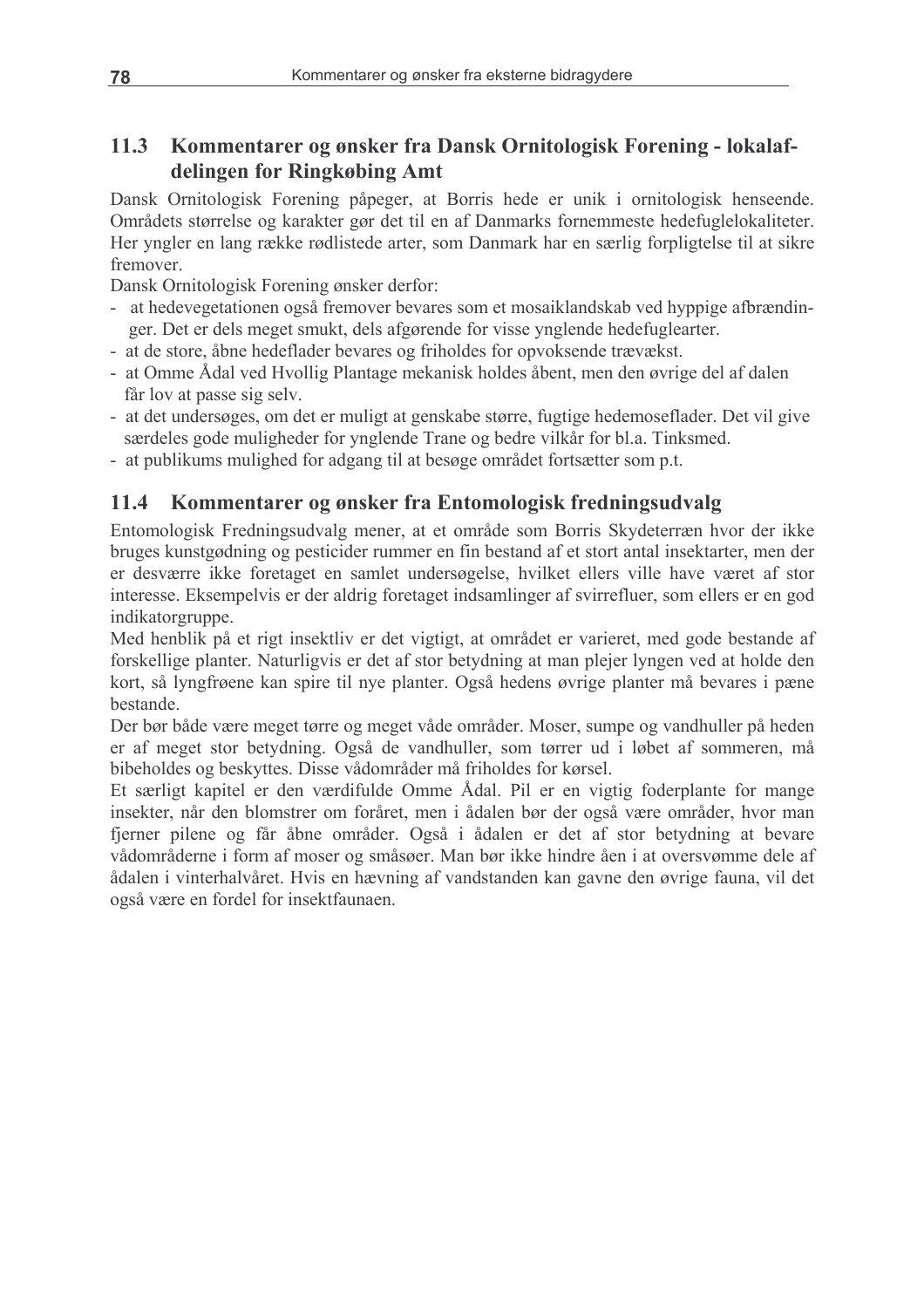## 11.3 Kommentarer og ønsker fra Dansk Ornitologisk Forening - lokalafdelingen for Ringkøbing Amt

Dansk Ornitologisk Forening påpeger, at Borris hede er unik i ornitologisk henseende. Områdets størrelse og karakter gør det til en af Danmarks fornemmeste hedefuglelokaliteter. Her yngler en lang række rødlistede arter, som Danmark har en særlig forpligtelse til at sikre fremover.

Dansk Ornitologisk Forening ønsker derfor:

- at hedevegetationen også fremover bevares som et mosaiklandskab ved hyppige afbrændinger. Det er dels meget smukt, dels afgørende for visse ynglende hedefuglearter.
- at de store, åbne hedeflader bevares og friholdes for opvoksende trævækst.
- at Omme Ådal ved Hvollig Plantage mekanisk holdes åbent, men den øvrige del af dalen får lov at passe sig selv.
- at det undersøges, om det er muligt at genskabe større, fugtige hedemoseflader. Det vil give særdeles gode muligheder for ynglende Trane og bedre vilkår for bl.a. Tinksmed.
- at publikums mulighed for adgang til at besøge området fortsætter som p.t.

## 11.4 Kommentarer og ønsker fra Entomologisk fredningsudvalg

Entomologisk Fredningsudvalg mener, at et område som Borris Skydeterræn hvor der ikke bruges kunstgødning og pesticider rummer en fin bestand af et stort antal insektarter, men der er desværre ikke foretaget en samlet undersøgelse, hvilket ellers ville have været af stor interesse. Eksempelvis er der aldrig foretaget indsamlinger af svirrefluer, som ellers er en god indikatorgruppe.

Med henblik på et rigt insektliv er det vigtigt, at området er varieret, med gode bestande af forskellige planter. Naturligvis er det af stor betydning at man plejer lyngen ved at holde den kort, så lyngfrøene kan spire til nye planter. Også hedens øvrige planter må bevares i pæne bestande.

Der bør både være meget tørre og meget våde områder. Moser, sumpe og vandhuller på heden er af meget stor betydning. Også de vandhuller, som tørrer ud i løbet af sommeren, må bibeholdes og beskyttes. Disse vådområder må friholdes for kørsel.

Et særligt kapitel er den værdifulde Omme Ådal. Pil er en vigtig foderplante for mange insekter, når den blomstrer om foråret, men i ådalen bør der også være områder, hvor man fjerner pilene og får åbne områder. Også i ådalen er det af stor betydning at bevare vådområderne i form af moser og småsøer. Man bør ikke hindre åen i at oversvømme dele af ådalen i vinterhalvåret. Hvis en hævning af vandstanden kan gavne den øvrige fauna, vil det også være en fordel for insektfaunaen.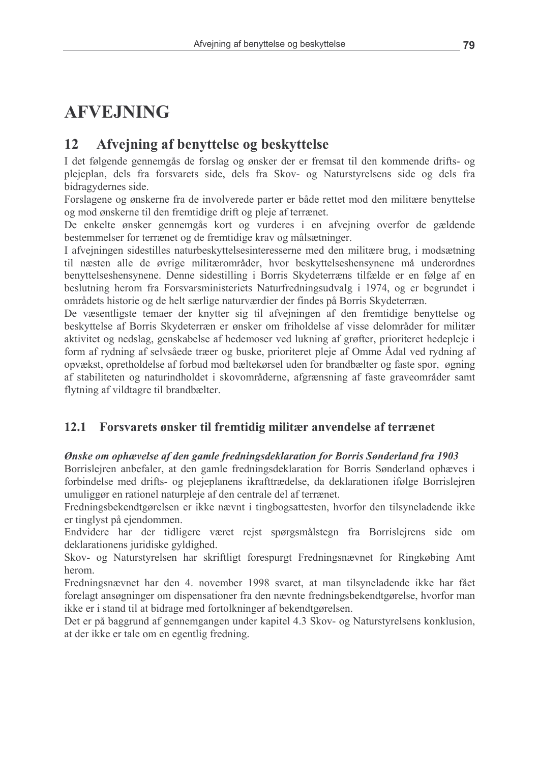# AFVEJNING

## 12 Afvejning af benyttelse og beskyttelse

I det følgende gennemgås de forslag og ønsker der er fremsat til den kommende drifts- og plejeplan, dels fra forsvarets side, dels fra Skov- og Naturstyrelsens side og dels fra bidragydernes side.

Forslagene og ønskerne fra de involverede parter er både rettet mod den militære benyttelse og mod ønskerne til den fremtidige drift og pleje af terrænet.

De enkelte ønsker gennemgås kort og vurderes i en afvejning overfor de gældende bestemmelser for terrænet og de fremtidige krav og målsætninger.

I afvejningen sidestilles naturbeskyttelsesinteresserne med den militære brug, i modsætning til næsten alle de øvrige militærområder, hvor beskyttelseshensynene må underordnes benyttelseshensynene. Denne sidestilling i Borris Skydeterræns tilfælde er en følge af en beslutning herom fra Forsvarsministeriets Naturfredningsudvalg i 1974, og er begrundet i områdets historie og de helt særlige naturværdier der findes på Borris Skydeterræn.

De væsentligste temaer der knytter sig til afvejningen af den fremtidige benyttelse og beskyttelse af Borris Skydeterræn er ønsker om friholdelse af visse delområder for militær aktivitet og nedslag, genskabelse af hedemoser ved lukning af grøfter, prioriteret hedepleje i form af rydning af selvsåede træer og buske, prioriteret pleje af Omme Ådal ved rydning af opvækst, opretholdelse af forbud mod bæltekørsel uden for brandbælter og faste spor, øgning af stabiliteten og naturindholdet i skovområderne, afgrænsning af faste graveområder samt flytning af vildtagre til brandbælter.

### 12.1 Forsvarets ønsker til fremtidig militær anvendelse af terrænet

***Ønske om ophævelse af den gamle fredningsdeklaration for Borris Sønderland fra 1903***

Borrislejren anbefaler, at den gamle fredningsdeklaration for Borris Sønderland ophæves i forbindelse med drifts- og plejeplanens ikrafttrædelse, da deklarationen ifølge Borrislejren umuliggør en rationel naturpleje af den centrale del af terrænet.

Fredningsbekendtgørelsen er ikke nævnt i tingbogsattesten, hvorfor den tilsyneladende ikke er tinglyst på ejendommen.

Endvidere har der tidligere været rejst spørgsmålstegn fra Borrislejrens side om deklarationens juridiske gyldighed.

Skov- og Naturstyrelsen har skriftligt forespurgt Fredningsnævnet for Ringkøbing Amt herom.

Fredningsnævnet har den 4. november 1998 svaret, at man tilsyneladende ikke har fået forelagt ansøgninger om dispensationer fra den nævnte fredningsbekendtgørelse, hvorfor man ikke er i stand til at bidrage med fortolkninger af bekendtgørelsen.

Det er på baggrund af gennemgangen under kapitel 4.3 Skov- og Naturstyrelsens konklusion, at der ikke er tale om en egentlig fredning.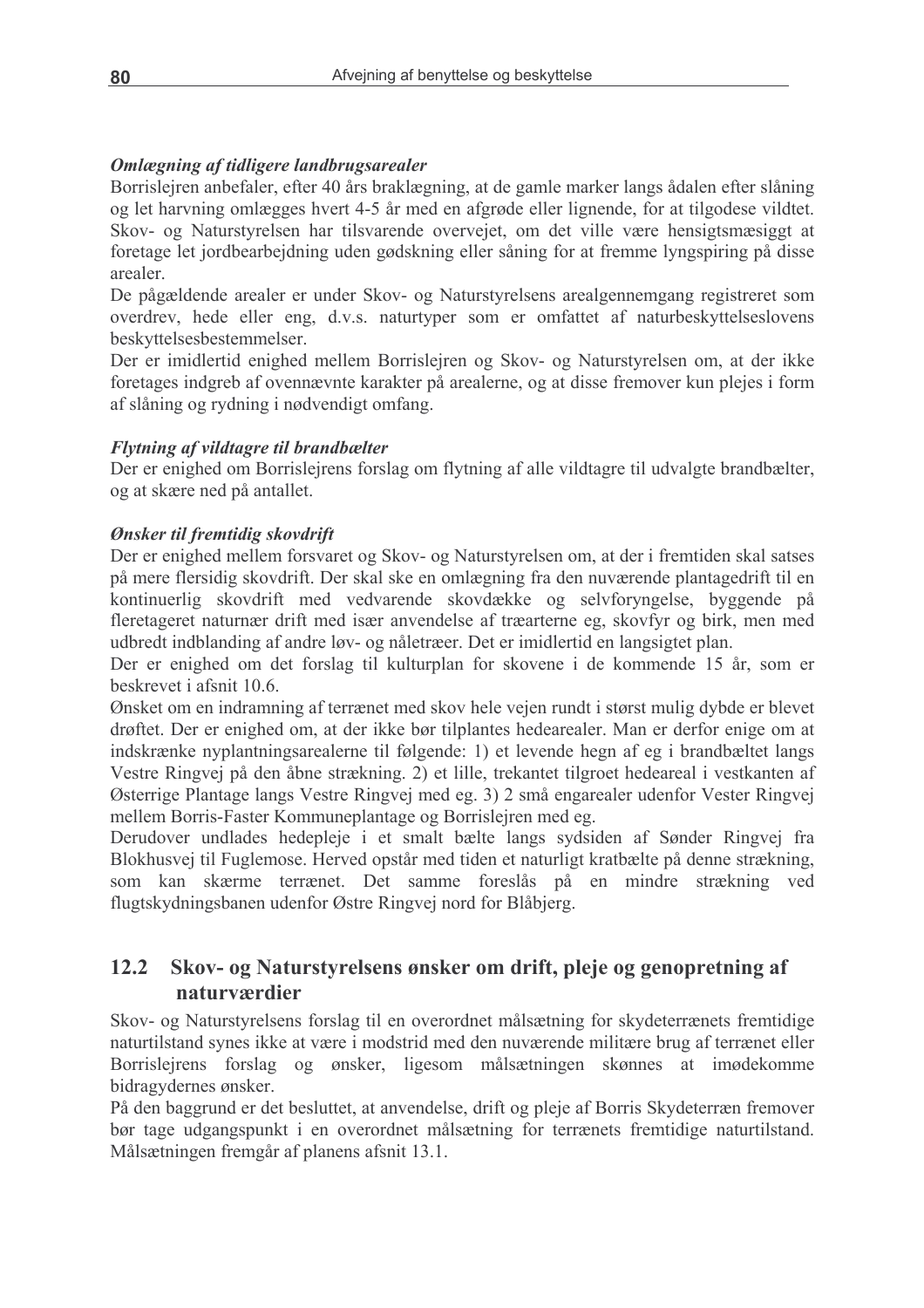***Omlægning af tidligere landbrugsarealer***

Borrislejren anbefaler, efter 40 års braklægning, at de gamle marker langs ådalen efter slåning og let harvning omlægges hvert 4-5 år med en afgrøde eller lignende, for at tilgodese vildtet. Skov- og Naturstyrelsen har tilsvarende overvejet, om det ville være hensigtsmæsiggt at foretage let jordbearbejdning uden gødskning eller såning for at fremme lyngspiring på disse arealer.

De pågældende arealer er under Skov- og Naturstyrelsens arealgennemgang registreret som overdrev, hede eller eng, d.v.s. naturtyper som er omfattet af naturbeskyttelseslovens beskyttelsesbestemmelser.

Der er imidlertid enighed mellem Borrislejren og Skov- og Naturstyrelsen om, at der ikke foretages indgreb af ovennævnte karakter på arealerne, og at disse fremover kun plejes i form af slåning og rydning i nødvendigt omfang.

***Flytning af vildtagre til brandbælter***

Der er enighed om Borrislejrens forslag om flytning af alle vildtagre til udvalgte brandbælter, og at skære ned på antallet.

***Ønsker til fremtidig skovdrift***

Der er enighed mellem forsvaret og Skov- og Naturstyrelsen om, at der i fremtiden skal satses på mere flersidig skovdrift. Der skal ske en omlægning fra den nuværende plantagedrift til en kontinuerlig skovdrift med vedvarende skovdække og selvforyngelse, byggende på fleretageret naturnær drift med især anvendelse af træarterne eg, skovfyr og birk, men med udbredt indblanding af andre løv- og nåletræer. Det er imidlertid en langsigtet plan.

Der er enighed om det forslag til kulturplan for skovene i de kommende 15 år, som er beskrevet i afsnit 10.6.

Ønsket om en indramning af terrænet med skov hele vejen rundt i størst mulig dybde er blevet drøftet. Der er enighed om, at der ikke bør tilplantes hedearealer. Man er derfor enige om at indskrænke nyplantningsarealerne til følgende: 1) et levende hegn af eg i brandbæltet langs Vestre Ringvej på den åbne strækning. 2) et lille, trekantet tilgroet hedeareal i vestkanten af Østerrige Plantage langs Vestre Ringvej med eg. 3) 2 små engarealer udenfor Vester Ringvej mellem Borris-Faster Kommuneplantage og Borrislejren med eg.

Derudover undlades hedepleje i et smalt bælte langs sydsiden af Sønder Ringvej fra Blokhusvej til Fuglemose. Herved opstår med tiden et naturligt kratbælte på denne strækning, som kan skærme terrænet. Det samme foreslås på en mindre strækning ved flugtskydningsbanen udenfor Østre Ringvej nord for Blåbjerg.

## 12.2 Skov- og Naturstyrelsens ønsker om drift, pleje og genopretning af naturværdier

Skov- og Naturstyrelsens forslag til en overordnet målsætning for skydeterrænets fremtidige naturtilstand synes ikke at være i modstrid med den nuværende militære brug af terrænet eller Borrislejrens forslag og ønsker, ligesom målsætningen skønnes at imødekomme bidragydernes ønsker.

På den baggrund er det besluttet, at anvendelse, drift og pleje af Borris Skydeterræn fremover bør tage udgangspunkt i en overordnet målsætning for terrænets fremtidige naturtilstand. Målsætningen fremgår af planens afsnit 13.1.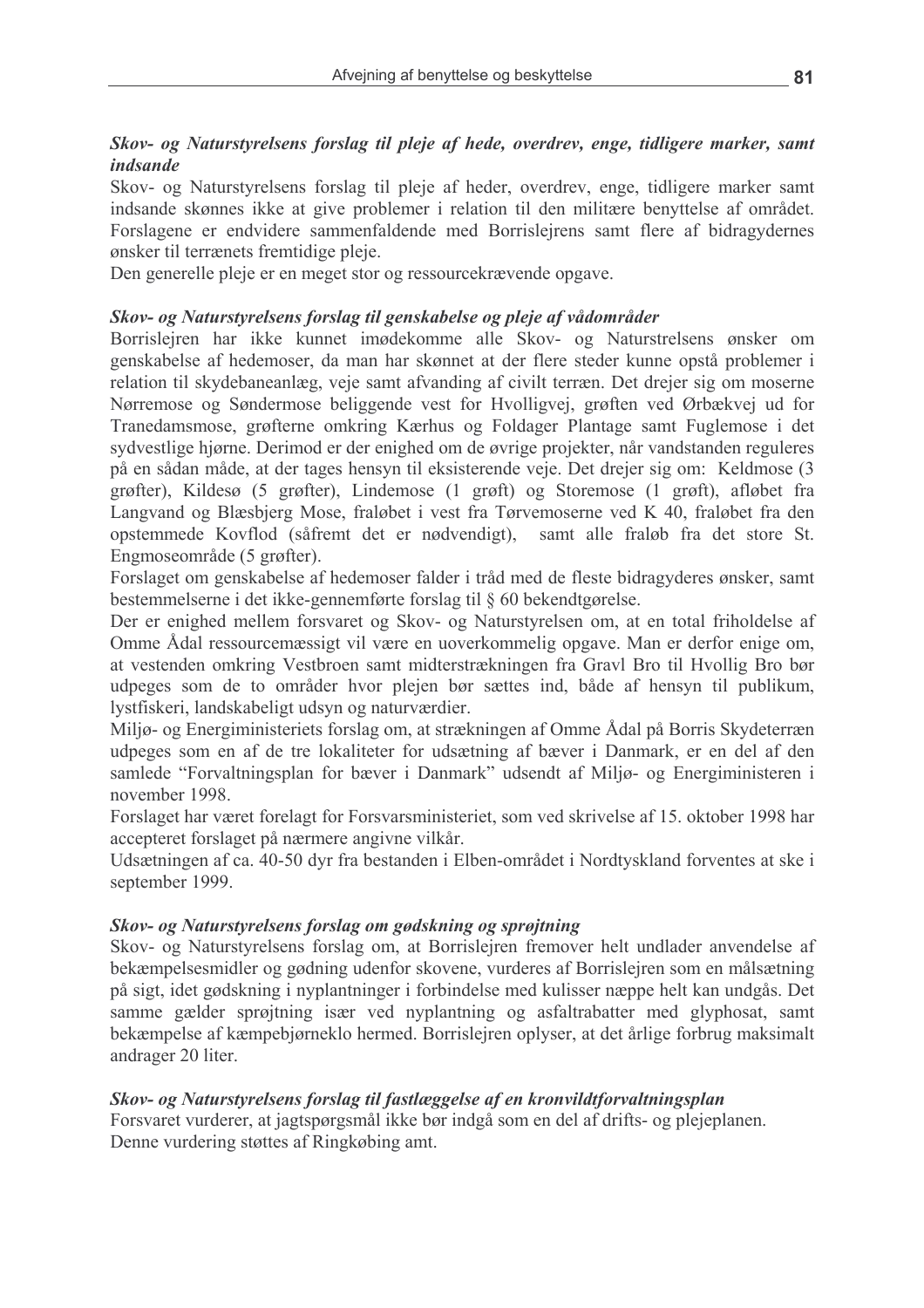### *Skov- og Naturstyrelsens forslag til pleje af hede, overdrev, enge, tidligere marker, samt indsande*

Skov- og Naturstyrelsens forslag til pleje af heder, overdrev, enge, tidligere marker samt indsande skønnes ikke at give problemer i relation til den militære benyttelse af området. Forslagene er endvidere sammenfaldende med Borrislejrens samt flere af bidragydernes ønsker til terrænets fremtidige pleje.

Den generelle pleje er en meget stor og ressourcekrævende opgave.

### *Skov- og Naturstyrelsens forslag til genskabelse og pleje af vådområder*

Borrislejren har ikke kunnet imødekomme alle Skov- og Naturstrelsens ønsker om genskabelse af hedemoser, da man har skønnet at der flere steder kunne opstå problemer i relation til skydebaneanlæg, veje samt afvanding af civilt terræn. Det drejer sig om moserne Nørremose og Søndermose beliggende vest for Hvolligvej, grøften ved Ørbækvej ud for Tranedamsmose, grøfterne omkring Kærhus og Foldager Plantage samt Fuglemose i det sydvestlige hjørne. Derimod er der enighed om de øvrige projekter, når vandstanden reguleres på en sådan måde, at der tages hensyn til eksisterende veje. Det drejer sig om: Keldmose (3 grøfter), Kildesø (5 grøfter), Lindemose (1 grøft) og Storemose (1 grøft), afløbet fra Langvand og Blæsbjerg Mose, fraløbet i vest fra Tørvemoserne ved K 40, fraløbet fra den opstemmede Kovflod (såfremt det er nødvendigt), samt alle fraløb fra det store St. Engmoseområde (5 grøfter).

Forslaget om genskabelse af hedemoser falder i tråd med de fleste bidragyderes ønsker, samt bestemmelserne i det ikke-gennemførte forslag til § 60 bekendtgørelse.

Der er enighed mellem forsvaret og Skov- og Naturstyrelsen om, at en total friholdelse af Omme Ådal ressourcemæssigt vil være en uoverkommelig opgave. Man er derfor enige om, at vestenden omkring Vestbroen samt midterstrækningen fra Gravl Bro til Hvollig Bro bør udpeges som de to områder hvor plejen bør sættes ind, både af hensyn til publikum, lystfiskeri, landskabeligt udsyn og naturværdier.

Miljø- og Energiministeriets forslag om, at strækningen af Omme Ådal på Borris Skydeterræn udpeges som en af de tre lokaliteter for udsætning af bæver i Danmark, er en del af den samlede "Forvaltningsplan for bæver i Danmark" udsendt af Miljø- og Energiministeren i november 1998.

Forslaget har været forelagt for Forsvarsministeriet, som ved skrivelse af 15. oktober 1998 har accepteret forslaget på nærmere angivne vilkår.

Udsætningen af ca. 40-50 dyr fra bestanden i Elben-området i Nordtyskland forventes at ske i september 1999.

### *Skov- og Naturstyrelsens forslag om gødskning og sprøjtning*

Skov- og Naturstyrelsens forslag om, at Borrislejren fremover helt undlader anvendelse af bekæmpelsesmidler og gødning udenfor skovene, vurderes af Borrislejren som en målsætning på sigt, idet gødskning i nyplantninger i forbindelse med kulisser næppe helt kan undgås. Det samme gælder sprøjtning især ved nyplantning og asfaltrabatter med glyphosat, samt bekæmpelse af kæmpebjørneklo hermed. Borrislejren oplyser, at det årlige forbrug maksimalt andrager 20 liter.

### *Skov- og Naturstyrelsens forslag til fastlæggelse af en kronvildtforvaltningsplan*

Forsvaret vurderer, at jagtspørgsmål ikke bør indgå som en del af drifts- og plejeplanen. Denne vurdering støttes af Ringkøbing amt.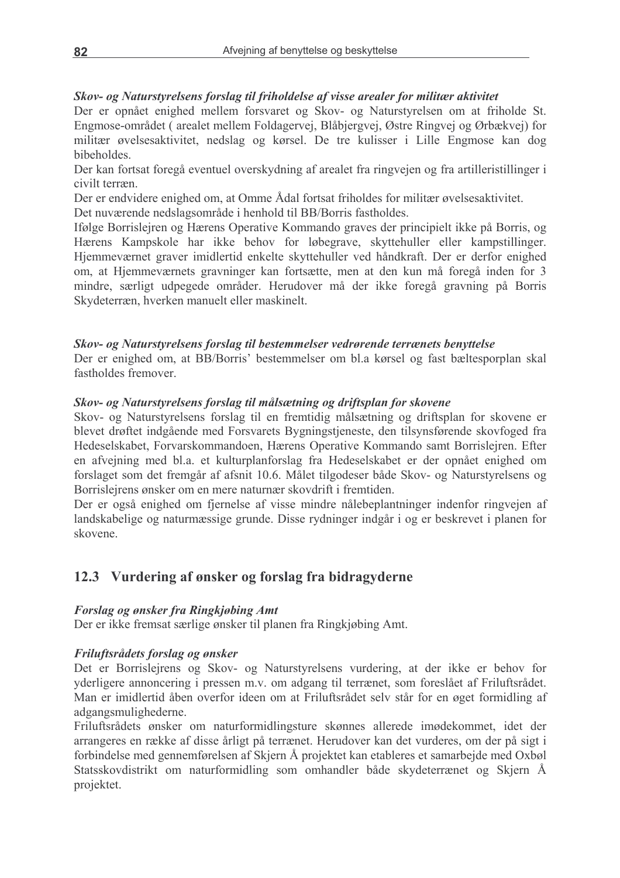***Skov- og Naturstyrelsens forslag til friholdelse af visse arealer for militær aktivitet***

Der er opnået enighed mellem forsvaret og Skov- og Naturstyrelsen om at friholde St. Engmose-området ( arealet mellem Foldagervej, Blåbjergvej, Østre Ringvej og Ørbækvej) for militær øvelsesaktivitet, nedslag og kørsel. De tre kulisser i Lille Engmose kan dog bibeholdes.

Der kan fortsat foregå eventuel overskydning af arealet fra ringvejen og fra artilleristillinger i civilt terræn.

Der er endvidere enighed om, at Omme Ådal fortsat friholdes for militær øvelsesaktivitet.

Det nuværende nedslagsområde i henhold til BB/Borris fastholdes.

Ifølge Borrislejren og Hærens Operative Kommando graves der principielt ikke på Borris, og Hærens Kampskole har ikke behov for løbegrave, skyttehuller eller kampstillinger. Hjemmeværnet graver imidlertid enkelte skyttehuller ved håndkraft. Der er derfor enighed om, at Hjemmeværnets gravninger kan fortsætte, men at den kun må foregå inden for 3 mindre, særligt udpegede områder. Herudover må der ikke foregå gravning på Borris Skydeterræn, hverken manuelt eller maskinelt.

***Skov- og Naturstyrelsens forslag til bestemmelser vedrørende terrænets benyttelse***

Der er enighed om, at BB/Borris' bestemmelser om bl.a kørsel og fast bæltesporplan skal fastholdes fremover.

***Skov- og Naturstyrelsens forslag til målsætning og driftsplan for skovene***

Skov- og Naturstyrelsens forslag til en fremtidig målsætning og driftsplan for skovene er blevet drøftet indgående med Forsvarets Bygningstjeneste, den tilsynsførende skovfoged fra Hedeselskabet, Forvarskommandoen, Hærens Operative Kommando samt Borrislejren. Efter en afvejning med bl.a. et kulturplanforslag fra Hedeselskabet er der opnået enighed om forslaget som det fremgår af afsnit 10.6. Målet tilgodeser både Skov- og Naturstyrelsens og Borrislejrens ønsker om en mere naturnær skovdrift i fremtiden.

Der er også enighed om fjernelse af visse mindre nålebeplantninger indenfor ringvejen af landskabelige og naturmæssige grunde. Disse rydninger indgår i og er beskrevet i planen for skovene.

## 12.3 Vurdering af ønsker og forslag fra bidragyderne

***Forslag og ønsker fra Ringkjøbing Amt***

Der er ikke fremsat særlige ønsker til planen fra Ringkjøbing Amt.

***Friluftsrådets forslag og ønsker***

Det er Borrislejrens og Skov- og Naturstyrelsens vurdering, at der ikke er behov for yderligere annoncering i pressen m.v. om adgang til terrænet, som foreslået af Friluftsrådet. Man er imidlertid åben overfor ideen om at Friluftsrådet selv står for en øget formidling af adgangsmulighederne.

Friluftsrådets ønsker om naturformidlingsture skønnes allerede imødekommet, idet der arrangeres en række af disse årligt på terrænet. Herudover kan det vurderes, om der på sigt i forbindelse med gennemførelsen af Skjern Å projektet kan etableres et samarbejde med Oxbøl Statsskovdistrikt om naturformidling som omhandler både skydeterrænet og Skjern Å projektet.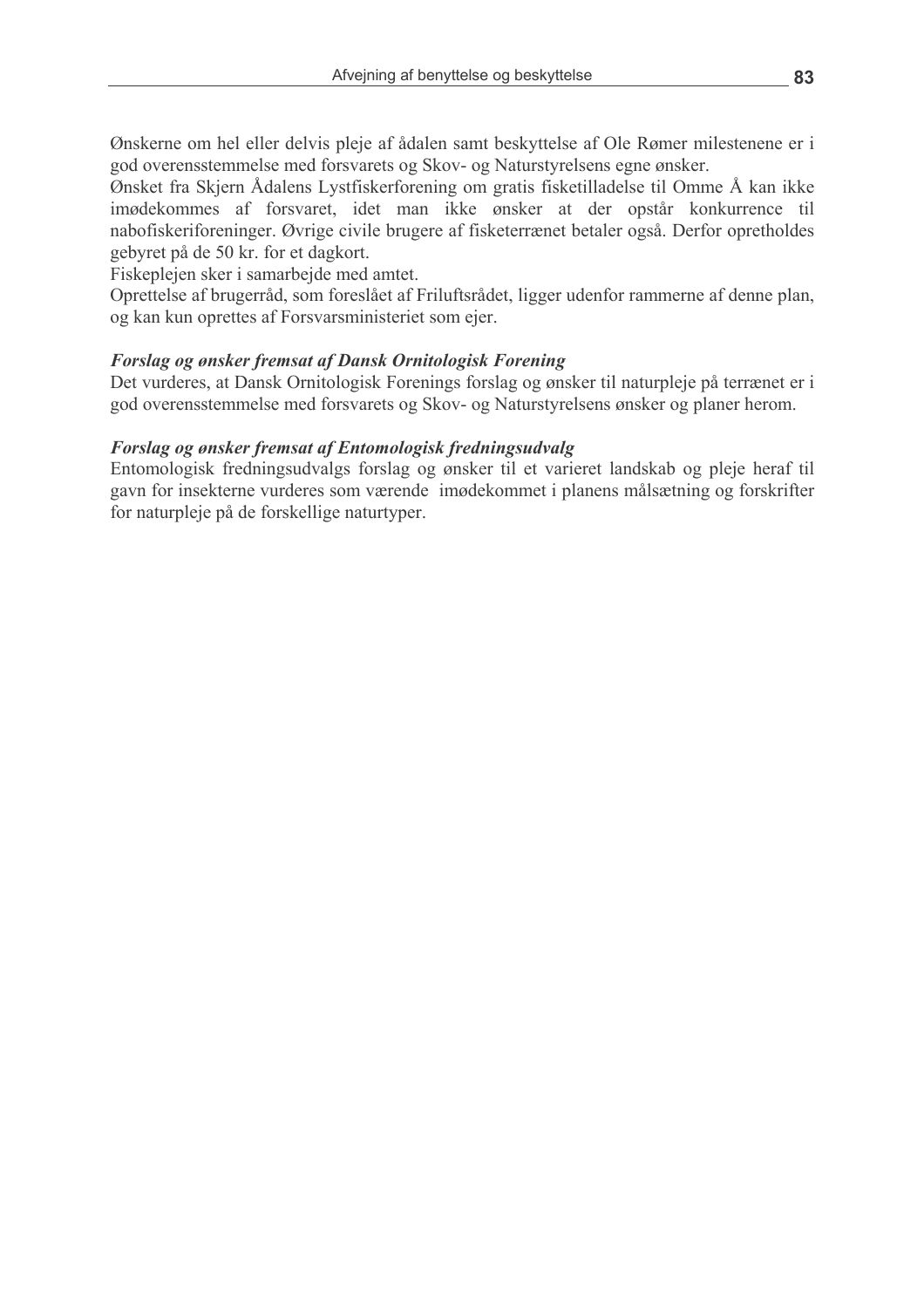Ønskerne om hel eller delvis pleje af ådalen samt beskyttelse af Ole Rømer milestenene er i god overensstemmelse med forsvarets og Skov- og Naturstyrelsens egne ønsker.

Ønsket fra Skjern Ådalens Lystfiskerforening om gratis fisketilladelse til Omme Å kan ikke imødekommes af forsvaret, idet man ikke ønsker at der opstår konkurrence til nabofiskeriforeninger. Øvrige civile brugere af fisketerrænet betaler også. Derfor opretholdes gebyret på de 50 kr. for et dagkort.

Fiskeplejen sker i samarbejde med amtet.

Oprettelse af brugerråd, som foreslået af Friluftsrådet, ligger udenfor rammerne af denne plan, og kan kun oprettes af Forsvarsministeriet som ejer.

***Forslag og ønsker fremsat af Dansk Ornitologisk Forening***

Det vurderes, at Dansk Ornitologisk Forenings forslag og ønsker til naturpleje på terrænet er i god overensstemmelse med forsvarets og Skov- og Naturstyrelsens ønsker og planer herom.

***Forslag og ønsker fremsat af Entomologisk fredningsudvalg***

Entomologisk fredningsudvalgs forslag og ønsker til et varieret landskab og pleje heraf til gavn for insekterne vurderes som værende imødekommet i planens målsætning og forskrifter for naturpleje på de forskellige naturtyper.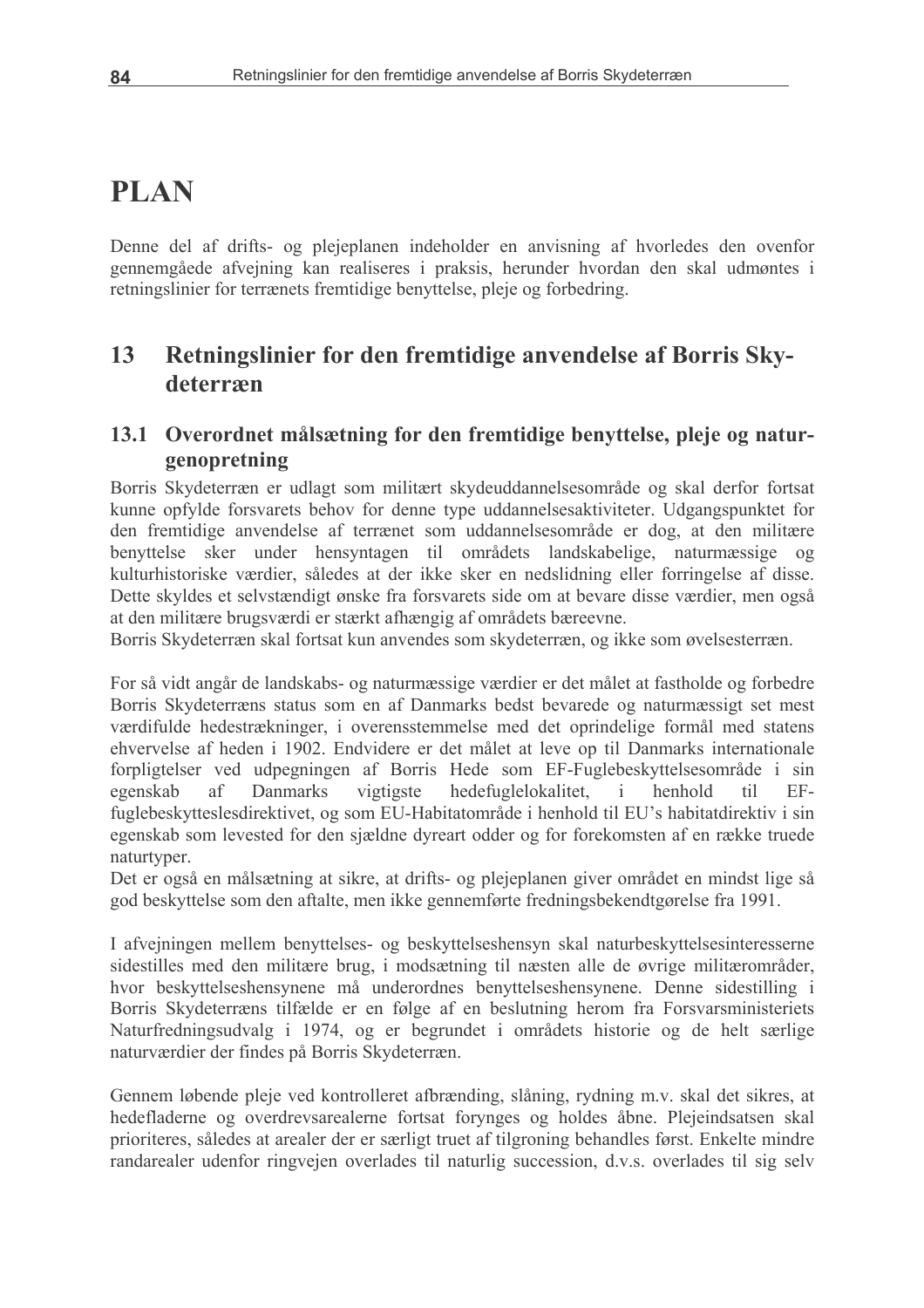# PLAN

Denne del af drifts- og plejeplanen indeholder en anvisning af hvorledes den ovenfor gennemgåede afvejning kan realiseres i praksis, herunder hvordan den skal udmøntes i retningslinier for terrænets fremtidige benyttelse, pleje og forbedring.

## 13 Retningslinier for den fremtidige anvendelse af Borris Skydeterræn

### 13.1 Overordnet målsætning for den fremtidige benyttelse, pleje og naturgenopretning

Borris Skydeterræn er udlagt som militært skydeuddannelsesområde og skal derfor fortsat kunne opfylde forsvarets behov for denne type uddannelsesaktiviteter. Udgangspunktet for den fremtidige anvendelse af terrænet som uddannelsesområde er dog, at den militære benyttelse sker under hensyntagen til områdets landskabelige, naturmæssige og kulturhistoriske værdier, således at der ikke sker en nedslidning eller forringelse af disse. Dette skyldes et selvstændigt ønske fra forsvarets side om at bevare disse værdier, men også at den militære brugsværdi er stærkt afhængig af områdets bæreevne.
Borris Skydeterræn skal fortsat kun anvendes som skydeterræn, og ikke som øvelsesterræn.

For så vidt angår de landskabs- og naturmæssige værdier er det målet at fastholde og forbedre Borris Skydeterræns status som en af Danmarks bedst bevarede og naturmæssigt set mest værdifulde hedestrækninger, i overensstemmelse med det oprindelige formål med statens ehvervelse af heden i 1902. Endvidere er det målet at leve op til Danmarks internationale forpligtelser ved udpegningen af Borris Hede som EF-Fuglebeskyttelsesområde i sin egenskab af Danmarks vigtigste hedefuglelokalitet, i henhold til EF-fuglebeskytteslesdirektivet, og som EU-Habitatområde i henhold til EU's habitatdirektiv i sin egenskab som levested for den sjældne dyreart odder og for forekomsten af en række truede naturtyper.
Det er også en målsætning at sikre, at drifts- og plejeplanen giver området en mindst lige så god beskyttelse som den aftalte, men ikke gennemførte fredningsbekendtgørelse fra 1991.

I afvejningen mellem benyttelses- og beskyttelseshensyn skal naturbeskyttelsesinteresserne sidestilles med den militære brug, i modsætning til næsten alle de øvrige militærområder, hvor beskyttelseshensynene må underordnes benyttelseshensynene. Denne sidestilling i Borris Skydeterræns tilfælde er en følge af en beslutning herom fra Forsvarsministeriets Naturfredningsudvalg i 1974, og er begrundet i områdets historie og de helt særlige naturværdier der findes på Borris Skydeterræn.

Gennem løbende pleje ved kontrolleret afbrænding, slåning, rydning m.v. skal det sikres, at hedefladerne og overdrevsarealerne fortsat forynges og holdes åbne. Plejeindsatsen skal prioriteres, således at arealer der er særligt truet af tilgroning behandles først. Enkelte mindre randarealer udenfor ringvejen overlades til naturlig succession, d.v.s. overlades til sig selv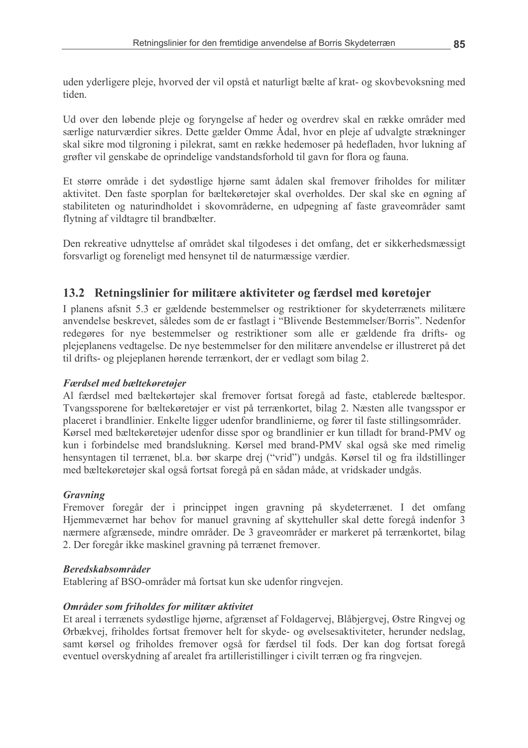uden yderligere pleje, hvorved der vil opstå et naturligt bælte af krat- og skovbevoksning med tiden.

Ud over den løbende pleje og foryngelse af heder og overdrev skal en række områder med særlige naturværdier sikres. Dette gælder Omme Ådal, hvor en pleje af udvalgte strækninger skal sikre mod tilgroning i pilekrat, samt en række hedemoser på hedefladen, hvor lukning af grøfter vil genskabe de oprindelige vandstandsforhold til gavn for flora og fauna.

Et større område i det sydøstlige hjørne samt ådalen skal fremover friholdes for militær aktivitet. Den faste sporplan for bæltekøretøjer skal overholdes. Der skal ske en øgning af stabiliteten og naturindholdet i skovområderne, en udpegning af faste graveområder samt flytning af vildtagre til brandbælter.

Den rekreative udnyttelse af området skal tilgodeses i det omfang, det er sikkerhedsmæssigt forsvarligt og foreneligt med hensynet til de naturmæssige værdier.

## 13.2 Retningslinier for militære aktiviteter og færdsel med køretøjer

I planens afsnit 5.3 er gældende bestemmelser og restriktioner for skydeterrænets militære anvendelse beskrevet, således som de er fastlagt i "Blivende Bestemmelser/Borris". Nedenfor redegøres for nye bestemmelser og restriktioner som alle er gældende fra drifts- og plejeplanens vedtagelse. De nye bestemmelser for den militære anvendelse er illustreret på det til drifts- og plejeplanen hørende terrænkort, der er vedlagt som bilag 2.

***Færdsel med bæltekøretøjer***

Al færdsel med bæltekørtøjer skal fremover fortsat foregå ad faste, etablerede bæltespor. Tvangssporene for bæltekøretøjer er vist på terrænkortet, bilag 2. Næsten alle tvangsspor er placeret i brandlinier. Enkelte ligger udenfor brandlinierne, og fører til faste stillingsområder. Kørsel med bæltekøretøjer udenfor disse spor og brandlinier er kun tilladt for brand-PMV og kun i forbindelse med brandslukning. Kørsel med brand-PMV skal også ske med rimelig hensyntagen til terrænet, bl.a. bør skarpe drej ("vrid") undgås. Kørsel til og fra ildstillinger med bæltekøretøjer skal også fortsat foregå på en sådan måde, at vridskader undgås.

***Gravning***

Fremover foregår der i princippet ingen gravning på skydeterrænet. I det omfang Hjemmeværnet har behov for manuel gravning af skyttehuller skal dette foregå indenfor 3 nærmere afgrænsede, mindre områder. De 3 graveområder er markeret på terrænkortet, bilag 2. Der foregår ikke maskinel gravning på terrænet fremover.

***Beredskabsområder***

Etablering af BSO-områder må fortsat kun ske udenfor ringvejen.

***Områder som friholdes for militær aktivitet***

Et areal i terrænets sydøstlige hjørne, afgrænset af Foldagervej, Blåbjergvej, Østre Ringvej og Ørbækvej, friholdes fortsat fremover helt for skyde- og øvelsesaktiviteter, herunder nedslag, samt kørsel og friholdes fremover også for færdsel til fods. Der kan dog fortsat foregå eventuel overskydning af arealet fra artilleristillinger i civilt terræn og fra ringvejen.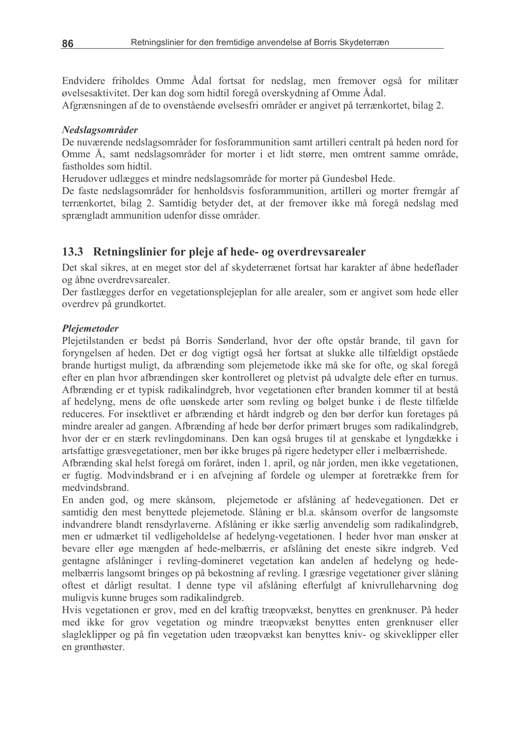Endvidere friholdes Omme Ådal fortsat for nedslag, men fremover også for militær øvelsesaktivitet. Der kan dog som hidtil foregå overskydning af Omme Ådal.
Afgrænsningen af de to ovenstående øvelsesfri områder er angivet på terrænkortet, bilag 2.

***Nedslagsområder***

De nuværende nedslagsområder for fosforammunition samt artilleri centralt på heden nord for Omme Å, samt nedslagsområder for morter i et lidt større, men omtrent samme område, fastholdes som hidtil.
Herudover udlægges et mindre nedslagsområde for morter på Gundesbøl Hede.
De faste nedslagsområder for henholdsvis fosforammunition, artilleri og morter fremgår af terrænkortet, bilag 2. Samtidig betyder det, at der fremover ikke må foregå nedslag med sprængladt ammunition udenfor disse områder.

## 13.3 Retningslinier for pleje af hede- og overdrevsarealer

Det skal sikres, at en meget stor del af skydeterrænet fortsat har karakter af åbne hedeflader og åbne overdrevsarealer.
Der fastlægges derfor en vegetationsplejeplan for alle arealer, som er angivet som hede eller overdrev på grundkortet.

***Plejemetoder***

Plejetilstanden er bedst på Borris Sønderland, hvor der ofte opstår brande, til gavn for foryngelsen af heden. Det er dog vigtigt også her fortsat at slukke alle tilfældigt opståede brande hurtigst muligt, da afbrænding som plejemetode ikke må ske for ofte, og skal foregå efter en plan hvor afbrændingen sker kontrolleret og pletvist på udvalgte dele efter en turnus. Afbrænding er et typisk radikalindgreb, hvor vegetationen efter branden kommer til at bestå af hedelyng, mens de ofte uønskede arter som revling og bølget bunke i de fleste tilfælde reduceres. For insektlivet er afbrænding et hårdt indgreb og den bør derfor kun foretages på mindre arealer ad gangen. Afbrænding af hede bør derfor primært bruges som radikalindgreb, hvor der er en stærk revlingdominans. Den kan også bruges til at genskabe et lyngdække i artsfattige græsvegetationer, men bør ikke bruges på rigere hedetyper eller i melbærrishede.
Afbrænding skal helst foregå om foråret, inden 1. april, og når jorden, men ikke vegetationen, er fugtig. Modvindsbrand er i en afvejning af fordele og ulemper at foretrække frem for medvindsbrand.
En anden god, og mere skånsom, plejemetode er afslåning af hedevegationen. Det er samtidig den mest benyttede plejemetode. Slåning er bl.a. skånsom overfor de langsomste indvandrere blandt rensdyrlaverne. Afslåning er ikke særlig anvendelig som radikalindgreb, men er udmærket til vedligeholdelse af hedelyng-vegetationen. I heder hvor man ønsker at bevare eller øge mængden af hede-melbærris, er afslåning det eneste sikre indgreb. Ved gentagne afslåninger i revling-domineret vegetation kan andelen af hedelyng og hede-melbærris langsomt bringes op på bekostning af revling. I græsrige vegetationer giver slåning oftest et dårligt resultat. I denne type vil afslåning efterfulgt af knivrulleharvning dog muligvis kunne bruges som radikalindgreb.
Hvis vegetationen er grov, med en del kraftig træopvækst, benyttes en grenknuser. På heder med ikke for grov vegetation og mindre træopvækst benyttes enten grenknuser eller slagleklipper og på fin vegetation uden træopvækst kan benyttes kniv- og skiveklipper eller en grønthøster.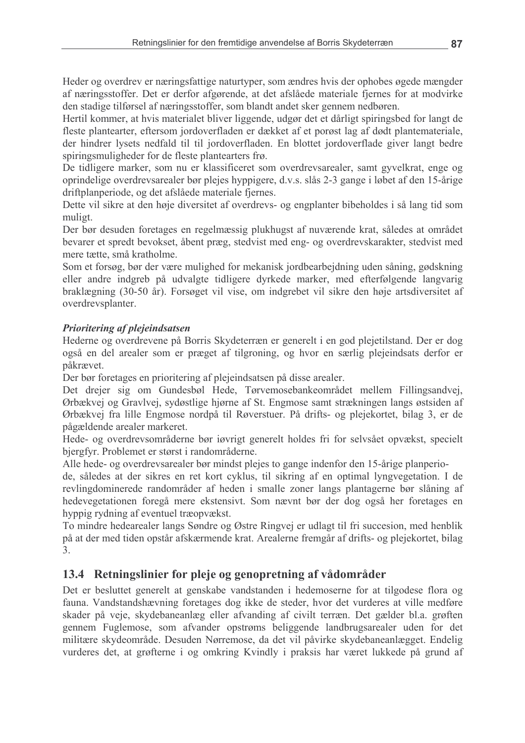Heder og overdrev er næringsfattige naturtyper, som ændres hvis der ophobes øgede mængder af næringsstoffer. Det er derfor afgørende, at det afslåede materiale fjernes for at modvirke den stadige tilførsel af næringsstoffer, som blandt andet sker gennem nedbøren.

Hertil kommer, at hvis materialet bliver liggende, udgør det et dårligt spiringsbed for langt de fleste plantearter, eftersom jordoverfladen er dækket af et porøst lag af dødt plantemateriale, der hindrer lysets nedfald til til jordoverfladen. En blottet jordoverflade giver langt bedre spiringsmuligheder for de fleste plantearters frø.

De tidligere marker, som nu er klassificeret som overdrevsarealer, samt gyvelkrat, enge og oprindelige overdrevsarealer bør plejes hyppigere, d.v.s. slås 2-3 gange i løbet af den 15-årige driftplanperiode, og det afslåede materiale fjernes.

Dette vil sikre at den høje diversitet af overdrevs- og engplanter bibeholdes i så lang tid som muligt.

Der bør desuden foretages en regelmæssig plukhugst af nuværende krat, således at området bevarer et spredt bevokset, åbent præg, stedvist med eng- og overdrevskarakter, stedvist med mere tætte, små kratholme.

Som et forsøg, bør der være mulighed for mekanisk jordbearbejdning uden såning, gødskning eller andre indgreb på udvalgte tidligere dyrkede marker, med efterfølgende langvarig braklægning (30-50 år). Forsøget vil vise, om indgrebet vil sikre den høje artsdiversitet af overdrevsplanter.

***Prioritering af plejeindsatsen***

Hederne og overdrevene på Borris Skydeterræn er generelt i en god plejetilstand. Der er dog også en del arealer som er præget af tilgroning, og hvor en særlig plejeindsats derfor er påkrævet.

Der bør foretages en prioritering af plejeindsatsen på disse arealer.

Det drejer sig om Gundesbøl Hede, Tørvemosebankeområdet mellem Fillingsandvej, Ørbækvej og Gravlvej, sydøstlige hjørne af St. Engmose samt strækningen langs østsiden af Ørbækvej fra lille Engmose nordpå til Røverstuer. På drifts- og plejekortet, bilag 3, er de pågældende arealer markeret.

Hede- og overdrevsområderne bør iøvrigt generelt holdes fri for selvsået opvækst, specielt bjergfyr. Problemet er størst i randområderne.

Alle hede- og overdrevsarealer bør mindst plejes to gange indenfor den 15-årige planperiode, således at der sikres en ret kort cyklus, til sikring af en optimal lyngvegetation. I de revlingdominerede randområder af heden i smalle zoner langs plantagerne bør slåning af hedevegetationen foregå mere ekstensivt. Som nævnt bør der dog også her foretages en hyppig rydning af eventuel træopvækst.

To mindre hedearealer langs Søndre og Østre Ringvej er udlagt til fri succesion, med henblik på at der med tiden opstår afskærmende krat. Arealerne fremgår af drifts- og plejekortet, bilag 3.

## 13.4 Retningslinier for pleje og genopretning af vådområder

Det er besluttet generelt at genskabe vandstanden i hedemoserne for at tilgodese flora og fauna. Vandstandshævning foretages dog ikke de steder, hvor det vurderes at ville medføre skader på veje, skydebaneanlæg eller afvanding af civilt terræn. Det gælder bl.a. grøften gennem Fuglemose, som afvander opstrøms beliggende landbrugsarealer uden for det militære skydeområde. Desuden Nørremose, da det vil påvirke skydebaneanlægget. Endelig vurderes det, at grøfterne i og omkring Kvindly i praksis har været lukkede på grund af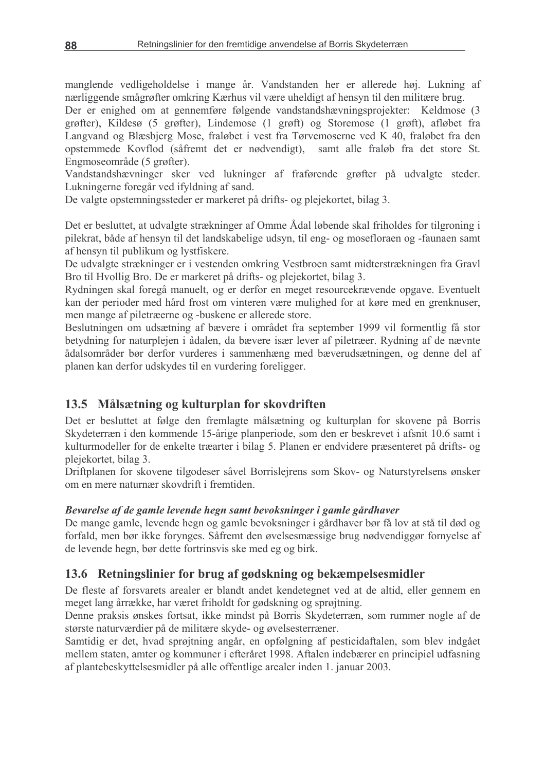manglende vedligeholdelse i mange år. Vandstanden her er allerede høj. Lukning af nærliggende smågrøfter omkring Kærhus vil være uheldigt af hensyn til den militære brug.

Der er enighed om at gennemføre følgende vandstandshævningsprojekter: Keldmose (3 grøfter), Kildesø (5 grøfter), Lindemose (1 grøft) og Storemose (1 grøft), afløbet fra Langvand og Blæsbjerg Mose, fraløbet i vest fra Tørvemoserne ved K 40, fraløbet fra den opstemmede Kovflod (såfremt det er nødvendigt), samt alle fraløb fra det store St. Engmoseområde (5 grøfter).

Vandstandshævninger sker ved lukninger af fraførende grøfter på udvalgte steder. Lukningerne foregår ved ifyldning af sand.

De valgte opstemningssteder er markeret på drifts- og plejekortet, bilag 3.

Det er besluttet, at udvalgte strækninger af Omme Ådal løbende skal friholdes for tilgroning i pilekrat, både af hensyn til det landskabelige udsyn, til eng- og mosefloraen og -faunaen samt af hensyn til publikum og lystfiskere.

De udvalgte strækninger er i vestenden omkring Vestbroen samt midterstrækningen fra Gravl Bro til Hvollig Bro. De er markeret på drifts- og plejekortet, bilag 3.

Rydningen skal foregå manuelt, og er derfor en meget resourcekrævende opgave. Eventuelt kan der perioder med hård frost om vinteren være mulighed for at køre med en grenknuser, men mange af piletræerne og -buskene er allerede store.

Beslutningen om udsætning af bævere i området fra september 1999 vil formentlig få stor betydning for naturplejen i ådalen, da bævere især lever af piletræer. Rydning af de nævnte ådalsområder bør derfor vurderes i sammenhæng med bæverudsætningen, og denne del af planen kan derfor udskydes til en vurdering foreligger.

## 13.5 Målsætning og kulturplan for skovdriften

Det er besluttet at følge den fremlagte målsætning og kulturplan for skovene på Borris Skydeterræn i den kommende 15-årige planperiode, som den er beskrevet i afsnit 10.6 samt i kulturmodeller for de enkelte træarter i bilag 5. Planen er endvidere præsenteret på drifts- og plejekortet, bilag 3.

Driftplanen for skovene tilgodeser såvel Borrislejrens som Skov- og Naturstyrelsens ønsker om en mere naturnær skovdrift i fremtiden.

***Bevarelse af de gamle levende hegn samt bevoksninger i gamle gårdhaver***

De mange gamle, levende hegn og gamle bevoksninger i gårdhaver bør få lov at stå til død og forfald, men bør ikke forynges. Såfremt den øvelsesmæssige brug nødvendiggør fornyelse af de levende hegn, bør dette fortrinsvis ske med eg og birk.

## 13.6 Retningslinier for brug af gødskning og bekæmpelsesmidler

De fleste af forsvarets arealer er blandt andet kendetegnet ved at de altid, eller gennem en meget lang årrække, har været friholdt for gødskning og sprøjtning.

Denne praksis ønskes fortsat, ikke mindst på Borris Skydeterræn, som rummer nogle af de største naturværdier på de militære skyde- og øvelsesterræner.

Samtidig er det, hvad sprøjtning angår, en opfølgning af pesticidaftalen, som blev indgået mellem staten, amter og kommuner i efteråret 1998. Aftalen indebærer en principiel udfasning af plantebeskyttelsesmidler på alle offentlige arealer inden 1. januar 2003.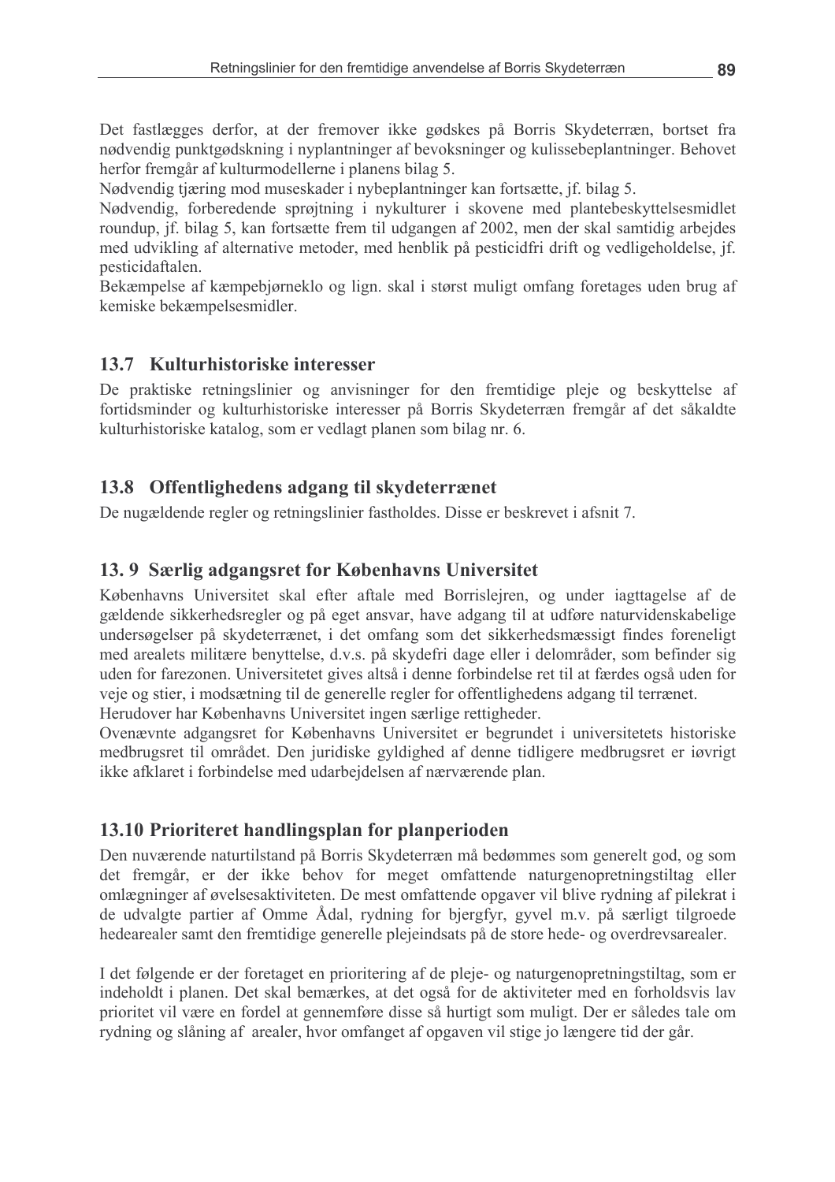Det fastlægges derfor, at der fremover ikke gødskes på Borris Skydeterræn, bortset fra nødvendig punktgødskning i nyplantninger af bevoksninger og kulissebeplantninger. Behovet herfor fremgår af kulturmodellerne i planens bilag 5.

Nødvendig tjæring mod museskader i nybeplantninger kan fortsætte, jf. bilag 5.

Nødvendig, forberedende sprøjtning i nykulturer i skovene med plantebeskyttelsesmidlet roundup, jf. bilag 5, kan fortsætte frem til udgangen af 2002, men der skal samtidig arbejdes med udvikling af alternative metoder, med henblik på pesticidfri drift og vedligeholdelse, jf. pesticidaftalen.

Bekæmpelse af kæmpebjørneklo og lign. skal i størst muligt omfang foretages uden brug af kemiske bekæmpelsesmidler.

## 13.7 Kulturhistoriske interesser

De praktiske retningslinier og anvisninger for den fremtidige pleje og beskyttelse af fortidsminder og kulturhistoriske interesser på Borris Skydeterræn fremgår af det såkaldte kulturhistoriske katalog, som er vedlagt planen som bilag nr. 6.

## 13.8 Offentlighedens adgang til skydeterrænet

De nugældende regler og retningslinier fastholdes. Disse er beskrevet i afsnit 7.

## 13. 9 Særlig adgangsret for Københavns Universitet

Københavns Universitet skal efter aftale med Borrislejren, og under iagttagelse af de gældende sikkerhedsregler og på eget ansvar, have adgang til at udføre naturvidenskabelige undersøgelser på skydeterrænet, i det omfang som det sikkerhedsmæssigt findes foreneligt med arealets militære benyttelse, d.v.s. på skydefri dage eller i delområder, som befinder sig uden for farezonen. Universitetet gives altså i denne forbindelse ret til at færdes også uden for veje og stier, i modsætning til de generelle regler for offentlighedens adgang til terrænet.

Herudover har Københavns Universitet ingen særlige rettigheder.

Ovennævnte adgangsret for Københavns Universitet er begrundet i universitetets historiske medbrugsret til området. Den juridiske gyldighed af denne tidligere medbrugsret er iøvrigt ikke afklaret i forbindelse med udarbejdelsen af nærværende plan.

## 13.10 Prioriteret handlingsplan for planperioden

Den nuværende naturtilstand på Borris Skydeterræn må bedømmes som generelt god, og som det fremgår, er der ikke behov for meget omfattende naturgenopretningstiltag eller omlægninger af øvelsesaktiviteten. De mest omfattende opgaver vil blive rydning af pilekrat i de udvalgte partier af Omme Ådal, rydning for bjergfyr, gyvel m.v. på særligt tilgroede hedearealer samt den fremtidige generelle plejeindsats på de store hede- og overdrevsarealer.

I det følgende er der foretaget en prioritering af de pleje- og naturgenopretningstiltag, som er indeholdt i planen. Det skal bemærkes, at det også for de aktiviteter med en forholdsvis lav prioritet vil være en fordel at gennemføre disse så hurtigt som muligt. Der er således tale om rydning og slåning af arealer, hvor omfanget af opgaven vil stige jo længere tid der går.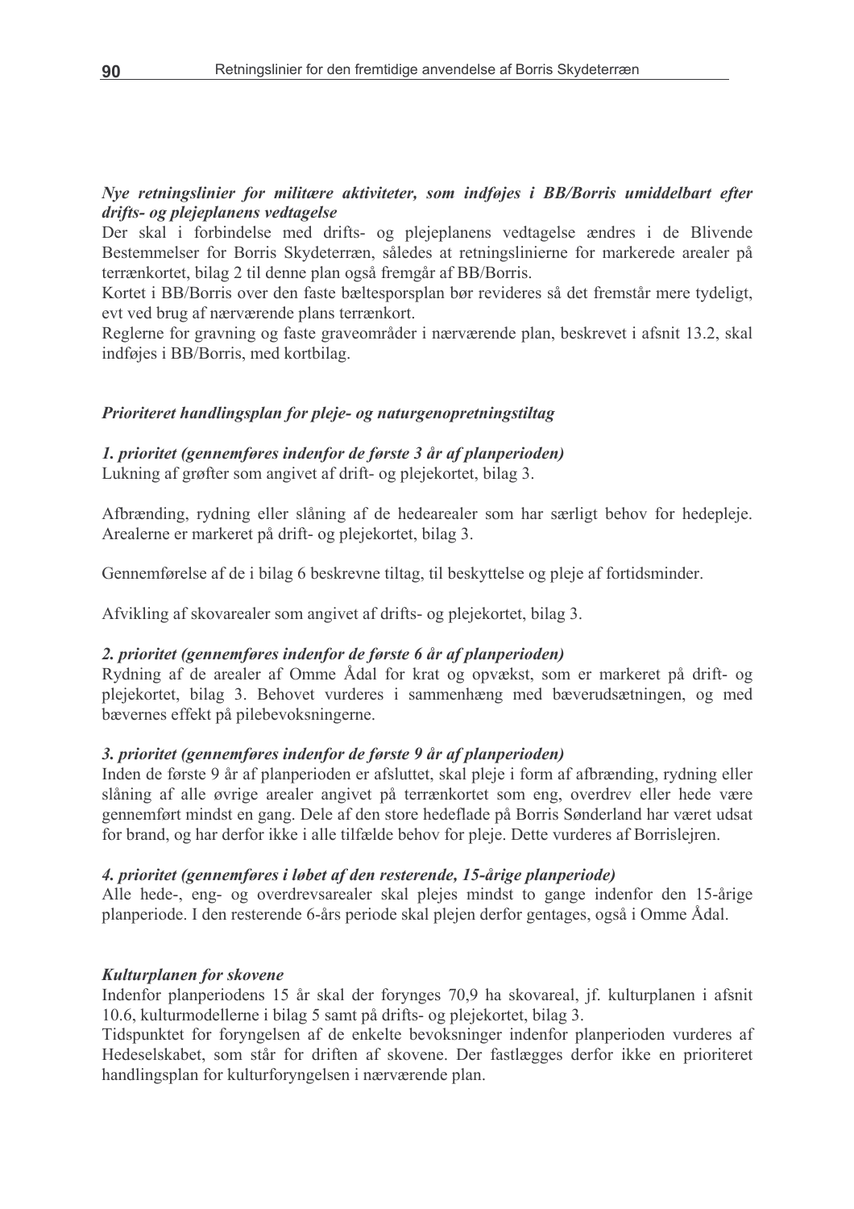***Nye retningslinier for militære aktiviteter, som indføjes i BB/Borris umiddelbart efter drifts- og plejeplanens vedtagelse***

Der skal i forbindelse med drifts- og plejeplanens vedtagelse ændres i de Blivende Bestemmelser for Borris Skydeterræn, således at retningslinierne for markerede arealer på terrænkortet, bilag 2 til denne plan også fremgår af BB/Borris.

Kortet i BB/Borris over den faste bæltesporsplan bør revideres så det fremstår mere tydeligt, evt ved brug af nærværende plans terrænkort.

Reglerne for gravning og faste graveområder i nærværende plan, beskrevet i afsnit 13.2, skal indføjes i BB/Borris, med kortbilag.

***Prioriteret handlingsplan for pleje- og naturgenopretningstiltag***

***1. prioritet (gennemføres indenfor de første 3 år af planperioden)***

Lukning af grøfter som angivet af drift- og plejekortet, bilag 3.

Afbrænding, rydning eller slåning af de hedearealer som har særligt behov for hedepleje. Arealerne er markeret på drift- og plejekortet, bilag 3.

Gennemførelse af de i bilag 6 beskrevne tiltag, til beskyttelse og pleje af fortidsminder.

Afvikling af skovarealer som angivet af drifts- og plejekortet, bilag 3.

***2. prioritet (gennemføres indenfor de første 6 år af planperioden)***

Rydning af de arealer af Omme Ådal for krat og opvækst, som er markeret på drift- og plejekortet, bilag 3. Behovet vurderes i sammenhæng med bæverudsætningen, og med bævernes effekt på pilebevoksningerne.

***3. prioritet (gennemføres indenfor de første 9 år af planperioden)***

Inden de første 9 år af planperioden er afsluttet, skal pleje i form af afbrænding, rydning eller slåning af alle øvrige arealer angivet på terrænkortet som eng, overdrev eller hede være gennemført mindst en gang. Dele af den store hedeflade på Borris Sønderland har været udsat for brand, og har derfor ikke i alle tilfælde behov for pleje. Dette vurderes af Borrislejren.

***4. prioritet (gennemføres i løbet af den resterende, 15-årige planperiode)***

Alle hede-, eng- og overdrevsarealer skal plejes mindst to gange indenfor den 15-årige planperiode. I den resterende 6-års periode skal plejen derfor gentages, også i Omme Ådal.

***Kulturplanen for skovene***

Indenfor planperiodens 15 år skal der forynges 70,9 ha skovareal, jf. kulturplanen i afsnit 10.6, kulturmodellerne i bilag 5 samt på drifts- og plejekortet, bilag 3.

Tidspunktet for foryngelsen af de enkelte bevoksninger indenfor planperioden vurderes af Hedeselskabet, som står for driften af skovene. Der fastlægges derfor ikke en prioriteret handlingsplan for kulturforyngelsen i nærværende plan.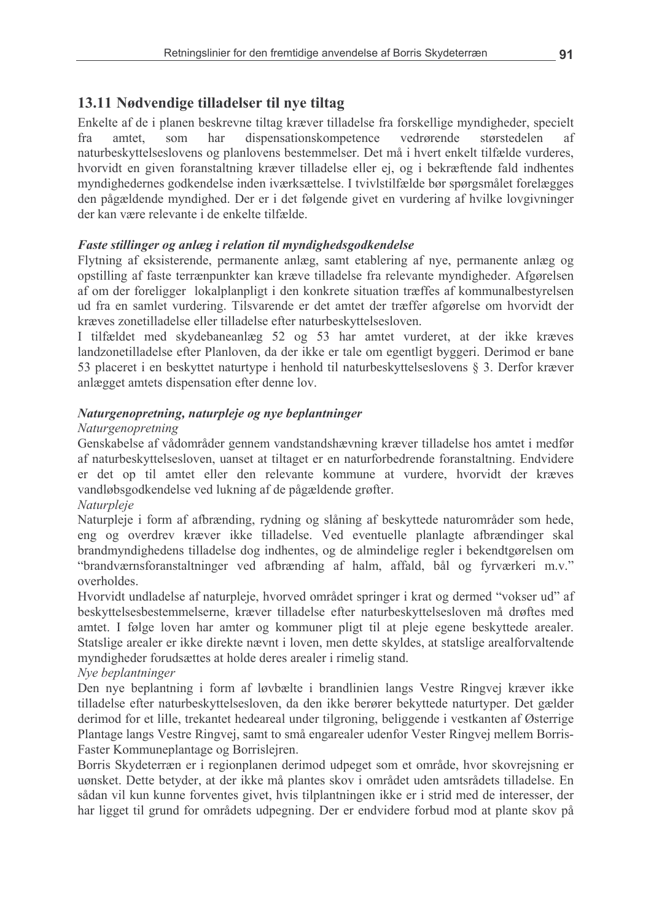## 13.11 Nødvendige tilladelser til nye tiltag

Enkelte af de i planen beskrevne tiltag kræver tilladelse fra forskellige myndigheder, specielt fra amtet, som har dispensationskompetence vedrørende størstedelen af naturbeskyttelseslovens og planlovens bestemmelser. Det må i hvert enkelt tilfælde vurderes, hvorvidt en given foranstaltning kræver tilladelse eller ej, og i bekræftende fald indhentes myndighedernes godkendelse inden iværksættelse. I tvivlstilfælde bør spørgsmålet forelægges den pågældende myndighed. Der er i det følgende givet en vurdering af hvilke lovgivninger der kan være relevante i de enkelte tilfælde.

***Faste stillinger og anlæg i relation til myndighedsgodkendelse***

Flytning af eksisterende, permanente anlæg, samt etablering af nye, permanente anlæg og opstilling af faste terrænpunkter kan kræve tilladelse fra relevante myndigheder. Afgørelsen af om der foreligger lokalplanpligt i den konkrete situation træffes af kommunalbestyrelsen ud fra en samlet vurdering. Tilsvarende er det amtet der træffer afgørelse om hvorvidt der kræves zonetilladelse eller tilladelse efter naturbeskyttelsesloven.

I tilfældet med skydebaneanlæg 52 og 53 har amtet vurderet, at der ikke kræves landzonetilladelse efter Planloven, da der ikke er tale om egentligt byggeri. Derimod er bane 53 placeret i en beskyttet naturtype i henhold til naturbeskyttelseslovens § 3. Derfor kræver anlægget amtets dispensation efter denne lov.

***Naturgenopretning, naturpleje og nye beplantninger***

*Naturgenopretning*

Genskabelse af vådområder gennem vandstandshævning kræver tilladelse hos amtet i medfør af naturbeskyttelsesloven, uanset at tiltaget er en naturforbedrende foranstaltning. Endvidere er det op til amtet eller den relevante kommune at vurdere, hvorvidt der kræves vandløbsgodkendelse ved lukning af de pågældende grøfter.

*Naturpleje*

Naturpleje i form af afbrænding, rydning og slåning af beskyttede naturområder som hede, eng og overdrev kræver ikke tilladelse. Ved eventuelle planlagte afbrændinger skal brandmyndighedens tilladelse dog indhentes, og de almindelige regler i bekendtgørelsen om "brandværnsforanstaltninger ved afbrænding af halm, affald, bål og fyrværkeri m.v." overholdes.

Hvorvidt undladelse af naturpleje, hvorved området springer i krat og dermed "vokser ud" af beskyttelsesbestemmelserne, kræver tilladelse efter naturbeskyttelsesloven må drøftes med amtet. I følge loven har amter og kommuner pligt til at pleje egene beskyttede arealer. Statslige arealer er ikke direkte nævnt i loven, men dette skyldes, at statslige arealforvaltende myndigheder forudsættes at holde deres arealer i rimelig stand.

*Nye beplantninger*

Den nye beplantning i form af løvbælte i brandlinien langs Vestre Ringvej kræver ikke tilladelse efter naturbeskyttelsesloven, da den ikke berører bekyttede naturtyper. Det gælder derimod for et lille, trekantet hedeareal under tilgroning, beliggende i vestkanten af Østerrige Plantage langs Vestre Ringvej, samt to små engarealer udenfor Vester Ringvej mellem Borris-Faster Kommuneplantage og Borrislejren.

Borris Skydeterræn er i regionplanen derimod udpeget som et område, hvor skovrejsning er uønsket. Dette betyder, at der ikke må plantes skov i området uden amtsrådets tilladelse. En sådan vil kun kunne forventes givet, hvis tilplantningen ikke er i strid med de interesser, der har ligget til grund for områdets udpegning. Der er endvidere forbud mod at plante skov på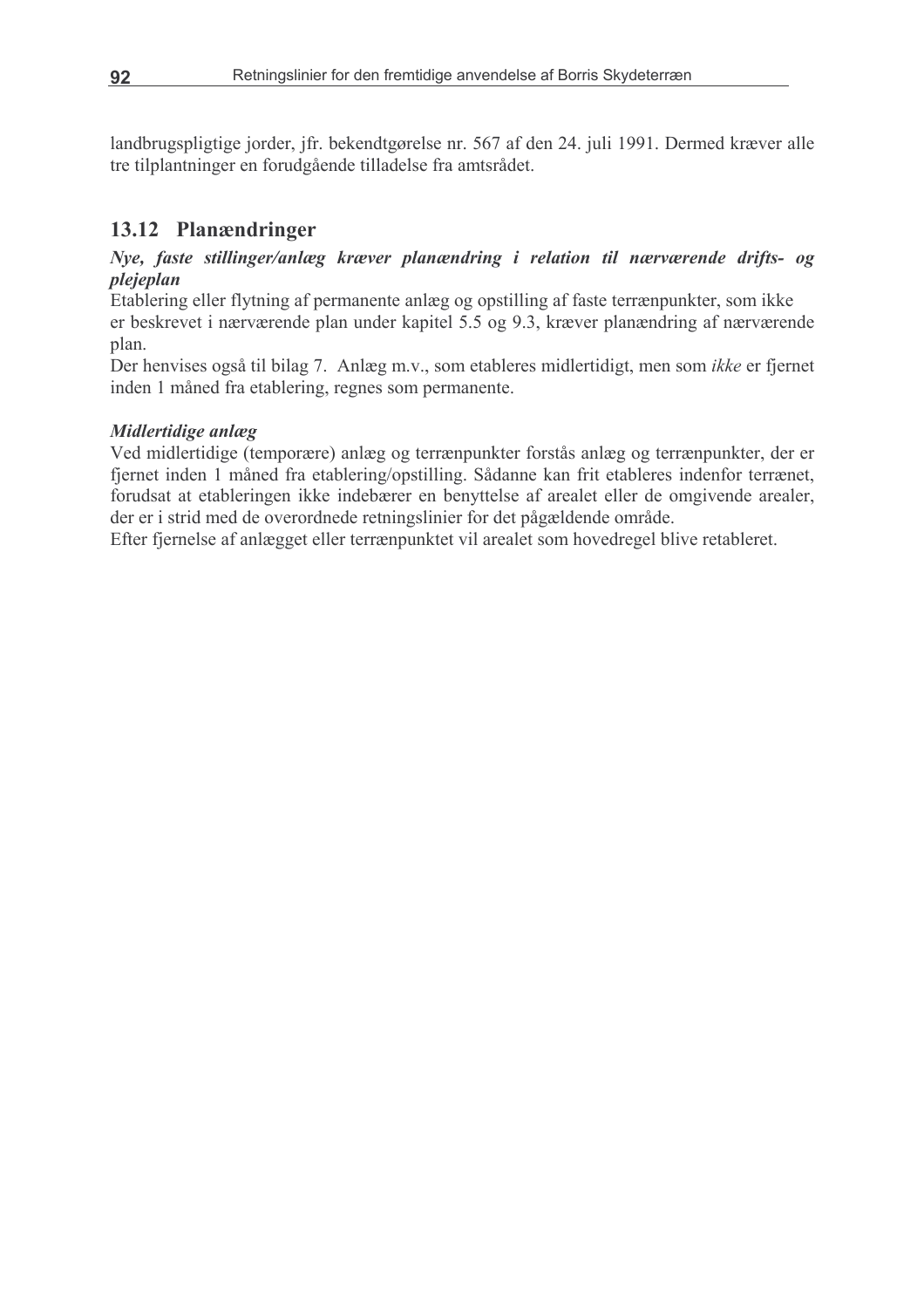landbrugspligtige jorder, jfr. bekendtgørelse nr. 567 af den 24. juli 1991. Dermed kræver alle tre tilplantninger en forudgående tilladelse fra amtsrådet.

## 13.12 Planændringer

***Nye, faste stillinger/anlæg kræver planændring i relation til nærværende drifts- og plejeplan***

Etablering eller flytning af permanente anlæg og opstilling af faste terrænpunkter, som ikke er beskrevet i nærværende plan under kapitel 5.5 og 9.3, kræver planændring af nærværende plan.

Der henvises også til bilag 7. Anlæg m.v., som etableres midlertidigt, men som *ikke* er fjernet inden 1 måned fra etablering, regnes som permanente.

***Midlertidige anlæg***

Ved midlertidige (temporære) anlæg og terrænpunkter forstås anlæg og terrænpunkter, der er fjernet inden 1 måned fra etablering/opstilling. Sådanne kan frit etableres indenfor terrænet, forudsat at etableringen ikke indebærer en benyttelse af arealet eller de omgivende arealer, der er i strid med de overordnede retningslinier for det pågældende område.

Efter fjernelse af anlægget eller terrænpunktet vil arealet som hovedregel blive retableret.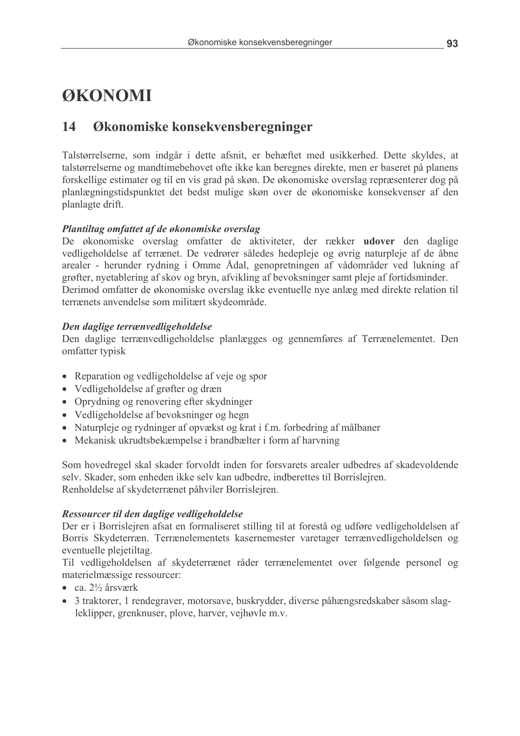# ØKONOMI

## 14 Økonomiske konsekvensberegninger

Talstørrelserne, som indgår i dette afsnit, er behæftet med usikkerhed. Dette skyldes, at talstørrelserne og mandtimebehovet ofte ikke kan beregnes direkte, men er baseret på planens forskellige estimater og til en vis grad på skøn. De økonomiske overslag repræsenterer dog på planlægningstidspunktet det bedst mulige skøn over de økonomiske konsekvenser af den planlagte drift.

***Plantiltag omfattet af de økonomiske overslag***

De økonomiske overslag omfatter de aktiviteter, der rækker **udover** den daglige vedligeholdelse af terrænet. De vedrører således hedepleje og øvrig naturpleje af de åbne arealer - herunder rydning i Omme Ådal, genopretningen af vådområder ved lukning af grøfter, nyetablering af skov og bryn, afvikling af bevoksninger samt pleje af fortidsminder.
Derimod omfatter de økonomiske overslag ikke eventuelle nye anlæg med direkte relation til terrænets anvendelse som militært skydeområde.

***Den daglige terrænvedligeholdelse***

Den daglige terrænvedligeholdelse planlægges og gennemføres af Terrænelementet. Den omfatter typisk

- Reparation og vedligeholdelse af veje og spor
- Vedligeholdelse af grøfter og dræn
- Oprydning og renovering efter skydninger
- Vedligeholdelse af bevoksninger og hegn
- Naturpleje og rydninger af opvækst og krat i f.m. forbedring af målbaner
- Mekanisk ukrudtsbekæmpelse i brandbælter i form af harvning

Som hovedregel skal skader forvoldt inden for forsvarets arealer udbedres af skadevoldende selv. Skader, som enheden ikke selv kan udbedre, indberettes til Borrislejren.
Renholdelse af skydeterrænet påhviler Borrislejren.

***Ressourcer til den daglige vedligeholdelse***

Der er i Borrislejren afsat en formaliseret stilling til at forestå og udføre vedligeholdelsen af Borris Skydeterræn. Terrænelementets kasernemester varetager terrænvedligeholdelsen og eventuelle plejetiltag.
Til vedligeholdelsen af skydeterrænet råder terrænelementet over følgende personel og materielmæssige ressourcer:

- ca. 2½ årsværk
- 3 traktorer, 1 rendegraver, motorsave, buskrydder, diverse påhængsredskaber såsom slagleklipper, grenknuser, plove, harver, vejhøvle m.v.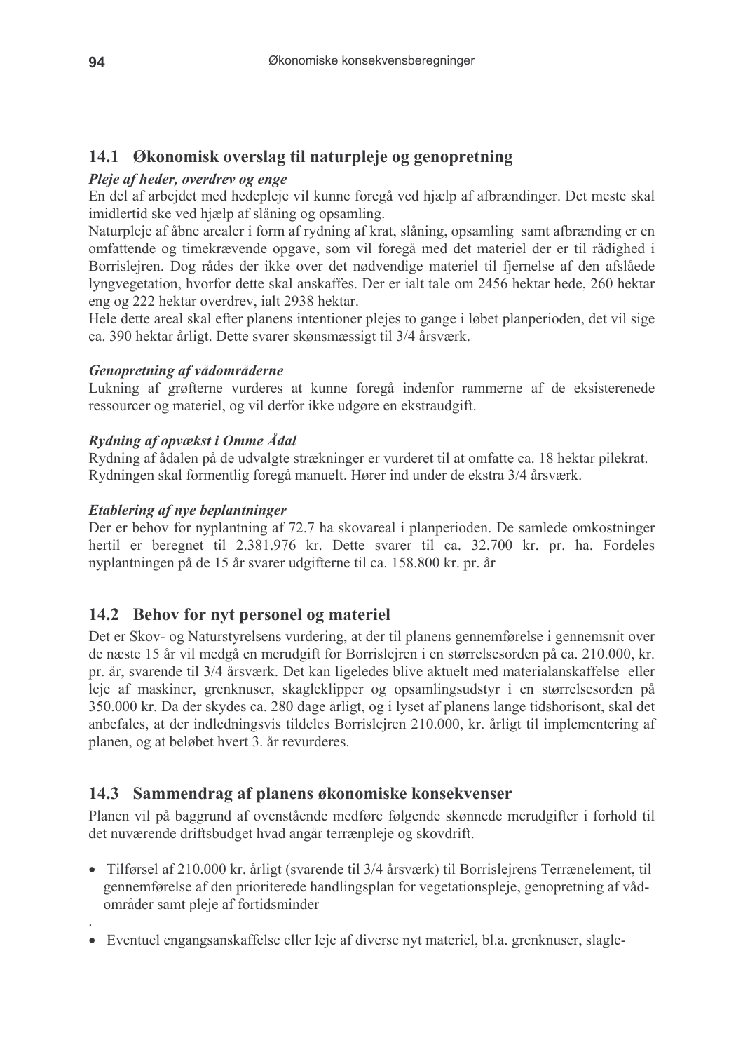## 14.1 Økonomisk overslag til naturpleje og genopretning

***Pleje af heder, overdrev og enge***

En del af arbejdet med hedepleje vil kunne foregå ved hjælp af afbrændinger. Det meste skal imidlertid ske ved hjælp af slåning og opsamling.

Naturpleje af åbne arealer i form af rydning af krat, slåning, opsamling samt afbrænding er en omfattende og timekrævende opgave, som vil foregå med det materiel der er til rådighed i Borrislejren. Dog rådes der ikke over det nødvendige materiel til fjernelse af den afslåede lyngvegetation, hvorfor dette skal anskaffes. Der er ialt tale om 2456 hektar hede, 260 hektar eng og 222 hektar overdrev, ialt 2938 hektar.

Hele dette areal skal efter planens intentioner plejes to gange i løbet planperioden, det vil sige ca. 390 hektar årligt. Dette svarer skønsmæssigt til 3/4 årsværk.

***Genopretning af vådområderne***

Lukning af grøfterne vurderes at kunne foregå indenfor rammerne af de eksisterenede ressourcer og materiel, og vil derfor ikke udgøre en ekstraudgift.

***Rydning af opvækst i Omme Ådal***

Rydning af ådalen på de udvalgte strækninger er vurderet til at omfatte ca. 18 hektar pilekrat. Rydningen skal formentlig foregå manuelt. Hører ind under de ekstra 3/4 årsværk.

***Etablering af nye beplantninger***

Der er behov for nyplantning af 72.7 ha skovareal i planperioden. De samlede omkostninger hertil er beregnet til 2.381.976 kr. Dette svarer til ca. 32.700 kr. pr. ha. Fordeles nyplantningen på de 15 år svarer udgifterne til ca. 158.800 kr. pr. år

## 14.2 Behov for nyt personel og materiel

Det er Skov- og Naturstyrelsens vurdering, at der til planens gennemførelse i gennemsnit over de næste 15 år vil medgå en merudgift for Borrislejren i en størrelsesorden på ca. 210.000, kr. pr. år, svarende til 3/4 årsværk. Det kan ligeledes blive aktuelt med materialanskaffelse eller leje af maskiner, grenknuser, skagleklipper og opsamlingsudstyr i en størrelsesorden på 350.000 kr. Da der skydes ca. 280 dage årligt, og i lyset af planens lange tidshorisont, skal det anbefales, at der indledningsvis tildeles Borrislejren 210.000, kr. årligt til implementering af planen, og at beløbet hvert 3. år revurderes.

## 14.3 Sammendrag af planens økonomiske konsekvenser

Planen vil på baggrund af ovenstående medføre følgende skønnede merudgifter i forhold til det nuværende driftsbudget hvad angår terrænpleje og skovdrift.

- Tilførsel af 210.000 kr. årligt (svarende til 3/4 årsværk) til Borrislejrens Terrænelement, til gennemførelse af den prioriterede handlingsplan for vegetationspleje, genopretning af vådområder samt pleje af fortidsminder

.

- Eventuel engangsanskaffelse eller leje af diverse nyt materiel, bl.a. grenknuser, slagle-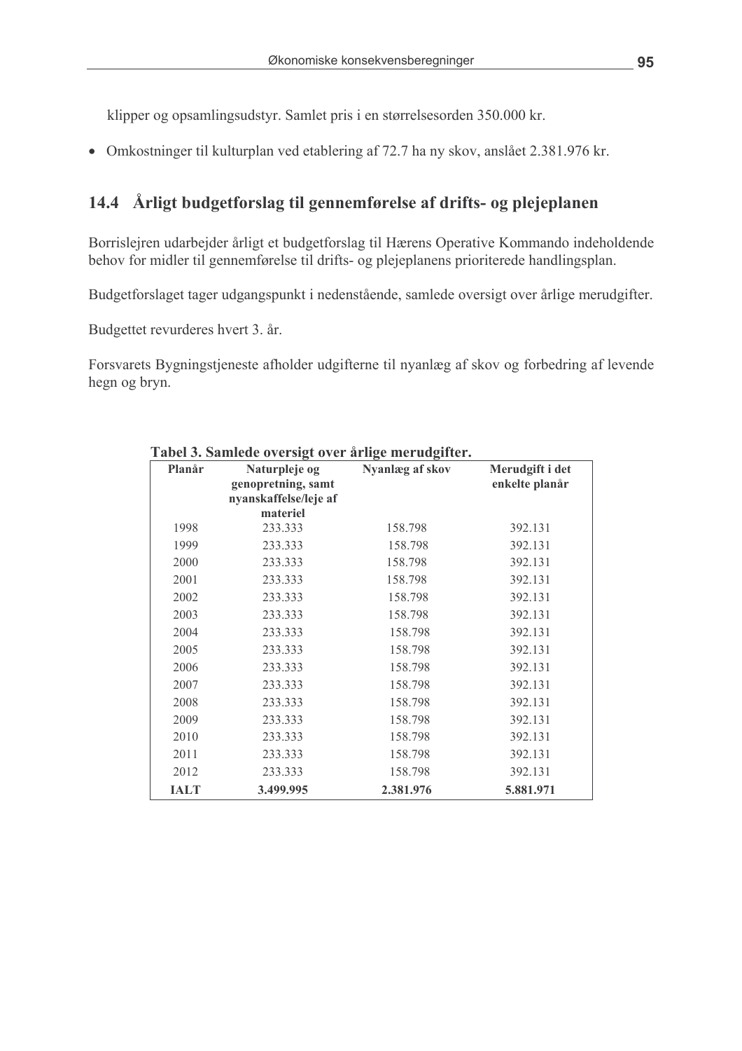klipper og opsamlingsudstyr. Samlet pris i en størrelsesorden 350.000 kr.

- Omkostninger til kulturplan ved etablering af 72.7 ha ny skov, anslået 2.381.976 kr.

## 14.4 Årligt budgetforslag til gennemførelse af drifts- og plejeplanen

Borrislejren udarbejder årligt et budgetforslag til Hærens Operative Kommando indeholdende behov for midler til gennemførelse til drifts- og plejeplanens prioriterede handlingsplan.

Budgetforslaget tager udgangspunkt i nedenstående, samlede oversigt over årlige merudgifter.

Budgettet revurderes hvert 3. år.

Forsvarets Bygningstjeneste afholder udgifterne til nyanlæg af skov og forbedring af levende hegn og bryn.

**Tabel 3. Samlede oversigt over årlige merudgifter.**

| Planår | Naturpleje og genopretning, samt nyanskaffelse/leje af materiel | Nyanlæg af skov | Merudgift i det enkelte planår |
|---|---|---|---|
| 1998 | 233.333 | 158.798 | 392.131 |
| 1999 | 233.333 | 158.798 | 392.131 |
| 2000 | 233.333 | 158.798 | 392.131 |
| 2001 | 233.333 | 158.798 | 392.131 |
| 2002 | 233.333 | 158.798 | 392.131 |
| 2003 | 233.333 | 158.798 | 392.131 |
| 2004 | 233.333 | 158.798 | 392.131 |
| 2005 | 233.333 | 158.798 | 392.131 |
| 2006 | 233.333 | 158.798 | 392.131 |
| 2007 | 233.333 | 158.798 | 392.131 |
| 2008 | 233.333 | 158.798 | 392.131 |
| 2009 | 233.333 | 158.798 | 392.131 |
| 2010 | 233.333 | 158.798 | 392.131 |
| 2011 | 233.333 | 158.798 | 392.131 |
| 2012 | 233.333 | 158.798 | 392.131 |
| **IALT** | **3.499.995** | **2.381.976** | **5.881.971** |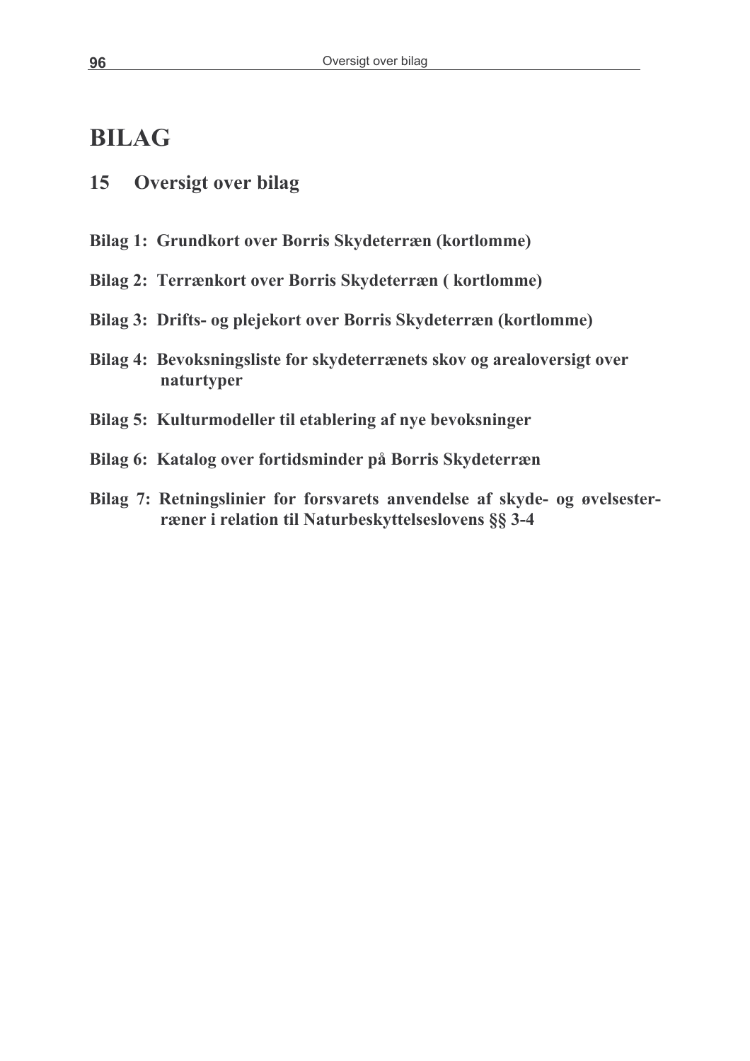# BILAG

## 15 Oversigt over bilag

**Bilag 1: Grundkort over Borris Skydeterræn (kortlomme)**

**Bilag 2: Terrænkort over Borris Skydeterræn ( kortlomme)**

**Bilag 3: Drifts- og plejekort over Borris Skydeterræn (kortlomme)**

**Bilag 4: Bevoksningsliste for skydeterrænets skov og arealoversigt over naturtyper**

**Bilag 5: Kulturmodeller til etablering af nye bevoksninger**

**Bilag 6: Katalog over fortidsminder på Borris Skydeterræn**

**Bilag 7: Retningslinier for forsvarets anvendelse af skyde- og øvelsesterræner i relation til Naturbeskyttelseslovens §§ 3-4**